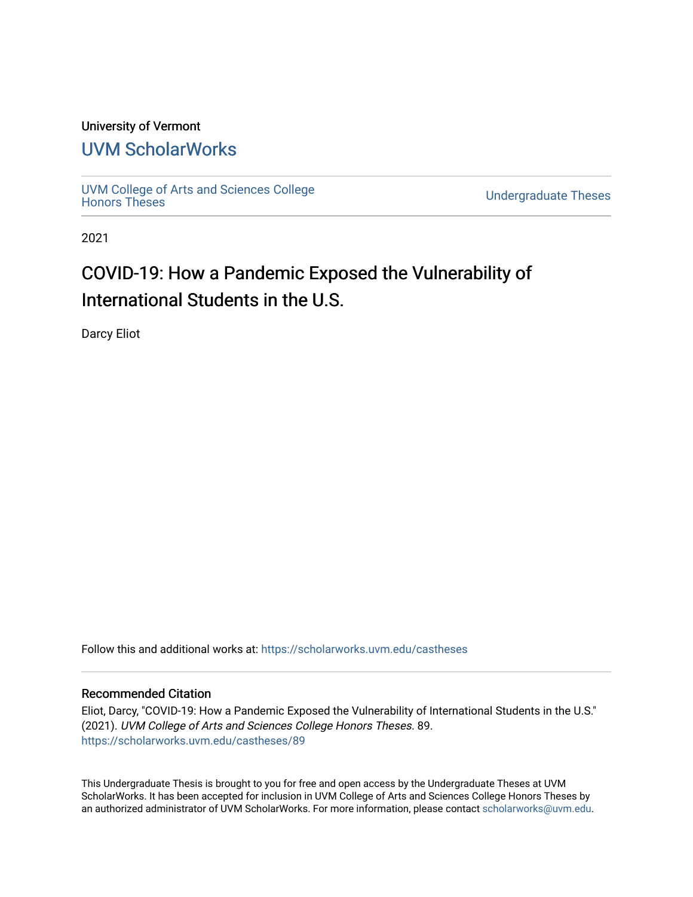University of Vermont

# UVM ScholarWorks

UVM College of Arts and Sciences College Honors Theses

Undergraduate Theses

2021

## COVID-19: How a Pandemic Exposed the Vulnerability of International Students in the U.S.

Darcy Eliot

Follow this and additional works at: https://scholarworks.uvm.edu/castheses

### Recommended Citation

Eliot, Darcy, "COVID-19: How a Pandemic Exposed the Vulnerability of International Students in the U.S." (2021). *UVM College of Arts and Sciences College Honors Theses*. 89.
https://scholarworks.uvm.edu/castheses/89

This Undergraduate Thesis is brought to you for free and open access by the Undergraduate Theses at UVM ScholarWorks. It has been accepted for inclusion in UVM College of Arts and Sciences College Honors Theses by an authorized administrator of UVM ScholarWorks. For more information, please contact scholarworks@uvm.edu.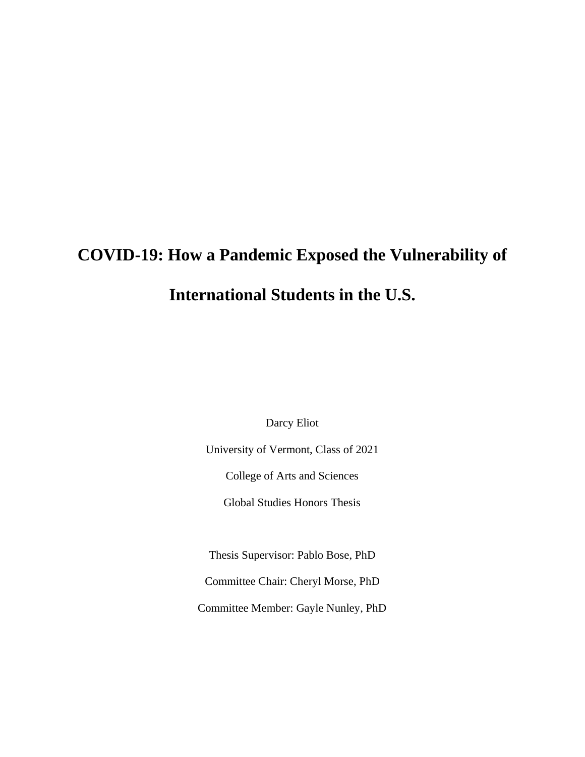# COVID-19: How a Pandemic Exposed the Vulnerability of International Students in the U.S.

Darcy Eliot

University of Vermont, Class of 2021

College of Arts and Sciences

Global Studies Honors Thesis

Thesis Supervisor: Pablo Bose, PhD

Committee Chair: Cheryl Morse, PhD

Committee Member: Gayle Nunley, PhD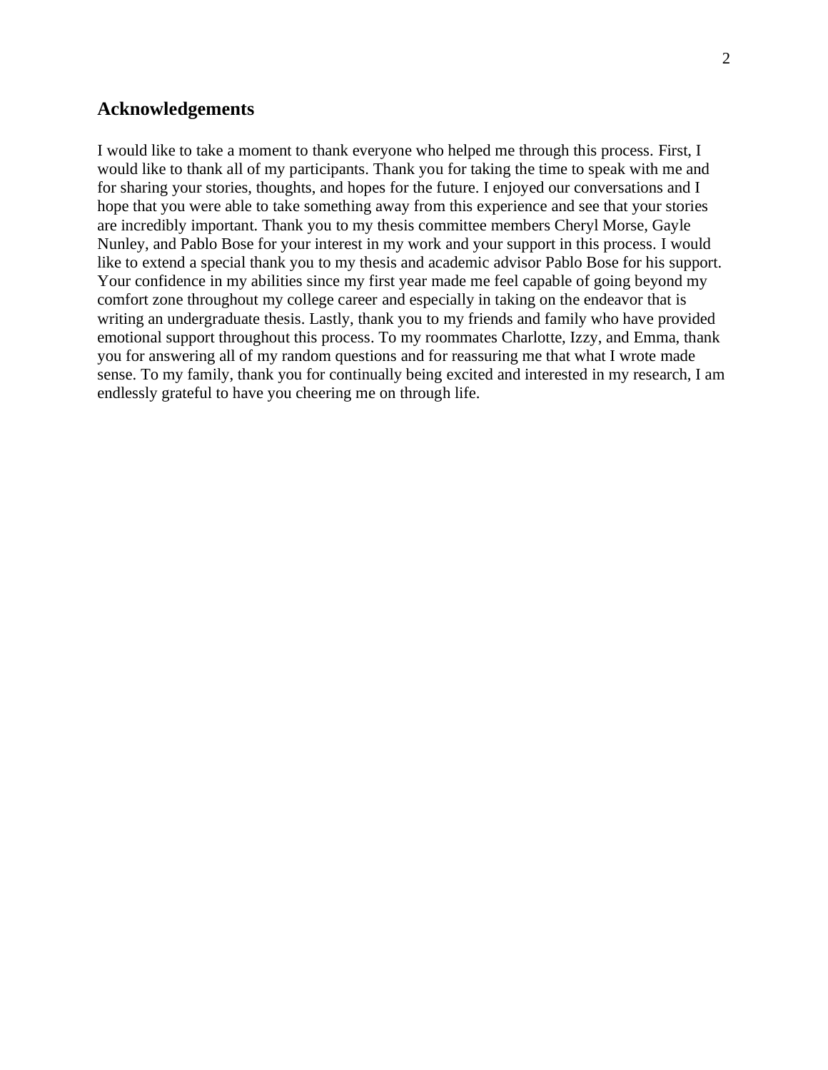## Acknowledgements

I would like to take a moment to thank everyone who helped me through this process. First, I would like to thank all of my participants. Thank you for taking the time to speak with me and for sharing your stories, thoughts, and hopes for the future. I enjoyed our conversations and I hope that you were able to take something away from this experience and see that your stories are incredibly important. Thank you to my thesis committee members Cheryl Morse, Gayle Nunley, and Pablo Bose for your interest in my work and your support in this process. I would like to extend a special thank you to my thesis and academic advisor Pablo Bose for his support. Your confidence in my abilities since my first year made me feel capable of going beyond my comfort zone throughout my college career and especially in taking on the endeavor that is writing an undergraduate thesis. Lastly, thank you to my friends and family who have provided emotional support throughout this process. To my roommates Charlotte, Izzy, and Emma, thank you for answering all of my random questions and for reassuring me that what I wrote made sense. To my family, thank you for continually being excited and interested in my research, I am endlessly grateful to have you cheering me on through life.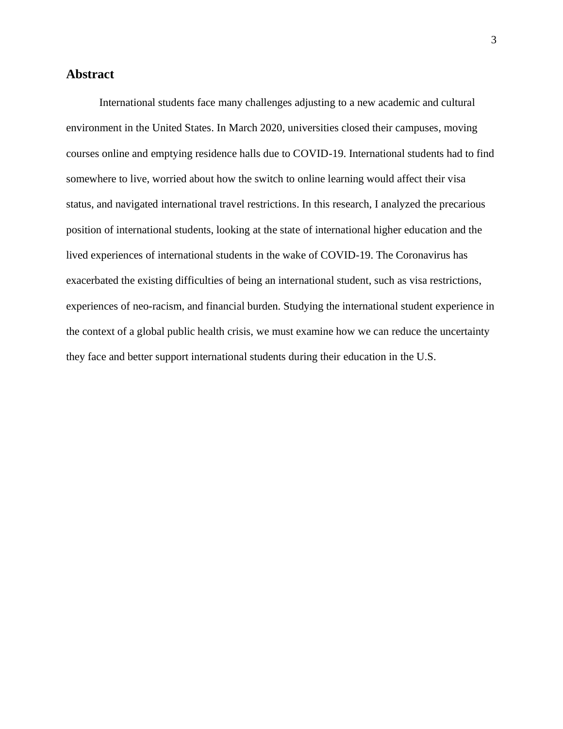## Abstract

International students face many challenges adjusting to a new academic and cultural environment in the United States. In March 2020, universities closed their campuses, moving courses online and emptying residence halls due to COVID-19. International students had to find somewhere to live, worried about how the switch to online learning would affect their visa status, and navigated international travel restrictions. In this research, I analyzed the precarious position of international students, looking at the state of international higher education and the lived experiences of international students in the wake of COVID-19. The Coronavirus has exacerbated the existing difficulties of being an international student, such as visa restrictions, experiences of neo-racism, and financial burden. Studying the international student experience in the context of a global public health crisis, we must examine how we can reduce the uncertainty they face and better support international students during their education in the U.S.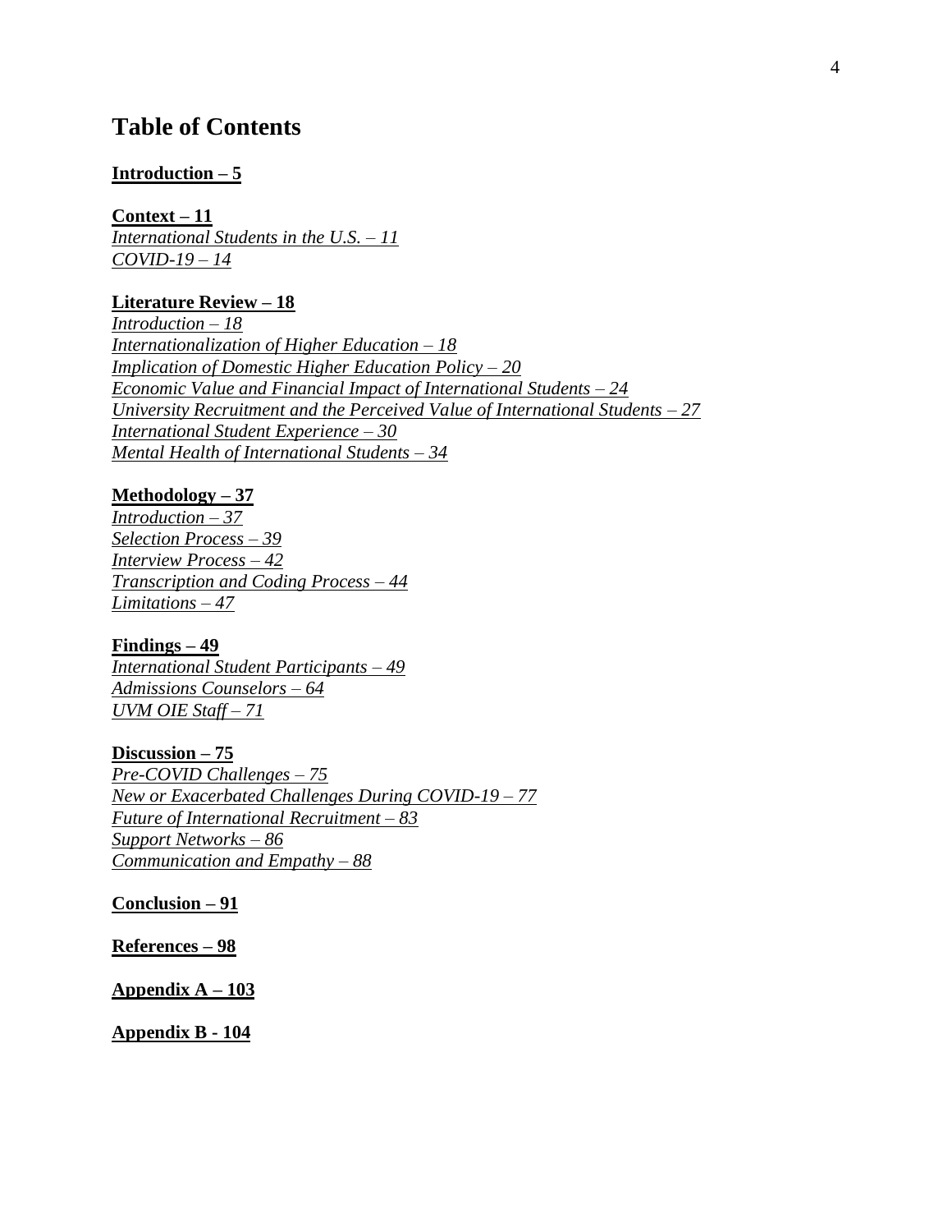# Table of Contents

**Introduction – 5**

**Context – 11**
*International Students in the U.S. – 11*
*COVID-19 – 14*

**Literature Review – 18**
*Introduction – 18*
*Internationalization of Higher Education – 18*
*Implication of Domestic Higher Education Policy – 20*
*Economic Value and Financial Impact of International Students – 24*
*University Recruitment and the Perceived Value of International Students – 27*
*International Student Experience – 30*
*Mental Health of International Students – 34*

**Methodology – 37**
*Introduction – 37*
*Selection Process – 39*
*Interview Process – 42*
*Transcription and Coding Process – 44*
*Limitations – 47*

**Findings – 49**
*International Student Participants – 49*
*Admissions Counselors – 64*
*UVM OIE Staff – 71*

**Discussion – 75**
*Pre-COVID Challenges – 75*
*New or Exacerbated Challenges During COVID-19 – 77*
*Future of International Recruitment – 83*
*Support Networks – 86*
*Communication and Empathy – 88*

**Conclusion – 91**

**References – 98**

**Appendix A – 103**

**Appendix B - 104**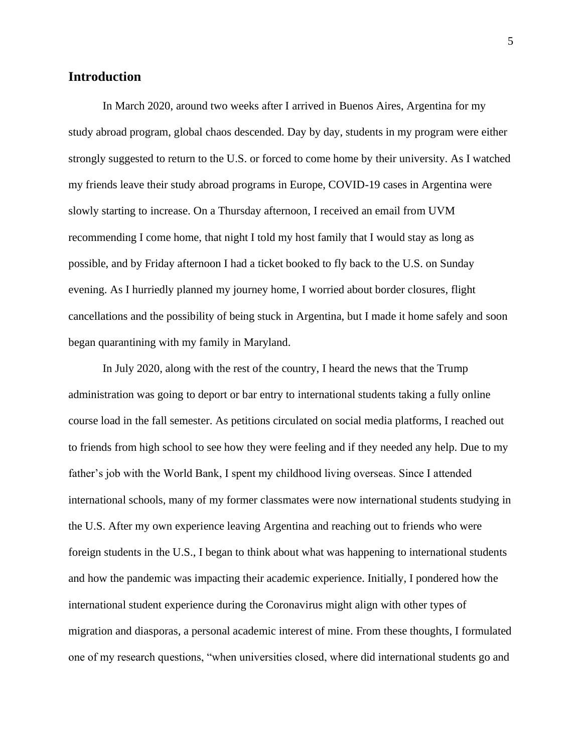## Introduction

In March 2020, around two weeks after I arrived in Buenos Aires, Argentina for my study abroad program, global chaos descended. Day by day, students in my program were either strongly suggested to return to the U.S. or forced to come home by their university. As I watched my friends leave their study abroad programs in Europe, COVID-19 cases in Argentina were slowly starting to increase. On a Thursday afternoon, I received an email from UVM recommending I come home, that night I told my host family that I would stay as long as possible, and by Friday afternoon I had a ticket booked to fly back to the U.S. on Sunday evening. As I hurriedly planned my journey home, I worried about border closures, flight cancellations and the possibility of being stuck in Argentina, but I made it home safely and soon began quarantining with my family in Maryland.

In July 2020, along with the rest of the country, I heard the news that the Trump administration was going to deport or bar entry to international students taking a fully online course load in the fall semester. As petitions circulated on social media platforms, I reached out to friends from high school to see how they were feeling and if they needed any help. Due to my father's job with the World Bank, I spent my childhood living overseas. Since I attended international schools, many of my former classmates were now international students studying in the U.S. After my own experience leaving Argentina and reaching out to friends who were foreign students in the U.S., I began to think about what was happening to international students and how the pandemic was impacting their academic experience. Initially, I pondered how the international student experience during the Coronavirus might align with other types of migration and diasporas, a personal academic interest of mine. From these thoughts, I formulated one of my research questions, "when universities closed, where did international students go and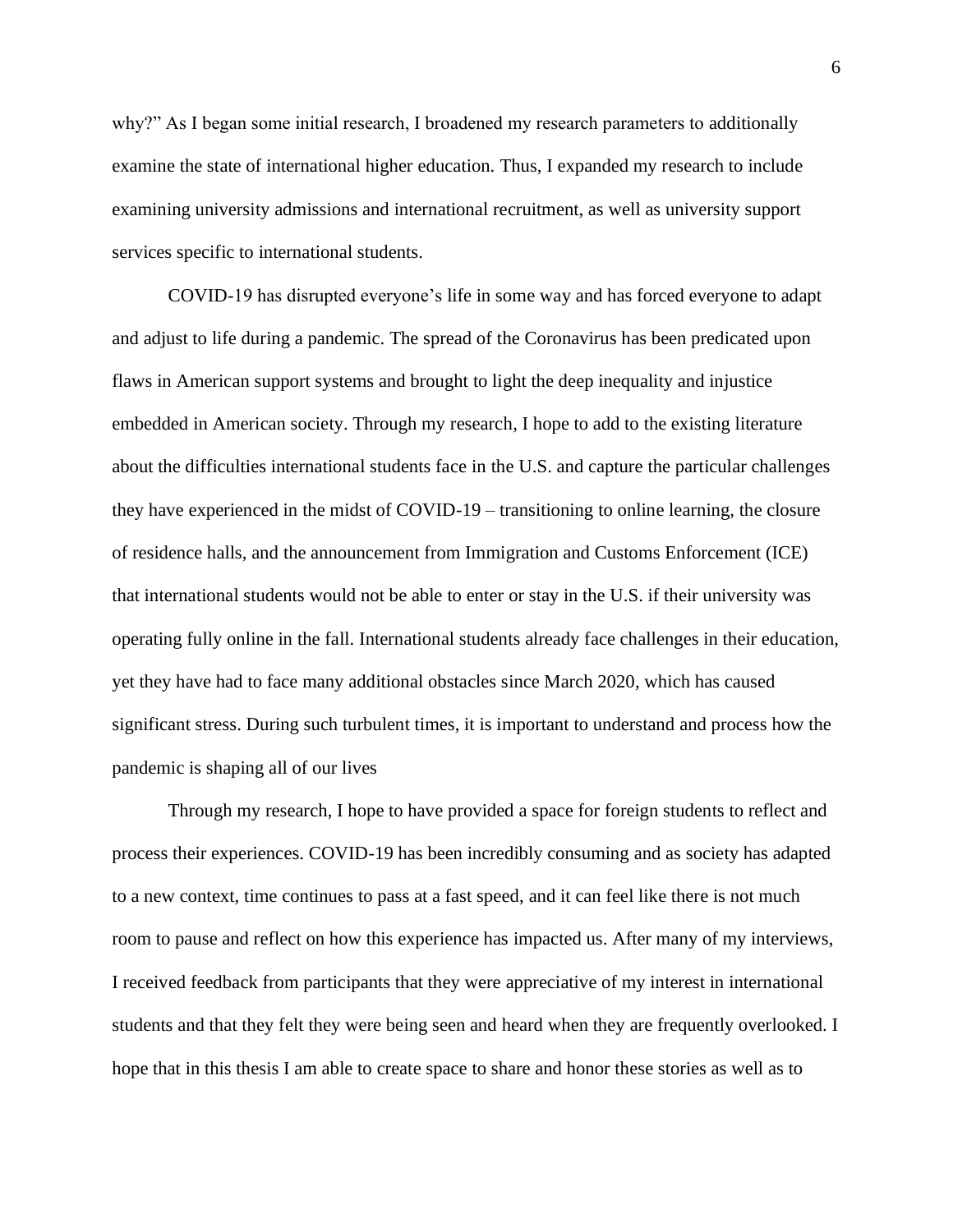why?" As I began some initial research, I broadened my research parameters to additionally examine the state of international higher education. Thus, I expanded my research to include examining university admissions and international recruitment, as well as university support services specific to international students.

COVID-19 has disrupted everyone's life in some way and has forced everyone to adapt and adjust to life during a pandemic. The spread of the Coronavirus has been predicated upon flaws in American support systems and brought to light the deep inequality and injustice embedded in American society. Through my research, I hope to add to the existing literature about the difficulties international students face in the U.S. and capture the particular challenges they have experienced in the midst of COVID-19 – transitioning to online learning, the closure of residence halls, and the announcement from Immigration and Customs Enforcement (ICE) that international students would not be able to enter or stay in the U.S. if their university was operating fully online in the fall. International students already face challenges in their education, yet they have had to face many additional obstacles since March 2020, which has caused significant stress. During such turbulent times, it is important to understand and process how the pandemic is shaping all of our lives

Through my research, I hope to have provided a space for foreign students to reflect and process their experiences. COVID-19 has been incredibly consuming and as society has adapted to a new context, time continues to pass at a fast speed, and it can feel like there is not much room to pause and reflect on how this experience has impacted us. After many of my interviews, I received feedback from participants that they were appreciative of my interest in international students and that they felt they were being seen and heard when they are frequently overlooked. I hope that in this thesis I am able to create space to share and honor these stories as well as to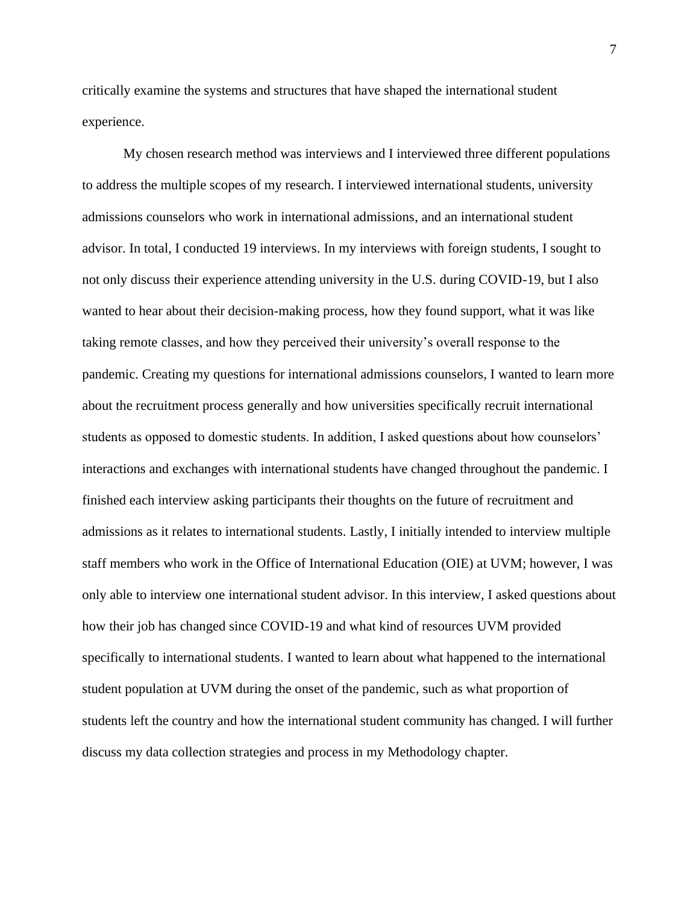critically examine the systems and structures that have shaped the international student experience.

My chosen research method was interviews and I interviewed three different populations to address the multiple scopes of my research. I interviewed international students, university admissions counselors who work in international admissions, and an international student advisor. In total, I conducted 19 interviews. In my interviews with foreign students, I sought to not only discuss their experience attending university in the U.S. during COVID-19, but I also wanted to hear about their decision-making process, how they found support, what it was like taking remote classes, and how they perceived their university's overall response to the pandemic. Creating my questions for international admissions counselors, I wanted to learn more about the recruitment process generally and how universities specifically recruit international students as opposed to domestic students. In addition, I asked questions about how counselors' interactions and exchanges with international students have changed throughout the pandemic. I finished each interview asking participants their thoughts on the future of recruitment and admissions as it relates to international students. Lastly, I initially intended to interview multiple staff members who work in the Office of International Education (OIE) at UVM; however, I was only able to interview one international student advisor. In this interview, I asked questions about how their job has changed since COVID-19 and what kind of resources UVM provided specifically to international students. I wanted to learn about what happened to the international student population at UVM during the onset of the pandemic, such as what proportion of students left the country and how the international student community has changed. I will further discuss my data collection strategies and process in my Methodology chapter.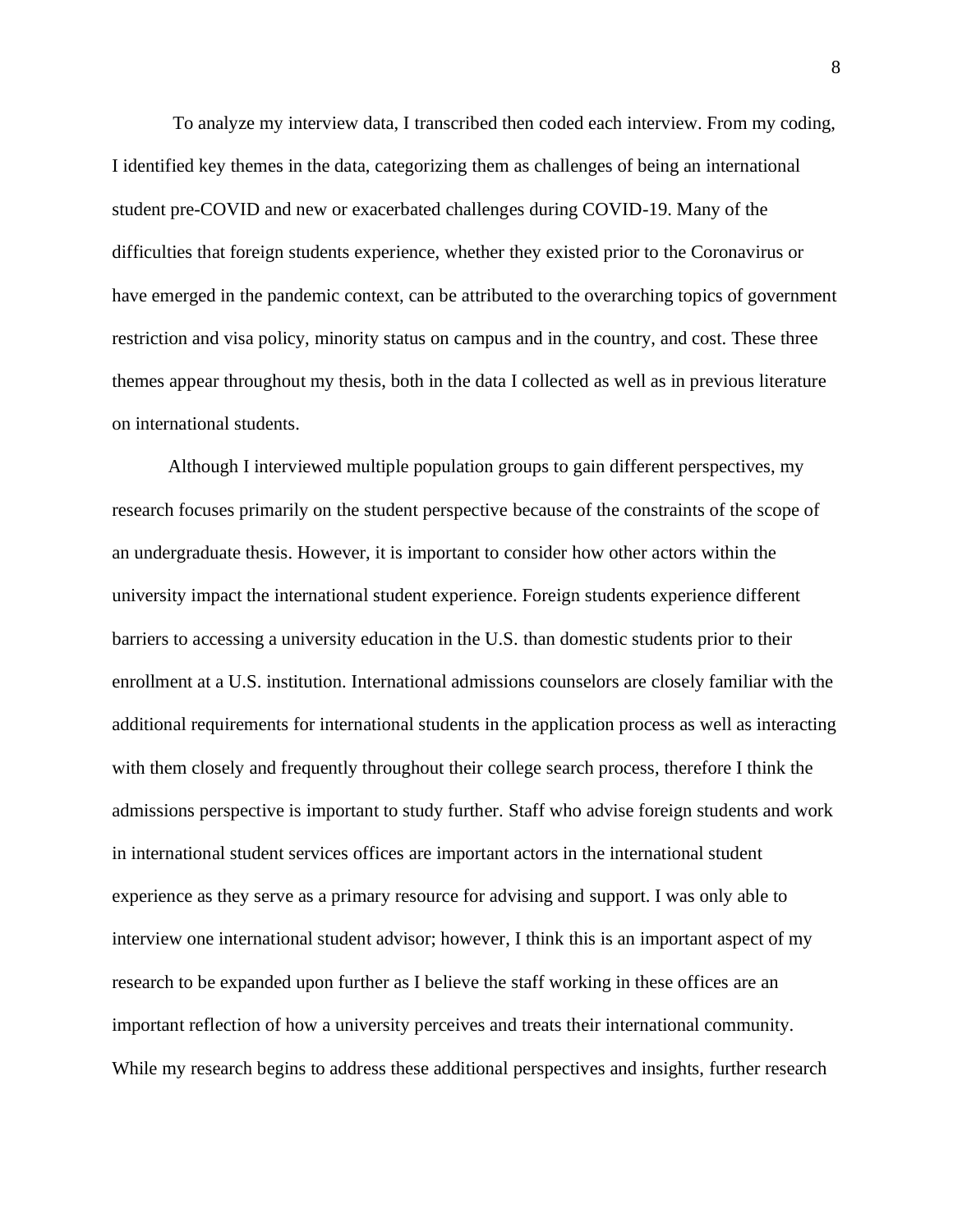To analyze my interview data, I transcribed then coded each interview. From my coding, I identified key themes in the data, categorizing them as challenges of being an international student pre-COVID and new or exacerbated challenges during COVID-19. Many of the difficulties that foreign students experience, whether they existed prior to the Coronavirus or have emerged in the pandemic context, can be attributed to the overarching topics of government restriction and visa policy, minority status on campus and in the country, and cost. These three themes appear throughout my thesis, both in the data I collected as well as in previous literature on international students.

Although I interviewed multiple population groups to gain different perspectives, my research focuses primarily on the student perspective because of the constraints of the scope of an undergraduate thesis. However, it is important to consider how other actors within the university impact the international student experience. Foreign students experience different barriers to accessing a university education in the U.S. than domestic students prior to their enrollment at a U.S. institution. International admissions counselors are closely familiar with the additional requirements for international students in the application process as well as interacting with them closely and frequently throughout their college search process, therefore I think the admissions perspective is important to study further. Staff who advise foreign students and work in international student services offices are important actors in the international student experience as they serve as a primary resource for advising and support. I was only able to interview one international student advisor; however, I think this is an important aspect of my research to be expanded upon further as I believe the staff working in these offices are an important reflection of how a university perceives and treats their international community. While my research begins to address these additional perspectives and insights, further research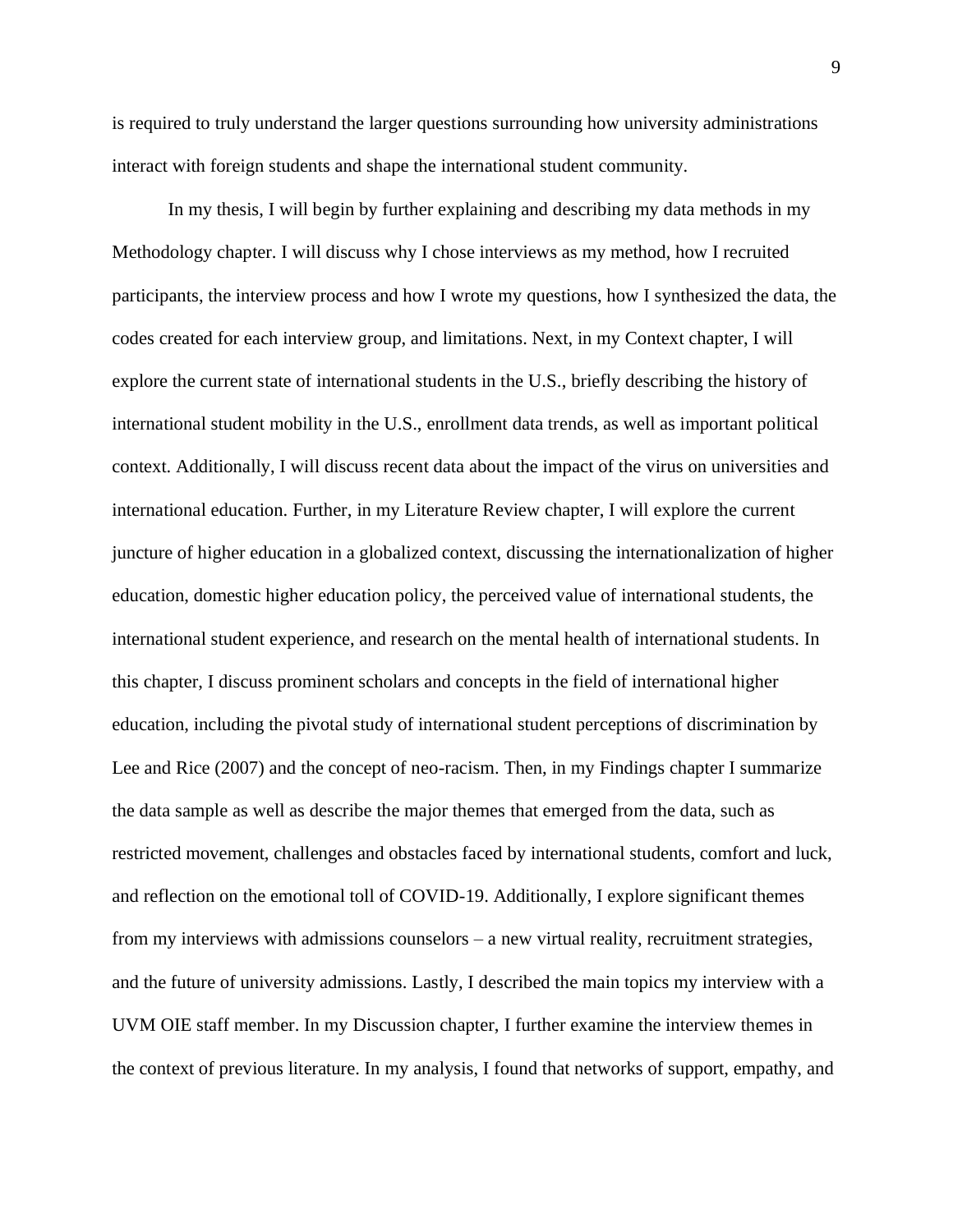is required to truly understand the larger questions surrounding how university administrations interact with foreign students and shape the international student community.

In my thesis, I will begin by further explaining and describing my data methods in my Methodology chapter. I will discuss why I chose interviews as my method, how I recruited participants, the interview process and how I wrote my questions, how I synthesized the data, the codes created for each interview group, and limitations. Next, in my Context chapter, I will explore the current state of international students in the U.S., briefly describing the history of international student mobility in the U.S., enrollment data trends, as well as important political context. Additionally, I will discuss recent data about the impact of the virus on universities and international education. Further, in my Literature Review chapter, I will explore the current juncture of higher education in a globalized context, discussing the internationalization of higher education, domestic higher education policy, the perceived value of international students, the international student experience, and research on the mental health of international students. In this chapter, I discuss prominent scholars and concepts in the field of international higher education, including the pivotal study of international student perceptions of discrimination by Lee and Rice (2007) and the concept of neo-racism. Then, in my Findings chapter I summarize the data sample as well as describe the major themes that emerged from the data, such as restricted movement, challenges and obstacles faced by international students, comfort and luck, and reflection on the emotional toll of COVID-19. Additionally, I explore significant themes from my interviews with admissions counselors – a new virtual reality, recruitment strategies, and the future of university admissions. Lastly, I described the main topics my interview with a UVM OIE staff member. In my Discussion chapter, I further examine the interview themes in the context of previous literature. In my analysis, I found that networks of support, empathy, and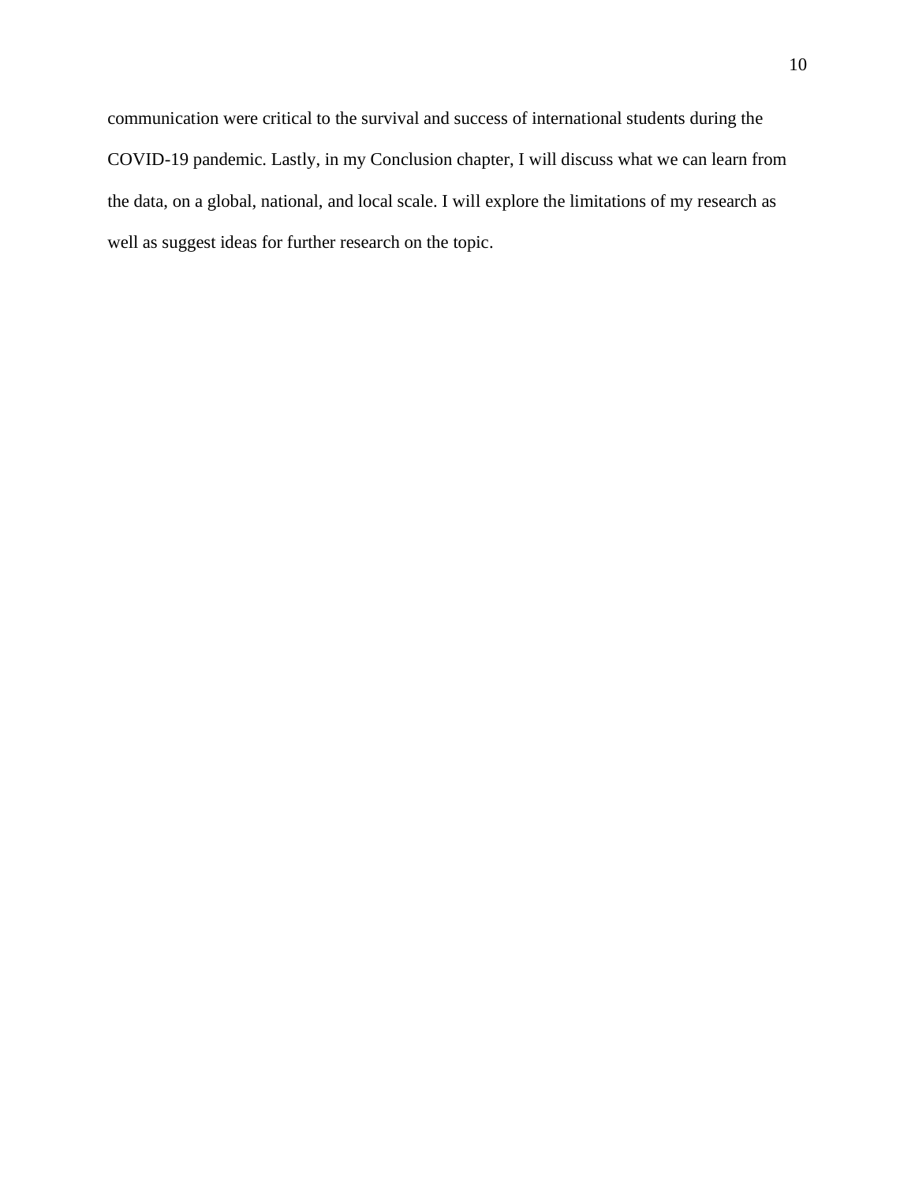communication were critical to the survival and success of international students during the COVID-19 pandemic. Lastly, in my Conclusion chapter, I will discuss what we can learn from the data, on a global, national, and local scale. I will explore the limitations of my research as well as suggest ideas for further research on the topic.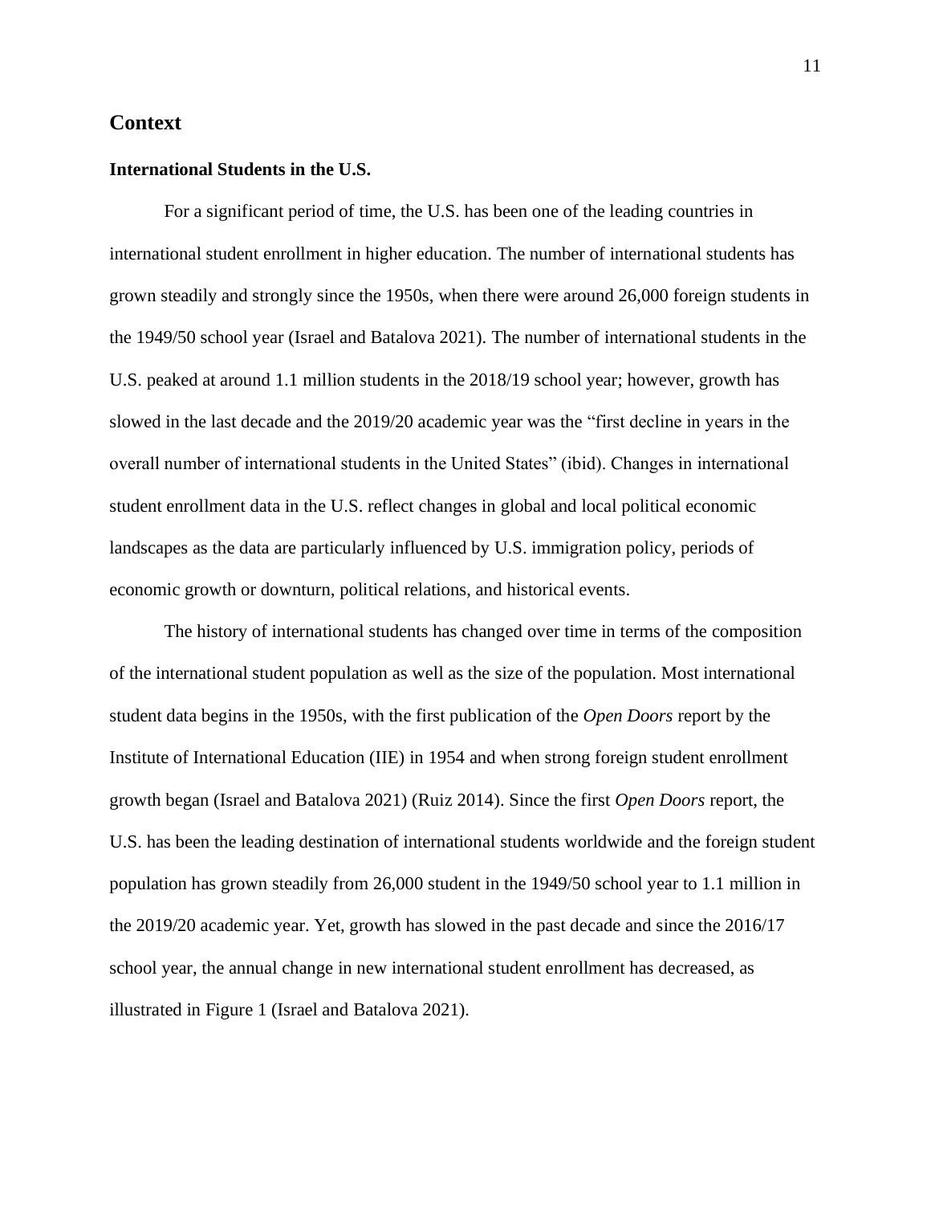## Context

### International Students in the U.S.

For a significant period of time, the U.S. has been one of the leading countries in international student enrollment in higher education. The number of international students has grown steadily and strongly since the 1950s, when there were around 26,000 foreign students in the 1949/50 school year (Israel and Batalova 2021). The number of international students in the U.S. peaked at around 1.1 million students in the 2018/19 school year; however, growth has slowed in the last decade and the 2019/20 academic year was the "first decline in years in the overall number of international students in the United States" (ibid). Changes in international student enrollment data in the U.S. reflect changes in global and local political economic landscapes as the data are particularly influenced by U.S. immigration policy, periods of economic growth or downturn, political relations, and historical events.

The history of international students has changed over time in terms of the composition of the international student population as well as the size of the population. Most international student data begins in the 1950s, with the first publication of the *Open Doors* report by the Institute of International Education (IIE) in 1954 and when strong foreign student enrollment growth began (Israel and Batalova 2021) (Ruiz 2014). Since the first *Open Doors* report, the U.S. has been the leading destination of international students worldwide and the foreign student population has grown steadily from 26,000 student in the 1949/50 school year to 1.1 million in the 2019/20 academic year. Yet, growth has slowed in the past decade and since the 2016/17 school year, the annual change in new international student enrollment has decreased, as illustrated in Figure 1 (Israel and Batalova 2021).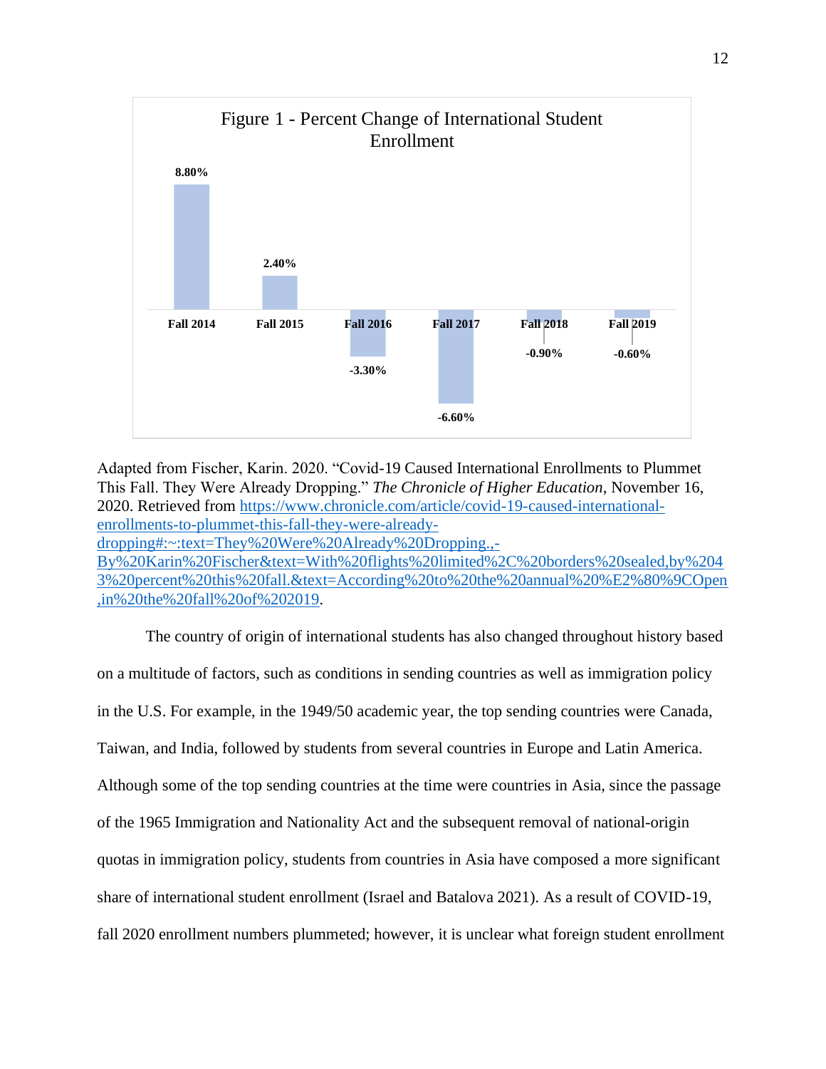**Figure 1 - Percent Change of International Student Enrollment**

| Fall 2014 | Fall 2015 | Fall 2016 | Fall 2017 | Fall 2018 | Fall 2019 |
|---|---|---|---|---|---|
| 8.80% | 2.40% | -3.30% | -6.60% | -0.90% | -0.60% |

Adapted from Fischer, Karin. 2020. "Covid-19 Caused International Enrollments to Plummet This Fall. They Were Already Dropping." *The Chronicle of Higher Education*, November 16, 2020. Retrieved from https://www.chronicle.com/article/covid-19-caused-international-enrollments-to-plummet-this-fall-they-were-already-dropping#:~:text=They%20Were%20Already%20Dropping.,-By%20Karin%20Fischer&text=With%20flights%20limited%2C%20borders%20sealed,by%2043%20percent%20this%20fall.&text=According%20to%20the%20annual%20%E2%80%9COpen,in%20the%20fall%20of%202019.

The country of origin of international students has also changed throughout history based on a multitude of factors, such as conditions in sending countries as well as immigration policy in the U.S. For example, in the 1949/50 academic year, the top sending countries were Canada, Taiwan, and India, followed by students from several countries in Europe and Latin America. Although some of the top sending countries at the time were countries in Asia, since the passage of the 1965 Immigration and Nationality Act and the subsequent removal of national-origin quotas in immigration policy, students from countries in Asia have composed a more significant share of international student enrollment (Israel and Batalova 2021). As a result of COVID-19, fall 2020 enrollment numbers plummeted; however, it is unclear what foreign student enrollment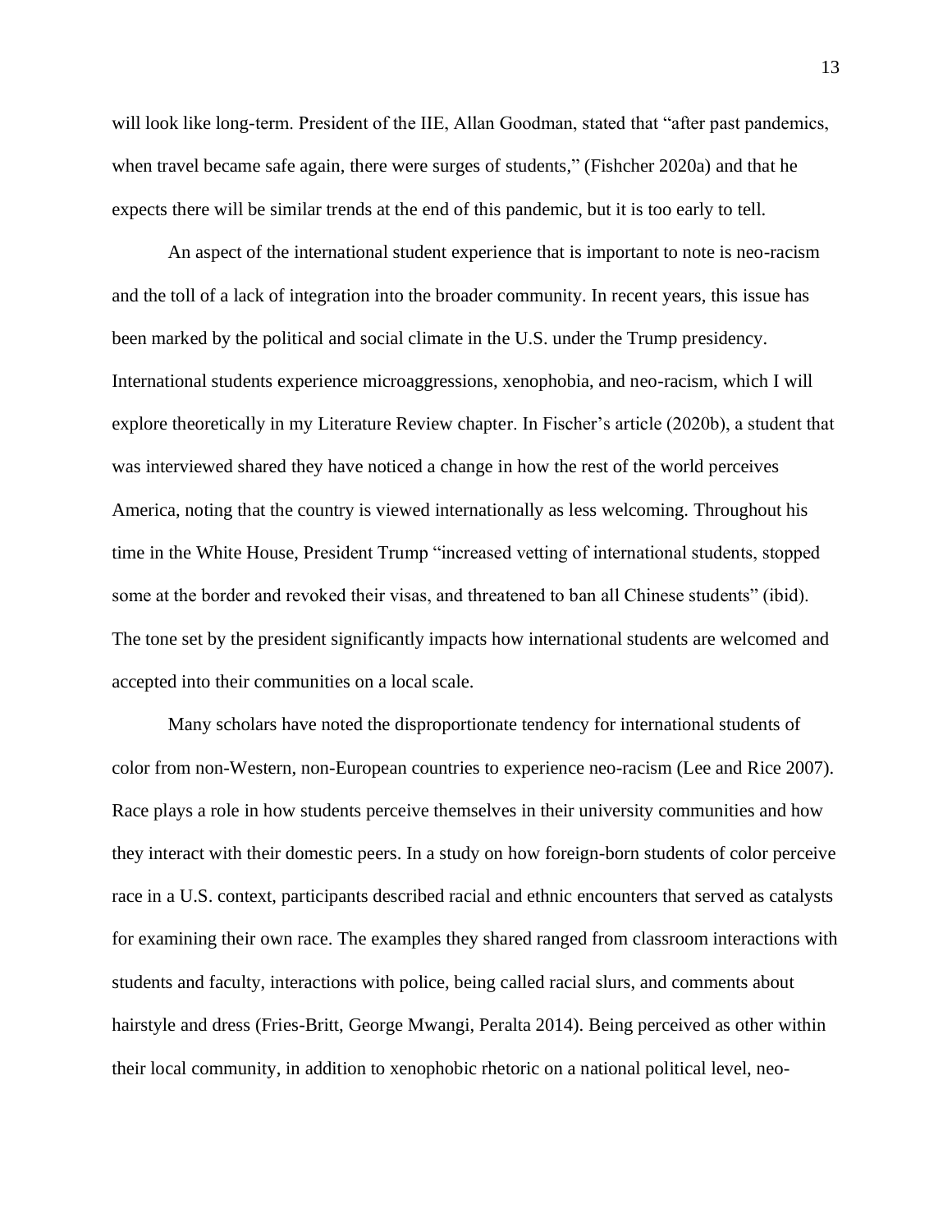will look like long-term. President of the IIE, Allan Goodman, stated that "after past pandemics, when travel became safe again, there were surges of students," (Fishcher 2020a) and that he expects there will be similar trends at the end of this pandemic, but it is too early to tell.

An aspect of the international student experience that is important to note is neo-racism and the toll of a lack of integration into the broader community. In recent years, this issue has been marked by the political and social climate in the U.S. under the Trump presidency. International students experience microaggressions, xenophobia, and neo-racism, which I will explore theoretically in my Literature Review chapter. In Fischer's article (2020b), a student that was interviewed shared they have noticed a change in how the rest of the world perceives America, noting that the country is viewed internationally as less welcoming. Throughout his time in the White House, President Trump "increased vetting of international students, stopped some at the border and revoked their visas, and threatened to ban all Chinese students" (ibid). The tone set by the president significantly impacts how international students are welcomed and accepted into their communities on a local scale.

Many scholars have noted the disproportionate tendency for international students of color from non-Western, non-European countries to experience neo-racism (Lee and Rice 2007). Race plays a role in how students perceive themselves in their university communities and how they interact with their domestic peers. In a study on how foreign-born students of color perceive race in a U.S. context, participants described racial and ethnic encounters that served as catalysts for examining their own race. The examples they shared ranged from classroom interactions with students and faculty, interactions with police, being called racial slurs, and comments about hairstyle and dress (Fries-Britt, George Mwangi, Peralta 2014). Being perceived as other within their local community, in addition to xenophobic rhetoric on a national political level, neo-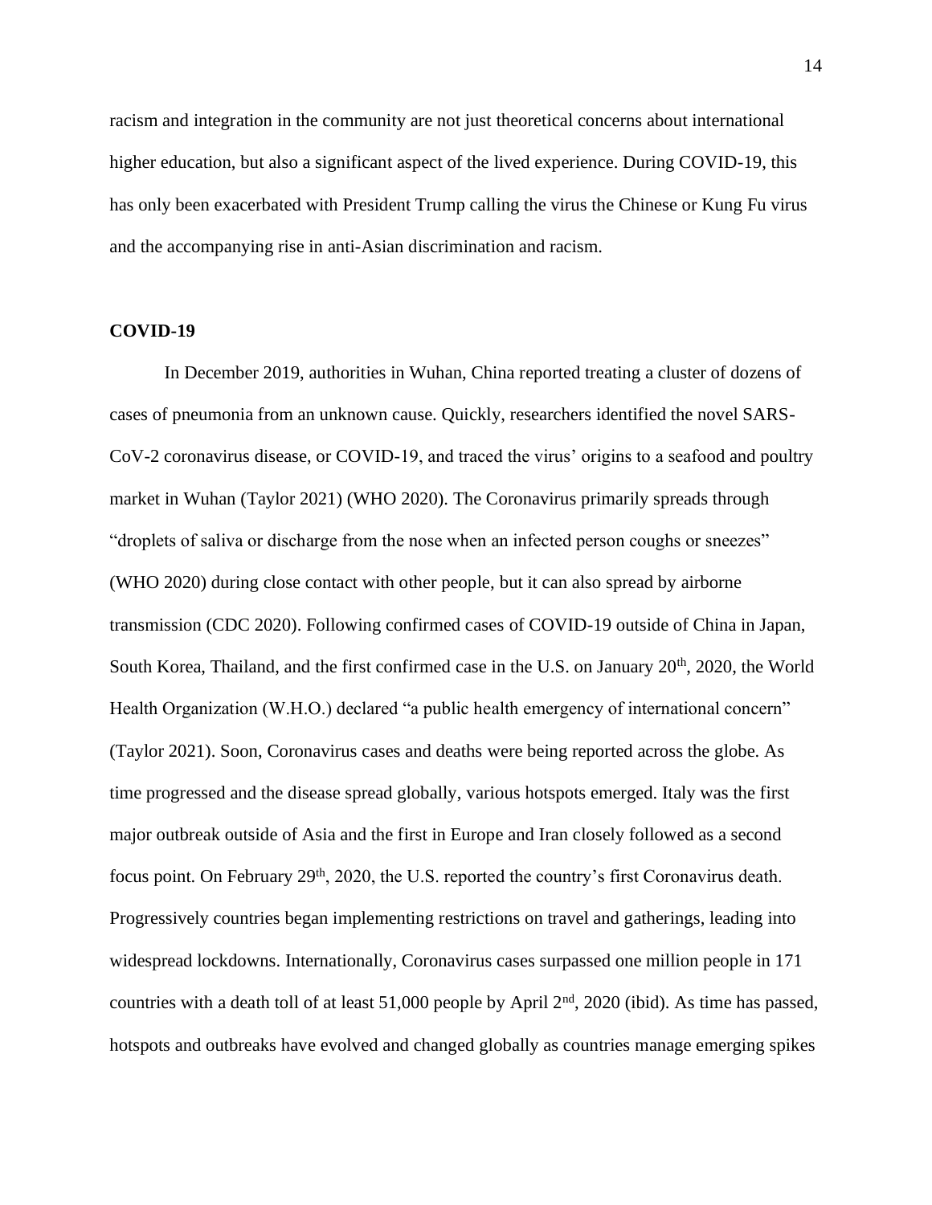racism and integration in the community are not just theoretical concerns about international higher education, but also a significant aspect of the lived experience. During COVID-19, this has only been exacerbated with President Trump calling the virus the Chinese or Kung Fu virus and the accompanying rise in anti-Asian discrimination and racism.

**COVID-19**

In December 2019, authorities in Wuhan, China reported treating a cluster of dozens of cases of pneumonia from an unknown cause. Quickly, researchers identified the novel SARS-CoV-2 coronavirus disease, or COVID-19, and traced the virus' origins to a seafood and poultry market in Wuhan (Taylor 2021) (WHO 2020). The Coronavirus primarily spreads through "droplets of saliva or discharge from the nose when an infected person coughs or sneezes" (WHO 2020) during close contact with other people, but it can also spread by airborne transmission (CDC 2020). Following confirmed cases of COVID-19 outside of China in Japan, South Korea, Thailand, and the first confirmed case in the U.S. on January 20th, 2020, the World Health Organization (W.H.O.) declared "a public health emergency of international concern" (Taylor 2021). Soon, Coronavirus cases and deaths were being reported across the globe. As time progressed and the disease spread globally, various hotspots emerged. Italy was the first major outbreak outside of Asia and the first in Europe and Iran closely followed as a second focus point. On February 29th, 2020, the U.S. reported the country's first Coronavirus death. Progressively countries began implementing restrictions on travel and gatherings, leading into widespread lockdowns. Internationally, Coronavirus cases surpassed one million people in 171 countries with a death toll of at least 51,000 people by April 2nd, 2020 (ibid). As time has passed, hotspots and outbreaks have evolved and changed globally as countries manage emerging spikes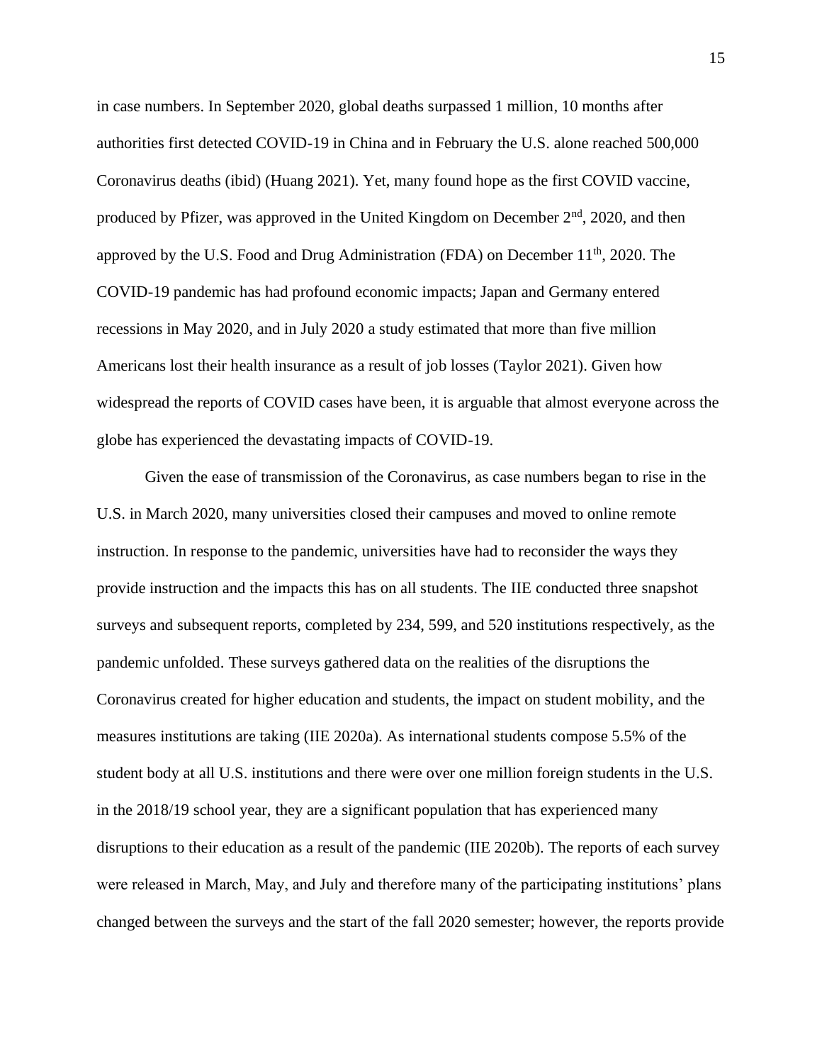in case numbers. In September 2020, global deaths surpassed 1 million, 10 months after authorities first detected COVID-19 in China and in February the U.S. alone reached 500,000 Coronavirus deaths (ibid) (Huang 2021). Yet, many found hope as the first COVID vaccine, produced by Pfizer, was approved in the United Kingdom on December 2nd, 2020, and then approved by the U.S. Food and Drug Administration (FDA) on December 11th, 2020. The COVID-19 pandemic has had profound economic impacts; Japan and Germany entered recessions in May 2020, and in July 2020 a study estimated that more than five million Americans lost their health insurance as a result of job losses (Taylor 2021). Given how widespread the reports of COVID cases have been, it is arguable that almost everyone across the globe has experienced the devastating impacts of COVID-19.

Given the ease of transmission of the Coronavirus, as case numbers began to rise in the U.S. in March 2020, many universities closed their campuses and moved to online remote instruction. In response to the pandemic, universities have had to reconsider the ways they provide instruction and the impacts this has on all students. The IIE conducted three snapshot surveys and subsequent reports, completed by 234, 599, and 520 institutions respectively, as the pandemic unfolded. These surveys gathered data on the realities of the disruptions the Coronavirus created for higher education and students, the impact on student mobility, and the measures institutions are taking (IIE 2020a). As international students compose 5.5% of the student body at all U.S. institutions and there were over one million foreign students in the U.S. in the 2018/19 school year, they are a significant population that has experienced many disruptions to their education as a result of the pandemic (IIE 2020b). The reports of each survey were released in March, May, and July and therefore many of the participating institutions' plans changed between the surveys and the start of the fall 2020 semester; however, the reports provide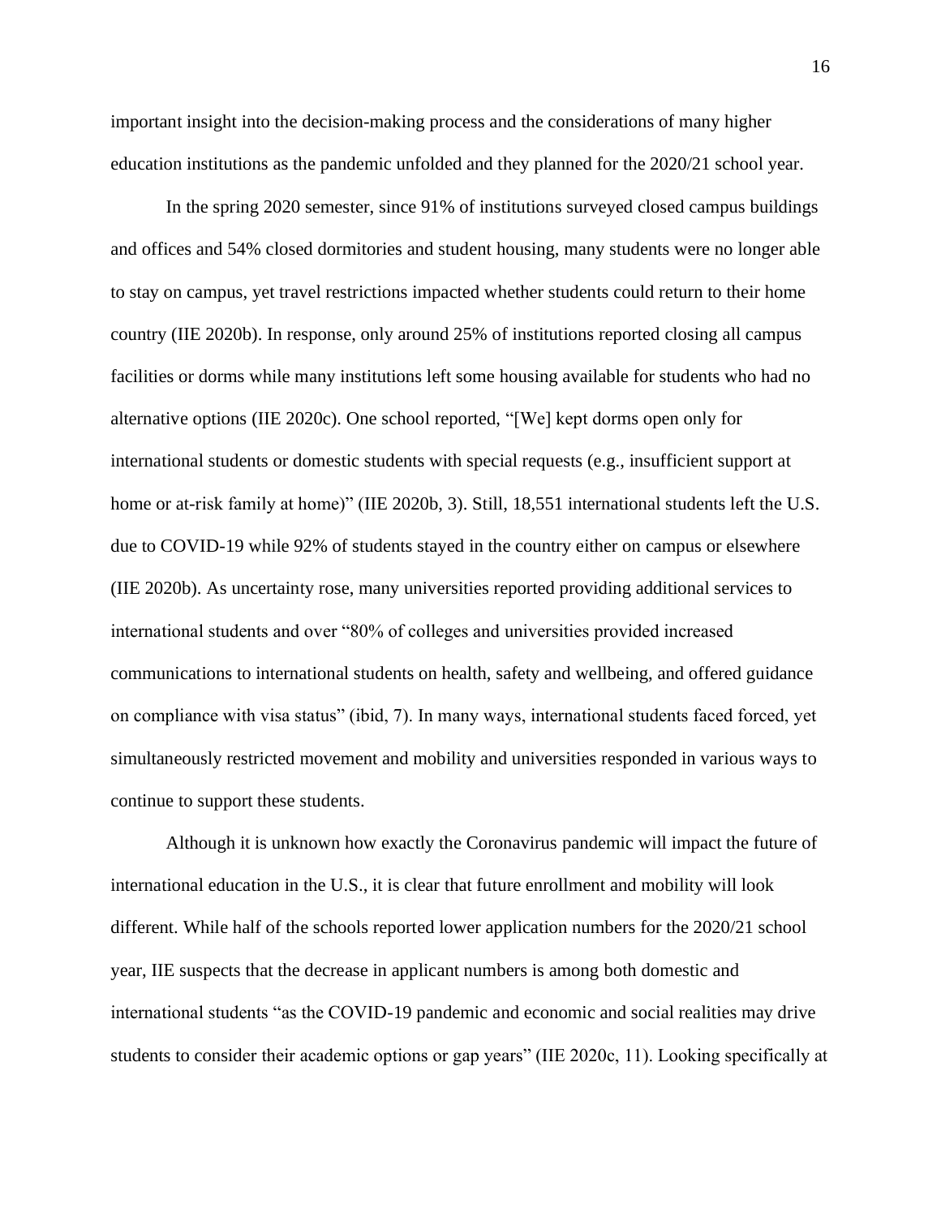important insight into the decision-making process and the considerations of many higher education institutions as the pandemic unfolded and they planned for the 2020/21 school year.

In the spring 2020 semester, since 91% of institutions surveyed closed campus buildings and offices and 54% closed dormitories and student housing, many students were no longer able to stay on campus, yet travel restrictions impacted whether students could return to their home country (IIE 2020b). In response, only around 25% of institutions reported closing all campus facilities or dorms while many institutions left some housing available for students who had no alternative options (IIE 2020c). One school reported, "[We] kept dorms open only for international students or domestic students with special requests (e.g., insufficient support at home or at-risk family at home)" (IIE 2020b, 3). Still, 18,551 international students left the U.S. due to COVID-19 while 92% of students stayed in the country either on campus or elsewhere (IIE 2020b). As uncertainty rose, many universities reported providing additional services to international students and over "80% of colleges and universities provided increased communications to international students on health, safety and wellbeing, and offered guidance on compliance with visa status" (ibid, 7). In many ways, international students faced forced, yet simultaneously restricted movement and mobility and universities responded in various ways to continue to support these students.

Although it is unknown how exactly the Coronavirus pandemic will impact the future of international education in the U.S., it is clear that future enrollment and mobility will look different. While half of the schools reported lower application numbers for the 2020/21 school year, IIE suspects that the decrease in applicant numbers is among both domestic and international students "as the COVID-19 pandemic and economic and social realities may drive students to consider their academic options or gap years" (IIE 2020c, 11). Looking specifically at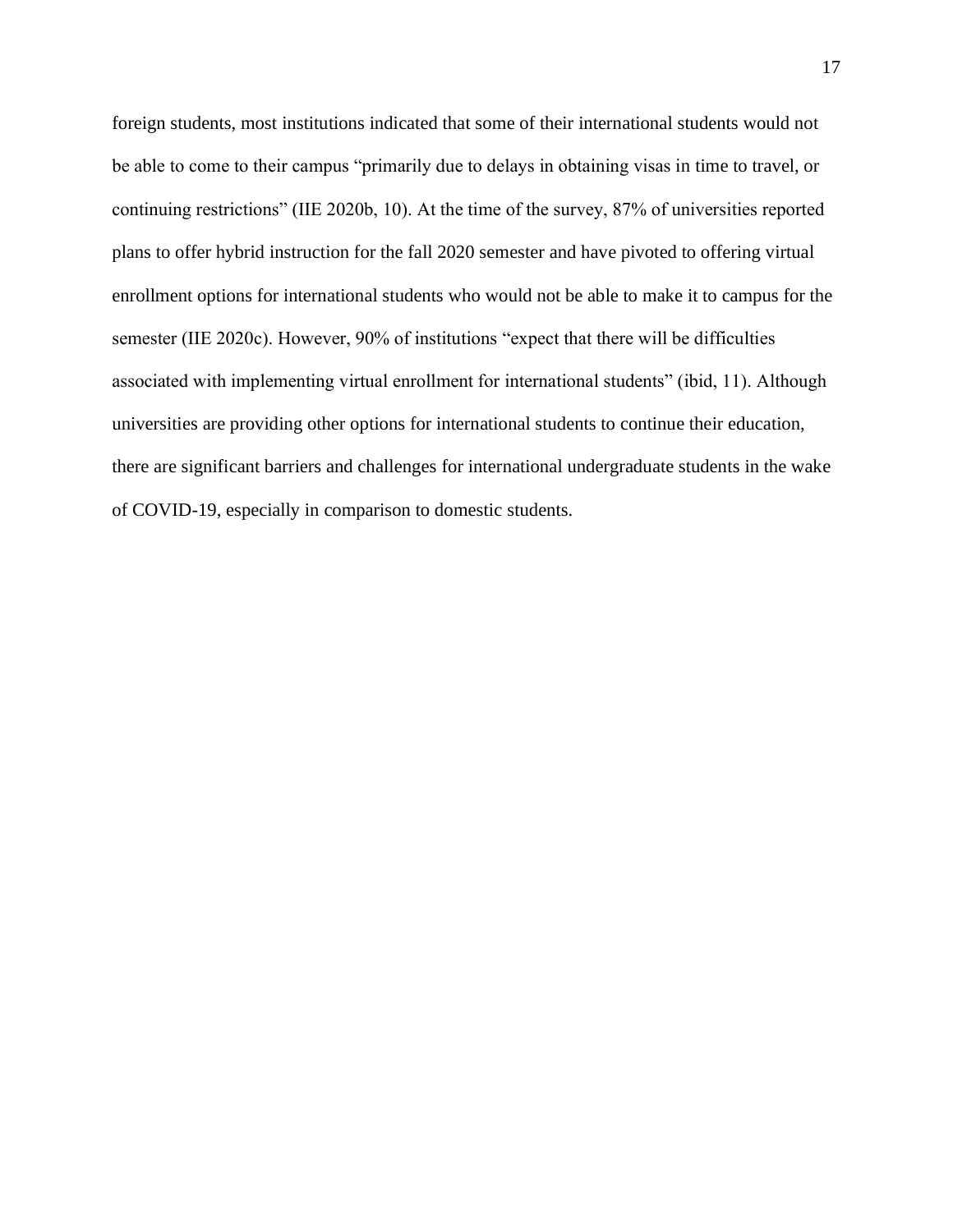foreign students, most institutions indicated that some of their international students would not be able to come to their campus "primarily due to delays in obtaining visas in time to travel, or continuing restrictions" (IIE 2020b, 10). At the time of the survey, 87% of universities reported plans to offer hybrid instruction for the fall 2020 semester and have pivoted to offering virtual enrollment options for international students who would not be able to make it to campus for the semester (IIE 2020c). However, 90% of institutions "expect that there will be difficulties associated with implementing virtual enrollment for international students" (ibid, 11). Although universities are providing other options for international students to continue their education, there are significant barriers and challenges for international undergraduate students in the wake of COVID-19, especially in comparison to domestic students.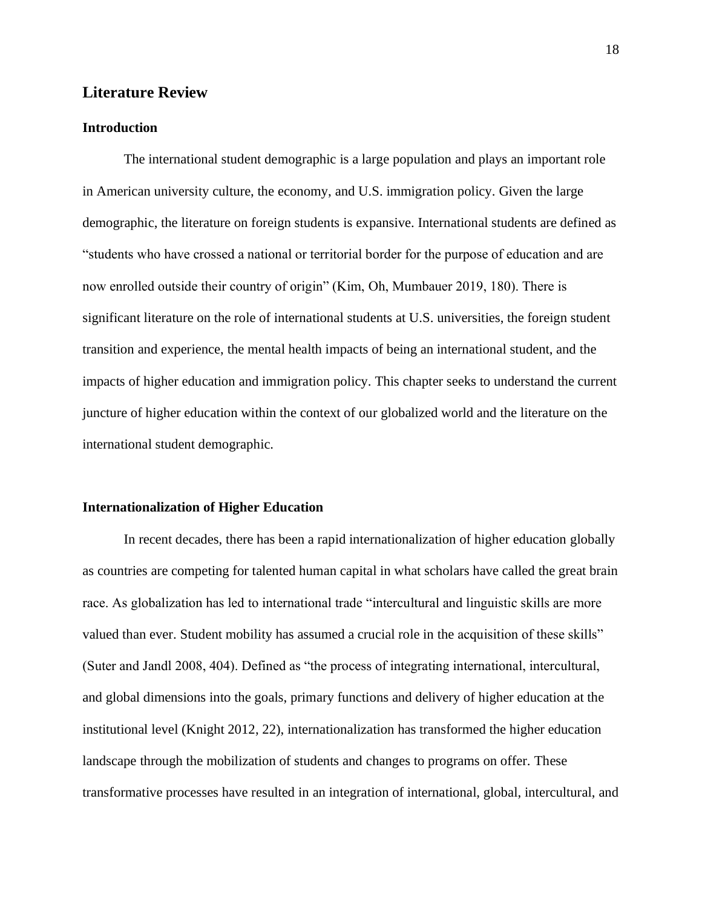## Literature Review

### Introduction

The international student demographic is a large population and plays an important role in American university culture, the economy, and U.S. immigration policy. Given the large demographic, the literature on foreign students is expansive. International students are defined as "students who have crossed a national or territorial border for the purpose of education and are now enrolled outside their country of origin" (Kim, Oh, Mumbauer 2019, 180). There is significant literature on the role of international students at U.S. universities, the foreign student transition and experience, the mental health impacts of being an international student, and the impacts of higher education and immigration policy. This chapter seeks to understand the current juncture of higher education within the context of our globalized world and the literature on the international student demographic.

### Internationalization of Higher Education

In recent decades, there has been a rapid internationalization of higher education globally as countries are competing for talented human capital in what scholars have called the great brain race. As globalization has led to international trade "intercultural and linguistic skills are more valued than ever. Student mobility has assumed a crucial role in the acquisition of these skills" (Suter and Jandl 2008, 404). Defined as "the process of integrating international, intercultural, and global dimensions into the goals, primary functions and delivery of higher education at the institutional level (Knight 2012, 22), internationalization has transformed the higher education landscape through the mobilization of students and changes to programs on offer. These transformative processes have resulted in an integration of international, global, intercultural, and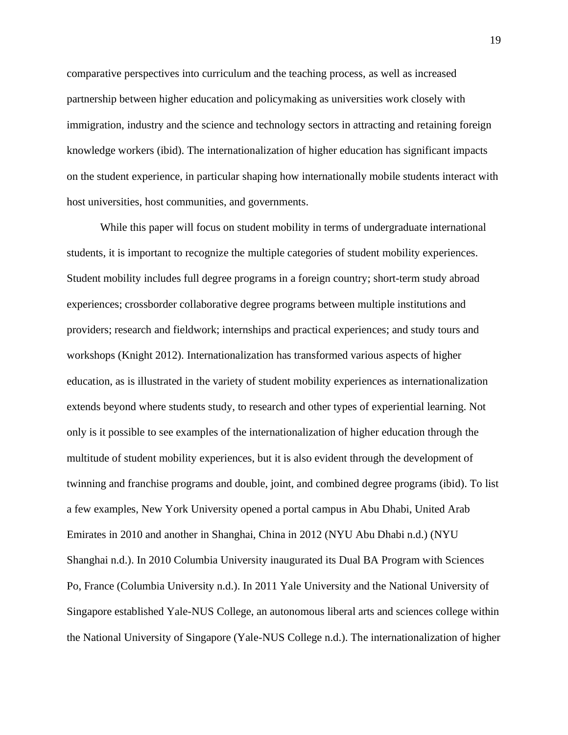comparative perspectives into curriculum and the teaching process, as well as increased partnership between higher education and policymaking as universities work closely with immigration, industry and the science and technology sectors in attracting and retaining foreign knowledge workers (ibid). The internationalization of higher education has significant impacts on the student experience, in particular shaping how internationally mobile students interact with host universities, host communities, and governments.

While this paper will focus on student mobility in terms of undergraduate international students, it is important to recognize the multiple categories of student mobility experiences. Student mobility includes full degree programs in a foreign country; short-term study abroad experiences; crossborder collaborative degree programs between multiple institutions and providers; research and fieldwork; internships and practical experiences; and study tours and workshops (Knight 2012). Internationalization has transformed various aspects of higher education, as is illustrated in the variety of student mobility experiences as internationalization extends beyond where students study, to research and other types of experiential learning. Not only is it possible to see examples of the internationalization of higher education through the multitude of student mobility experiences, but it is also evident through the development of twinning and franchise programs and double, joint, and combined degree programs (ibid). To list a few examples, New York University opened a portal campus in Abu Dhabi, United Arab Emirates in 2010 and another in Shanghai, China in 2012 (NYU Abu Dhabi n.d.) (NYU Shanghai n.d.). In 2010 Columbia University inaugurated its Dual BA Program with Sciences Po, France (Columbia University n.d.). In 2011 Yale University and the National University of Singapore established Yale-NUS College, an autonomous liberal arts and sciences college within the National University of Singapore (Yale-NUS College n.d.). The internationalization of higher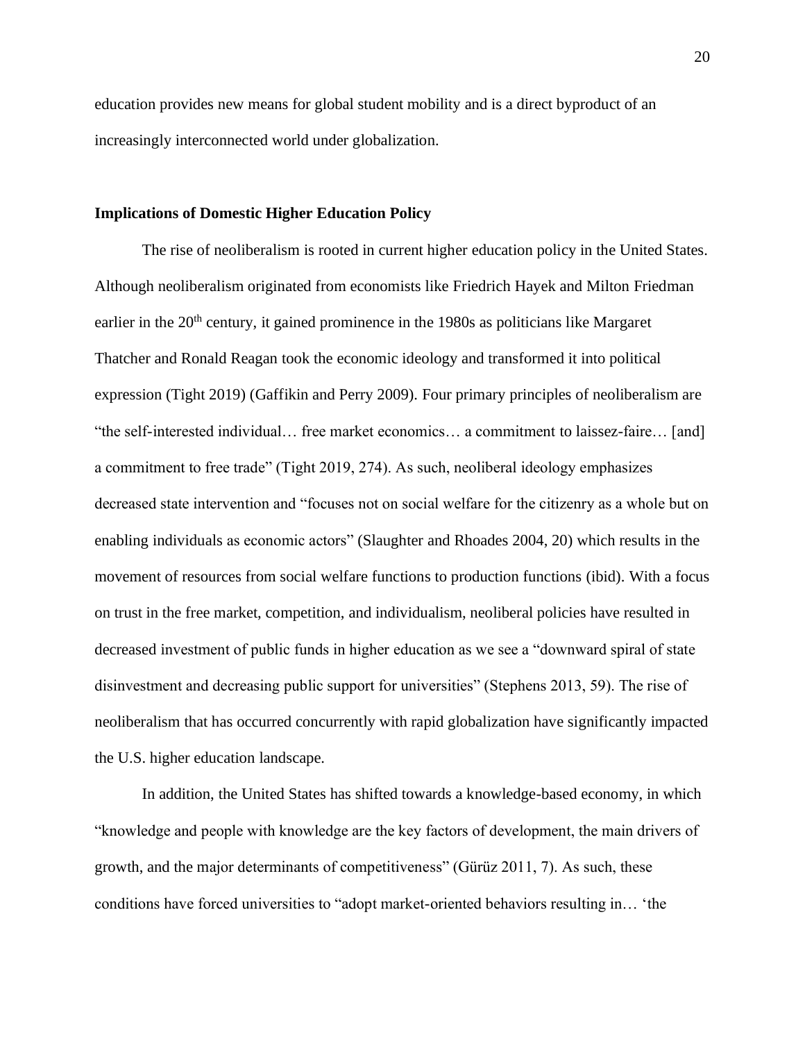education provides new means for global student mobility and is a direct byproduct of an increasingly interconnected world under globalization.

**Implications of Domestic Higher Education Policy**

The rise of neoliberalism is rooted in current higher education policy in the United States. Although neoliberalism originated from economists like Friedrich Hayek and Milton Friedman earlier in the 20th century, it gained prominence in the 1980s as politicians like Margaret Thatcher and Ronald Reagan took the economic ideology and transformed it into political expression (Tight 2019) (Gaffikin and Perry 2009). Four primary principles of neoliberalism are "the self-interested individual… free market economics… a commitment to laissez-faire… [and] a commitment to free trade" (Tight 2019, 274). As such, neoliberal ideology emphasizes decreased state intervention and "focuses not on social welfare for the citizenry as a whole but on enabling individuals as economic actors" (Slaughter and Rhoades 2004, 20) which results in the movement of resources from social welfare functions to production functions (ibid). With a focus on trust in the free market, competition, and individualism, neoliberal policies have resulted in decreased investment of public funds in higher education as we see a "downward spiral of state disinvestment and decreasing public support for universities" (Stephens 2013, 59). The rise of neoliberalism that has occurred concurrently with rapid globalization have significantly impacted the U.S. higher education landscape.

In addition, the United States has shifted towards a knowledge-based economy, in which "knowledge and people with knowledge are the key factors of development, the main drivers of growth, and the major determinants of competitiveness" (Gürüz 2011, 7). As such, these conditions have forced universities to "adopt market-oriented behaviors resulting in… 'the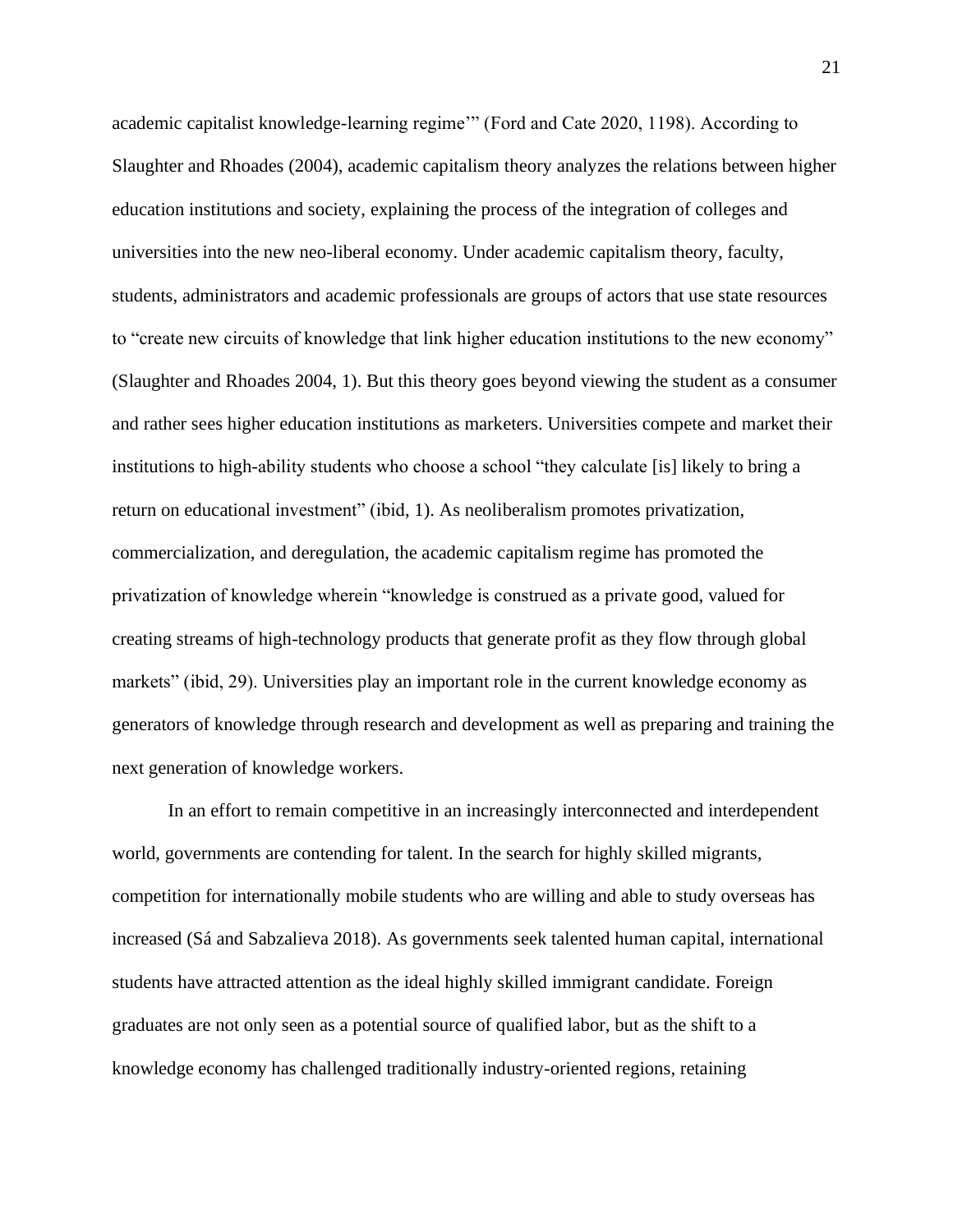academic capitalist knowledge-learning regime'" (Ford and Cate 2020, 1198). According to Slaughter and Rhoades (2004), academic capitalism theory analyzes the relations between higher education institutions and society, explaining the process of the integration of colleges and universities into the new neo-liberal economy. Under academic capitalism theory, faculty, students, administrators and academic professionals are groups of actors that use state resources to "create new circuits of knowledge that link higher education institutions to the new economy" (Slaughter and Rhoades 2004, 1). But this theory goes beyond viewing the student as a consumer and rather sees higher education institutions as marketers. Universities compete and market their institutions to high-ability students who choose a school "they calculate [is] likely to bring a return on educational investment" (ibid, 1). As neoliberalism promotes privatization, commercialization, and deregulation, the academic capitalism regime has promoted the privatization of knowledge wherein "knowledge is construed as a private good, valued for creating streams of high-technology products that generate profit as they flow through global markets" (ibid, 29). Universities play an important role in the current knowledge economy as generators of knowledge through research and development as well as preparing and training the next generation of knowledge workers.

In an effort to remain competitive in an increasingly interconnected and interdependent world, governments are contending for talent. In the search for highly skilled migrants, competition for internationally mobile students who are willing and able to study overseas has increased (Sá and Sabzalieva 2018). As governments seek talented human capital, international students have attracted attention as the ideal highly skilled immigrant candidate. Foreign graduates are not only seen as a potential source of qualified labor, but as the shift to a knowledge economy has challenged traditionally industry-oriented regions, retaining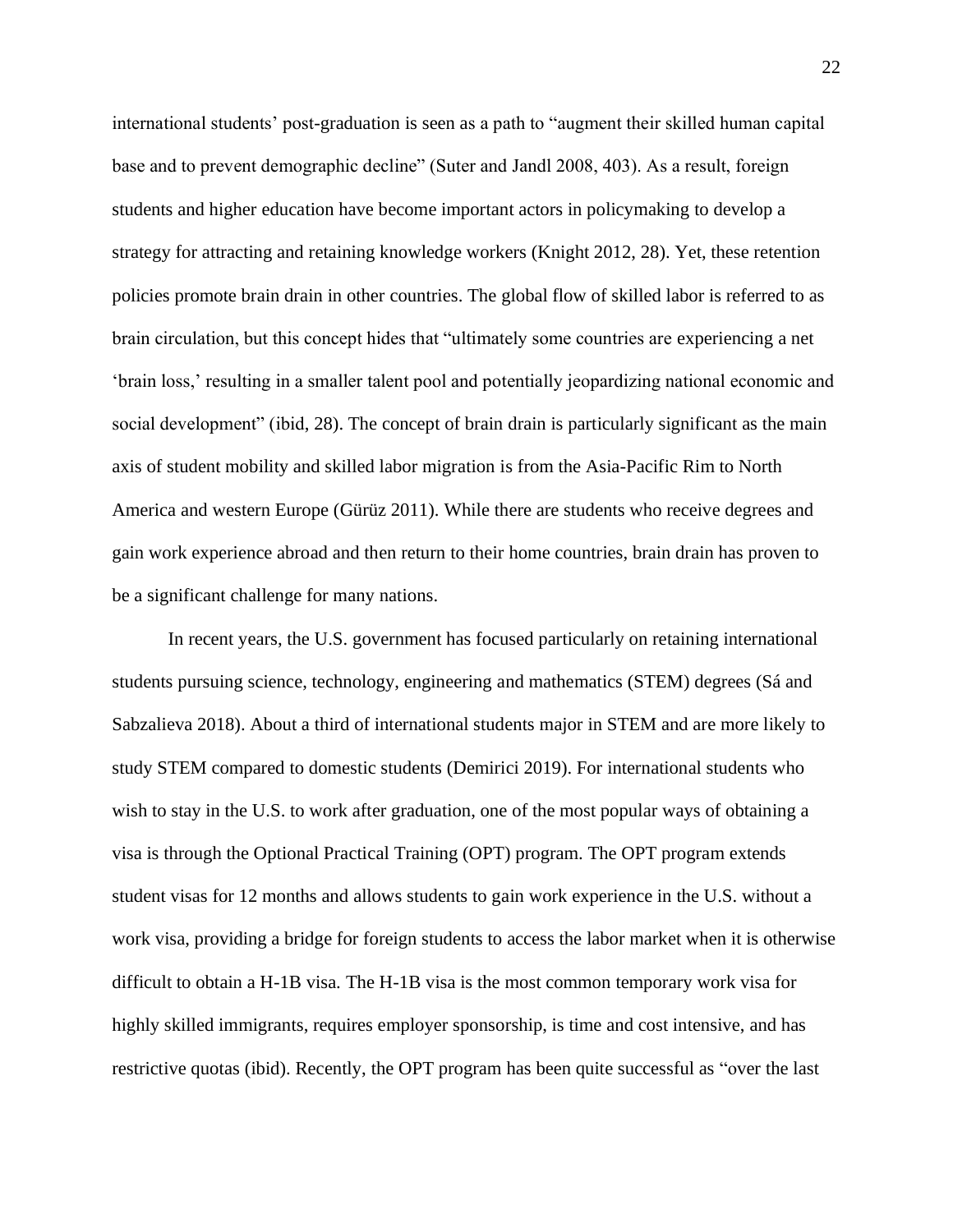international students' post-graduation is seen as a path to "augment their skilled human capital base and to prevent demographic decline" (Suter and Jandl 2008, 403). As a result, foreign students and higher education have become important actors in policymaking to develop a strategy for attracting and retaining knowledge workers (Knight 2012, 28). Yet, these retention policies promote brain drain in other countries. The global flow of skilled labor is referred to as brain circulation, but this concept hides that "ultimately some countries are experiencing a net 'brain loss,' resulting in a smaller talent pool and potentially jeopardizing national economic and social development" (ibid, 28). The concept of brain drain is particularly significant as the main axis of student mobility and skilled labor migration is from the Asia-Pacific Rim to North America and western Europe (Gürüz 2011). While there are students who receive degrees and gain work experience abroad and then return to their home countries, brain drain has proven to be a significant challenge for many nations.

In recent years, the U.S. government has focused particularly on retaining international students pursuing science, technology, engineering and mathematics (STEM) degrees (Sá and Sabzalieva 2018). About a third of international students major in STEM and are more likely to study STEM compared to domestic students (Demirici 2019). For international students who wish to stay in the U.S. to work after graduation, one of the most popular ways of obtaining a visa is through the Optional Practical Training (OPT) program. The OPT program extends student visas for 12 months and allows students to gain work experience in the U.S. without a work visa, providing a bridge for foreign students to access the labor market when it is otherwise difficult to obtain a H-1B visa. The H-1B visa is the most common temporary work visa for highly skilled immigrants, requires employer sponsorship, is time and cost intensive, and has restrictive quotas (ibid). Recently, the OPT program has been quite successful as "over the last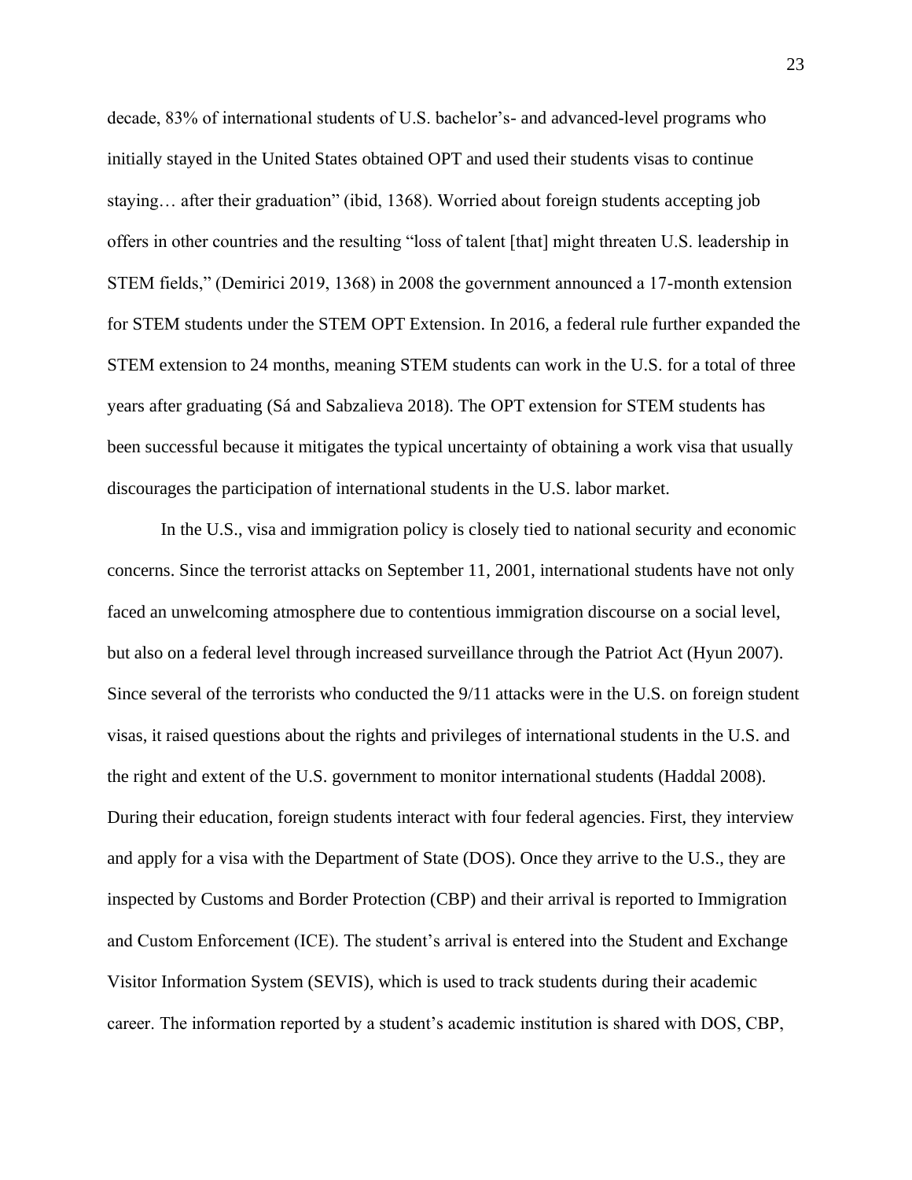decade, 83% of international students of U.S. bachelor's- and advanced-level programs who initially stayed in the United States obtained OPT and used their students visas to continue staying… after their graduation" (ibid, 1368). Worried about foreign students accepting job offers in other countries and the resulting "loss of talent [that] might threaten U.S. leadership in STEM fields," (Demirici 2019, 1368) in 2008 the government announced a 17-month extension for STEM students under the STEM OPT Extension. In 2016, a federal rule further expanded the STEM extension to 24 months, meaning STEM students can work in the U.S. for a total of three years after graduating (Sá and Sabzalieva 2018). The OPT extension for STEM students has been successful because it mitigates the typical uncertainty of obtaining a work visa that usually discourages the participation of international students in the U.S. labor market.

In the U.S., visa and immigration policy is closely tied to national security and economic concerns. Since the terrorist attacks on September 11, 2001, international students have not only faced an unwelcoming atmosphere due to contentious immigration discourse on a social level, but also on a federal level through increased surveillance through the Patriot Act (Hyun 2007). Since several of the terrorists who conducted the 9/11 attacks were in the U.S. on foreign student visas, it raised questions about the rights and privileges of international students in the U.S. and the right and extent of the U.S. government to monitor international students (Haddal 2008). During their education, foreign students interact with four federal agencies. First, they interview and apply for a visa with the Department of State (DOS). Once they arrive to the U.S., they are inspected by Customs and Border Protection (CBP) and their arrival is reported to Immigration and Custom Enforcement (ICE). The student's arrival is entered into the Student and Exchange Visitor Information System (SEVIS), which is used to track students during their academic career. The information reported by a student's academic institution is shared with DOS, CBP,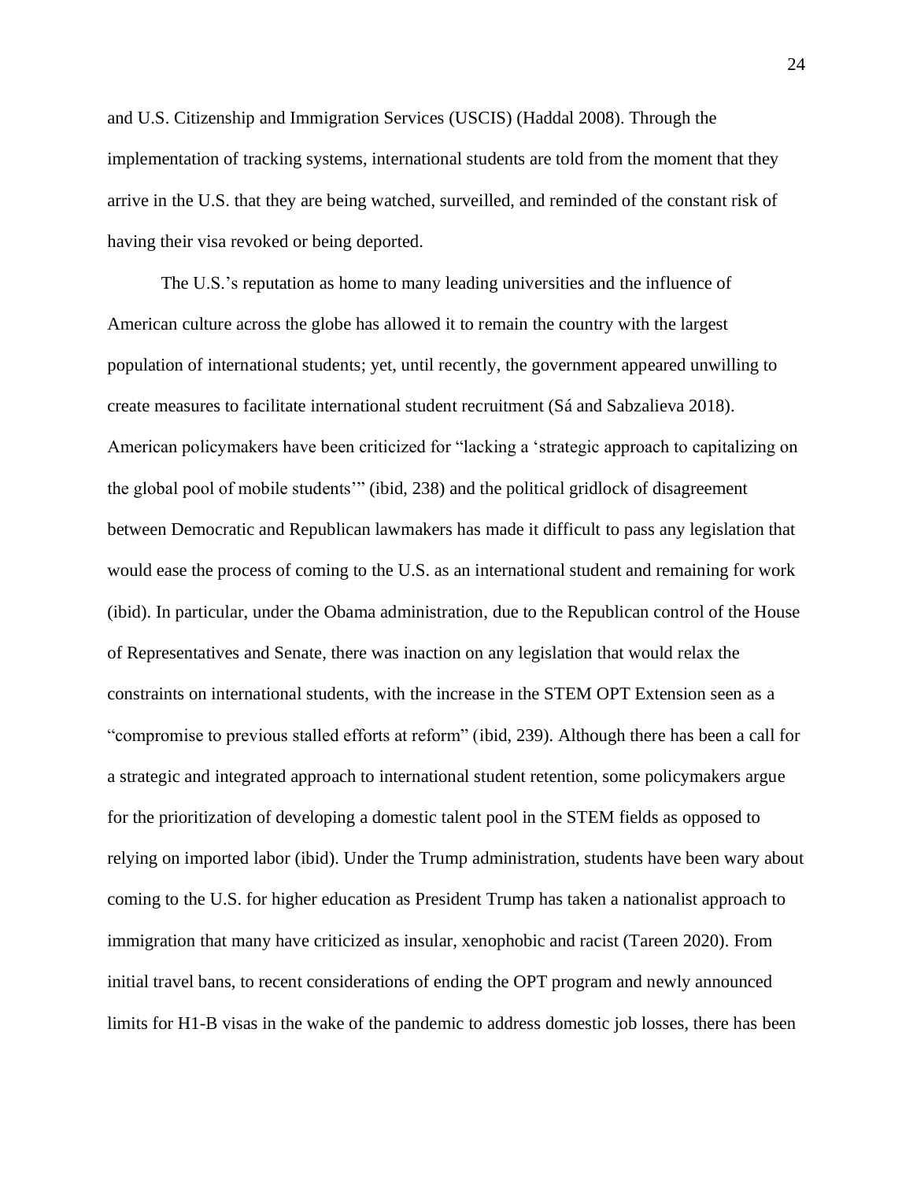and U.S. Citizenship and Immigration Services (USCIS) (Haddal 2008). Through the implementation of tracking systems, international students are told from the moment that they arrive in the U.S. that they are being watched, surveilled, and reminded of the constant risk of having their visa revoked or being deported.

The U.S.'s reputation as home to many leading universities and the influence of American culture across the globe has allowed it to remain the country with the largest population of international students; yet, until recently, the government appeared unwilling to create measures to facilitate international student recruitment (Sá and Sabzalieva 2018). American policymakers have been criticized for "lacking a 'strategic approach to capitalizing on the global pool of mobile students'" (ibid, 238) and the political gridlock of disagreement between Democratic and Republican lawmakers has made it difficult to pass any legislation that would ease the process of coming to the U.S. as an international student and remaining for work (ibid). In particular, under the Obama administration, due to the Republican control of the House of Representatives and Senate, there was inaction on any legislation that would relax the constraints on international students, with the increase in the STEM OPT Extension seen as a "compromise to previous stalled efforts at reform" (ibid, 239). Although there has been a call for a strategic and integrated approach to international student retention, some policymakers argue for the prioritization of developing a domestic talent pool in the STEM fields as opposed to relying on imported labor (ibid). Under the Trump administration, students have been wary about coming to the U.S. for higher education as President Trump has taken a nationalist approach to immigration that many have criticized as insular, xenophobic and racist (Tareen 2020). From initial travel bans, to recent considerations of ending the OPT program and newly announced limits for H1-B visas in the wake of the pandemic to address domestic job losses, there has been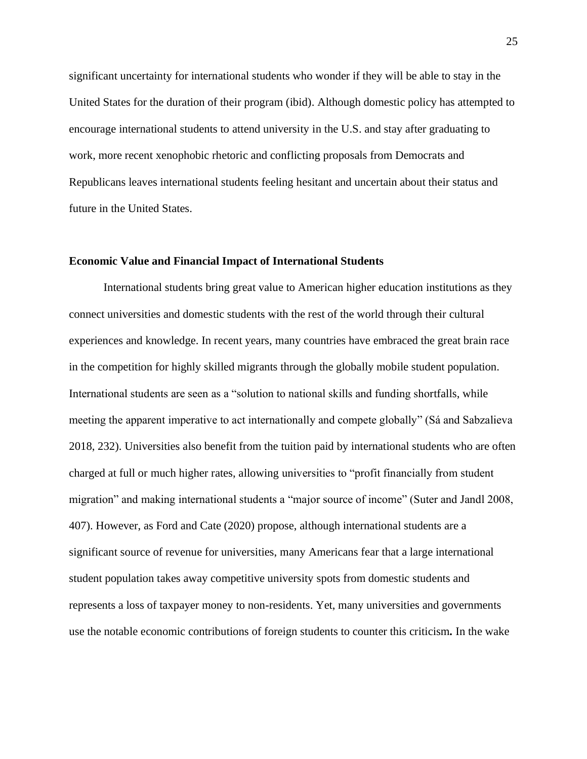significant uncertainty for international students who wonder if they will be able to stay in the United States for the duration of their program (ibid). Although domestic policy has attempted to encourage international students to attend university in the U.S. and stay after graduating to work, more recent xenophobic rhetoric and conflicting proposals from Democrats and Republicans leaves international students feeling hesitant and uncertain about their status and future in the United States.

### Economic Value and Financial Impact of International Students

International students bring great value to American higher education institutions as they connect universities and domestic students with the rest of the world through their cultural experiences and knowledge. In recent years, many countries have embraced the great brain race in the competition for highly skilled migrants through the globally mobile student population. International students are seen as a "solution to national skills and funding shortfalls, while meeting the apparent imperative to act internationally and compete globally" (Sá and Sabzalieva 2018, 232). Universities also benefit from the tuition paid by international students who are often charged at full or much higher rates, allowing universities to "profit financially from student migration" and making international students a "major source of income" (Suter and Jandl 2008, 407). However, as Ford and Cate (2020) propose, although international students are a significant source of revenue for universities, many Americans fear that a large international student population takes away competitive university spots from domestic students and represents a loss of taxpayer money to non-residents. Yet, many universities and governments use the notable economic contributions of foreign students to counter this criticism**.** In the wake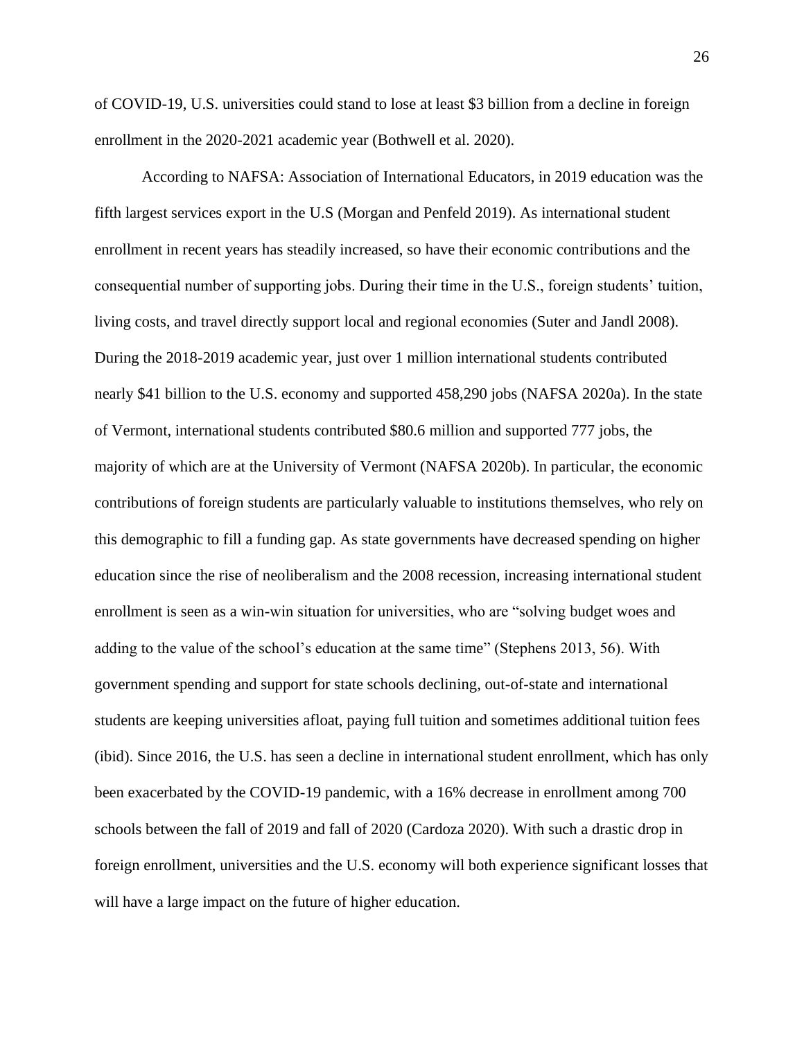of COVID-19, U.S. universities could stand to lose at least $3 billion from a decline in foreign enrollment in the 2020-2021 academic year (Bothwell et al. 2020).

According to NAFSA: Association of International Educators, in 2019 education was the fifth largest services export in the U.S (Morgan and Penfeld 2019). As international student enrollment in recent years has steadily increased, so have their economic contributions and the consequential number of supporting jobs. During their time in the U.S., foreign students' tuition, living costs, and travel directly support local and regional economies (Suter and Jandl 2008). During the 2018-2019 academic year, just over 1 million international students contributed nearly $41 billion to the U.S. economy and supported 458,290 jobs (NAFSA 2020a). In the state of Vermont, international students contributed $80.6 million and supported 777 jobs, the majority of which are at the University of Vermont (NAFSA 2020b). In particular, the economic contributions of foreign students are particularly valuable to institutions themselves, who rely on this demographic to fill a funding gap. As state governments have decreased spending on higher education since the rise of neoliberalism and the 2008 recession, increasing international student enrollment is seen as a win-win situation for universities, who are "solving budget woes and adding to the value of the school's education at the same time" (Stephens 2013, 56). With government spending and support for state schools declining, out-of-state and international students are keeping universities afloat, paying full tuition and sometimes additional tuition fees (ibid). Since 2016, the U.S. has seen a decline in international student enrollment, which has only been exacerbated by the COVID-19 pandemic, with a 16% decrease in enrollment among 700 schools between the fall of 2019 and fall of 2020 (Cardoza 2020). With such a drastic drop in foreign enrollment, universities and the U.S. economy will both experience significant losses that will have a large impact on the future of higher education.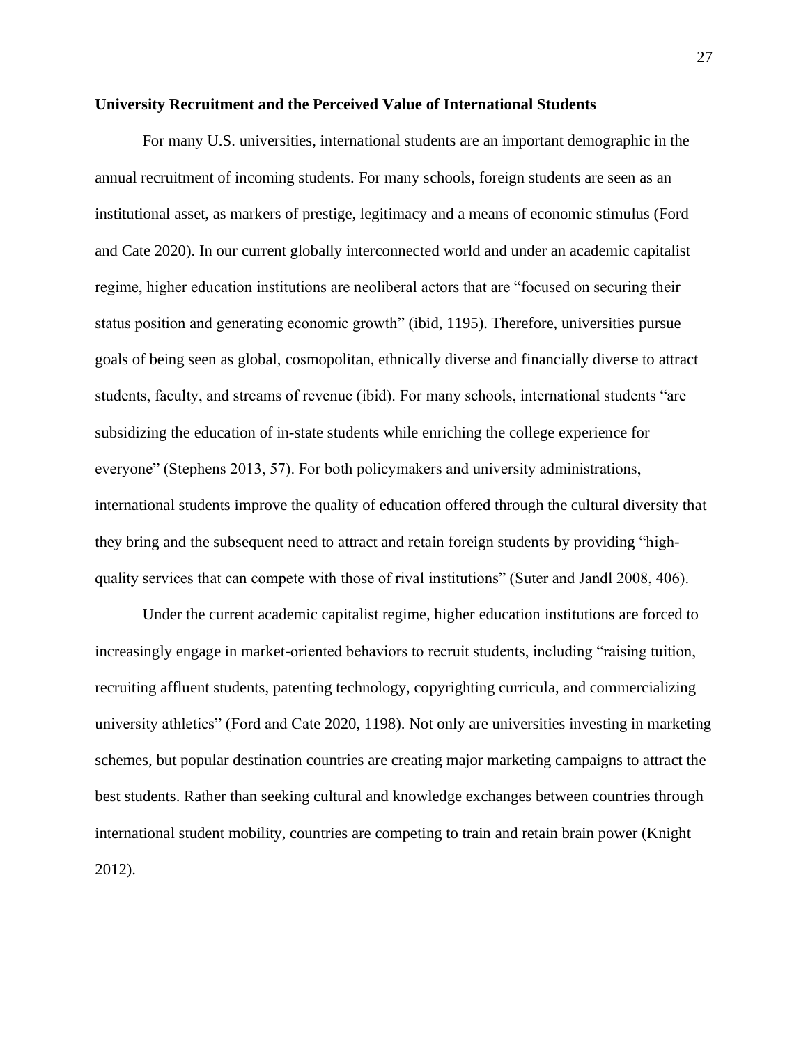**University Recruitment and the Perceived Value of International Students**

For many U.S. universities, international students are an important demographic in the annual recruitment of incoming students. For many schools, foreign students are seen as an institutional asset, as markers of prestige, legitimacy and a means of economic stimulus (Ford and Cate 2020). In our current globally interconnected world and under an academic capitalist regime, higher education institutions are neoliberal actors that are "focused on securing their status position and generating economic growth" (ibid, 1195). Therefore, universities pursue goals of being seen as global, cosmopolitan, ethnically diverse and financially diverse to attract students, faculty, and streams of revenue (ibid). For many schools, international students "are subsidizing the education of in-state students while enriching the college experience for everyone" (Stephens 2013, 57). For both policymakers and university administrations, international students improve the quality of education offered through the cultural diversity that they bring and the subsequent need to attract and retain foreign students by providing "high-quality services that can compete with those of rival institutions" (Suter and Jandl 2008, 406).

Under the current academic capitalist regime, higher education institutions are forced to increasingly engage in market-oriented behaviors to recruit students, including "raising tuition, recruiting affluent students, patenting technology, copyrighting curricula, and commercializing university athletics" (Ford and Cate 2020, 1198). Not only are universities investing in marketing schemes, but popular destination countries are creating major marketing campaigns to attract the best students. Rather than seeking cultural and knowledge exchanges between countries through international student mobility, countries are competing to train and retain brain power (Knight 2012).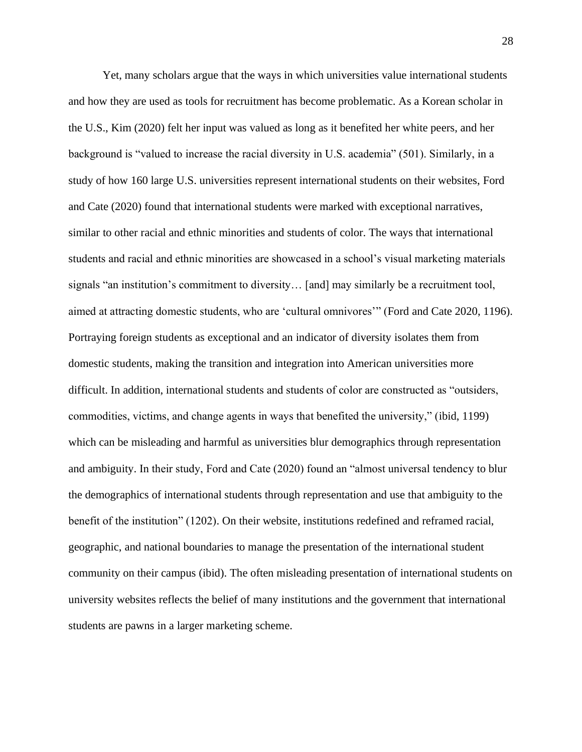Yet, many scholars argue that the ways in which universities value international students and how they are used as tools for recruitment has become problematic. As a Korean scholar in the U.S., Kim (2020) felt her input was valued as long as it benefited her white peers, and her background is "valued to increase the racial diversity in U.S. academia" (501). Similarly, in a study of how 160 large U.S. universities represent international students on their websites, Ford and Cate (2020) found that international students were marked with exceptional narratives, similar to other racial and ethnic minorities and students of color. The ways that international students and racial and ethnic minorities are showcased in a school's visual marketing materials signals "an institution's commitment to diversity… [and] may similarly be a recruitment tool, aimed at attracting domestic students, who are 'cultural omnivores'" (Ford and Cate 2020, 1196). Portraying foreign students as exceptional and an indicator of diversity isolates them from domestic students, making the transition and integration into American universities more difficult. In addition, international students and students of color are constructed as "outsiders, commodities, victims, and change agents in ways that benefited the university," (ibid, 1199) which can be misleading and harmful as universities blur demographics through representation and ambiguity. In their study, Ford and Cate (2020) found an "almost universal tendency to blur the demographics of international students through representation and use that ambiguity to the benefit of the institution" (1202). On their website, institutions redefined and reframed racial, geographic, and national boundaries to manage the presentation of the international student community on their campus (ibid). The often misleading presentation of international students on university websites reflects the belief of many institutions and the government that international students are pawns in a larger marketing scheme.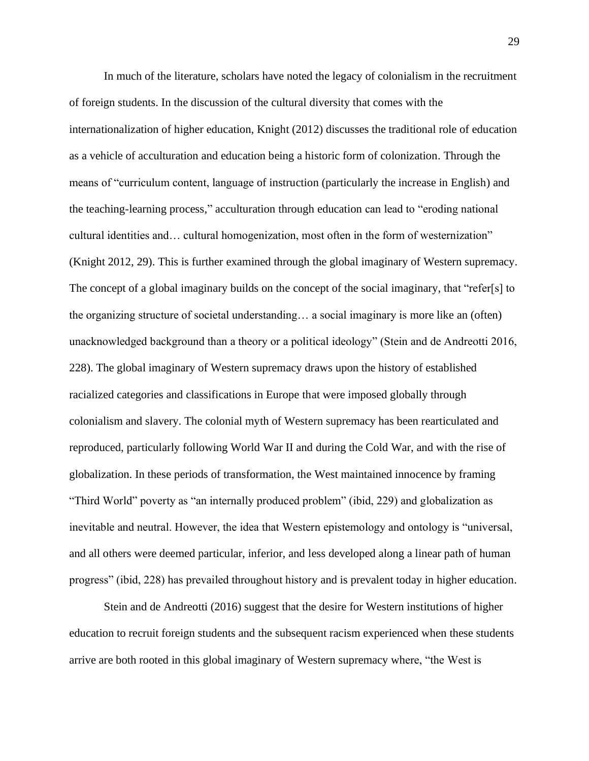In much of the literature, scholars have noted the legacy of colonialism in the recruitment of foreign students. In the discussion of the cultural diversity that comes with the internationalization of higher education, Knight (2012) discusses the traditional role of education as a vehicle of acculturation and education being a historic form of colonization. Through the means of "curriculum content, language of instruction (particularly the increase in English) and the teaching-learning process," acculturation through education can lead to "eroding national cultural identities and… cultural homogenization, most often in the form of westernization" (Knight 2012, 29). This is further examined through the global imaginary of Western supremacy. The concept of a global imaginary builds on the concept of the social imaginary, that "refer[s] to the organizing structure of societal understanding… a social imaginary is more like an (often) unacknowledged background than a theory or a political ideology" (Stein and de Andreotti 2016, 228). The global imaginary of Western supremacy draws upon the history of established racialized categories and classifications in Europe that were imposed globally through colonialism and slavery. The colonial myth of Western supremacy has been rearticulated and reproduced, particularly following World War II and during the Cold War, and with the rise of globalization. In these periods of transformation, the West maintained innocence by framing "Third World" poverty as "an internally produced problem" (ibid, 229) and globalization as inevitable and neutral. However, the idea that Western epistemology and ontology is "universal, and all others were deemed particular, inferior, and less developed along a linear path of human progress" (ibid, 228) has prevailed throughout history and is prevalent today in higher education.

Stein and de Andreotti (2016) suggest that the desire for Western institutions of higher education to recruit foreign students and the subsequent racism experienced when these students arrive are both rooted in this global imaginary of Western supremacy where, "the West is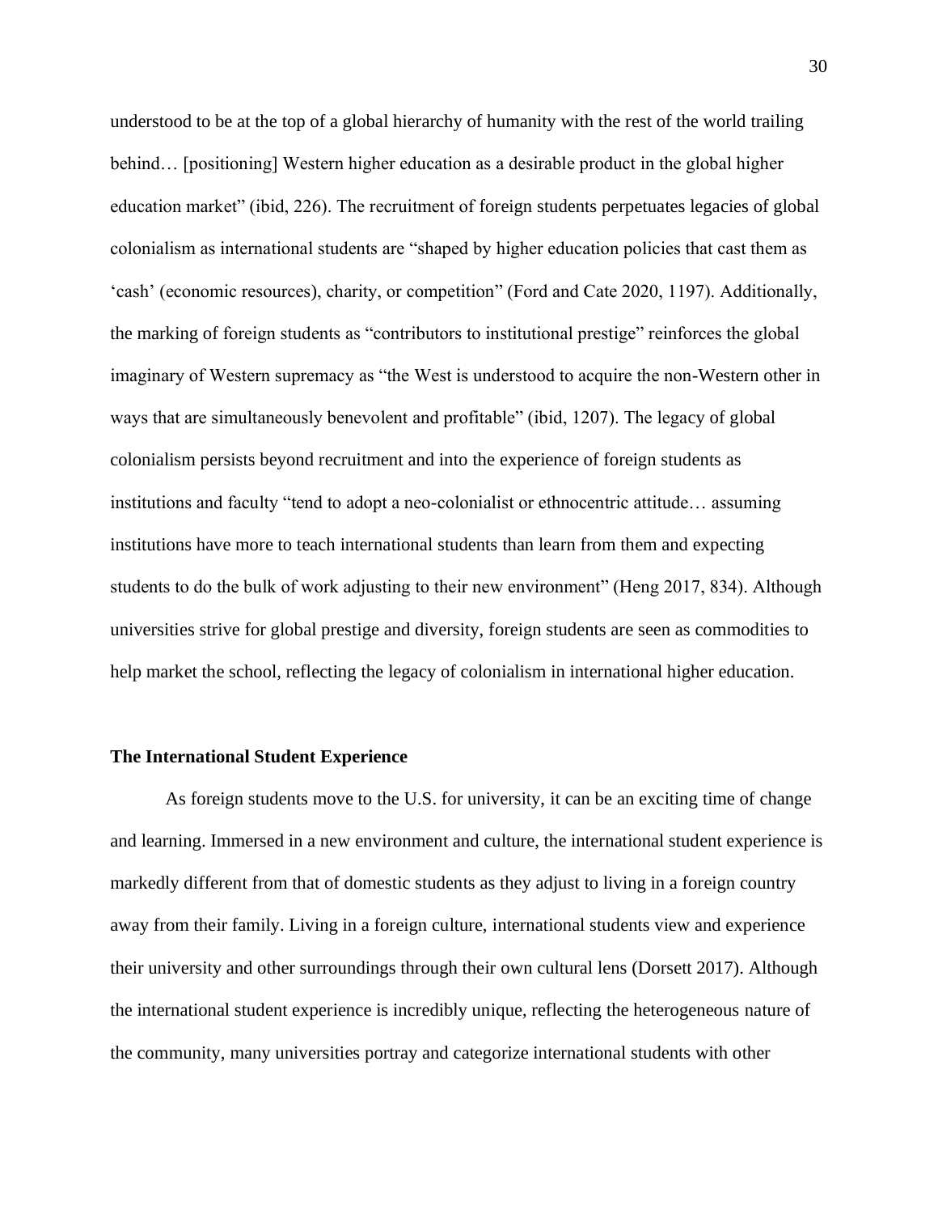understood to be at the top of a global hierarchy of humanity with the rest of the world trailing behind… [positioning] Western higher education as a desirable product in the global higher education market" (ibid, 226). The recruitment of foreign students perpetuates legacies of global colonialism as international students are "shaped by higher education policies that cast them as 'cash' (economic resources), charity, or competition" (Ford and Cate 2020, 1197). Additionally, the marking of foreign students as "contributors to institutional prestige" reinforces the global imaginary of Western supremacy as "the West is understood to acquire the non-Western other in ways that are simultaneously benevolent and profitable" (ibid, 1207). The legacy of global colonialism persists beyond recruitment and into the experience of foreign students as institutions and faculty "tend to adopt a neo-colonialist or ethnocentric attitude… assuming institutions have more to teach international students than learn from them and expecting students to do the bulk of work adjusting to their new environment" (Heng 2017, 834). Although universities strive for global prestige and diversity, foreign students are seen as commodities to help market the school, reflecting the legacy of colonialism in international higher education.

### The International Student Experience

As foreign students move to the U.S. for university, it can be an exciting time of change and learning. Immersed in a new environment and culture, the international student experience is markedly different from that of domestic students as they adjust to living in a foreign country away from their family. Living in a foreign culture, international students view and experience their university and other surroundings through their own cultural lens (Dorsett 2017). Although the international student experience is incredibly unique, reflecting the heterogeneous nature of the community, many universities portray and categorize international students with other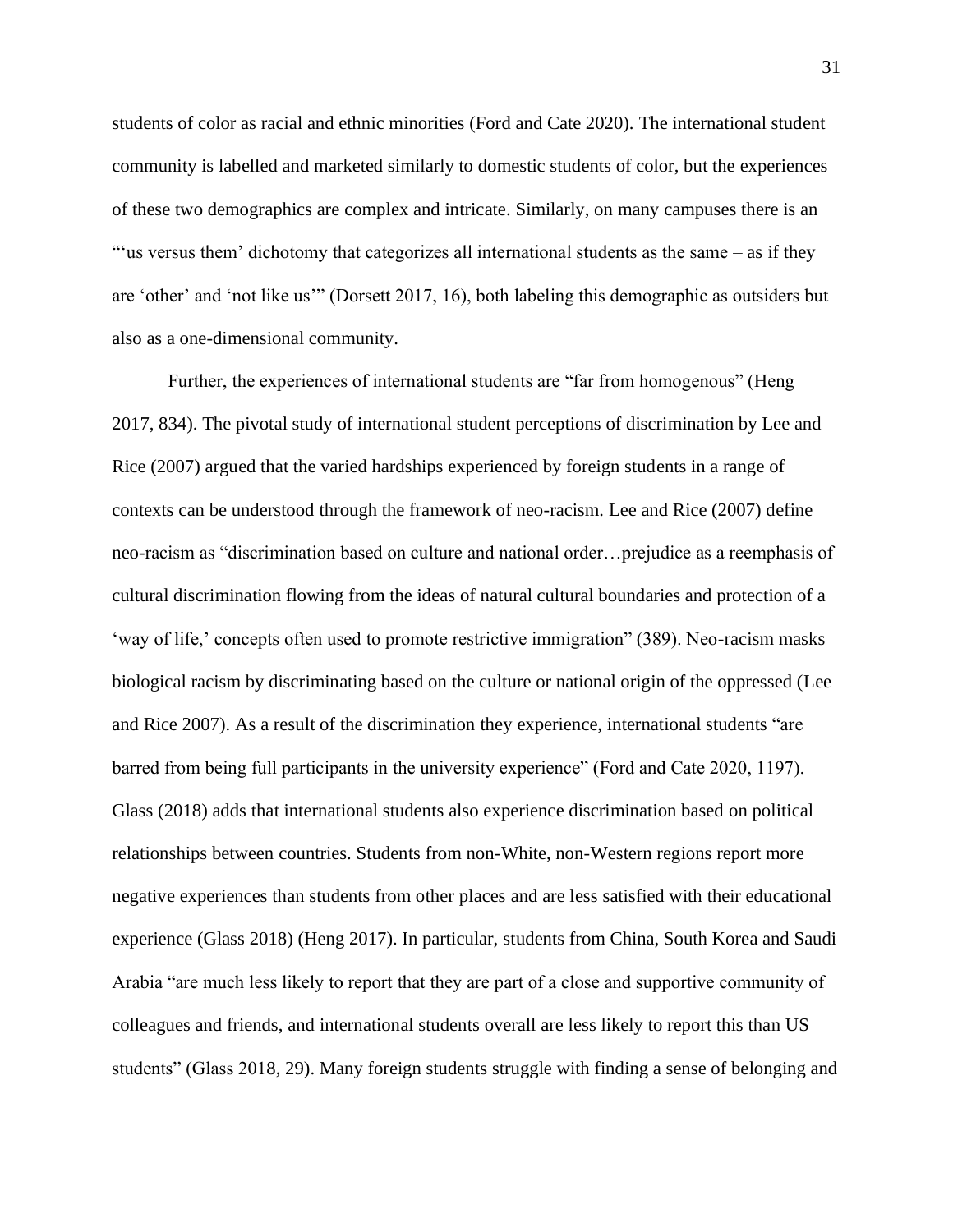students of color as racial and ethnic minorities (Ford and Cate 2020). The international student community is labelled and marketed similarly to domestic students of color, but the experiences of these two demographics are complex and intricate. Similarly, on many campuses there is an "'us versus them' dichotomy that categorizes all international students as the same – as if they are 'other' and 'not like us'" (Dorsett 2017, 16), both labeling this demographic as outsiders but also as a one-dimensional community.

Further, the experiences of international students are "far from homogenous" (Heng 2017, 834). The pivotal study of international student perceptions of discrimination by Lee and Rice (2007) argued that the varied hardships experienced by foreign students in a range of contexts can be understood through the framework of neo-racism. Lee and Rice (2007) define neo-racism as "discrimination based on culture and national order…prejudice as a reemphasis of cultural discrimination flowing from the ideas of natural cultural boundaries and protection of a 'way of life,' concepts often used to promote restrictive immigration" (389). Neo-racism masks biological racism by discriminating based on the culture or national origin of the oppressed (Lee and Rice 2007). As a result of the discrimination they experience, international students "are barred from being full participants in the university experience" (Ford and Cate 2020, 1197). Glass (2018) adds that international students also experience discrimination based on political relationships between countries. Students from non-White, non-Western regions report more negative experiences than students from other places and are less satisfied with their educational experience (Glass 2018) (Heng 2017). In particular, students from China, South Korea and Saudi Arabia "are much less likely to report that they are part of a close and supportive community of colleagues and friends, and international students overall are less likely to report this than US students" (Glass 2018, 29). Many foreign students struggle with finding a sense of belonging and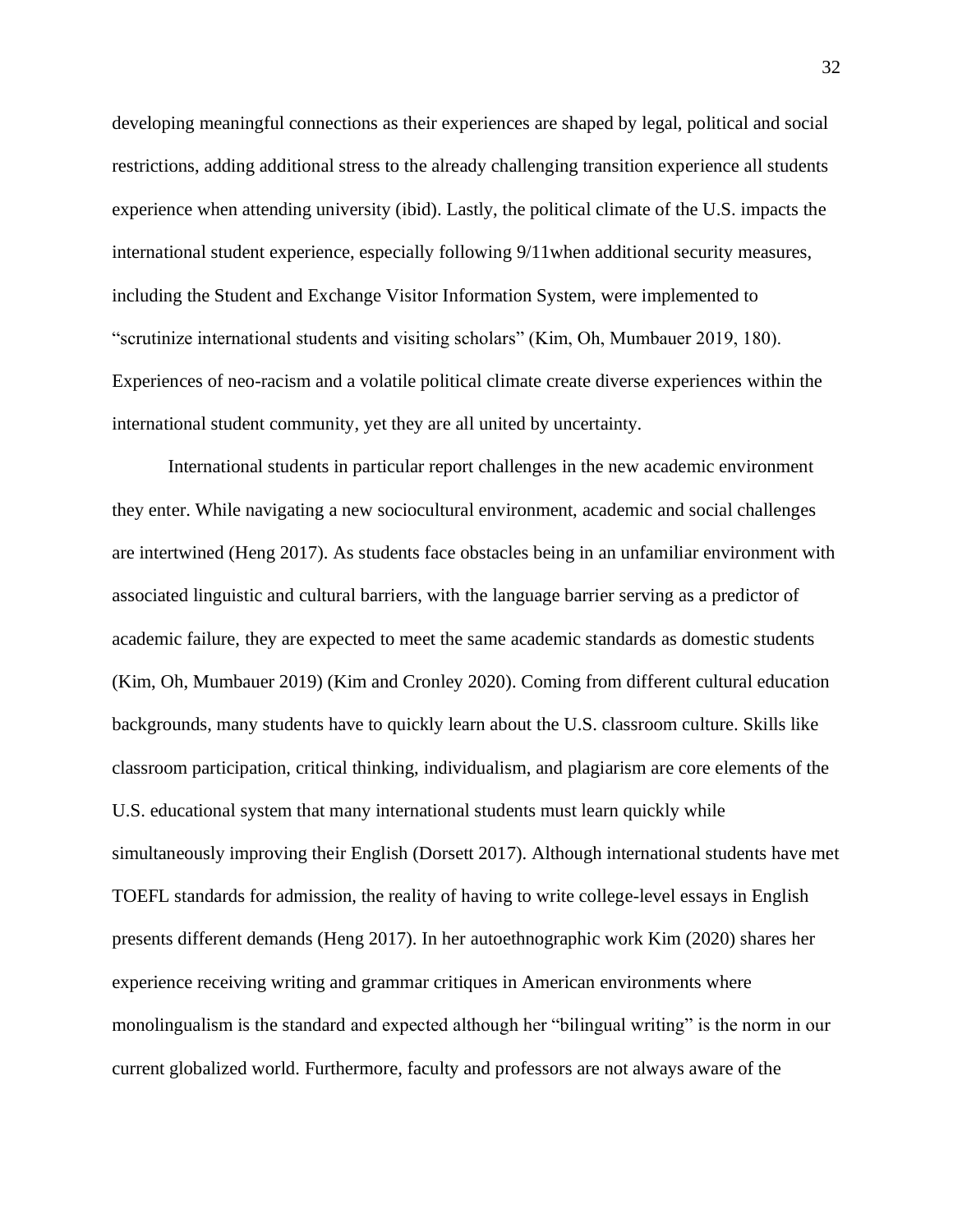developing meaningful connections as their experiences are shaped by legal, political and social restrictions, adding additional stress to the already challenging transition experience all students experience when attending university (ibid). Lastly, the political climate of the U.S. impacts the international student experience, especially following 9/11when additional security measures, including the Student and Exchange Visitor Information System, were implemented to "scrutinize international students and visiting scholars" (Kim, Oh, Mumbauer 2019, 180). Experiences of neo-racism and a volatile political climate create diverse experiences within the international student community, yet they are all united by uncertainty.

International students in particular report challenges in the new academic environment they enter. While navigating a new sociocultural environment, academic and social challenges are intertwined (Heng 2017). As students face obstacles being in an unfamiliar environment with associated linguistic and cultural barriers, with the language barrier serving as a predictor of academic failure, they are expected to meet the same academic standards as domestic students (Kim, Oh, Mumbauer 2019) (Kim and Cronley 2020). Coming from different cultural education backgrounds, many students have to quickly learn about the U.S. classroom culture. Skills like classroom participation, critical thinking, individualism, and plagiarism are core elements of the U.S. educational system that many international students must learn quickly while simultaneously improving their English (Dorsett 2017). Although international students have met TOEFL standards for admission, the reality of having to write college-level essays in English presents different demands (Heng 2017). In her autoethnographic work Kim (2020) shares her experience receiving writing and grammar critiques in American environments where monolingualism is the standard and expected although her "bilingual writing" is the norm in our current globalized world. Furthermore, faculty and professors are not always aware of the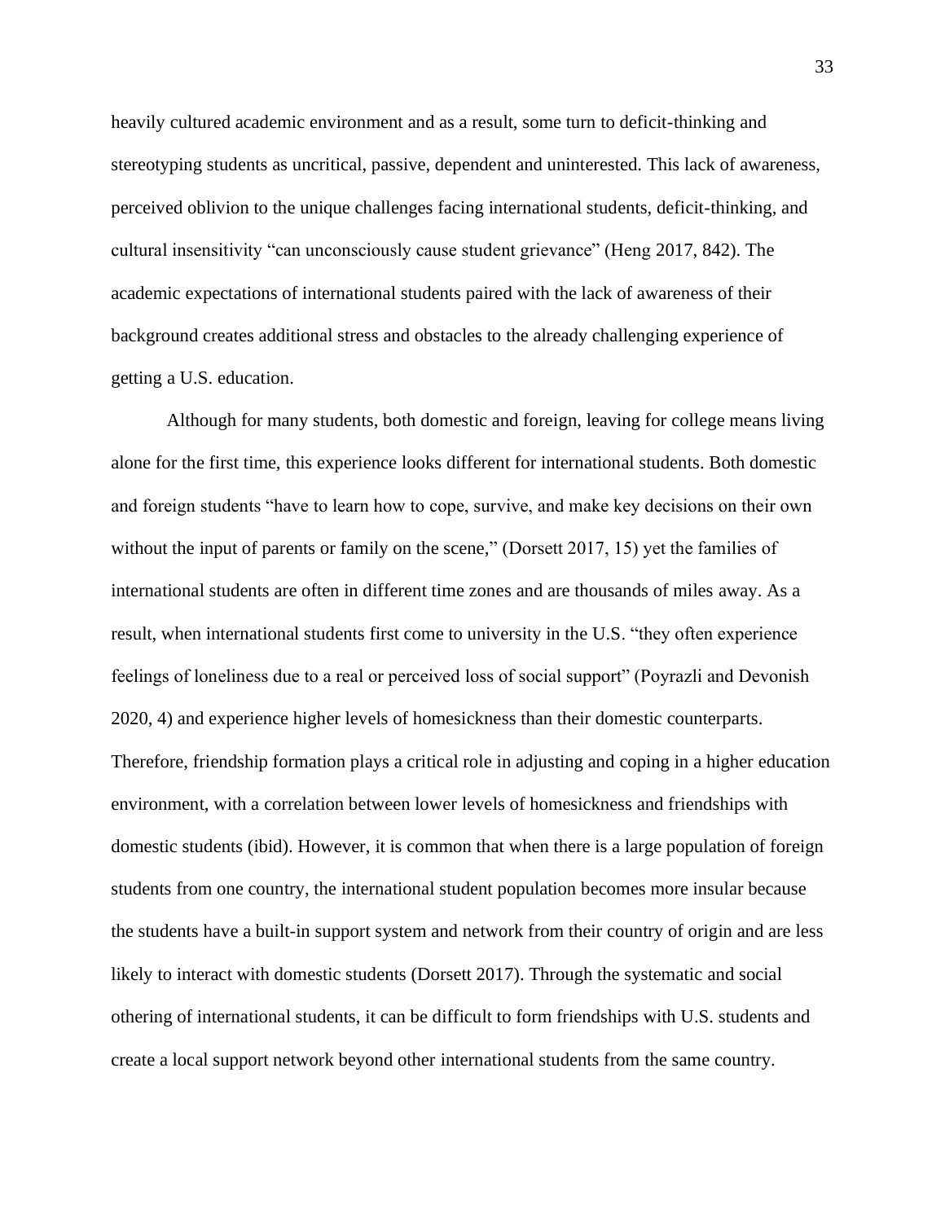heavily cultured academic environment and as a result, some turn to deficit-thinking and stereotyping students as uncritical, passive, dependent and uninterested. This lack of awareness, perceived oblivion to the unique challenges facing international students, deficit-thinking, and cultural insensitivity "can unconsciously cause student grievance" (Heng 2017, 842). The academic expectations of international students paired with the lack of awareness of their background creates additional stress and obstacles to the already challenging experience of getting a U.S. education.

Although for many students, both domestic and foreign, leaving for college means living alone for the first time, this experience looks different for international students. Both domestic and foreign students "have to learn how to cope, survive, and make key decisions on their own without the input of parents or family on the scene," (Dorsett 2017, 15) yet the families of international students are often in different time zones and are thousands of miles away. As a result, when international students first come to university in the U.S. "they often experience feelings of loneliness due to a real or perceived loss of social support" (Poyrazli and Devonish 2020, 4) and experience higher levels of homesickness than their domestic counterparts. Therefore, friendship formation plays a critical role in adjusting and coping in a higher education environment, with a correlation between lower levels of homesickness and friendships with domestic students (ibid). However, it is common that when there is a large population of foreign students from one country, the international student population becomes more insular because the students have a built-in support system and network from their country of origin and are less likely to interact with domestic students (Dorsett 2017). Through the systematic and social othering of international students, it can be difficult to form friendships with U.S. students and create a local support network beyond other international students from the same country.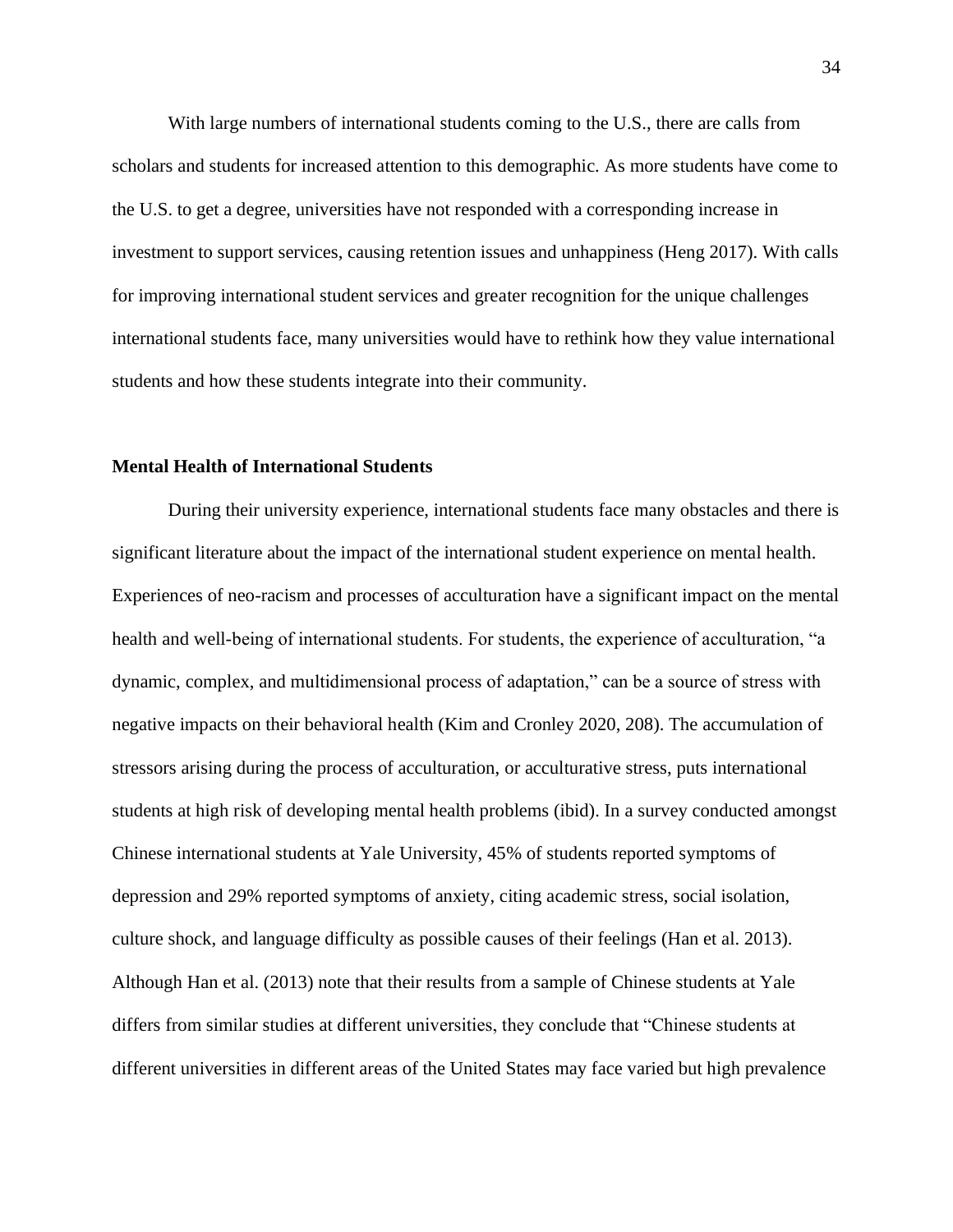With large numbers of international students coming to the U.S., there are calls from scholars and students for increased attention to this demographic. As more students have come to the U.S. to get a degree, universities have not responded with a corresponding increase in investment to support services, causing retention issues and unhappiness (Heng 2017). With calls for improving international student services and greater recognition for the unique challenges international students face, many universities would have to rethink how they value international students and how these students integrate into their community.

### Mental Health of International Students

During their university experience, international students face many obstacles and there is significant literature about the impact of the international student experience on mental health. Experiences of neo-racism and processes of acculturation have a significant impact on the mental health and well-being of international students. For students, the experience of acculturation, "a dynamic, complex, and multidimensional process of adaptation," can be a source of stress with negative impacts on their behavioral health (Kim and Cronley 2020, 208). The accumulation of stressors arising during the process of acculturation, or acculturative stress, puts international students at high risk of developing mental health problems (ibid). In a survey conducted amongst Chinese international students at Yale University, 45% of students reported symptoms of depression and 29% reported symptoms of anxiety, citing academic stress, social isolation, culture shock, and language difficulty as possible causes of their feelings (Han et al. 2013). Although Han et al. (2013) note that their results from a sample of Chinese students at Yale differs from similar studies at different universities, they conclude that "Chinese students at different universities in different areas of the United States may face varied but high prevalence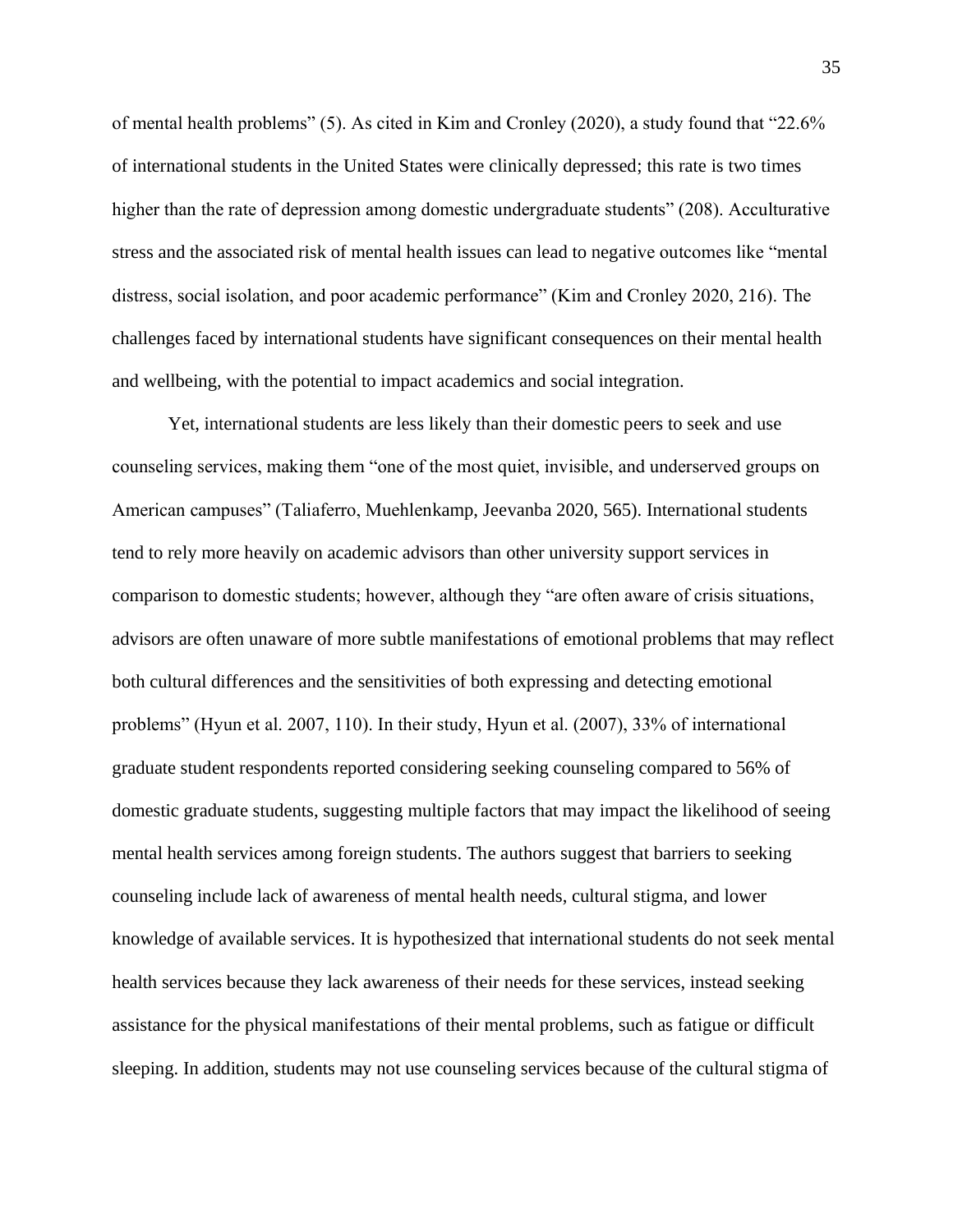of mental health problems" (5). As cited in Kim and Cronley (2020), a study found that "22.6% of international students in the United States were clinically depressed; this rate is two times higher than the rate of depression among domestic undergraduate students" (208). Acculturative stress and the associated risk of mental health issues can lead to negative outcomes like "mental distress, social isolation, and poor academic performance" (Kim and Cronley 2020, 216). The challenges faced by international students have significant consequences on their mental health and wellbeing, with the potential to impact academics and social integration.

Yet, international students are less likely than their domestic peers to seek and use counseling services, making them "one of the most quiet, invisible, and underserved groups on American campuses" (Taliaferro, Muehlenkamp, Jeevanba 2020, 565). International students tend to rely more heavily on academic advisors than other university support services in comparison to domestic students; however, although they "are often aware of crisis situations, advisors are often unaware of more subtle manifestations of emotional problems that may reflect both cultural differences and the sensitivities of both expressing and detecting emotional problems" (Hyun et al. 2007, 110). In their study, Hyun et al. (2007), 33% of international graduate student respondents reported considering seeking counseling compared to 56% of domestic graduate students, suggesting multiple factors that may impact the likelihood of seeing mental health services among foreign students. The authors suggest that barriers to seeking counseling include lack of awareness of mental health needs, cultural stigma, and lower knowledge of available services. It is hypothesized that international students do not seek mental health services because they lack awareness of their needs for these services, instead seeking assistance for the physical manifestations of their mental problems, such as fatigue or difficult sleeping. In addition, students may not use counseling services because of the cultural stigma of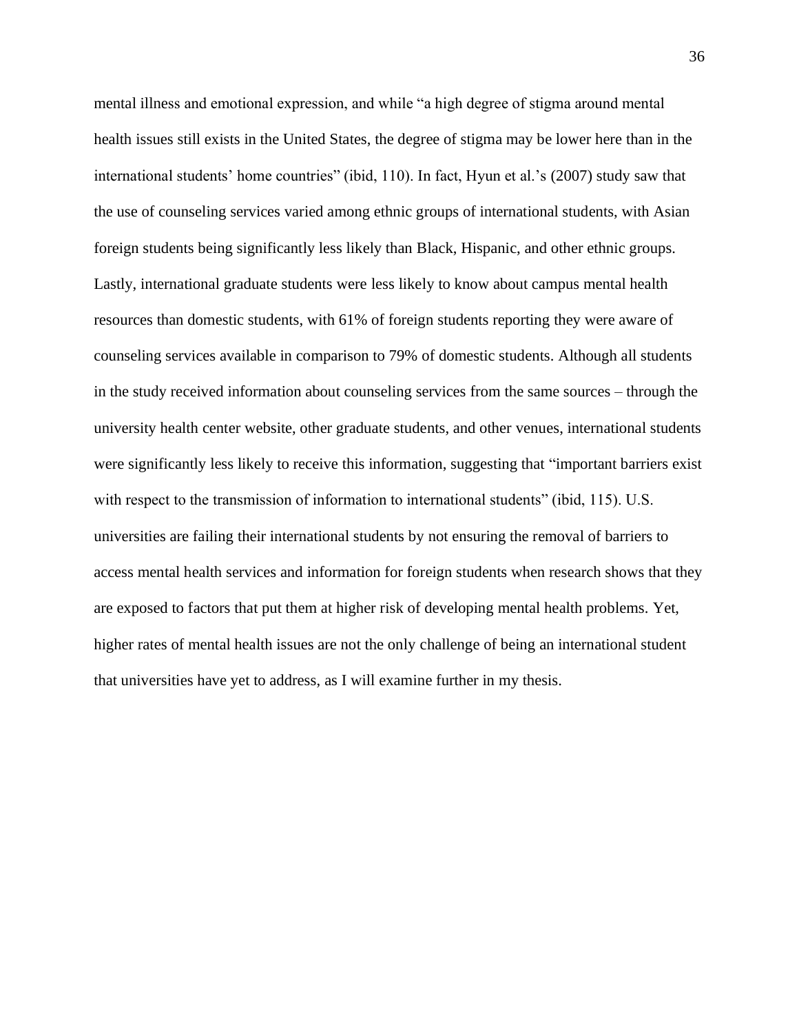mental illness and emotional expression, and while "a high degree of stigma around mental health issues still exists in the United States, the degree of stigma may be lower here than in the international students' home countries" (ibid, 110). In fact, Hyun et al.'s (2007) study saw that the use of counseling services varied among ethnic groups of international students, with Asian foreign students being significantly less likely than Black, Hispanic, and other ethnic groups. Lastly, international graduate students were less likely to know about campus mental health resources than domestic students, with 61% of foreign students reporting they were aware of counseling services available in comparison to 79% of domestic students. Although all students in the study received information about counseling services from the same sources – through the university health center website, other graduate students, and other venues, international students were significantly less likely to receive this information, suggesting that "important barriers exist with respect to the transmission of information to international students" (ibid, 115). U.S. universities are failing their international students by not ensuring the removal of barriers to access mental health services and information for foreign students when research shows that they are exposed to factors that put them at higher risk of developing mental health problems. Yet, higher rates of mental health issues are not the only challenge of being an international student that universities have yet to address, as I will examine further in my thesis.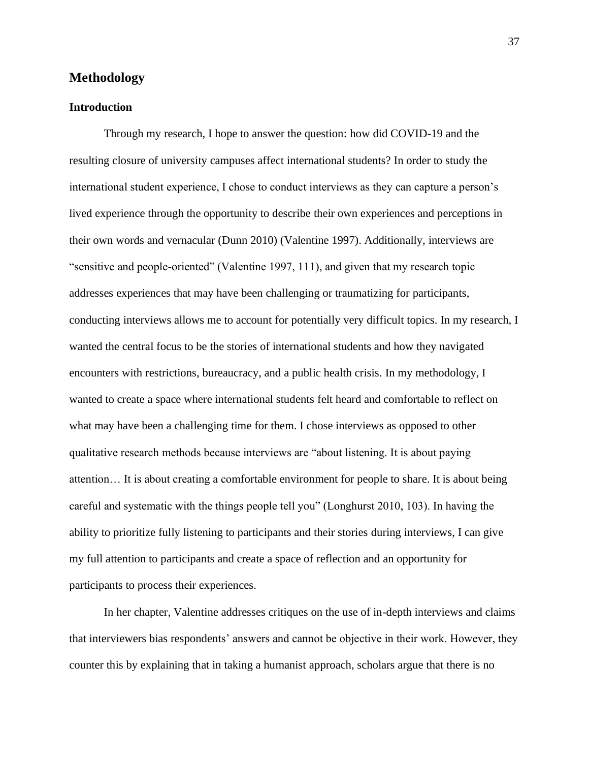## Methodology

### Introduction

Through my research, I hope to answer the question: how did COVID-19 and the resulting closure of university campuses affect international students? In order to study the international student experience, I chose to conduct interviews as they can capture a person's lived experience through the opportunity to describe their own experiences and perceptions in their own words and vernacular (Dunn 2010) (Valentine 1997). Additionally, interviews are "sensitive and people-oriented" (Valentine 1997, 111), and given that my research topic addresses experiences that may have been challenging or traumatizing for participants, conducting interviews allows me to account for potentially very difficult topics. In my research, I wanted the central focus to be the stories of international students and how they navigated encounters with restrictions, bureaucracy, and a public health crisis. In my methodology, I wanted to create a space where international students felt heard and comfortable to reflect on what may have been a challenging time for them. I chose interviews as opposed to other qualitative research methods because interviews are "about listening. It is about paying attention… It is about creating a comfortable environment for people to share. It is about being careful and systematic with the things people tell you" (Longhurst 2010, 103). In having the ability to prioritize fully listening to participants and their stories during interviews, I can give my full attention to participants and create a space of reflection and an opportunity for participants to process their experiences.

In her chapter, Valentine addresses critiques on the use of in-depth interviews and claims that interviewers bias respondents' answers and cannot be objective in their work. However, they counter this by explaining that in taking a humanist approach, scholars argue that there is no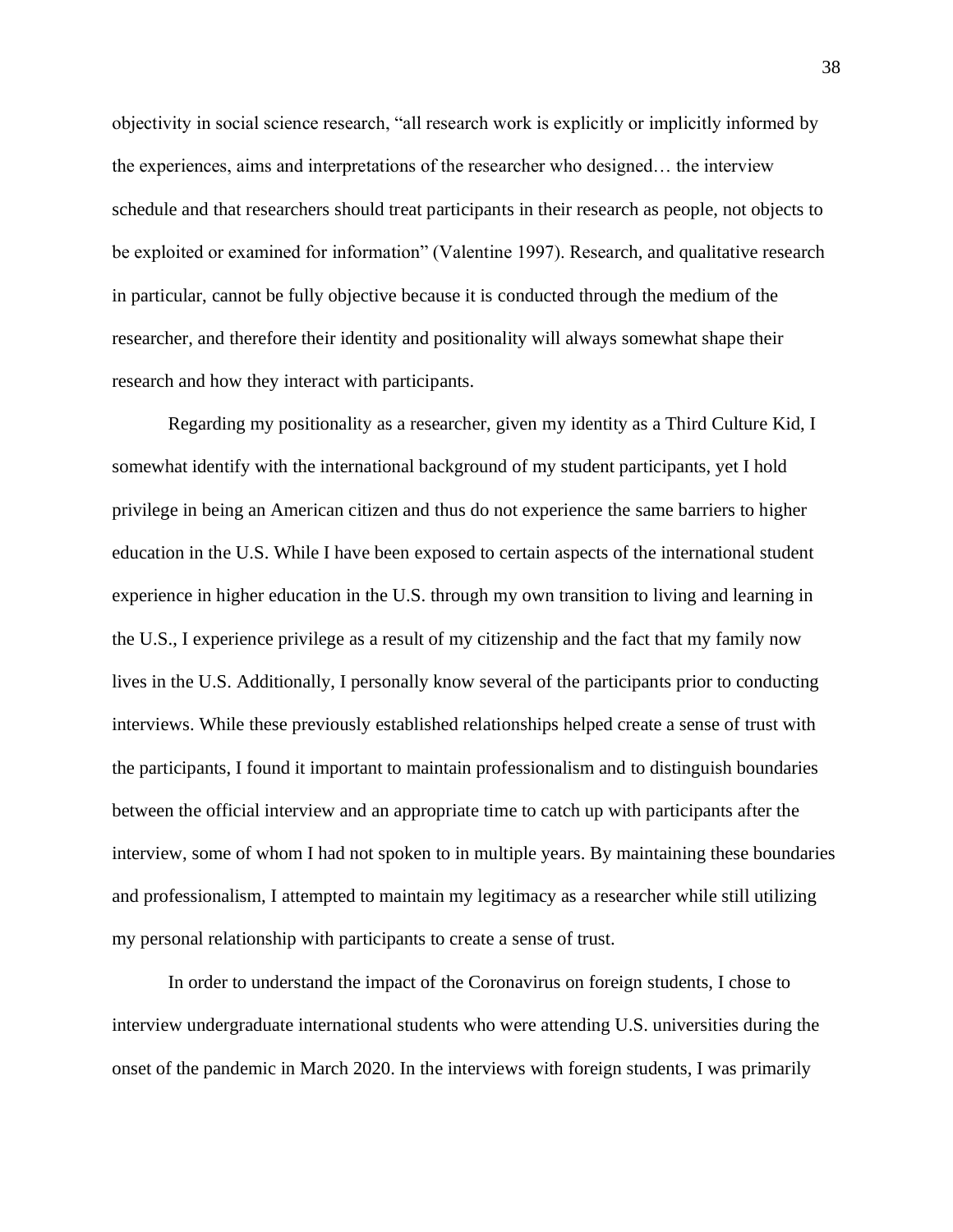objectivity in social science research, "all research work is explicitly or implicitly informed by the experiences, aims and interpretations of the researcher who designed… the interview schedule and that researchers should treat participants in their research as people, not objects to be exploited or examined for information" (Valentine 1997). Research, and qualitative research in particular, cannot be fully objective because it is conducted through the medium of the researcher, and therefore their identity and positionality will always somewhat shape their research and how they interact with participants.

Regarding my positionality as a researcher, given my identity as a Third Culture Kid, I somewhat identify with the international background of my student participants, yet I hold privilege in being an American citizen and thus do not experience the same barriers to higher education in the U.S. While I have been exposed to certain aspects of the international student experience in higher education in the U.S. through my own transition to living and learning in the U.S., I experience privilege as a result of my citizenship and the fact that my family now lives in the U.S. Additionally, I personally know several of the participants prior to conducting interviews. While these previously established relationships helped create a sense of trust with the participants, I found it important to maintain professionalism and to distinguish boundaries between the official interview and an appropriate time to catch up with participants after the interview, some of whom I had not spoken to in multiple years. By maintaining these boundaries and professionalism, I attempted to maintain my legitimacy as a researcher while still utilizing my personal relationship with participants to create a sense of trust.

In order to understand the impact of the Coronavirus on foreign students, I chose to interview undergraduate international students who were attending U.S. universities during the onset of the pandemic in March 2020. In the interviews with foreign students, I was primarily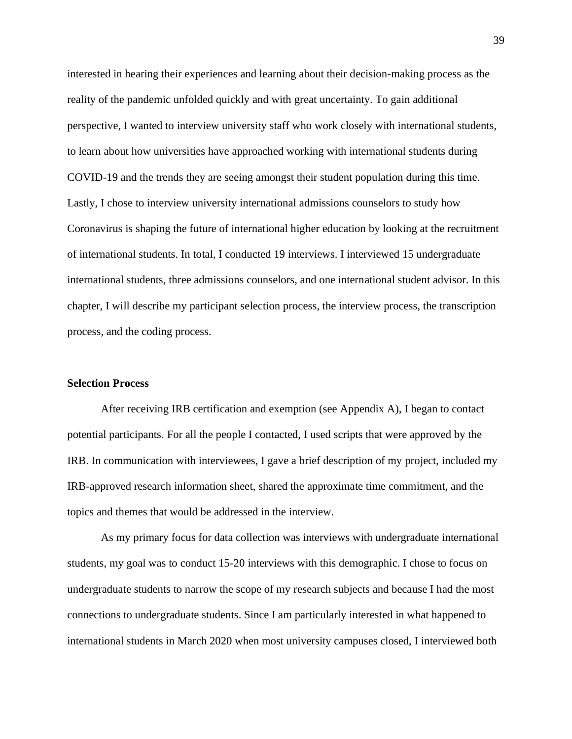interested in hearing their experiences and learning about their decision-making process as the reality of the pandemic unfolded quickly and with great uncertainty. To gain additional perspective, I wanted to interview university staff who work closely with international students, to learn about how universities have approached working with international students during COVID-19 and the trends they are seeing amongst their student population during this time. Lastly, I chose to interview university international admissions counselors to study how Coronavirus is shaping the future of international higher education by looking at the recruitment of international students. In total, I conducted 19 interviews. I interviewed 15 undergraduate international students, three admissions counselors, and one international student advisor. In this chapter, I will describe my participant selection process, the interview process, the transcription process, and the coding process.

**Selection Process**

After receiving IRB certification and exemption (see Appendix A), I began to contact potential participants. For all the people I contacted, I used scripts that were approved by the IRB. In communication with interviewees, I gave a brief description of my project, included my IRB-approved research information sheet, shared the approximate time commitment, and the topics and themes that would be addressed in the interview.

As my primary focus for data collection was interviews with undergraduate international students, my goal was to conduct 15-20 interviews with this demographic. I chose to focus on undergraduate students to narrow the scope of my research subjects and because I had the most connections to undergraduate students. Since I am particularly interested in what happened to international students in March 2020 when most university campuses closed, I interviewed both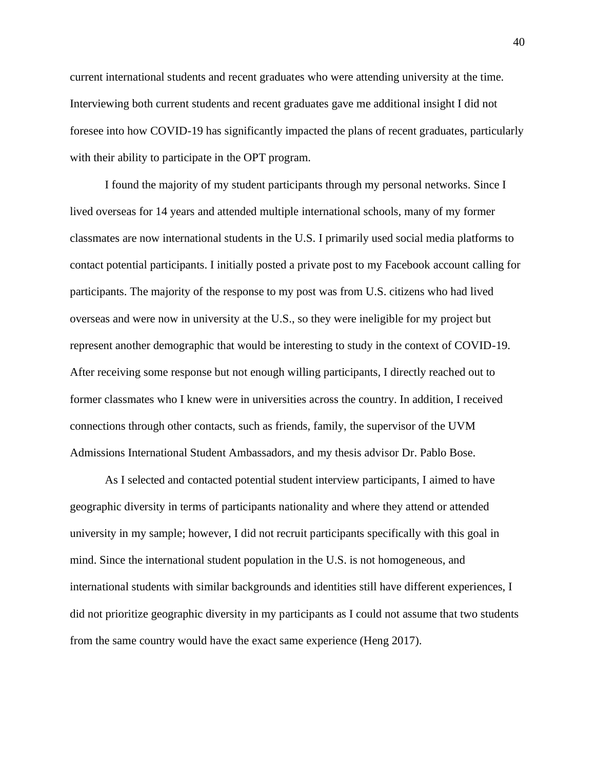current international students and recent graduates who were attending university at the time. Interviewing both current students and recent graduates gave me additional insight I did not foresee into how COVID-19 has significantly impacted the plans of recent graduates, particularly with their ability to participate in the OPT program.

I found the majority of my student participants through my personal networks. Since I lived overseas for 14 years and attended multiple international schools, many of my former classmates are now international students in the U.S. I primarily used social media platforms to contact potential participants. I initially posted a private post to my Facebook account calling for participants. The majority of the response to my post was from U.S. citizens who had lived overseas and were now in university at the U.S., so they were ineligible for my project but represent another demographic that would be interesting to study in the context of COVID-19. After receiving some response but not enough willing participants, I directly reached out to former classmates who I knew were in universities across the country. In addition, I received connections through other contacts, such as friends, family, the supervisor of the UVM Admissions International Student Ambassadors, and my thesis advisor Dr. Pablo Bose.

As I selected and contacted potential student interview participants, I aimed to have geographic diversity in terms of participants nationality and where they attend or attended university in my sample; however, I did not recruit participants specifically with this goal in mind. Since the international student population in the U.S. is not homogeneous, and international students with similar backgrounds and identities still have different experiences, I did not prioritize geographic diversity in my participants as I could not assume that two students from the same country would have the exact same experience (Heng 2017).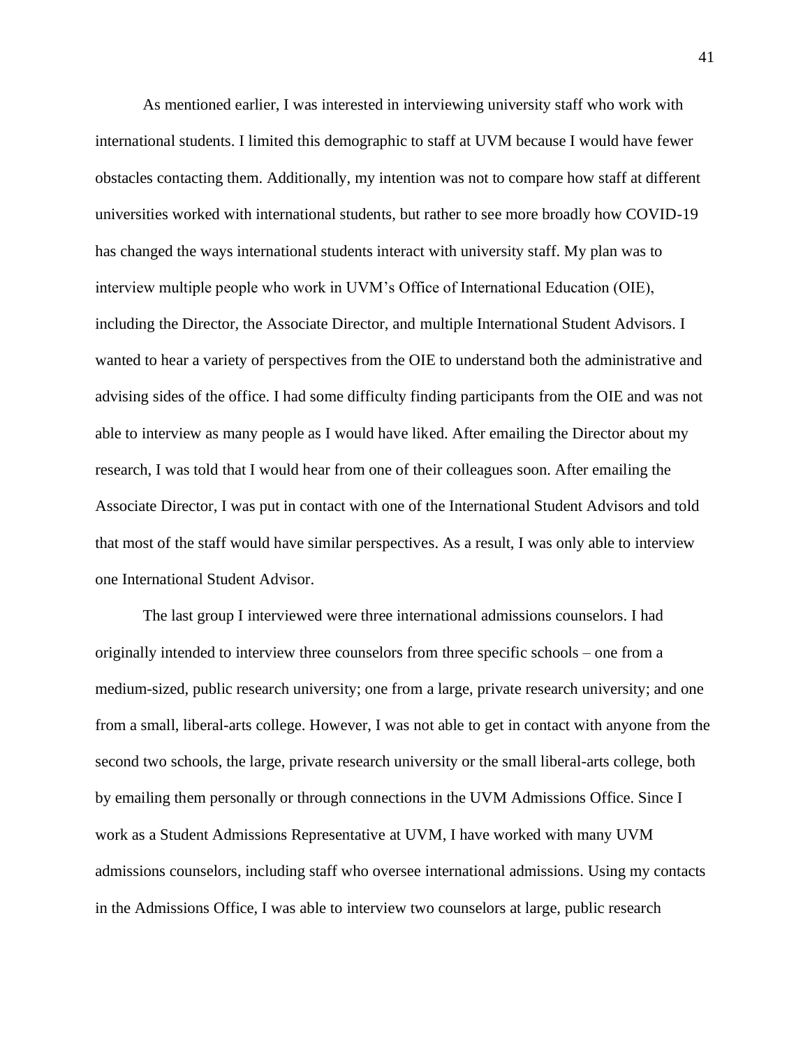As mentioned earlier, I was interested in interviewing university staff who work with international students. I limited this demographic to staff at UVM because I would have fewer obstacles contacting them. Additionally, my intention was not to compare how staff at different universities worked with international students, but rather to see more broadly how COVID-19 has changed the ways international students interact with university staff. My plan was to interview multiple people who work in UVM's Office of International Education (OIE), including the Director, the Associate Director, and multiple International Student Advisors. I wanted to hear a variety of perspectives from the OIE to understand both the administrative and advising sides of the office. I had some difficulty finding participants from the OIE and was not able to interview as many people as I would have liked. After emailing the Director about my research, I was told that I would hear from one of their colleagues soon. After emailing the Associate Director, I was put in contact with one of the International Student Advisors and told that most of the staff would have similar perspectives. As a result, I was only able to interview one International Student Advisor.

The last group I interviewed were three international admissions counselors. I had originally intended to interview three counselors from three specific schools – one from a medium-sized, public research university; one from a large, private research university; and one from a small, liberal-arts college. However, I was not able to get in contact with anyone from the second two schools, the large, private research university or the small liberal-arts college, both by emailing them personally or through connections in the UVM Admissions Office. Since I work as a Student Admissions Representative at UVM, I have worked with many UVM admissions counselors, including staff who oversee international admissions. Using my contacts in the Admissions Office, I was able to interview two counselors at large, public research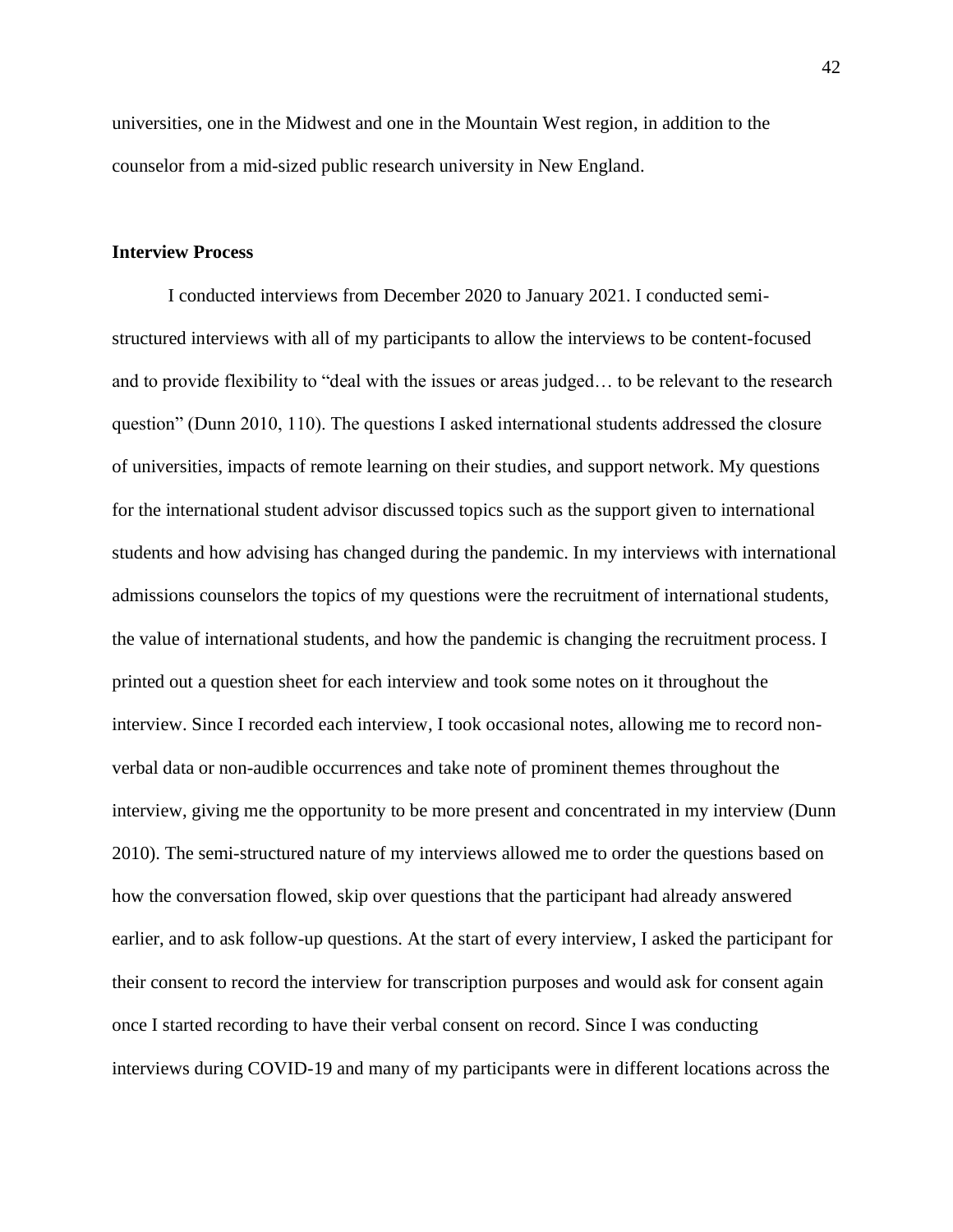universities, one in the Midwest and one in the Mountain West region, in addition to the counselor from a mid-sized public research university in New England.

**Interview Process**

I conducted interviews from December 2020 to January 2021. I conducted semi-structured interviews with all of my participants to allow the interviews to be content-focused and to provide flexibility to "deal with the issues or areas judged… to be relevant to the research question" (Dunn 2010, 110). The questions I asked international students addressed the closure of universities, impacts of remote learning on their studies, and support network. My questions for the international student advisor discussed topics such as the support given to international students and how advising has changed during the pandemic. In my interviews with international admissions counselors the topics of my questions were the recruitment of international students, the value of international students, and how the pandemic is changing the recruitment process. I printed out a question sheet for each interview and took some notes on it throughout the interview. Since I recorded each interview, I took occasional notes, allowing me to record non-verbal data or non-audible occurrences and take note of prominent themes throughout the interview, giving me the opportunity to be more present and concentrated in my interview (Dunn 2010). The semi-structured nature of my interviews allowed me to order the questions based on how the conversation flowed, skip over questions that the participant had already answered earlier, and to ask follow-up questions. At the start of every interview, I asked the participant for their consent to record the interview for transcription purposes and would ask for consent again once I started recording to have their verbal consent on record. Since I was conducting interviews during COVID-19 and many of my participants were in different locations across the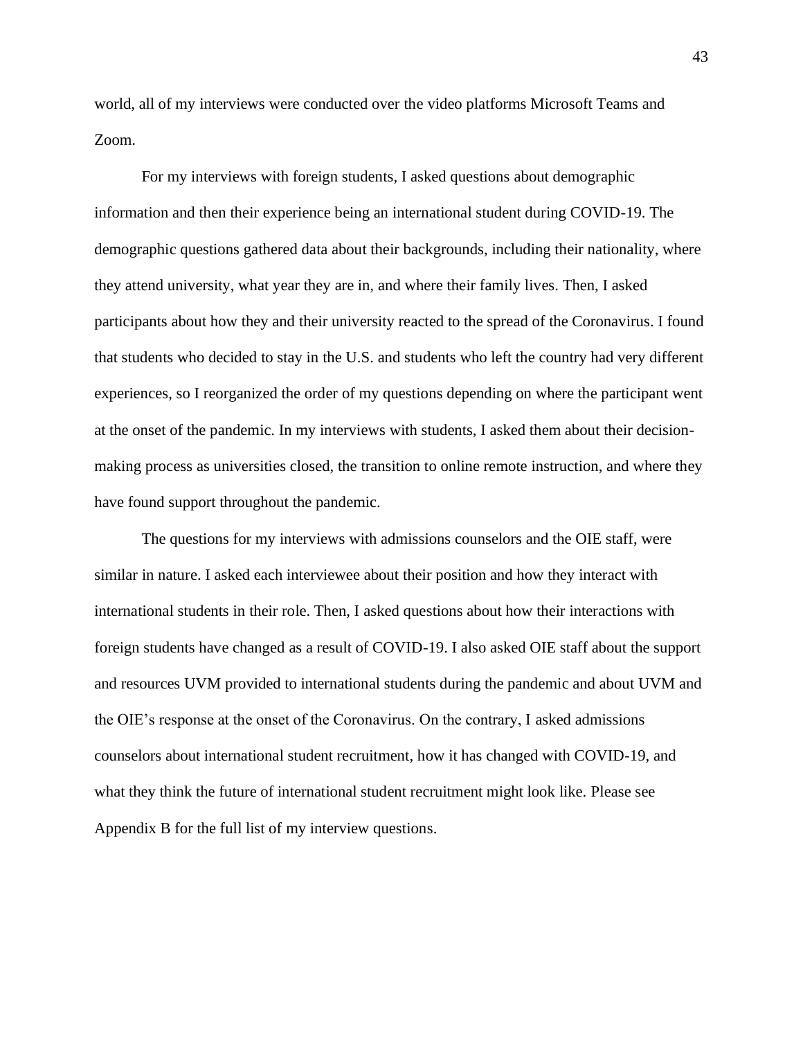world, all of my interviews were conducted over the video platforms Microsoft Teams and Zoom.

For my interviews with foreign students, I asked questions about demographic information and then their experience being an international student during COVID-19. The demographic questions gathered data about their backgrounds, including their nationality, where they attend university, what year they are in, and where their family lives. Then, I asked participants about how they and their university reacted to the spread of the Coronavirus. I found that students who decided to stay in the U.S. and students who left the country had very different experiences, so I reorganized the order of my questions depending on where the participant went at the onset of the pandemic. In my interviews with students, I asked them about their decision-making process as universities closed, the transition to online remote instruction, and where they have found support throughout the pandemic.

The questions for my interviews with admissions counselors and the OIE staff, were similar in nature. I asked each interviewee about their position and how they interact with international students in their role. Then, I asked questions about how their interactions with foreign students have changed as a result of COVID-19. I also asked OIE staff about the support and resources UVM provided to international students during the pandemic and about UVM and the OIE's response at the onset of the Coronavirus. On the contrary, I asked admissions counselors about international student recruitment, how it has changed with COVID-19, and what they think the future of international student recruitment might look like. Please see Appendix B for the full list of my interview questions.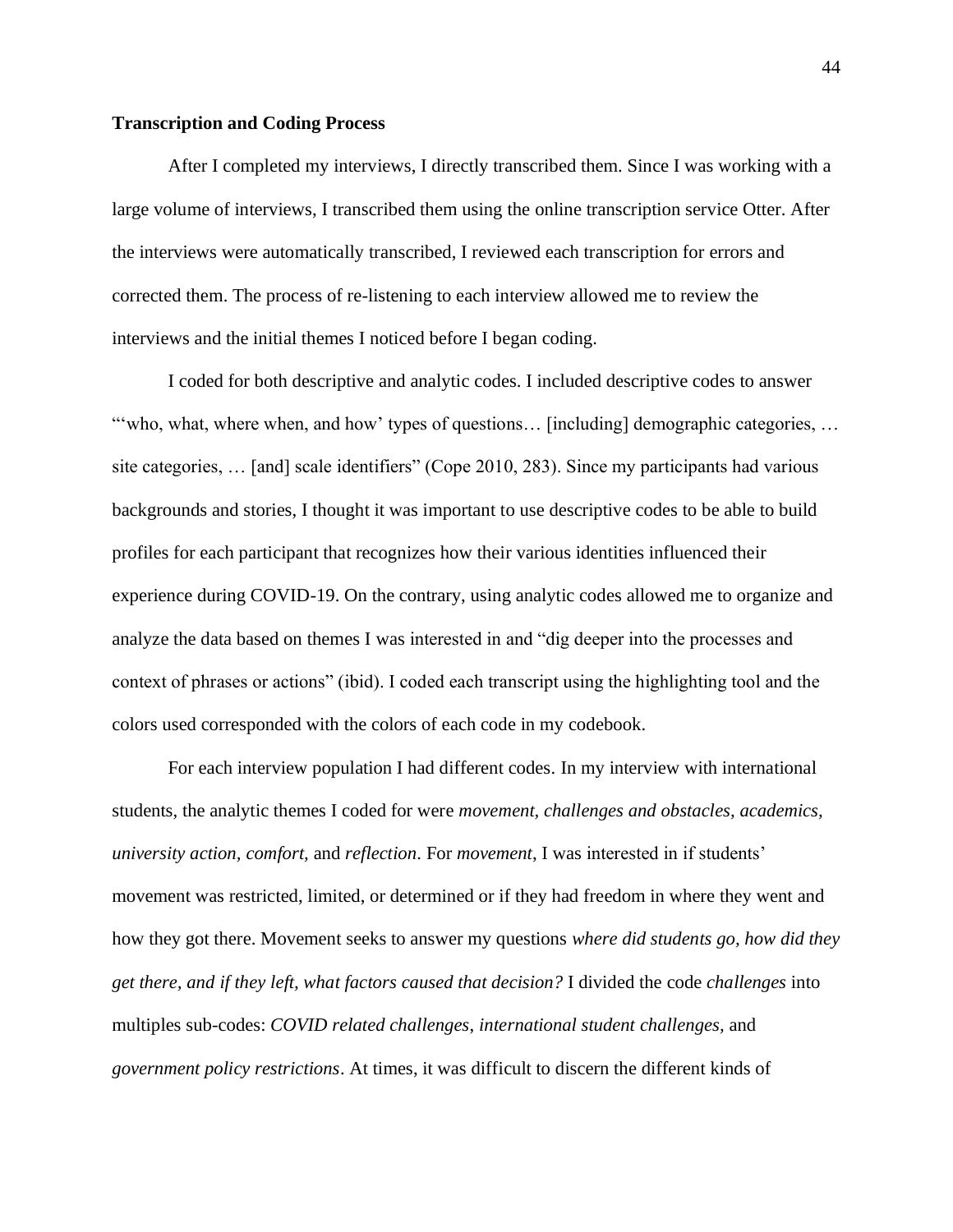**Transcription and Coding Process**

After I completed my interviews, I directly transcribed them. Since I was working with a large volume of interviews, I transcribed them using the online transcription service Otter. After the interviews were automatically transcribed, I reviewed each transcription for errors and corrected them. The process of re-listening to each interview allowed me to review the interviews and the initial themes I noticed before I began coding.

I coded for both descriptive and analytic codes. I included descriptive codes to answer "'who, what, where when, and how' types of questions… [including] demographic categories, … site categories, … [and] scale identifiers" (Cope 2010, 283). Since my participants had various backgrounds and stories, I thought it was important to use descriptive codes to be able to build profiles for each participant that recognizes how their various identities influenced their experience during COVID-19. On the contrary, using analytic codes allowed me to organize and analyze the data based on themes I was interested in and "dig deeper into the processes and context of phrases or actions" (ibid). I coded each transcript using the highlighting tool and the colors used corresponded with the colors of each code in my codebook.

For each interview population I had different codes. In my interview with international students, the analytic themes I coded for were *movement, challenges and obstacles, academics, university action, comfort,* and *reflection*. For *movement*, I was interested in if students' movement was restricted, limited, or determined or if they had freedom in where they went and how they got there. Movement seeks to answer my questions *where did students go, how did they get there, and if they left, what factors caused that decision?* I divided the code *challenges* into multiples sub-codes: *COVID related challenges, international student challenges,* and *government policy restrictions*. At times, it was difficult to discern the different kinds of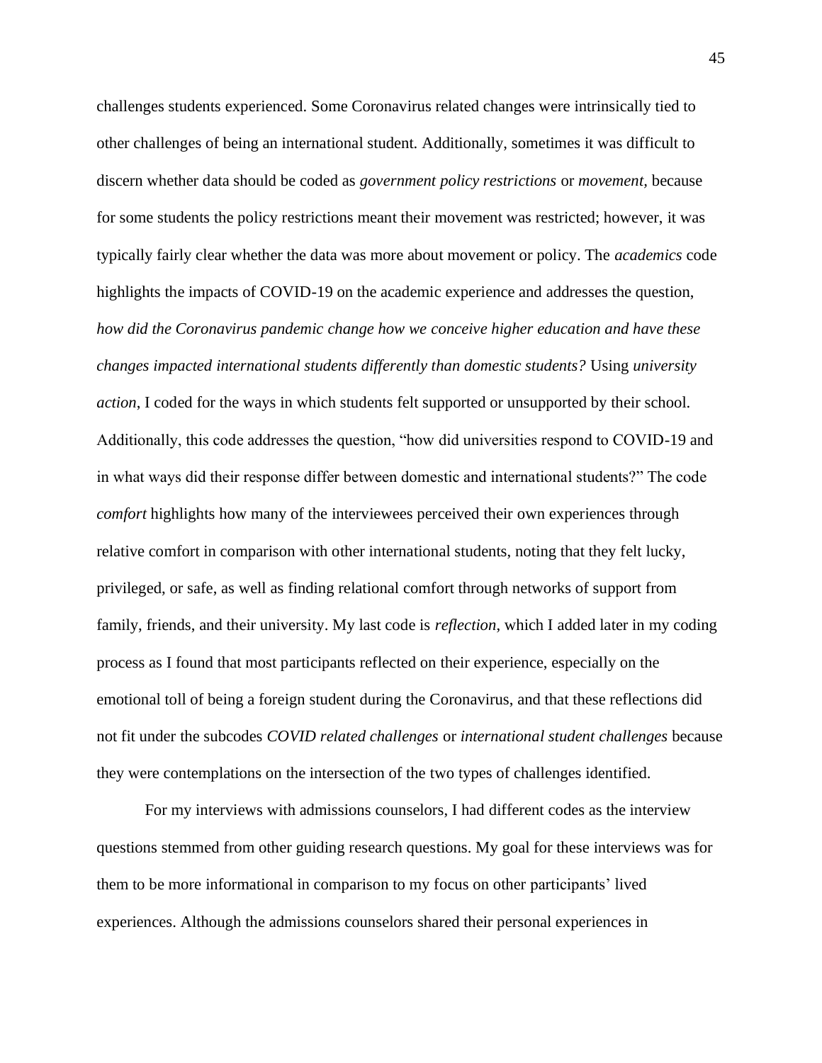challenges students experienced. Some Coronavirus related changes were intrinsically tied to other challenges of being an international student. Additionally, sometimes it was difficult to discern whether data should be coded as *government policy restrictions* or *movement*, because for some students the policy restrictions meant their movement was restricted; however, it was typically fairly clear whether the data was more about movement or policy. The *academics* code highlights the impacts of COVID-19 on the academic experience and addresses the question, *how did the Coronavirus pandemic change how we conceive higher education and have these changes impacted international students differently than domestic students?* Using *university action*, I coded for the ways in which students felt supported or unsupported by their school. Additionally, this code addresses the question, "how did universities respond to COVID-19 and in what ways did their response differ between domestic and international students?" The code *comfort* highlights how many of the interviewees perceived their own experiences through relative comfort in comparison with other international students, noting that they felt lucky, privileged, or safe, as well as finding relational comfort through networks of support from family, friends, and their university. My last code is *reflection*, which I added later in my coding process as I found that most participants reflected on their experience, especially on the emotional toll of being a foreign student during the Coronavirus, and that these reflections did not fit under the subcodes *COVID related challenges* or *international student challenges* because they were contemplations on the intersection of the two types of challenges identified.

For my interviews with admissions counselors, I had different codes as the interview questions stemmed from other guiding research questions. My goal for these interviews was for them to be more informational in comparison to my focus on other participants' lived experiences. Although the admissions counselors shared their personal experiences in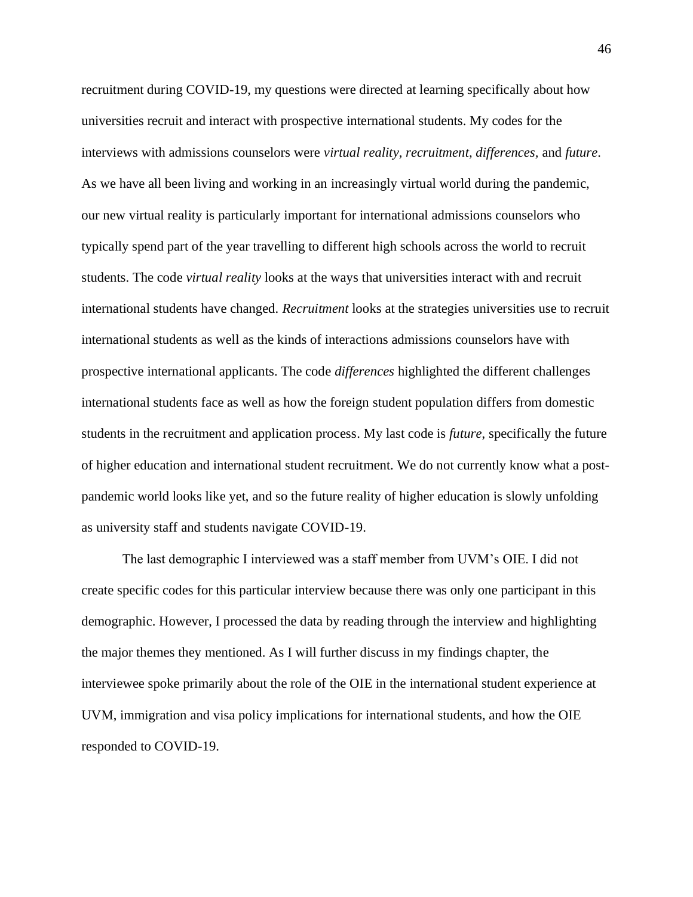recruitment during COVID-19, my questions were directed at learning specifically about how universities recruit and interact with prospective international students. My codes for the interviews with admissions counselors were *virtual reality*, *recruitment*, *differences*, and *future*. As we have all been living and working in an increasingly virtual world during the pandemic, our new virtual reality is particularly important for international admissions counselors who typically spend part of the year travelling to different high schools across the world to recruit students. The code *virtual reality* looks at the ways that universities interact with and recruit international students have changed. *Recruitment* looks at the strategies universities use to recruit international students as well as the kinds of interactions admissions counselors have with prospective international applicants. The code *differences* highlighted the different challenges international students face as well as how the foreign student population differs from domestic students in the recruitment and application process. My last code is *future*, specifically the future of higher education and international student recruitment. We do not currently know what a post-pandemic world looks like yet, and so the future reality of higher education is slowly unfolding as university staff and students navigate COVID-19.

The last demographic I interviewed was a staff member from UVM's OIE. I did not create specific codes for this particular interview because there was only one participant in this demographic. However, I processed the data by reading through the interview and highlighting the major themes they mentioned. As I will further discuss in my findings chapter, the interviewee spoke primarily about the role of the OIE in the international student experience at UVM, immigration and visa policy implications for international students, and how the OIE responded to COVID-19.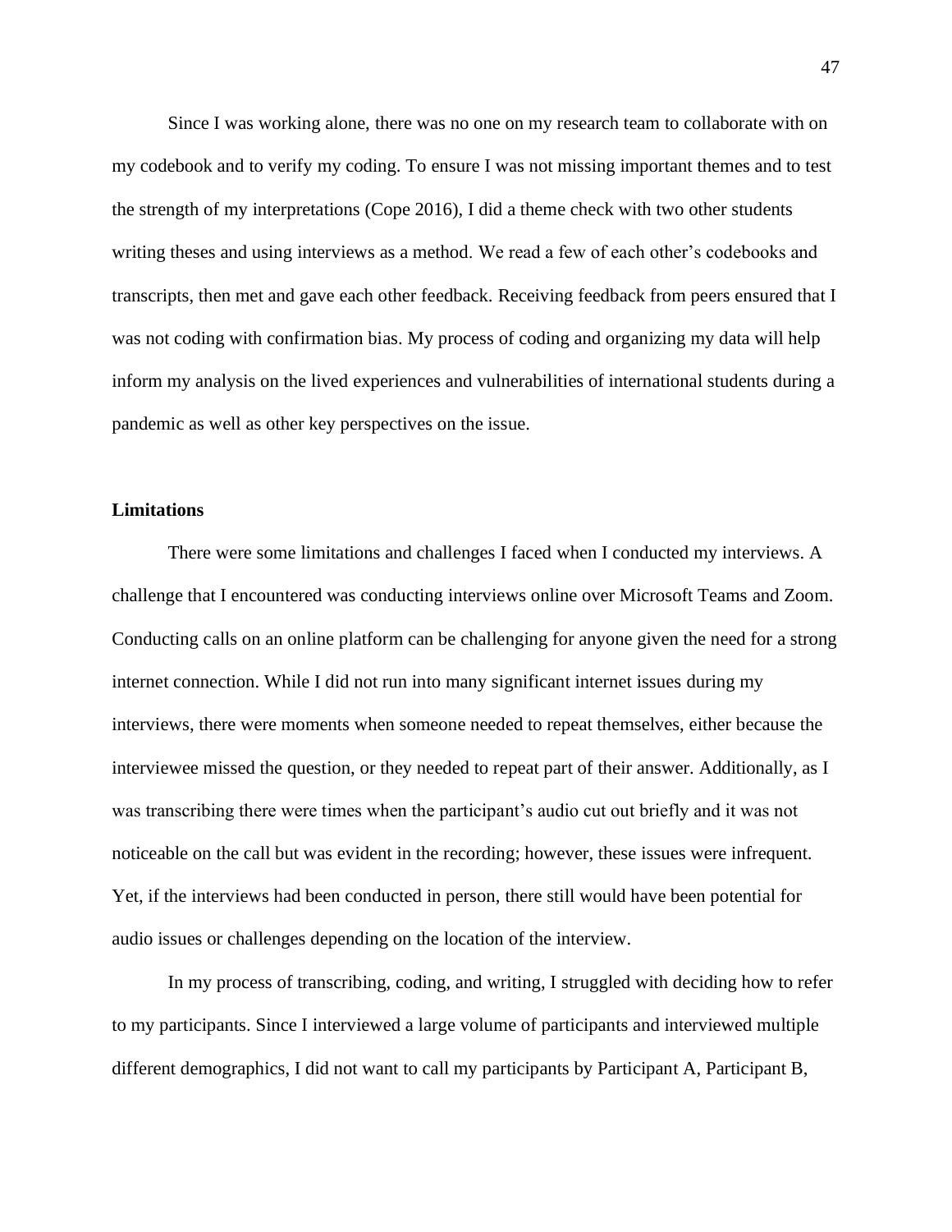Since I was working alone, there was no one on my research team to collaborate with on my codebook and to verify my coding. To ensure I was not missing important themes and to test the strength of my interpretations (Cope 2016), I did a theme check with two other students writing theses and using interviews as a method. We read a few of each other's codebooks and transcripts, then met and gave each other feedback. Receiving feedback from peers ensured that I was not coding with confirmation bias. My process of coding and organizing my data will help inform my analysis on the lived experiences and vulnerabilities of international students during a pandemic as well as other key perspectives on the issue.

**Limitations**

There were some limitations and challenges I faced when I conducted my interviews. A challenge that I encountered was conducting interviews online over Microsoft Teams and Zoom. Conducting calls on an online platform can be challenging for anyone given the need for a strong internet connection. While I did not run into many significant internet issues during my interviews, there were moments when someone needed to repeat themselves, either because the interviewee missed the question, or they needed to repeat part of their answer. Additionally, as I was transcribing there were times when the participant's audio cut out briefly and it was not noticeable on the call but was evident in the recording; however, these issues were infrequent. Yet, if the interviews had been conducted in person, there still would have been potential for audio issues or challenges depending on the location of the interview.

In my process of transcribing, coding, and writing, I struggled with deciding how to refer to my participants. Since I interviewed a large volume of participants and interviewed multiple different demographics, I did not want to call my participants by Participant A, Participant B,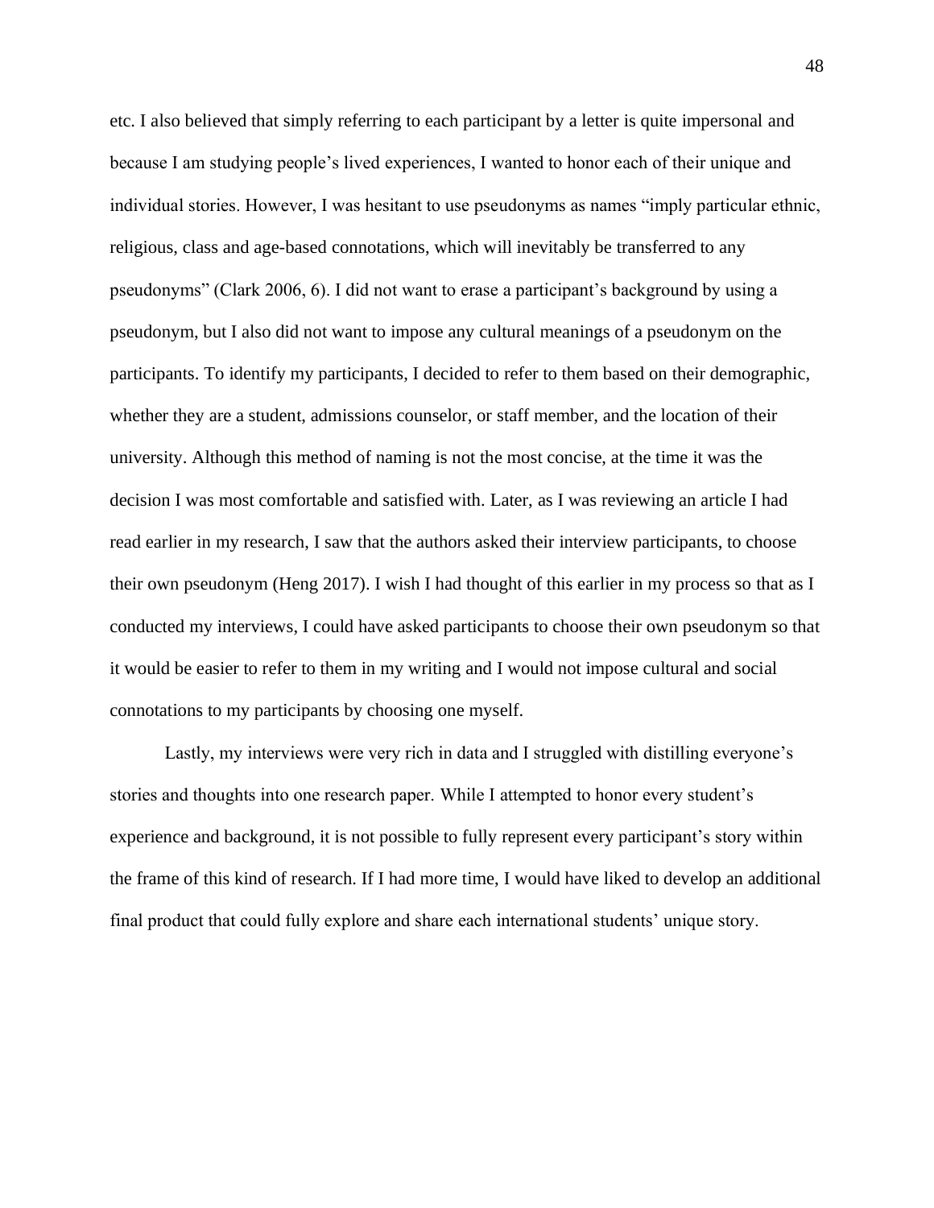etc. I also believed that simply referring to each participant by a letter is quite impersonal and because I am studying people's lived experiences, I wanted to honor each of their unique and individual stories. However, I was hesitant to use pseudonyms as names "imply particular ethnic, religious, class and age-based connotations, which will inevitably be transferred to any pseudonyms" (Clark 2006, 6). I did not want to erase a participant's background by using a pseudonym, but I also did not want to impose any cultural meanings of a pseudonym on the participants. To identify my participants, I decided to refer to them based on their demographic, whether they are a student, admissions counselor, or staff member, and the location of their university. Although this method of naming is not the most concise, at the time it was the decision I was most comfortable and satisfied with. Later, as I was reviewing an article I had read earlier in my research, I saw that the authors asked their interview participants, to choose their own pseudonym (Heng 2017). I wish I had thought of this earlier in my process so that as I conducted my interviews, I could have asked participants to choose their own pseudonym so that it would be easier to refer to them in my writing and I would not impose cultural and social connotations to my participants by choosing one myself.

Lastly, my interviews were very rich in data and I struggled with distilling everyone's stories and thoughts into one research paper. While I attempted to honor every student's experience and background, it is not possible to fully represent every participant's story within the frame of this kind of research. If I had more time, I would have liked to develop an additional final product that could fully explore and share each international students' unique story.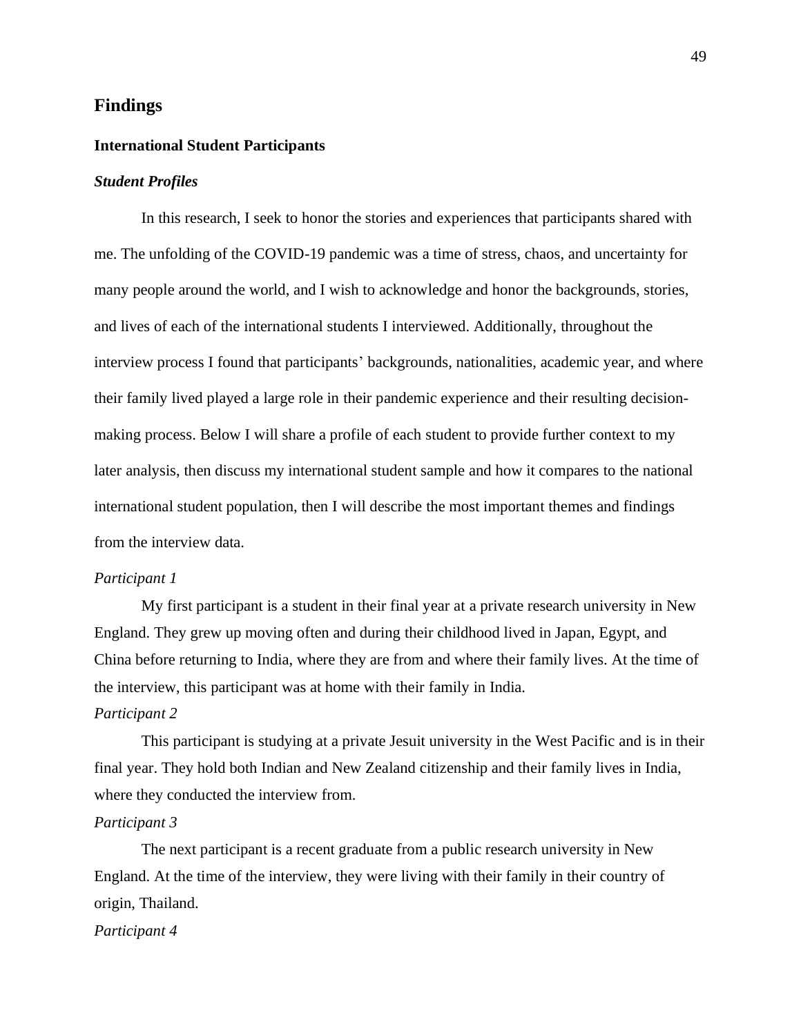## Findings

### International Student Participants

#### *Student Profiles*

In this research, I seek to honor the stories and experiences that participants shared with me. The unfolding of the COVID-19 pandemic was a time of stress, chaos, and uncertainty for many people around the world, and I wish to acknowledge and honor the backgrounds, stories, and lives of each of the international students I interviewed. Additionally, throughout the interview process I found that participants' backgrounds, nationalities, academic year, and where their family lived played a large role in their pandemic experience and their resulting decision-making process. Below I will share a profile of each student to provide further context to my later analysis, then discuss my international student sample and how it compares to the national international student population, then I will describe the most important themes and findings from the interview data.

*Participant 1*

My first participant is a student in their final year at a private research university in New England. They grew up moving often and during their childhood lived in Japan, Egypt, and China before returning to India, where they are from and where their family lives. At the time of the interview, this participant was at home with their family in India.

*Participant 2*

This participant is studying at a private Jesuit university in the West Pacific and is in their final year. They hold both Indian and New Zealand citizenship and their family lives in India, where they conducted the interview from.

*Participant 3*

The next participant is a recent graduate from a public research university in New England. At the time of the interview, they were living with their family in their country of origin, Thailand.

*Participant 4*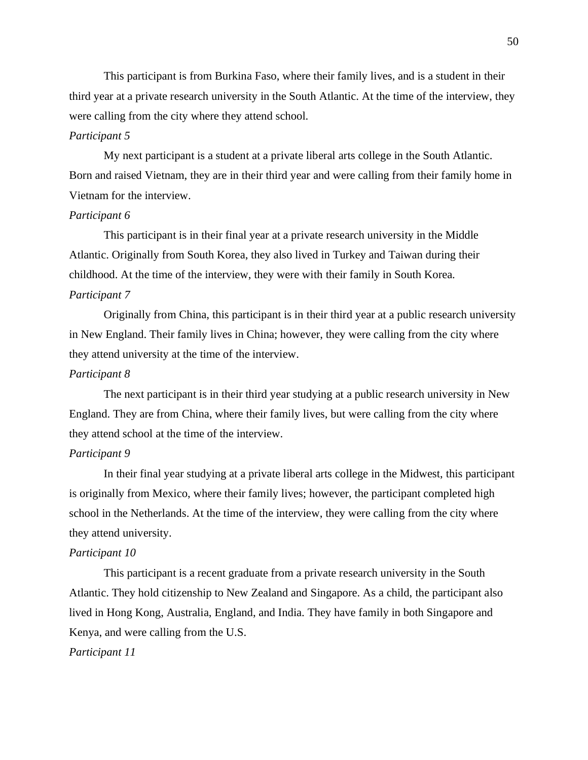This participant is from Burkina Faso, where their family lives, and is a student in their third year at a private research university in the South Atlantic. At the time of the interview, they were calling from the city where they attend school.

*Participant 5*

My next participant is a student at a private liberal arts college in the South Atlantic. Born and raised Vietnam, they are in their third year and were calling from their family home in Vietnam for the interview.

*Participant 6*

This participant is in their final year at a private research university in the Middle Atlantic. Originally from South Korea, they also lived in Turkey and Taiwan during their childhood. At the time of the interview, they were with their family in South Korea.

*Participant 7*

Originally from China, this participant is in their third year at a public research university in New England. Their family lives in China; however, they were calling from the city where they attend university at the time of the interview.

*Participant 8*

The next participant is in their third year studying at a public research university in New England. They are from China, where their family lives, but were calling from the city where they attend school at the time of the interview.

*Participant 9*

In their final year studying at a private liberal arts college in the Midwest, this participant is originally from Mexico, where their family lives; however, the participant completed high school in the Netherlands. At the time of the interview, they were calling from the city where they attend university.

*Participant 10*

This participant is a recent graduate from a private research university in the South Atlantic. They hold citizenship to New Zealand and Singapore. As a child, the participant also lived in Hong Kong, Australia, England, and India. They have family in both Singapore and Kenya, and were calling from the U.S.

*Participant 11*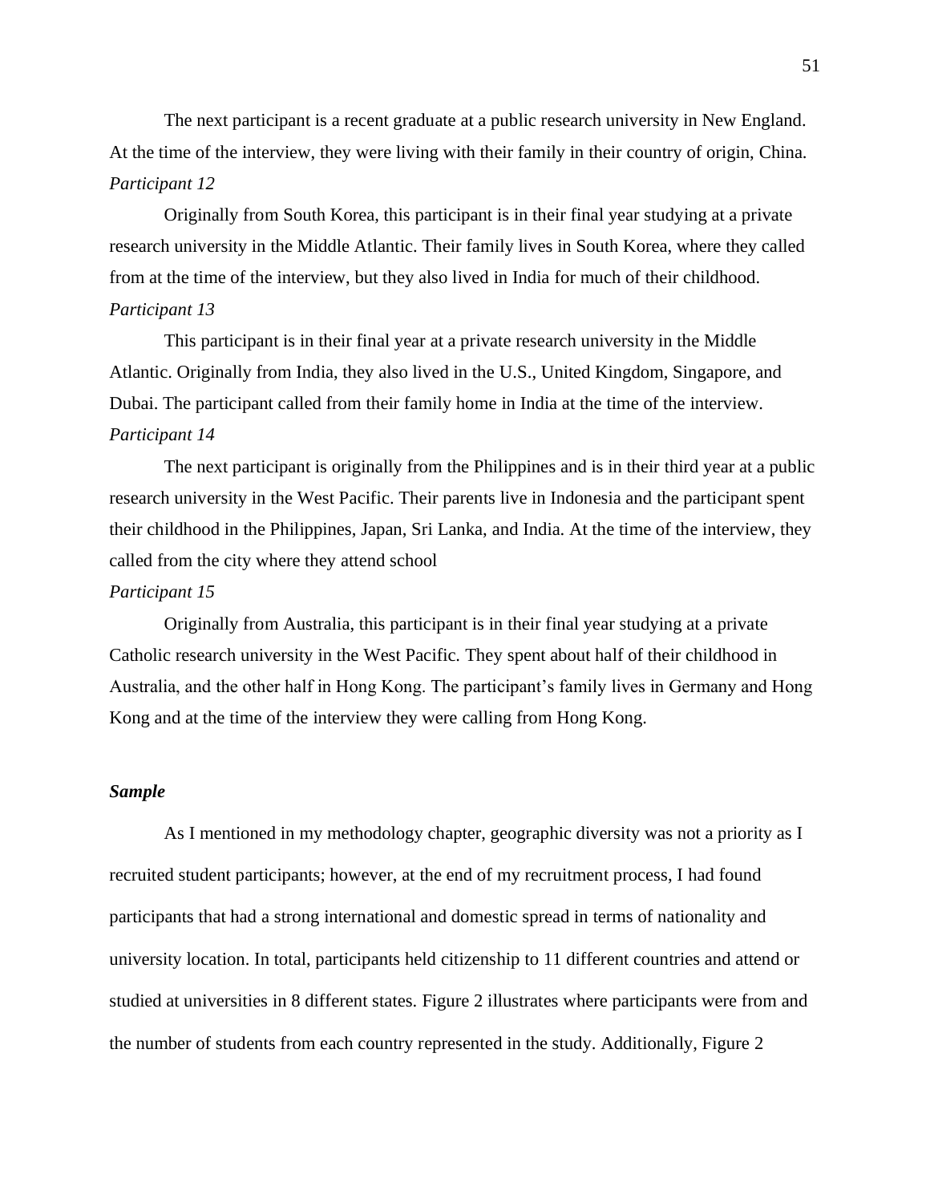The next participant is a recent graduate at a public research university in New England. At the time of the interview, they were living with their family in their country of origin, China.

*Participant 12*

Originally from South Korea, this participant is in their final year studying at a private research university in the Middle Atlantic. Their family lives in South Korea, where they called from at the time of the interview, but they also lived in India for much of their childhood.

*Participant 13*

This participant is in their final year at a private research university in the Middle Atlantic. Originally from India, they also lived in the U.S., United Kingdom, Singapore, and Dubai. The participant called from their family home in India at the time of the interview.

*Participant 14*

The next participant is originally from the Philippines and is in their third year at a public research university in the West Pacific. Their parents live in Indonesia and the participant spent their childhood in the Philippines, Japan, Sri Lanka, and India. At the time of the interview, they called from the city where they attend school

*Participant 15*

Originally from Australia, this participant is in their final year studying at a private Catholic research university in the West Pacific. They spent about half of their childhood in Australia, and the other half in Hong Kong. The participant's family lives in Germany and Hong Kong and at the time of the interview they were calling from Hong Kong.

***Sample***

As I mentioned in my methodology chapter, geographic diversity was not a priority as I recruited student participants; however, at the end of my recruitment process, I had found participants that had a strong international and domestic spread in terms of nationality and university location. In total, participants held citizenship to 11 different countries and attend or studied at universities in 8 different states. Figure 2 illustrates where participants were from and the number of students from each country represented in the study. Additionally, Figure 2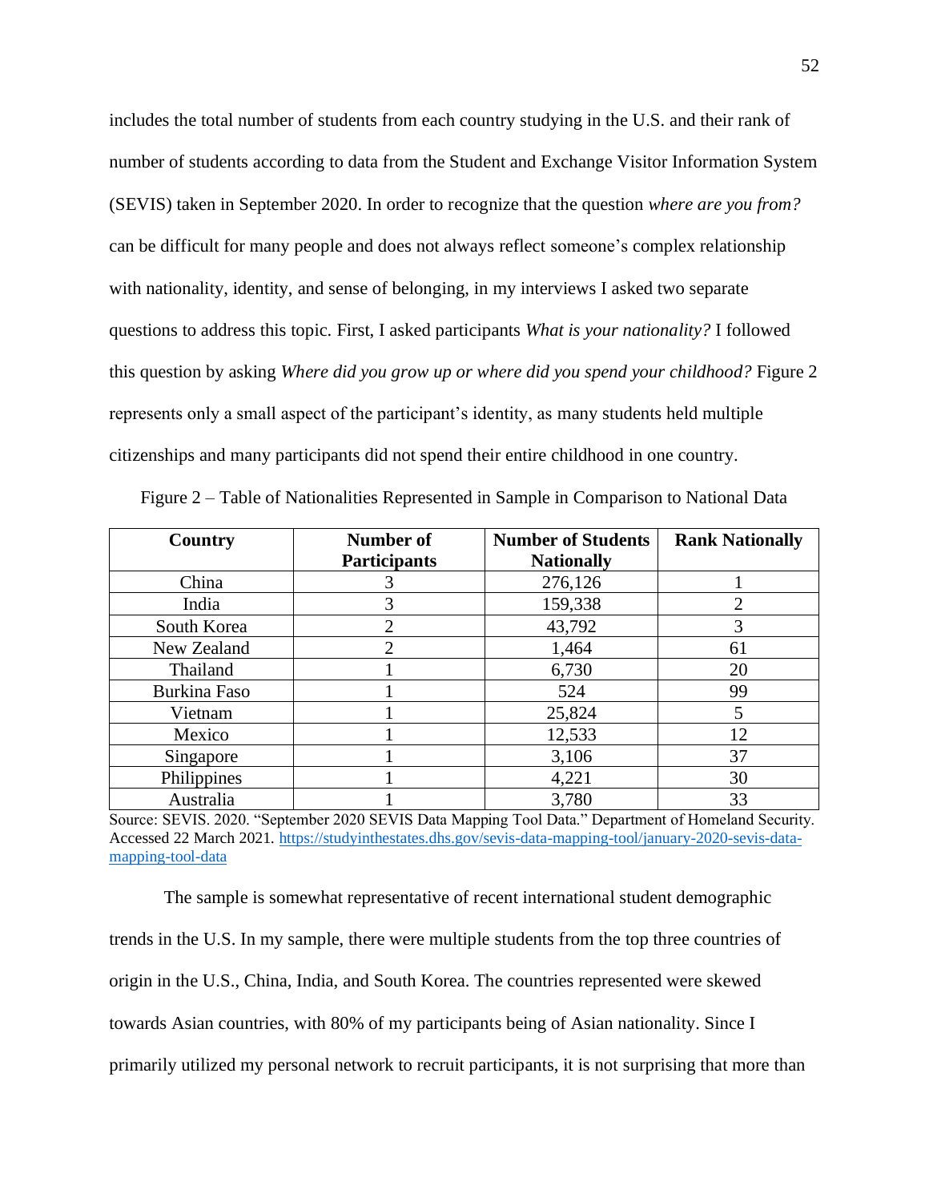includes the total number of students from each country studying in the U.S. and their rank of number of students according to data from the Student and Exchange Visitor Information System (SEVIS) taken in September 2020. In order to recognize that the question *where are you from?* can be difficult for many people and does not always reflect someone's complex relationship with nationality, identity, and sense of belonging, in my interviews I asked two separate questions to address this topic. First, I asked participants *What is your nationality?* I followed this question by asking *Where did you grow up or where did you spend your childhood?* Figure 2 represents only a small aspect of the participant's identity, as many students held multiple citizenships and many participants did not spend their entire childhood in one country.

Figure 2 – Table of Nationalities Represented in Sample in Comparison to National Data

| Country | Number of Participants | Number of Students Nationally | Rank Nationally |
|---|---|---|---|
| China | 3 | 276,126 | 1 |
| India | 3 | 159,338 | 2 |
| South Korea | 2 | 43,792 | 3 |
| New Zealand | 2 | 1,464 | 61 |
| Thailand | 1 | 6,730 | 20 |
| Burkina Faso | 1 | 524 | 99 |
| Vietnam | 1 | 25,824 | 5 |
| Mexico | 1 | 12,533 | 12 |
| Singapore | 1 | 3,106 | 37 |
| Philippines | 1 | 4,221 | 30 |
| Australia | 1 | 3,780 | 33 |

Source: SEVIS. 2020. "September 2020 SEVIS Data Mapping Tool Data." Department of Homeland Security. Accessed 22 March 2021. https://studyinthestates.dhs.gov/sevis-data-mapping-tool/january-2020-sevis-data-mapping-tool-data

The sample is somewhat representative of recent international student demographic trends in the U.S. In my sample, there were multiple students from the top three countries of origin in the U.S., China, India, and South Korea. The countries represented were skewed towards Asian countries, with 80% of my participants being of Asian nationality. Since I primarily utilized my personal network to recruit participants, it is not surprising that more than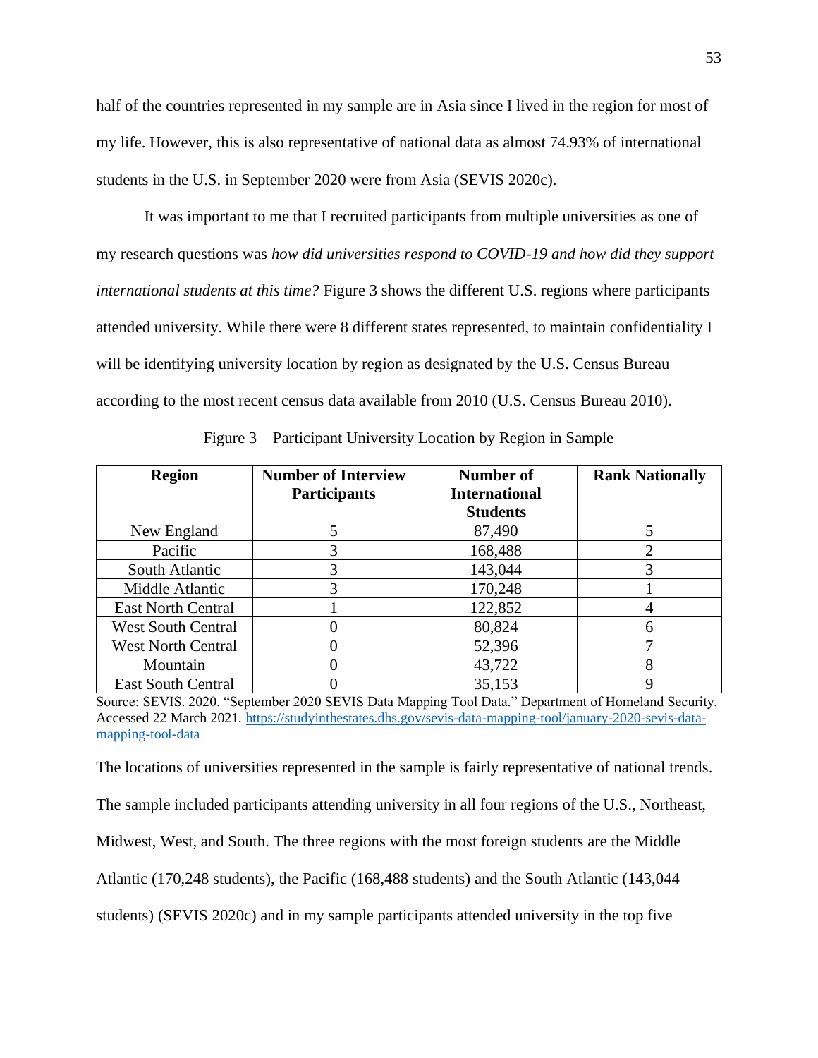half of the countries represented in my sample are in Asia since I lived in the region for most of my life. However, this is also representative of national data as almost 74.93% of international students in the U.S. in September 2020 were from Asia (SEVIS 2020c).

It was important to me that I recruited participants from multiple universities as one of my research questions was *how did universities respond to COVID-19 and how did they support international students at this time?* Figure 3 shows the different U.S. regions where participants attended university. While there were 8 different states represented, to maintain confidentiality I will be identifying university location by region as designated by the U.S. Census Bureau according to the most recent census data available from 2010 (U.S. Census Bureau 2010).

Figure 3 – Participant University Location by Region in Sample

| Region | Number of Interview Participants | Number of International Students | Rank Nationally |
|---|---|---|---|
| New England | 5 | 87,490 | 5 |
| Pacific | 3 | 168,488 | 2 |
| South Atlantic | 3 | 143,044 | 3 |
| Middle Atlantic | 3 | 170,248 | 1 |
| East North Central | 1 | 122,852 | 4 |
| West South Central | 0 | 80,824 | 6 |
| West North Central | 0 | 52,396 | 7 |
| Mountain | 0 | 43,722 | 8 |
| East South Central | 0 | 35,153 | 9 |

Source: SEVIS. 2020. "September 2020 SEVIS Data Mapping Tool Data." Department of Homeland Security. Accessed 22 March 2021. https://studyinthestates.dhs.gov/sevis-data-mapping-tool/january-2020-sevis-data-mapping-tool-data

The locations of universities represented in the sample is fairly representative of national trends. The sample included participants attending university in all four regions of the U.S., Northeast, Midwest, West, and South. The three regions with the most foreign students are the Middle Atlantic (170,248 students), the Pacific (168,488 students) and the South Atlantic (143,044 students) (SEVIS 2020c) and in my sample participants attended university in the top five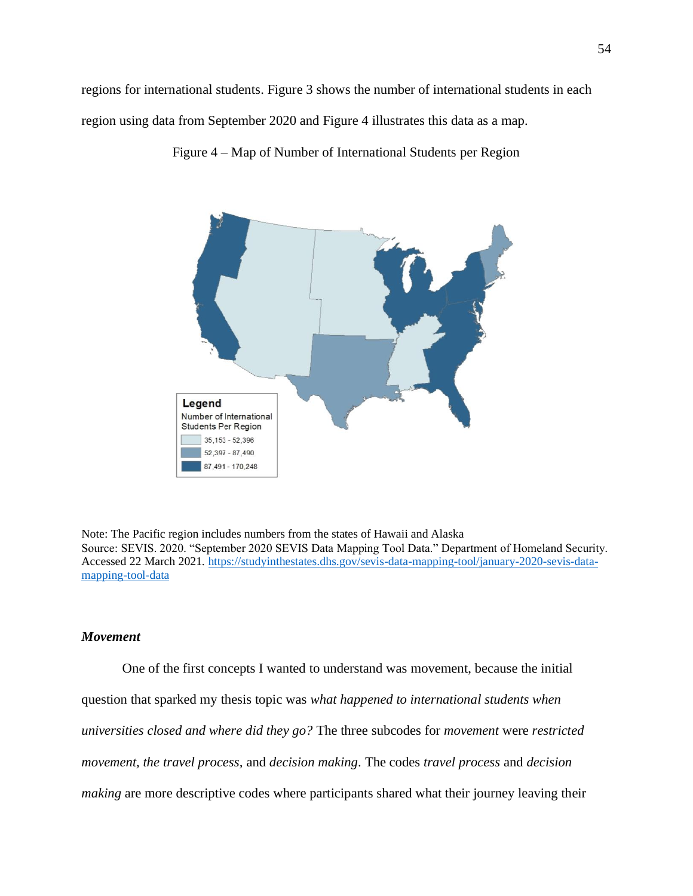regions for international students. Figure 3 shows the number of international students in each region using data from September 2020 and Figure 4 illustrates this data as a map.

Figure 4 – Map of Number of International Students per Region

Note: The Pacific region includes numbers from the states of Hawaii and Alaska
Source: SEVIS. 2020. "September 2020 SEVIS Data Mapping Tool Data." Department of Homeland Security. Accessed 22 March 2021. https://studyinthestates.dhs.gov/sevis-data-mapping-tool/january-2020-sevis-data-mapping-tool-data

### *Movement*

One of the first concepts I wanted to understand was movement, because the initial question that sparked my thesis topic was *what happened to international students when universities closed and where did they go?* The three subcodes for *movement* were *restricted movement, the travel process*, and *decision making*. The codes *travel process* and *decision making* are more descriptive codes where participants shared what their journey leaving their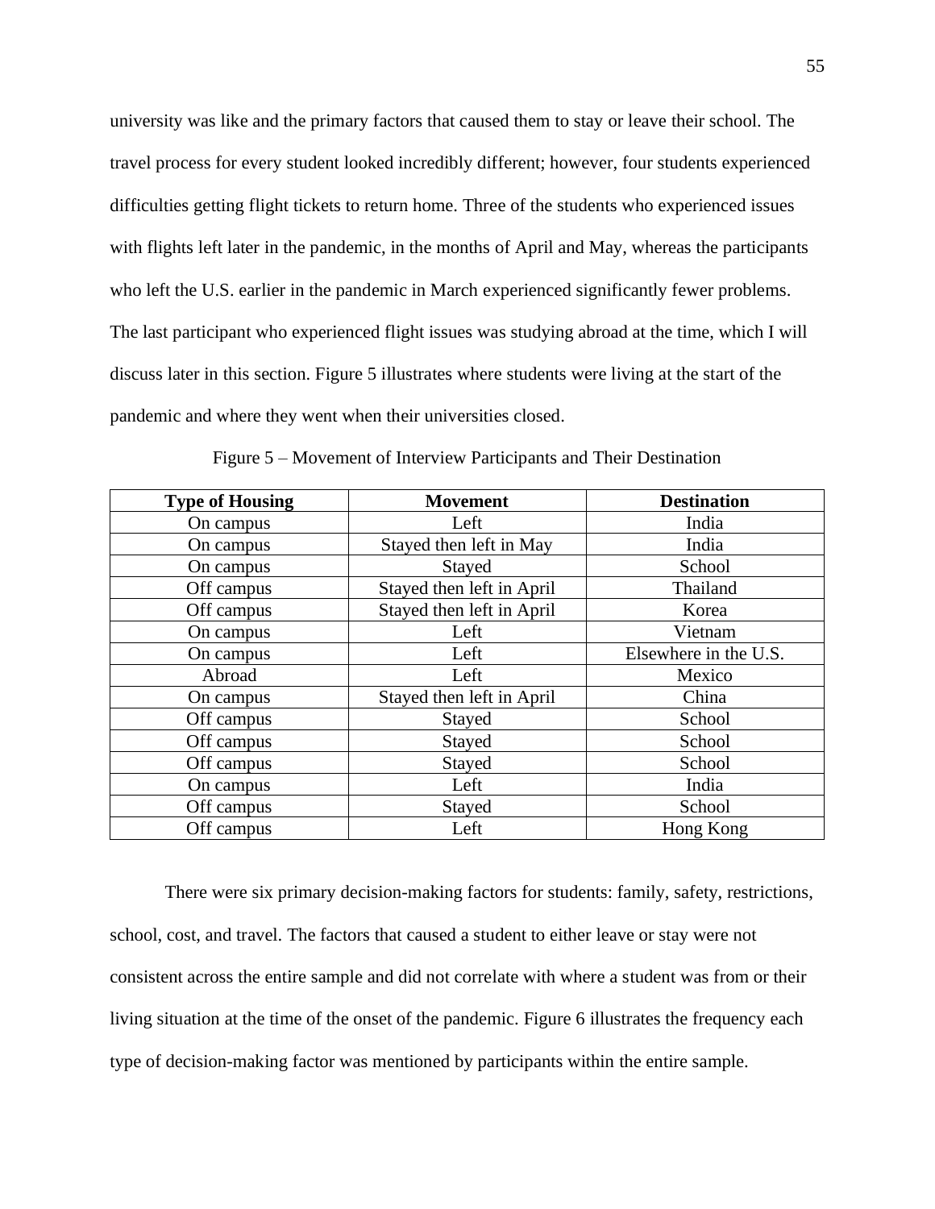university was like and the primary factors that caused them to stay or leave their school. The travel process for every student looked incredibly different; however, four students experienced difficulties getting flight tickets to return home. Three of the students who experienced issues with flights left later in the pandemic, in the months of April and May, whereas the participants who left the U.S. earlier in the pandemic in March experienced significantly fewer problems. The last participant who experienced flight issues was studying abroad at the time, which I will discuss later in this section. Figure 5 illustrates where students were living at the start of the pandemic and where they went when their universities closed.

Figure 5 – Movement of Interview Participants and Their Destination

| Type of Housing | Movement | Destination |
|---|---|---|
| On campus | Left | India |
| On campus | Stayed then left in May | India |
| On campus | Stayed | School |
| Off campus | Stayed then left in April | Thailand |
| Off campus | Stayed then left in April | Korea |
| On campus | Left | Vietnam |
| On campus | Left | Elsewhere in the U.S. |
| Abroad | Left | Mexico |
| On campus | Stayed then left in April | China |
| Off campus | Stayed | School |
| Off campus | Stayed | School |
| Off campus | Stayed | School |
| On campus | Left | India |
| Off campus | Stayed | School |
| Off campus | Left | Hong Kong |

There were six primary decision-making factors for students: family, safety, restrictions, school, cost, and travel. The factors that caused a student to either leave or stay were not consistent across the entire sample and did not correlate with where a student was from or their living situation at the time of the onset of the pandemic. Figure 6 illustrates the frequency each type of decision-making factor was mentioned by participants within the entire sample.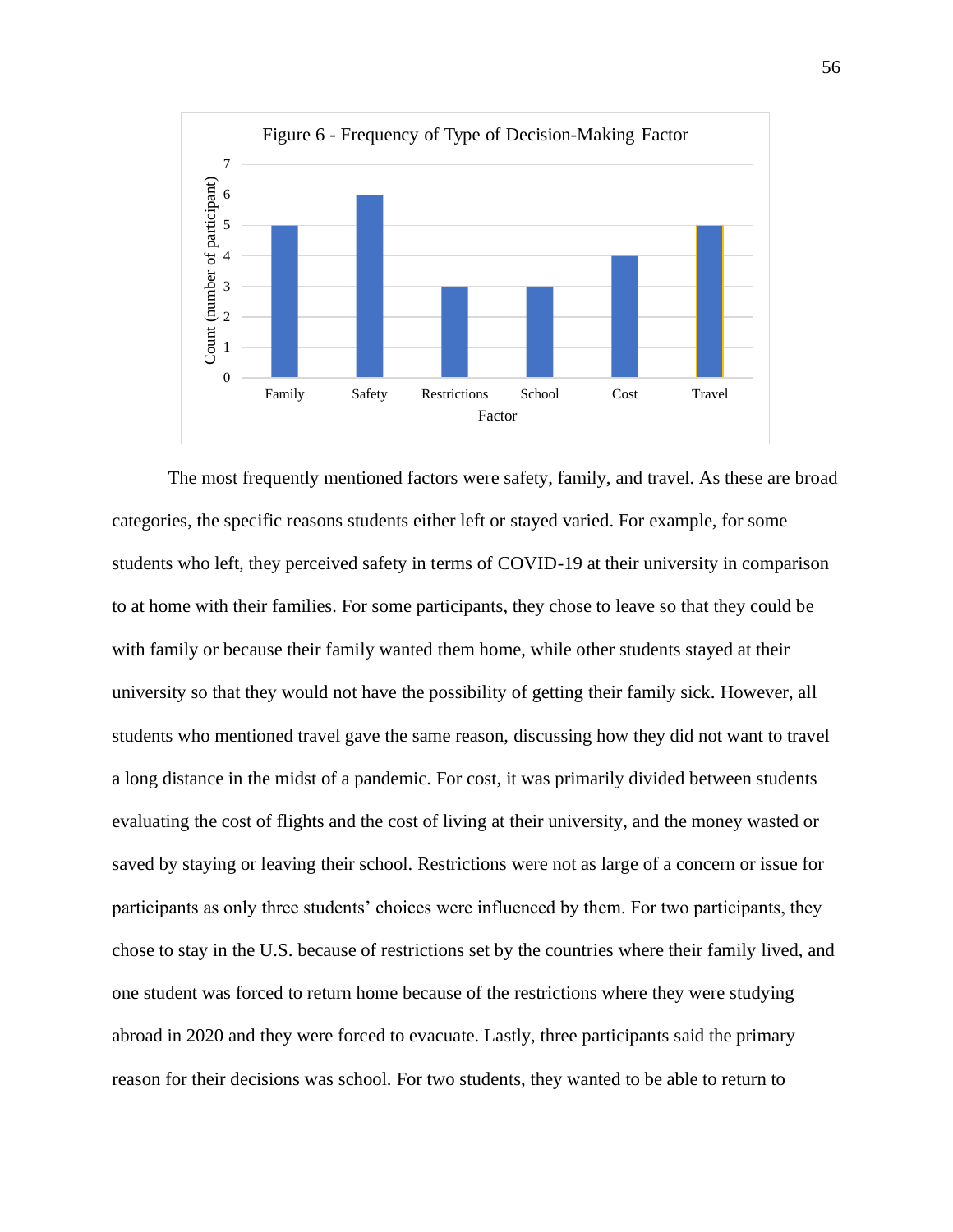Figure 6 - Frequency of Type of Decision-Making Factor

| Factor | Count (number of participant) |
|---|---|
| Family | 5 |
| Safety | 6 |
| Restrictions | 3 |
| School | 3 |
| Cost | 4 |
| Travel | 5 |

The most frequently mentioned factors were safety, family, and travel. As these are broad categories, the specific reasons students either left or stayed varied. For example, for some students who left, they perceived safety in terms of COVID-19 at their university in comparison to at home with their families. For some participants, they chose to leave so that they could be with family or because their family wanted them home, while other students stayed at their university so that they would not have the possibility of getting their family sick. However, all students who mentioned travel gave the same reason, discussing how they did not want to travel a long distance in the midst of a pandemic. For cost, it was primarily divided between students evaluating the cost of flights and the cost of living at their university, and the money wasted or saved by staying or leaving their school. Restrictions were not as large of a concern or issue for participants as only three students' choices were influenced by them. For two participants, they chose to stay in the U.S. because of restrictions set by the countries where their family lived, and one student was forced to return home because of the restrictions where they were studying abroad in 2020 and they were forced to evacuate. Lastly, three participants said the primary reason for their decisions was school. For two students, they wanted to be able to return to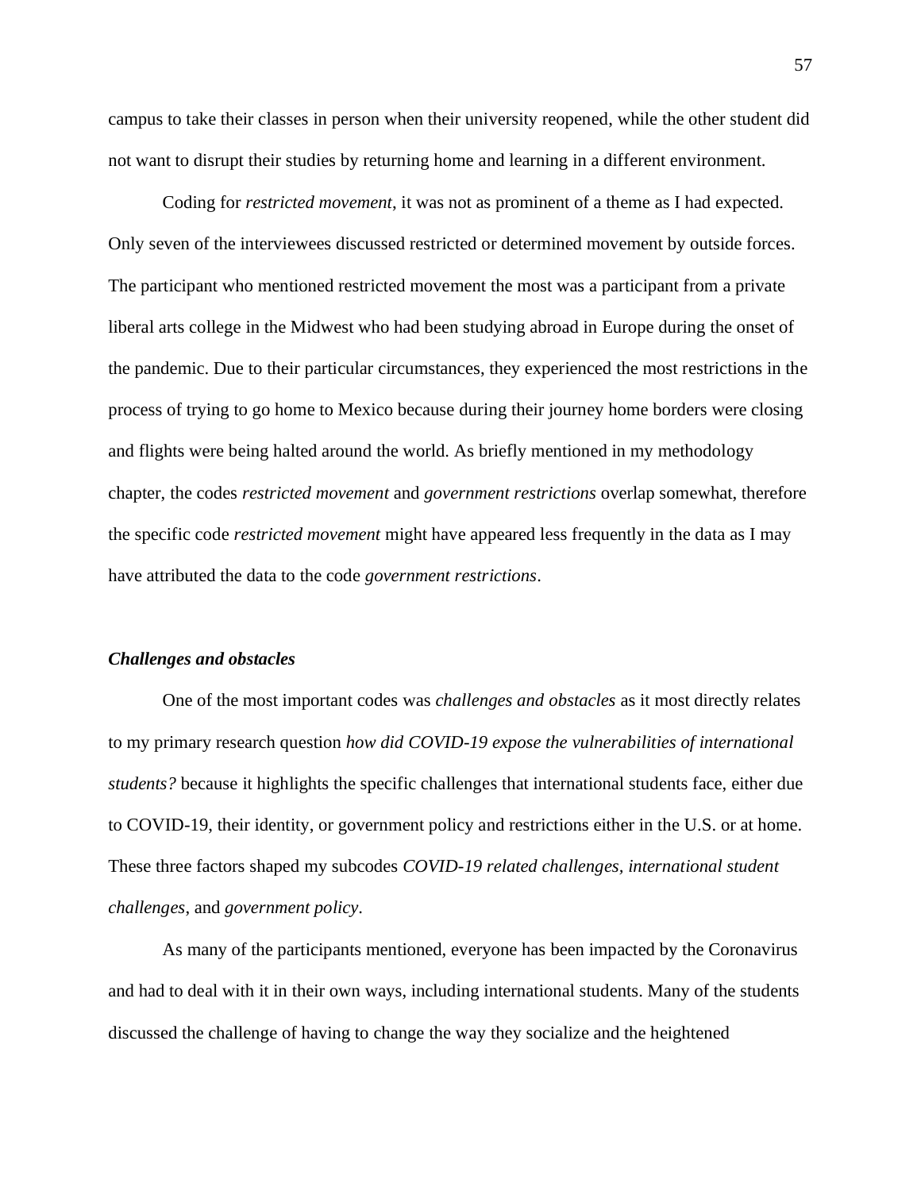campus to take their classes in person when their university reopened, while the other student did not want to disrupt their studies by returning home and learning in a different environment.

Coding for *restricted movement*, it was not as prominent of a theme as I had expected. Only seven of the interviewees discussed restricted or determined movement by outside forces. The participant who mentioned restricted movement the most was a participant from a private liberal arts college in the Midwest who had been studying abroad in Europe during the onset of the pandemic. Due to their particular circumstances, they experienced the most restrictions in the process of trying to go home to Mexico because during their journey home borders were closing and flights were being halted around the world. As briefly mentioned in my methodology chapter, the codes *restricted movement* and *government restrictions* overlap somewhat, therefore the specific code *restricted movement* might have appeared less frequently in the data as I may have attributed the data to the code *government restrictions*.

***Challenges and obstacles***

One of the most important codes was *challenges and obstacles* as it most directly relates to my primary research question *how did COVID-19 expose the vulnerabilities of international students?* because it highlights the specific challenges that international students face, either due to COVID-19, their identity, or government policy and restrictions either in the U.S. or at home. These three factors shaped my subcodes *COVID-19 related challenges*, *international student challenges*, and *government policy*.

As many of the participants mentioned, everyone has been impacted by the Coronavirus and had to deal with it in their own ways, including international students. Many of the students discussed the challenge of having to change the way they socialize and the heightened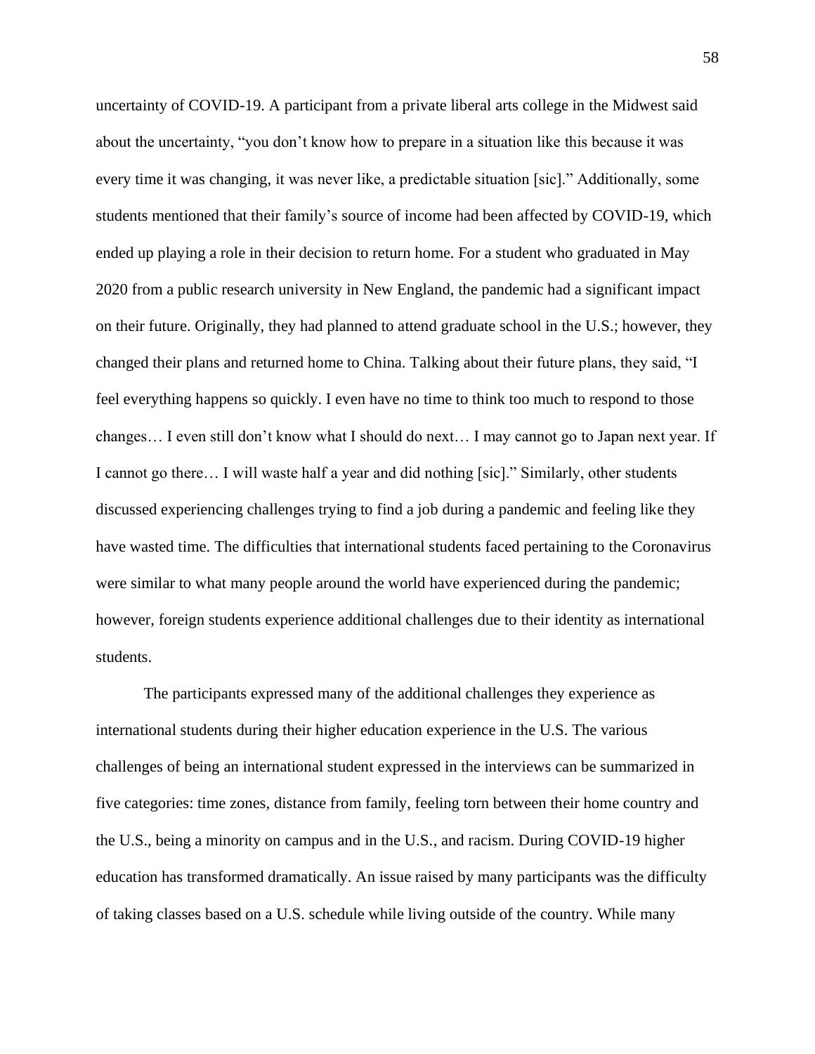uncertainty of COVID-19. A participant from a private liberal arts college in the Midwest said about the uncertainty, "you don't know how to prepare in a situation like this because it was every time it was changing, it was never like, a predictable situation [sic]." Additionally, some students mentioned that their family's source of income had been affected by COVID-19, which ended up playing a role in their decision to return home. For a student who graduated in May 2020 from a public research university in New England, the pandemic had a significant impact on their future. Originally, they had planned to attend graduate school in the U.S.; however, they changed their plans and returned home to China. Talking about their future plans, they said, "I feel everything happens so quickly. I even have no time to think too much to respond to those changes… I even still don't know what I should do next… I may cannot go to Japan next year. If I cannot go there… I will waste half a year and did nothing [sic]." Similarly, other students discussed experiencing challenges trying to find a job during a pandemic and feeling like they have wasted time. The difficulties that international students faced pertaining to the Coronavirus were similar to what many people around the world have experienced during the pandemic; however, foreign students experience additional challenges due to their identity as international students.

The participants expressed many of the additional challenges they experience as international students during their higher education experience in the U.S. The various challenges of being an international student expressed in the interviews can be summarized in five categories: time zones, distance from family, feeling torn between their home country and the U.S., being a minority on campus and in the U.S., and racism. During COVID-19 higher education has transformed dramatically. An issue raised by many participants was the difficulty of taking classes based on a U.S. schedule while living outside of the country. While many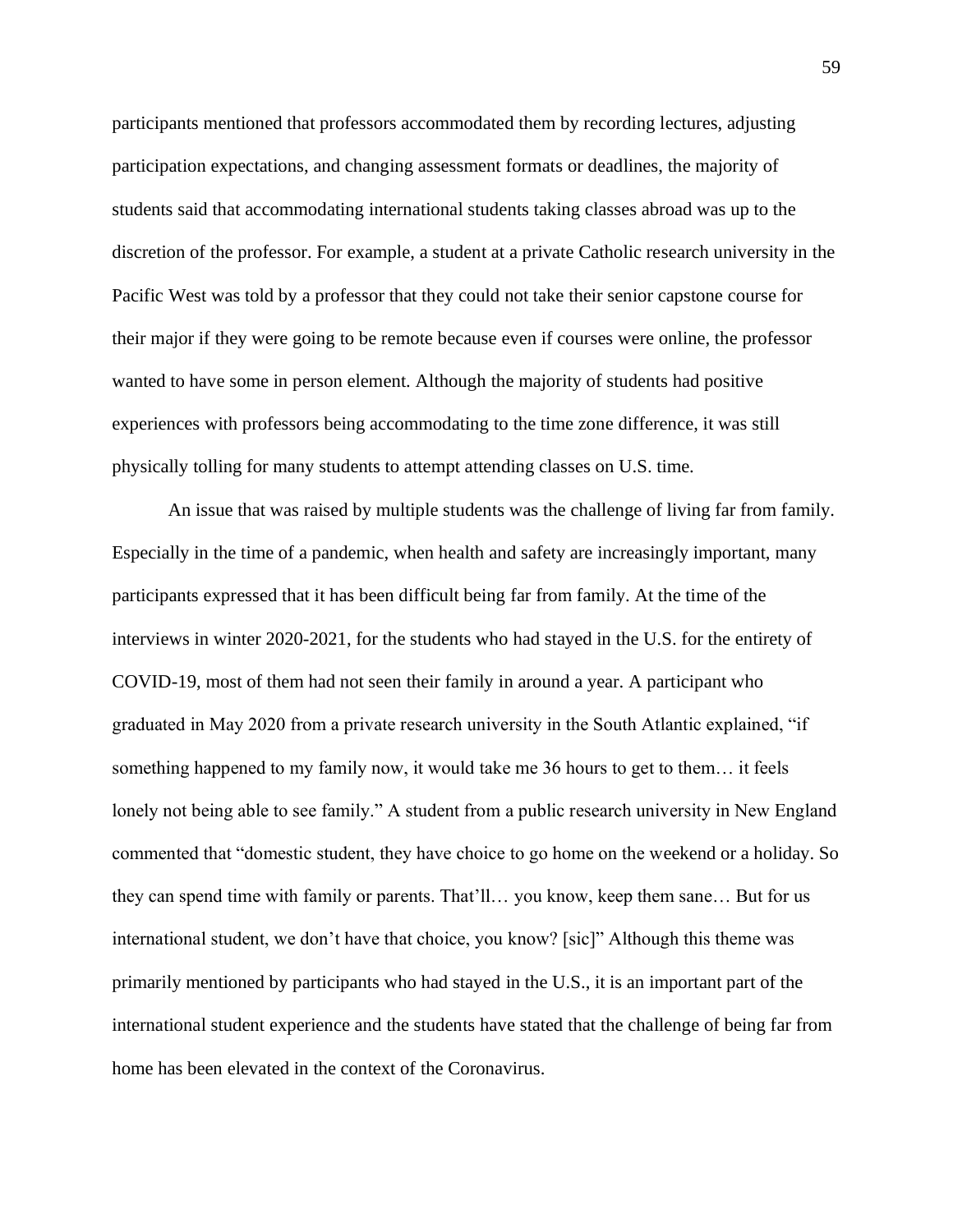participants mentioned that professors accommodated them by recording lectures, adjusting participation expectations, and changing assessment formats or deadlines, the majority of students said that accommodating international students taking classes abroad was up to the discretion of the professor. For example, a student at a private Catholic research university in the Pacific West was told by a professor that they could not take their senior capstone course for their major if they were going to be remote because even if courses were online, the professor wanted to have some in person element. Although the majority of students had positive experiences with professors being accommodating to the time zone difference, it was still physically tolling for many students to attempt attending classes on U.S. time.

An issue that was raised by multiple students was the challenge of living far from family. Especially in the time of a pandemic, when health and safety are increasingly important, many participants expressed that it has been difficult being far from family. At the time of the interviews in winter 2020-2021, for the students who had stayed in the U.S. for the entirety of COVID-19, most of them had not seen their family in around a year. A participant who graduated in May 2020 from a private research university in the South Atlantic explained, "if something happened to my family now, it would take me 36 hours to get to them… it feels lonely not being able to see family." A student from a public research university in New England commented that "domestic student, they have choice to go home on the weekend or a holiday. So they can spend time with family or parents. That'll… you know, keep them sane… But for us international student, we don't have that choice, you know? [sic]" Although this theme was primarily mentioned by participants who had stayed in the U.S., it is an important part of the international student experience and the students have stated that the challenge of being far from home has been elevated in the context of the Coronavirus.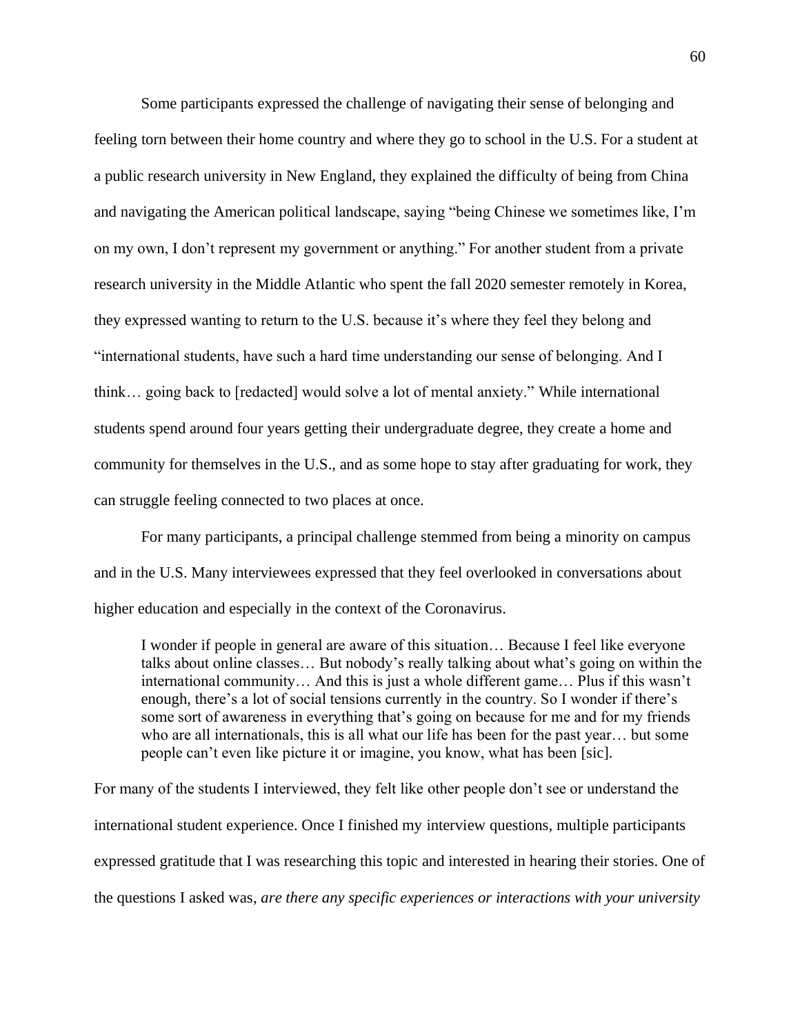Some participants expressed the challenge of navigating their sense of belonging and feeling torn between their home country and where they go to school in the U.S. For a student at a public research university in New England, they explained the difficulty of being from China and navigating the American political landscape, saying "being Chinese we sometimes like, I'm on my own, I don't represent my government or anything." For another student from a private research university in the Middle Atlantic who spent the fall 2020 semester remotely in Korea, they expressed wanting to return to the U.S. because it's where they feel they belong and "international students, have such a hard time understanding our sense of belonging. And I think… going back to [redacted] would solve a lot of mental anxiety." While international students spend around four years getting their undergraduate degree, they create a home and community for themselves in the U.S., and as some hope to stay after graduating for work, they can struggle feeling connected to two places at once.

For many participants, a principal challenge stemmed from being a minority on campus and in the U.S. Many interviewees expressed that they feel overlooked in conversations about higher education and especially in the context of the Coronavirus.

> I wonder if people in general are aware of this situation… Because I feel like everyone talks about online classes… But nobody's really talking about what's going on within the international community… And this is just a whole different game… Plus if this wasn't enough, there's a lot of social tensions currently in the country. So I wonder if there's some sort of awareness in everything that's going on because for me and for my friends who are all internationals, this is all what our life has been for the past year… but some people can't even like picture it or imagine, you know, what has been [sic].

For many of the students I interviewed, they felt like other people don't see or understand the international student experience. Once I finished my interview questions, multiple participants expressed gratitude that I was researching this topic and interested in hearing their stories. One of the questions I asked was, *are there any specific experiences or interactions with your university*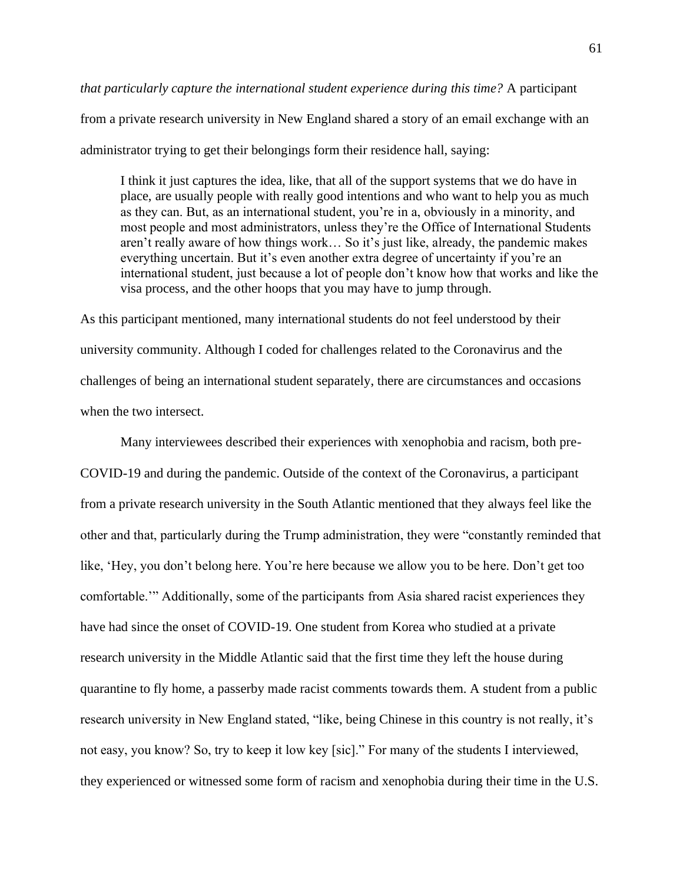*that particularly capture the international student experience during this time?* A participant from a private research university in New England shared a story of an email exchange with an administrator trying to get their belongings form their residence hall, saying:

> I think it just captures the idea, like, that all of the support systems that we do have in place, are usually people with really good intentions and who want to help you as much as they can. But, as an international student, you're in a, obviously in a minority, and most people and most administrators, unless they're the Office of International Students aren't really aware of how things work… So it's just like, already, the pandemic makes everything uncertain. But it's even another extra degree of uncertainty if you're an international student, just because a lot of people don't know how that works and like the visa process, and the other hoops that you may have to jump through.

As this participant mentioned, many international students do not feel understood by their university community. Although I coded for challenges related to the Coronavirus and the challenges of being an international student separately, there are circumstances and occasions when the two intersect.

Many interviewees described their experiences with xenophobia and racism, both pre-COVID-19 and during the pandemic. Outside of the context of the Coronavirus, a participant from a private research university in the South Atlantic mentioned that they always feel like the other and that, particularly during the Trump administration, they were "constantly reminded that like, 'Hey, you don't belong here. You're here because we allow you to be here. Don't get too comfortable.'" Additionally, some of the participants from Asia shared racist experiences they have had since the onset of COVID-19. One student from Korea who studied at a private research university in the Middle Atlantic said that the first time they left the house during quarantine to fly home, a passerby made racist comments towards them. A student from a public research university in New England stated, "like, being Chinese in this country is not really, it's not easy, you know? So, try to keep it low key [sic]." For many of the students I interviewed, they experienced or witnessed some form of racism and xenophobia during their time in the U.S.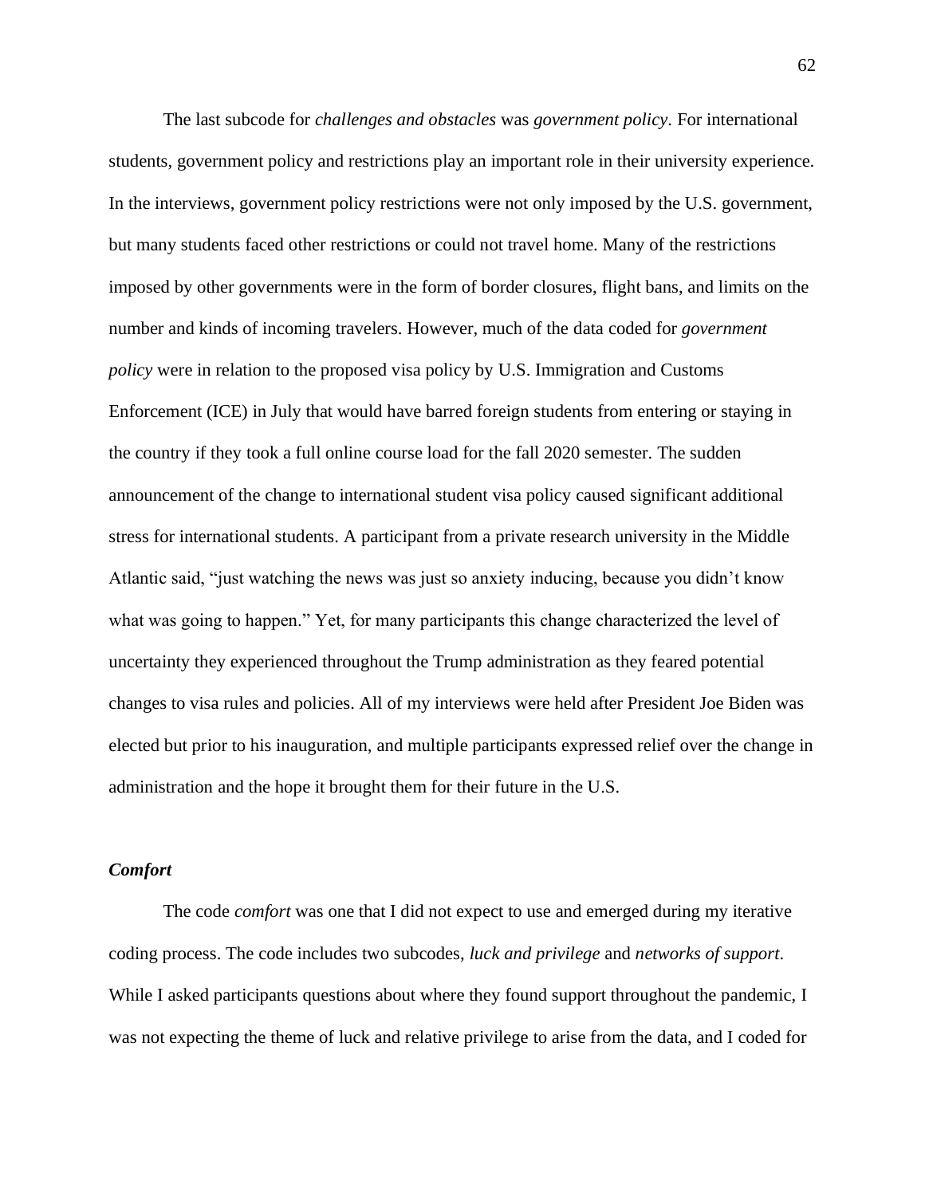The last subcode for *challenges and obstacles* was *government policy*. For international students, government policy and restrictions play an important role in their university experience. In the interviews, government policy restrictions were not only imposed by the U.S. government, but many students faced other restrictions or could not travel home. Many of the restrictions imposed by other governments were in the form of border closures, flight bans, and limits on the number and kinds of incoming travelers. However, much of the data coded for *government policy* were in relation to the proposed visa policy by U.S. Immigration and Customs Enforcement (ICE) in July that would have barred foreign students from entering or staying in the country if they took a full online course load for the fall 2020 semester. The sudden announcement of the change to international student visa policy caused significant additional stress for international students. A participant from a private research university in the Middle Atlantic said, "just watching the news was just so anxiety inducing, because you didn't know what was going to happen." Yet, for many participants this change characterized the level of uncertainty they experienced throughout the Trump administration as they feared potential changes to visa rules and policies. All of my interviews were held after President Joe Biden was elected but prior to his inauguration, and multiple participants expressed relief over the change in administration and the hope it brought them for their future in the U.S.

### *Comfort*

The code *comfort* was one that I did not expect to use and emerged during my iterative coding process. The code includes two subcodes, *luck and privilege* and *networks of support*. While I asked participants questions about where they found support throughout the pandemic, I was not expecting the theme of luck and relative privilege to arise from the data, and I coded for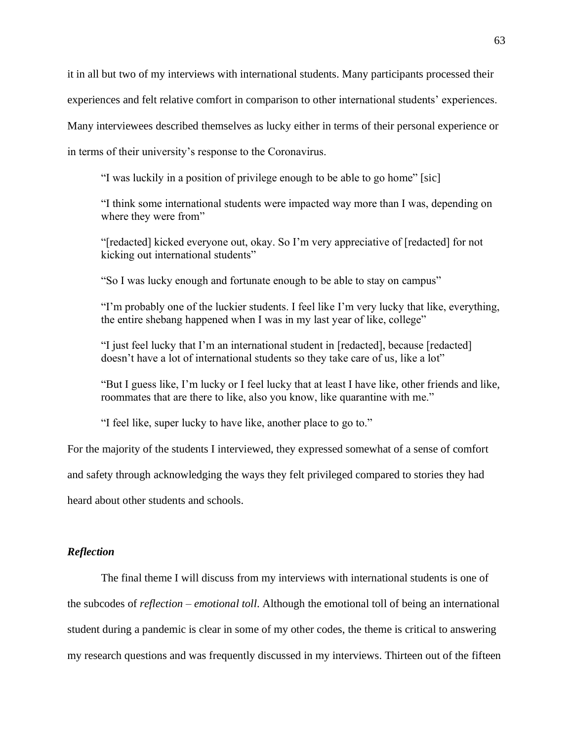it in all but two of my interviews with international students. Many participants processed their experiences and felt relative comfort in comparison to other international students' experiences. Many interviewees described themselves as lucky either in terms of their personal experience or in terms of their university's response to the Coronavirus.

> "I was luckily in a position of privilege enough to be able to go home" [sic]
>
> "I think some international students were impacted way more than I was, depending on where they were from"
>
> "[redacted] kicked everyone out, okay. So I'm very appreciative of [redacted] for not kicking out international students"
>
> "So I was lucky enough and fortunate enough to be able to stay on campus"
>
> "I'm probably one of the luckier students. I feel like I'm very lucky that like, everything, the entire shebang happened when I was in my last year of like, college"
>
> "I just feel lucky that I'm an international student in [redacted], because [redacted] doesn't have a lot of international students so they take care of us, like a lot"
>
> "But I guess like, I'm lucky or I feel lucky that at least I have like, other friends and like, roommates that are there to like, also you know, like quarantine with me."
>
> "I feel like, super lucky to have like, another place to go to."

For the majority of the students I interviewed, they expressed somewhat of a sense of comfort and safety through acknowledging the ways they felt privileged compared to stories they had heard about other students and schools.

### *Reflection*

The final theme I will discuss from my interviews with international students is one of the subcodes of *reflection – emotional toll*. Although the emotional toll of being an international student during a pandemic is clear in some of my other codes, the theme is critical to answering my research questions and was frequently discussed in my interviews. Thirteen out of the fifteen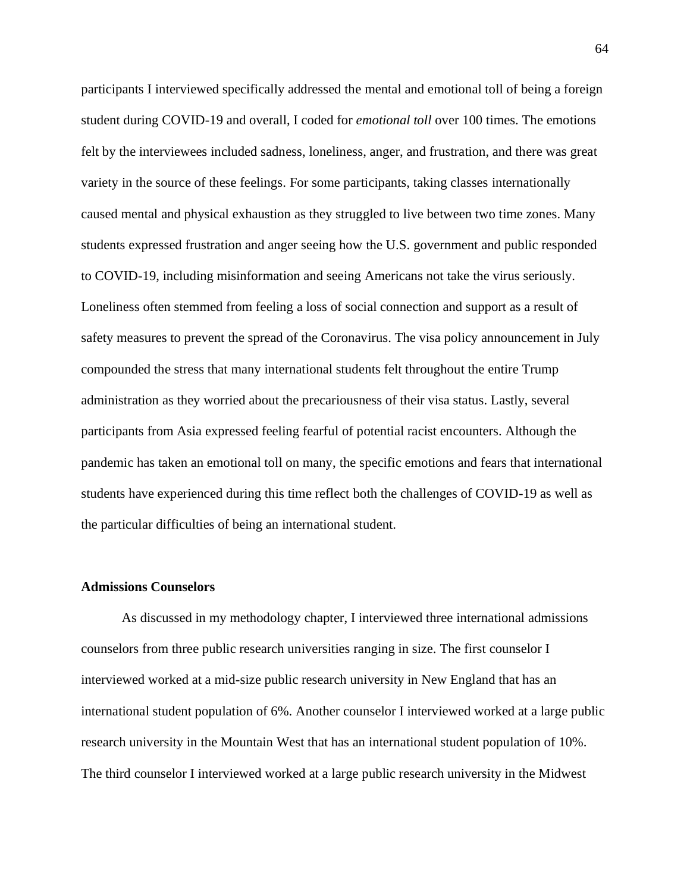participants I interviewed specifically addressed the mental and emotional toll of being a foreign student during COVID-19 and overall, I coded for *emotional toll* over 100 times. The emotions felt by the interviewees included sadness, loneliness, anger, and frustration, and there was great variety in the source of these feelings. For some participants, taking classes internationally caused mental and physical exhaustion as they struggled to live between two time zones. Many students expressed frustration and anger seeing how the U.S. government and public responded to COVID-19, including misinformation and seeing Americans not take the virus seriously. Loneliness often stemmed from feeling a loss of social connection and support as a result of safety measures to prevent the spread of the Coronavirus. The visa policy announcement in July compounded the stress that many international students felt throughout the entire Trump administration as they worried about the precariousness of their visa status. Lastly, several participants from Asia expressed feeling fearful of potential racist encounters. Although the pandemic has taken an emotional toll on many, the specific emotions and fears that international students have experienced during this time reflect both the challenges of COVID-19 as well as the particular difficulties of being an international student.

### Admissions Counselors

As discussed in my methodology chapter, I interviewed three international admissions counselors from three public research universities ranging in size. The first counselor I interviewed worked at a mid-size public research university in New England that has an international student population of 6%. Another counselor I interviewed worked at a large public research university in the Mountain West that has an international student population of 10%. The third counselor I interviewed worked at a large public research university in the Midwest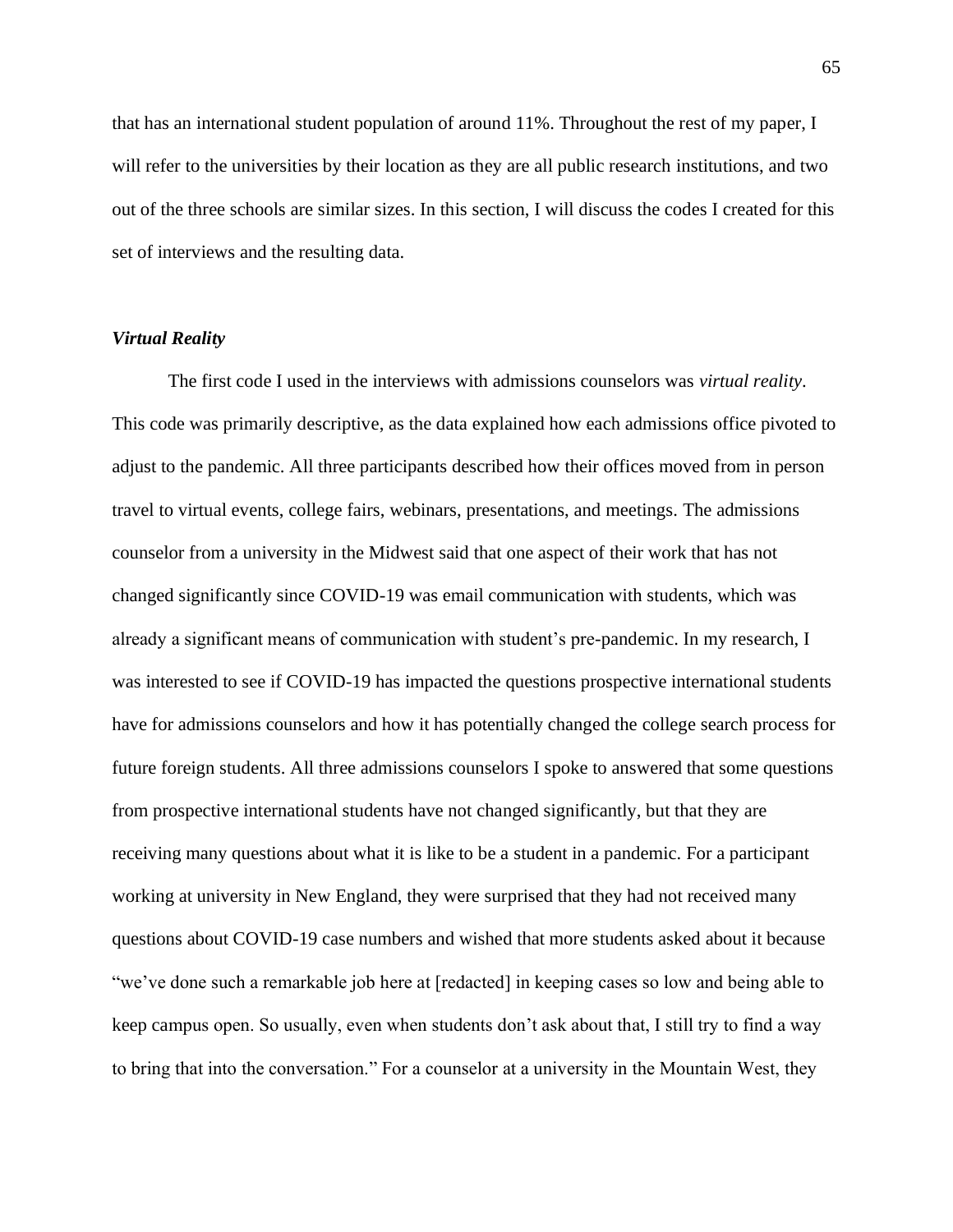that has an international student population of around 11%. Throughout the rest of my paper, I will refer to the universities by their location as they are all public research institutions, and two out of the three schools are similar sizes. In this section, I will discuss the codes I created for this set of interviews and the resulting data.

### *Virtual Reality*

The first code I used in the interviews with admissions counselors was *virtual reality*. This code was primarily descriptive, as the data explained how each admissions office pivoted to adjust to the pandemic. All three participants described how their offices moved from in person travel to virtual events, college fairs, webinars, presentations, and meetings. The admissions counselor from a university in the Midwest said that one aspect of their work that has not changed significantly since COVID-19 was email communication with students, which was already a significant means of communication with student's pre-pandemic. In my research, I was interested to see if COVID-19 has impacted the questions prospective international students have for admissions counselors and how it has potentially changed the college search process for future foreign students. All three admissions counselors I spoke to answered that some questions from prospective international students have not changed significantly, but that they are receiving many questions about what it is like to be a student in a pandemic. For a participant working at university in New England, they were surprised that they had not received many questions about COVID-19 case numbers and wished that more students asked about it because "we've done such a remarkable job here at [redacted] in keeping cases so low and being able to keep campus open. So usually, even when students don't ask about that, I still try to find a way to bring that into the conversation." For a counselor at a university in the Mountain West, they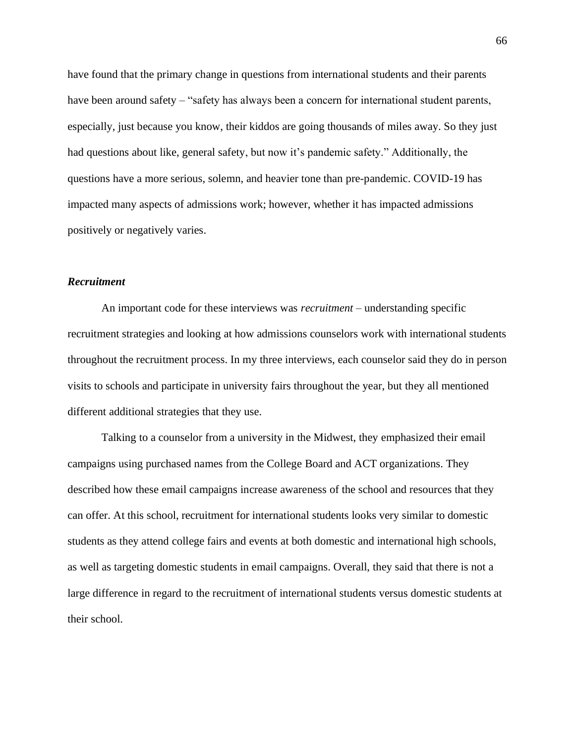have found that the primary change in questions from international students and their parents have been around safety – "safety has always been a concern for international student parents, especially, just because you know, their kiddos are going thousands of miles away. So they just had questions about like, general safety, but now it's pandemic safety." Additionally, the questions have a more serious, solemn, and heavier tone than pre-pandemic. COVID-19 has impacted many aspects of admissions work; however, whether it has impacted admissions positively or negatively varies.

### ***Recruitment***

An important code for these interviews was *recruitment* – understanding specific recruitment strategies and looking at how admissions counselors work with international students throughout the recruitment process. In my three interviews, each counselor said they do in person visits to schools and participate in university fairs throughout the year, but they all mentioned different additional strategies that they use.

Talking to a counselor from a university in the Midwest, they emphasized their email campaigns using purchased names from the College Board and ACT organizations. They described how these email campaigns increase awareness of the school and resources that they can offer. At this school, recruitment for international students looks very similar to domestic students as they attend college fairs and events at both domestic and international high schools, as well as targeting domestic students in email campaigns. Overall, they said that there is not a large difference in regard to the recruitment of international students versus domestic students at their school.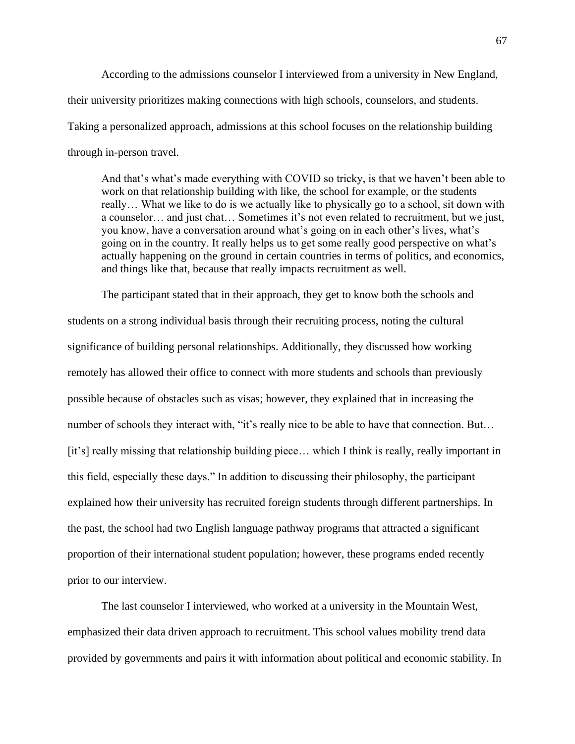According to the admissions counselor I interviewed from a university in New England, their university prioritizes making connections with high schools, counselors, and students. Taking a personalized approach, admissions at this school focuses on the relationship building through in-person travel.

> And that's what's made everything with COVID so tricky, is that we haven't been able to work on that relationship building with like, the school for example, or the students really… What we like to do is we actually like to physically go to a school, sit down with a counselor… and just chat… Sometimes it's not even related to recruitment, but we just, you know, have a conversation around what's going on in each other's lives, what's going on in the country. It really helps us to get some really good perspective on what's actually happening on the ground in certain countries in terms of politics, and economics, and things like that, because that really impacts recruitment as well.

The participant stated that in their approach, they get to know both the schools and students on a strong individual basis through their recruiting process, noting the cultural significance of building personal relationships. Additionally, they discussed how working remotely has allowed their office to connect with more students and schools than previously possible because of obstacles such as visas; however, they explained that in increasing the number of schools they interact with, "it's really nice to be able to have that connection. But… [it's] really missing that relationship building piece… which I think is really, really important in this field, especially these days." In addition to discussing their philosophy, the participant explained how their university has recruited foreign students through different partnerships. In the past, the school had two English language pathway programs that attracted a significant proportion of their international student population; however, these programs ended recently prior to our interview.

The last counselor I interviewed, who worked at a university in the Mountain West, emphasized their data driven approach to recruitment. This school values mobility trend data provided by governments and pairs it with information about political and economic stability. In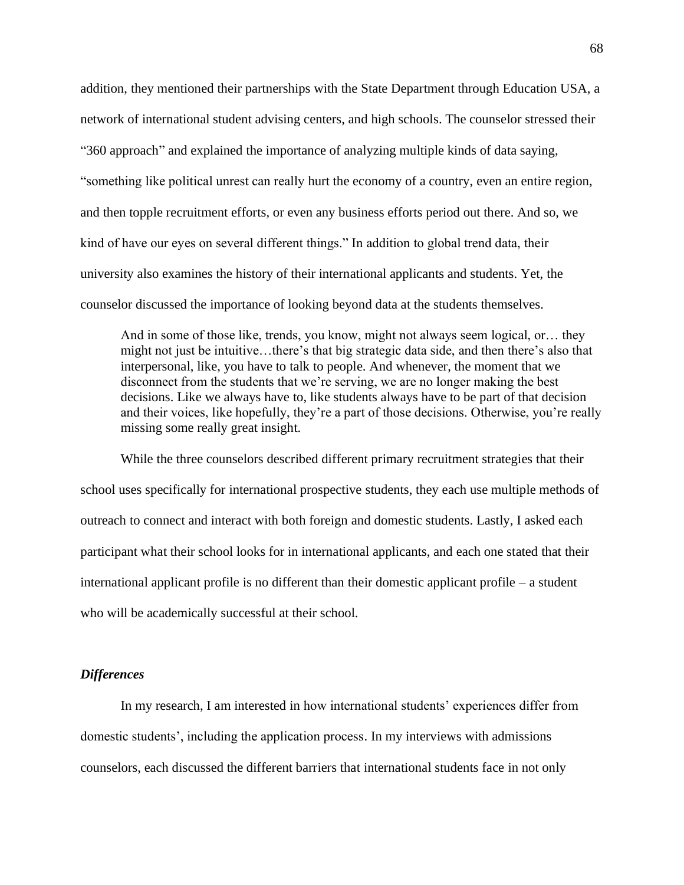addition, they mentioned their partnerships with the State Department through Education USA, a network of international student advising centers, and high schools. The counselor stressed their "360 approach" and explained the importance of analyzing multiple kinds of data saying, "something like political unrest can really hurt the economy of a country, even an entire region, and then topple recruitment efforts, or even any business efforts period out there. And so, we kind of have our eyes on several different things." In addition to global trend data, their university also examines the history of their international applicants and students. Yet, the counselor discussed the importance of looking beyond data at the students themselves.

> And in some of those like, trends, you know, might not always seem logical, or… they might not just be intuitive…there's that big strategic data side, and then there's also that interpersonal, like, you have to talk to people. And whenever, the moment that we disconnect from the students that we're serving, we are no longer making the best decisions. Like we always have to, like students always have to be part of that decision and their voices, like hopefully, they're a part of those decisions. Otherwise, you're really missing some really great insight.

While the three counselors described different primary recruitment strategies that their school uses specifically for international prospective students, they each use multiple methods of outreach to connect and interact with both foreign and domestic students. Lastly, I asked each participant what their school looks for in international applicants, and each one stated that their international applicant profile is no different than their domestic applicant profile – a student who will be academically successful at their school.

### *Differences*

In my research, I am interested in how international students' experiences differ from domestic students', including the application process. In my interviews with admissions counselors, each discussed the different barriers that international students face in not only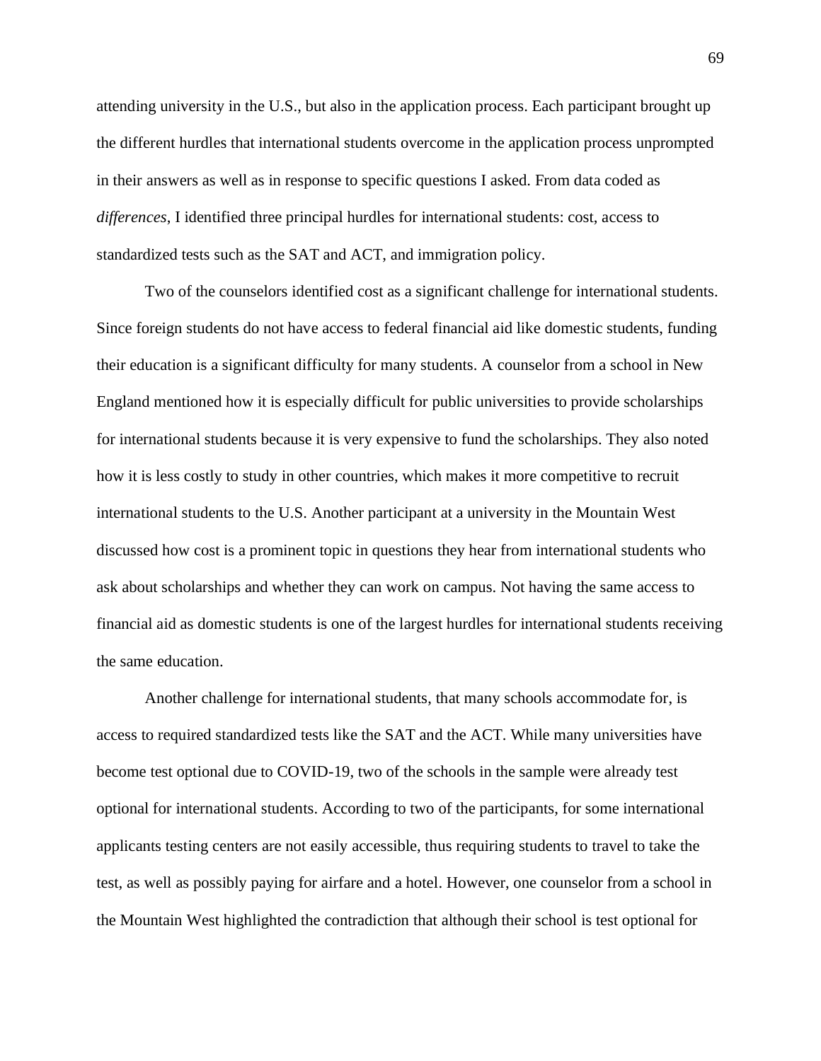attending university in the U.S., but also in the application process. Each participant brought up the different hurdles that international students overcome in the application process unprompted in their answers as well as in response to specific questions I asked. From data coded as *differences*, I identified three principal hurdles for international students: cost, access to standardized tests such as the SAT and ACT, and immigration policy.

Two of the counselors identified cost as a significant challenge for international students. Since foreign students do not have access to federal financial aid like domestic students, funding their education is a significant difficulty for many students. A counselor from a school in New England mentioned how it is especially difficult for public universities to provide scholarships for international students because it is very expensive to fund the scholarships. They also noted how it is less costly to study in other countries, which makes it more competitive to recruit international students to the U.S. Another participant at a university in the Mountain West discussed how cost is a prominent topic in questions they hear from international students who ask about scholarships and whether they can work on campus. Not having the same access to financial aid as domestic students is one of the largest hurdles for international students receiving the same education.

Another challenge for international students, that many schools accommodate for, is access to required standardized tests like the SAT and the ACT. While many universities have become test optional due to COVID-19, two of the schools in the sample were already test optional for international students. According to two of the participants, for some international applicants testing centers are not easily accessible, thus requiring students to travel to take the test, as well as possibly paying for airfare and a hotel. However, one counselor from a school in the Mountain West highlighted the contradiction that although their school is test optional for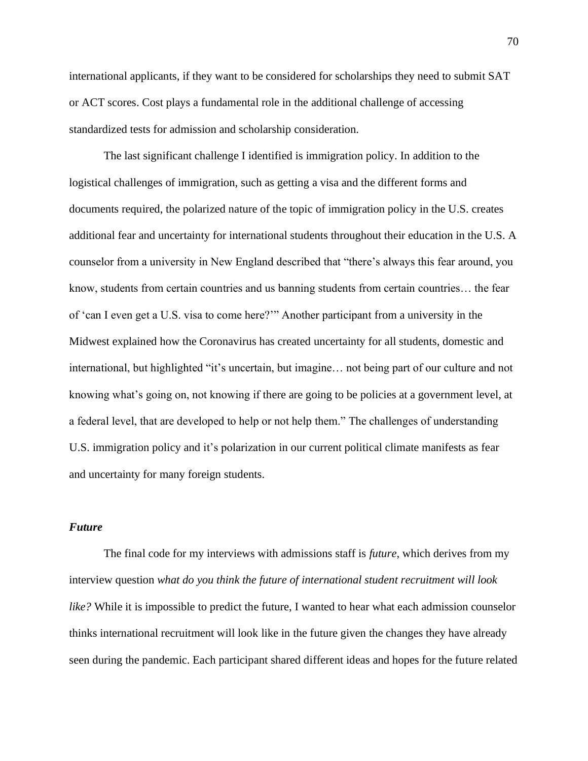international applicants, if they want to be considered for scholarships they need to submit SAT or ACT scores. Cost plays a fundamental role in the additional challenge of accessing standardized tests for admission and scholarship consideration.

The last significant challenge I identified is immigration policy. In addition to the logistical challenges of immigration, such as getting a visa and the different forms and documents required, the polarized nature of the topic of immigration policy in the U.S. creates additional fear and uncertainty for international students throughout their education in the U.S. A counselor from a university in New England described that "there's always this fear around, you know, students from certain countries and us banning students from certain countries… the fear of 'can I even get a U.S. visa to come here?'" Another participant from a university in the Midwest explained how the Coronavirus has created uncertainty for all students, domestic and international, but highlighted "it's uncertain, but imagine… not being part of our culture and not knowing what's going on, not knowing if there are going to be policies at a government level, at a federal level, that are developed to help or not help them." The challenges of understanding U.S. immigration policy and it's polarization in our current political climate manifests as fear and uncertainty for many foreign students.

### ***Future***

The final code for my interviews with admissions staff is *future*, which derives from my interview question *what do you think the future of international student recruitment will look like?* While it is impossible to predict the future, I wanted to hear what each admission counselor thinks international recruitment will look like in the future given the changes they have already seen during the pandemic. Each participant shared different ideas and hopes for the future related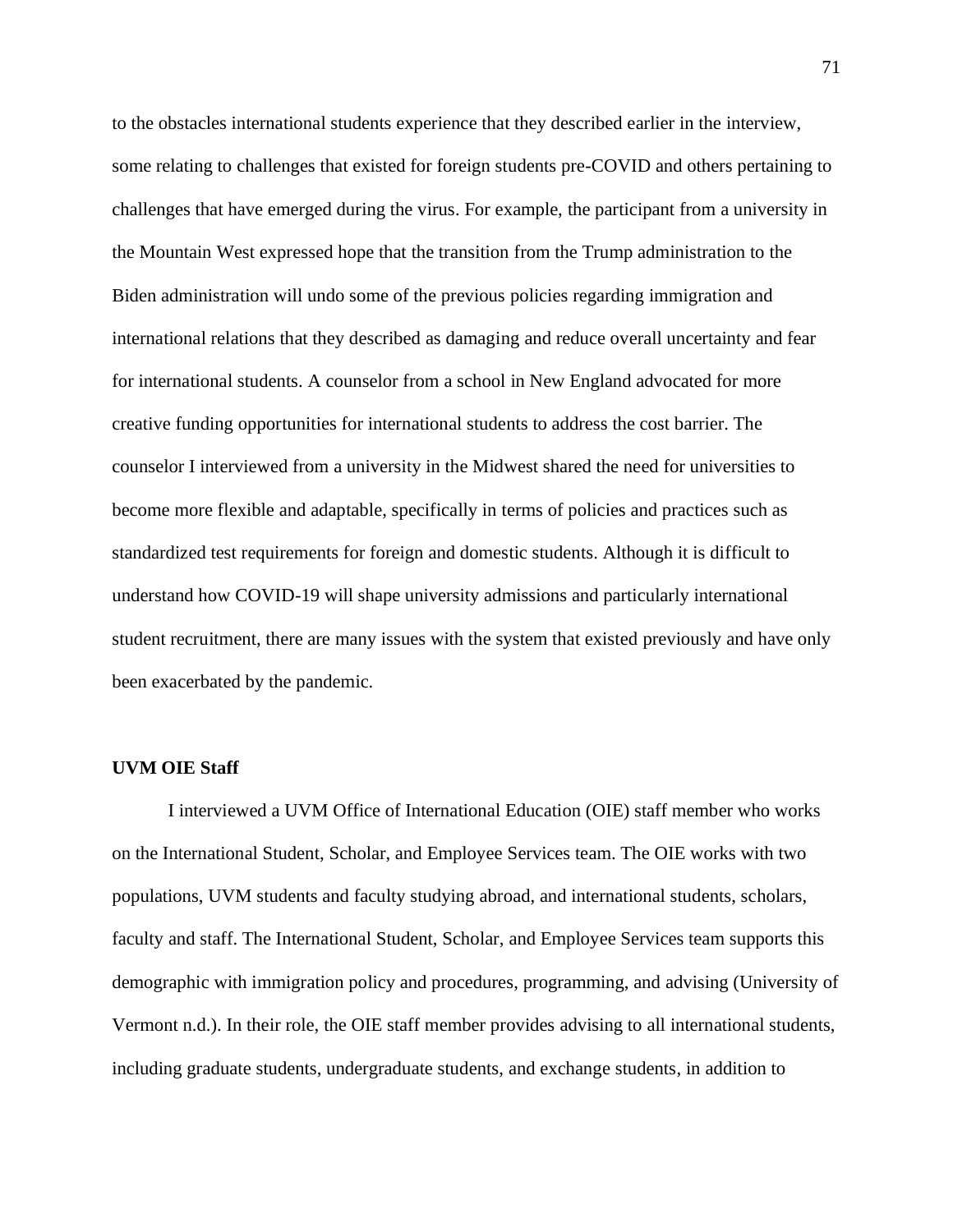to the obstacles international students experience that they described earlier in the interview, some relating to challenges that existed for foreign students pre-COVID and others pertaining to challenges that have emerged during the virus. For example, the participant from a university in the Mountain West expressed hope that the transition from the Trump administration to the Biden administration will undo some of the previous policies regarding immigration and international relations that they described as damaging and reduce overall uncertainty and fear for international students. A counselor from a school in New England advocated for more creative funding opportunities for international students to address the cost barrier. The counselor I interviewed from a university in the Midwest shared the need for universities to become more flexible and adaptable, specifically in terms of policies and practices such as standardized test requirements for foreign and domestic students. Although it is difficult to understand how COVID-19 will shape university admissions and particularly international student recruitment, there are many issues with the system that existed previously and have only been exacerbated by the pandemic.

**UVM OIE Staff**

I interviewed a UVM Office of International Education (OIE) staff member who works on the International Student, Scholar, and Employee Services team. The OIE works with two populations, UVM students and faculty studying abroad, and international students, scholars, faculty and staff. The International Student, Scholar, and Employee Services team supports this demographic with immigration policy and procedures, programming, and advising (University of Vermont n.d.). In their role, the OIE staff member provides advising to all international students, including graduate students, undergraduate students, and exchange students, in addition to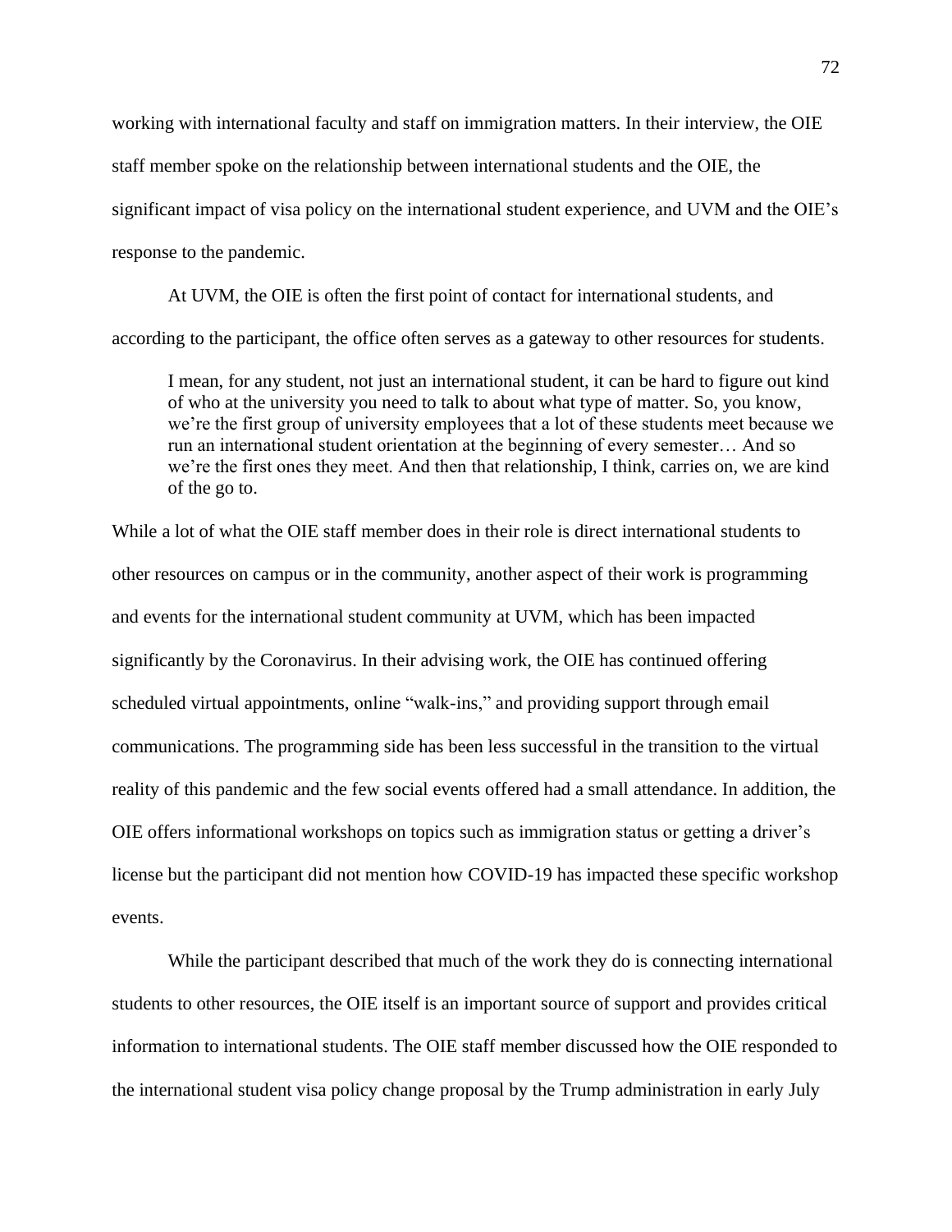working with international faculty and staff on immigration matters. In their interview, the OIE staff member spoke on the relationship between international students and the OIE, the significant impact of visa policy on the international student experience, and UVM and the OIE's response to the pandemic.

At UVM, the OIE is often the first point of contact for international students, and according to the participant, the office often serves as a gateway to other resources for students.

> I mean, for any student, not just an international student, it can be hard to figure out kind of who at the university you need to talk to about what type of matter. So, you know, we're the first group of university employees that a lot of these students meet because we run an international student orientation at the beginning of every semester… And so we're the first ones they meet. And then that relationship, I think, carries on, we are kind of the go to.

While a lot of what the OIE staff member does in their role is direct international students to other resources on campus or in the community, another aspect of their work is programming and events for the international student community at UVM, which has been impacted significantly by the Coronavirus. In their advising work, the OIE has continued offering scheduled virtual appointments, online "walk-ins," and providing support through email communications. The programming side has been less successful in the transition to the virtual reality of this pandemic and the few social events offered had a small attendance. In addition, the OIE offers informational workshops on topics such as immigration status or getting a driver's license but the participant did not mention how COVID-19 has impacted these specific workshop events.

While the participant described that much of the work they do is connecting international students to other resources, the OIE itself is an important source of support and provides critical information to international students. The OIE staff member discussed how the OIE responded to the international student visa policy change proposal by the Trump administration in early July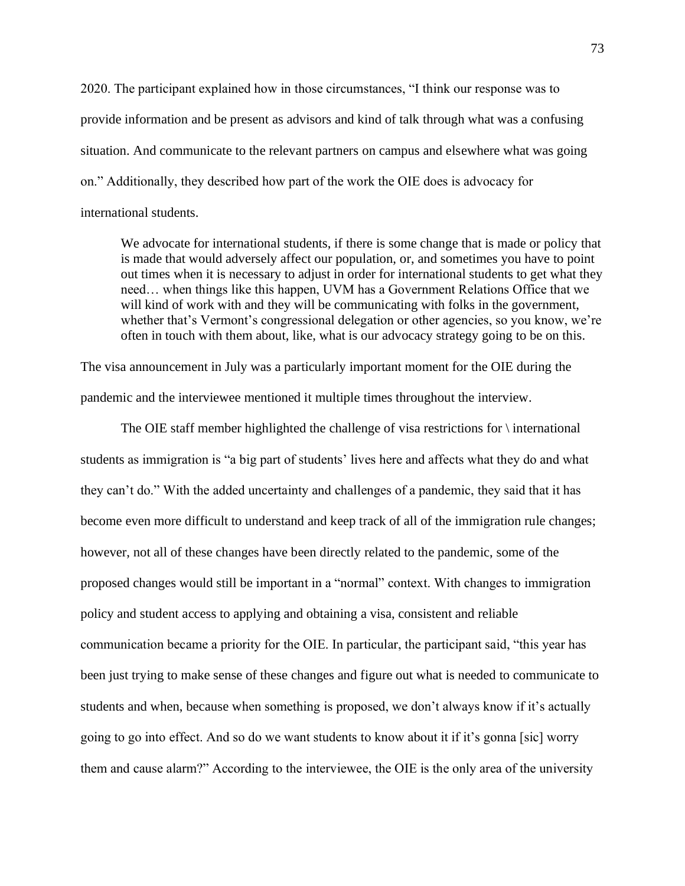2020. The participant explained how in those circumstances, "I think our response was to provide information and be present as advisors and kind of talk through what was a confusing situation. And communicate to the relevant partners on campus and elsewhere what was going on." Additionally, they described how part of the work the OIE does is advocacy for international students.

> We advocate for international students, if there is some change that is made or policy that is made that would adversely affect our population, or, and sometimes you have to point out times when it is necessary to adjust in order for international students to get what they need… when things like this happen, UVM has a Government Relations Office that we will kind of work with and they will be communicating with folks in the government, whether that's Vermont's congressional delegation or other agencies, so you know, we're often in touch with them about, like, what is our advocacy strategy going to be on this.

The visa announcement in July was a particularly important moment for the OIE during the pandemic and the interviewee mentioned it multiple times throughout the interview.

The OIE staff member highlighted the challenge of visa restrictions for \ international students as immigration is "a big part of students' lives here and affects what they do and what they can't do." With the added uncertainty and challenges of a pandemic, they said that it has become even more difficult to understand and keep track of all of the immigration rule changes; however, not all of these changes have been directly related to the pandemic, some of the proposed changes would still be important in a "normal" context. With changes to immigration policy and student access to applying and obtaining a visa, consistent and reliable communication became a priority for the OIE. In particular, the participant said, "this year has been just trying to make sense of these changes and figure out what is needed to communicate to students and when, because when something is proposed, we don't always know if it's actually going to go into effect. And so do we want students to know about it if it's gonna [sic] worry them and cause alarm?" According to the interviewee, the OIE is the only area of the university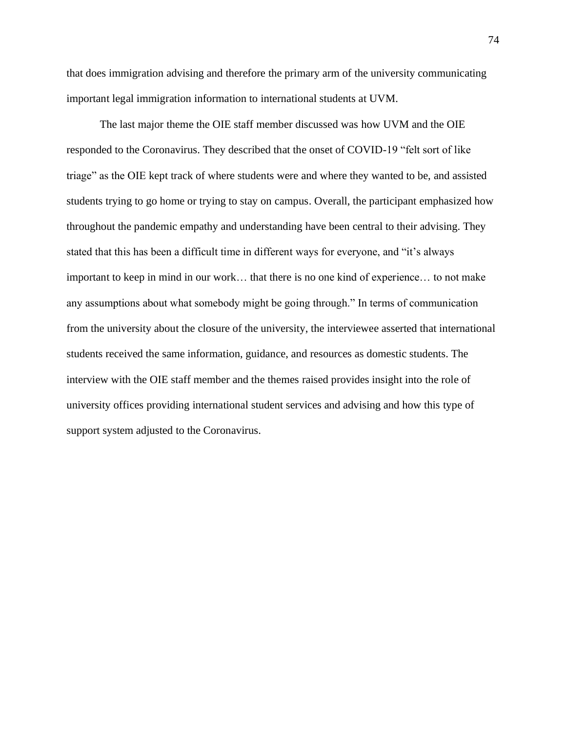that does immigration advising and therefore the primary arm of the university communicating important legal immigration information to international students at UVM.

The last major theme the OIE staff member discussed was how UVM and the OIE responded to the Coronavirus. They described that the onset of COVID-19 "felt sort of like triage" as the OIE kept track of where students were and where they wanted to be, and assisted students trying to go home or trying to stay on campus. Overall, the participant emphasized how throughout the pandemic empathy and understanding have been central to their advising. They stated that this has been a difficult time in different ways for everyone, and "it's always important to keep in mind in our work… that there is no one kind of experience… to not make any assumptions about what somebody might be going through." In terms of communication from the university about the closure of the university, the interviewee asserted that international students received the same information, guidance, and resources as domestic students. The interview with the OIE staff member and the themes raised provides insight into the role of university offices providing international student services and advising and how this type of support system adjusted to the Coronavirus.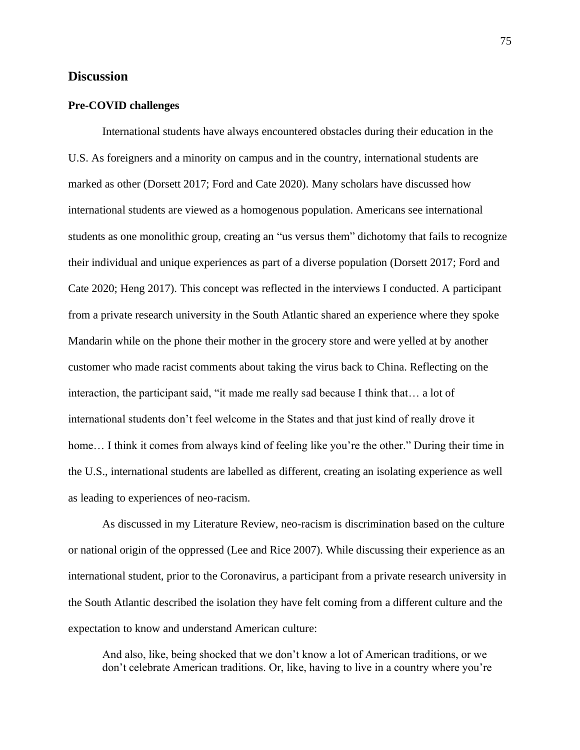## Discussion

### Pre-COVID challenges

International students have always encountered obstacles during their education in the U.S. As foreigners and a minority on campus and in the country, international students are marked as other (Dorsett 2017; Ford and Cate 2020). Many scholars have discussed how international students are viewed as a homogenous population. Americans see international students as one monolithic group, creating an "us versus them" dichotomy that fails to recognize their individual and unique experiences as part of a diverse population (Dorsett 2017; Ford and Cate 2020; Heng 2017). This concept was reflected in the interviews I conducted. A participant from a private research university in the South Atlantic shared an experience where they spoke Mandarin while on the phone their mother in the grocery store and were yelled at by another customer who made racist comments about taking the virus back to China. Reflecting on the interaction, the participant said, "it made me really sad because I think that… a lot of international students don't feel welcome in the States and that just kind of really drove it home… I think it comes from always kind of feeling like you're the other." During their time in the U.S., international students are labelled as different, creating an isolating experience as well as leading to experiences of neo-racism.

As discussed in my Literature Review, neo-racism is discrimination based on the culture or national origin of the oppressed (Lee and Rice 2007). While discussing their experience as an international student, prior to the Coronavirus, a participant from a private research university in the South Atlantic described the isolation they have felt coming from a different culture and the expectation to know and understand American culture:

> And also, like, being shocked that we don't know a lot of American traditions, or we don't celebrate American traditions. Or, like, having to live in a country where you're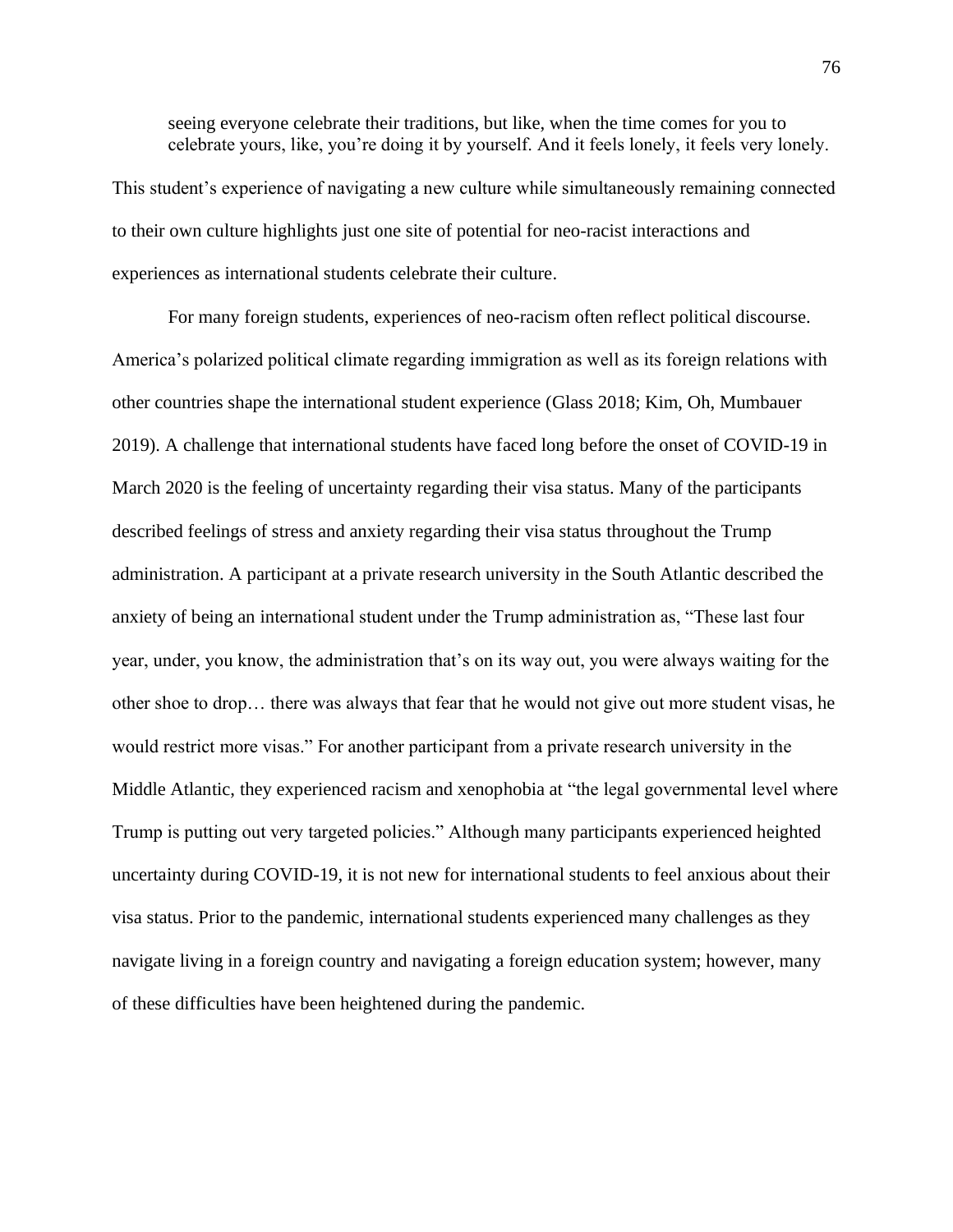> seeing everyone celebrate their traditions, but like, when the time comes for you to celebrate yours, like, you're doing it by yourself. And it feels lonely, it feels very lonely.

This student's experience of navigating a new culture while simultaneously remaining connected to their own culture highlights just one site of potential for neo-racist interactions and experiences as international students celebrate their culture.

For many foreign students, experiences of neo-racism often reflect political discourse. America's polarized political climate regarding immigration as well as its foreign relations with other countries shape the international student experience (Glass 2018; Kim, Oh, Mumbauer 2019). A challenge that international students have faced long before the onset of COVID-19 in March 2020 is the feeling of uncertainty regarding their visa status. Many of the participants described feelings of stress and anxiety regarding their visa status throughout the Trump administration. A participant at a private research university in the South Atlantic described the anxiety of being an international student under the Trump administration as, "These last four year, under, you know, the administration that's on its way out, you were always waiting for the other shoe to drop… there was always that fear that he would not give out more student visas, he would restrict more visas." For another participant from a private research university in the Middle Atlantic, they experienced racism and xenophobia at "the legal governmental level where Trump is putting out very targeted policies." Although many participants experienced heighted uncertainty during COVID-19, it is not new for international students to feel anxious about their visa status. Prior to the pandemic, international students experienced many challenges as they navigate living in a foreign country and navigating a foreign education system; however, many of these difficulties have been heightened during the pandemic.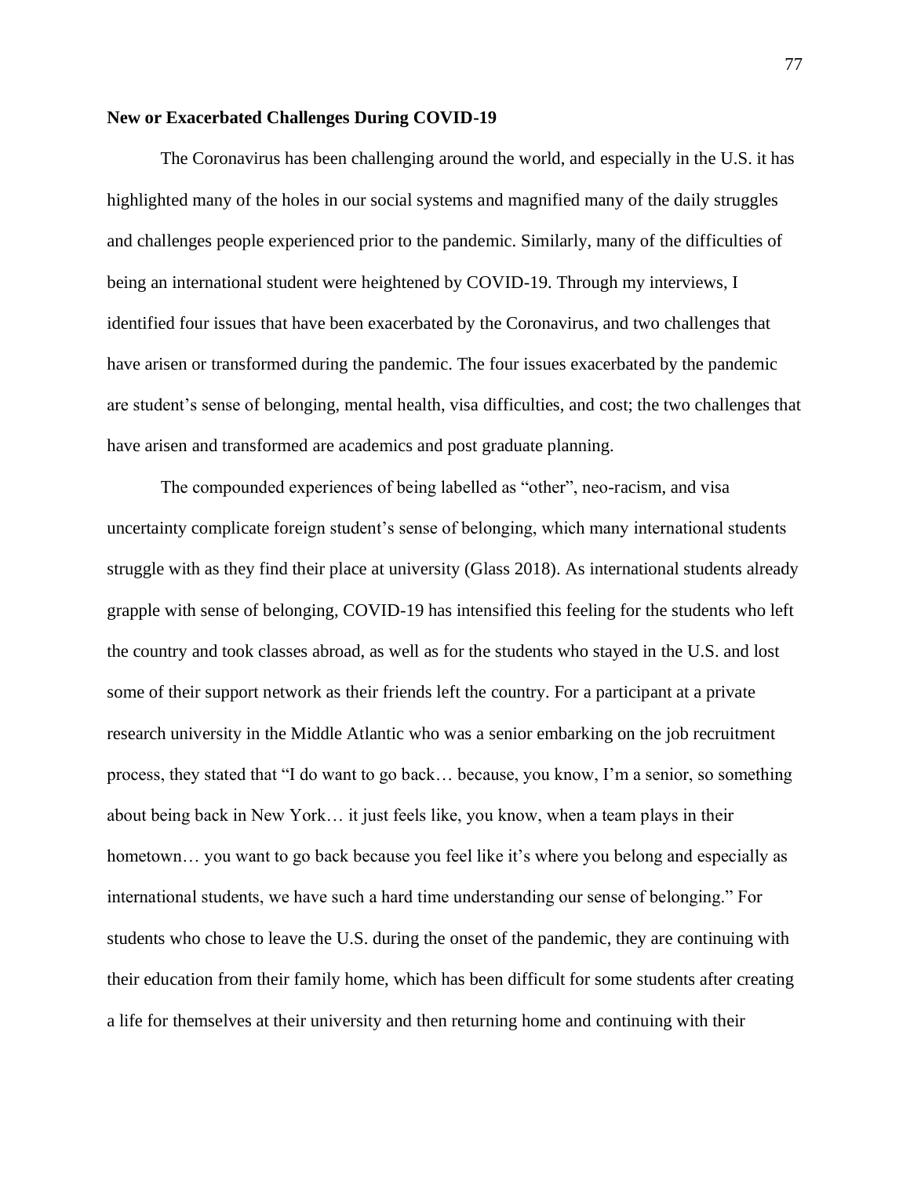**New or Exacerbated Challenges During COVID-19**

The Coronavirus has been challenging around the world, and especially in the U.S. it has highlighted many of the holes in our social systems and magnified many of the daily struggles and challenges people experienced prior to the pandemic. Similarly, many of the difficulties of being an international student were heightened by COVID-19. Through my interviews, I identified four issues that have been exacerbated by the Coronavirus, and two challenges that have arisen or transformed during the pandemic. The four issues exacerbated by the pandemic are student's sense of belonging, mental health, visa difficulties, and cost; the two challenges that have arisen and transformed are academics and post graduate planning.

The compounded experiences of being labelled as "other", neo-racism, and visa uncertainty complicate foreign student's sense of belonging, which many international students struggle with as they find their place at university (Glass 2018). As international students already grapple with sense of belonging, COVID-19 has intensified this feeling for the students who left the country and took classes abroad, as well as for the students who stayed in the U.S. and lost some of their support network as their friends left the country. For a participant at a private research university in the Middle Atlantic who was a senior embarking on the job recruitment process, they stated that "I do want to go back… because, you know, I'm a senior, so something about being back in New York… it just feels like, you know, when a team plays in their hometown… you want to go back because you feel like it's where you belong and especially as international students, we have such a hard time understanding our sense of belonging." For students who chose to leave the U.S. during the onset of the pandemic, they are continuing with their education from their family home, which has been difficult for some students after creating a life for themselves at their university and then returning home and continuing with their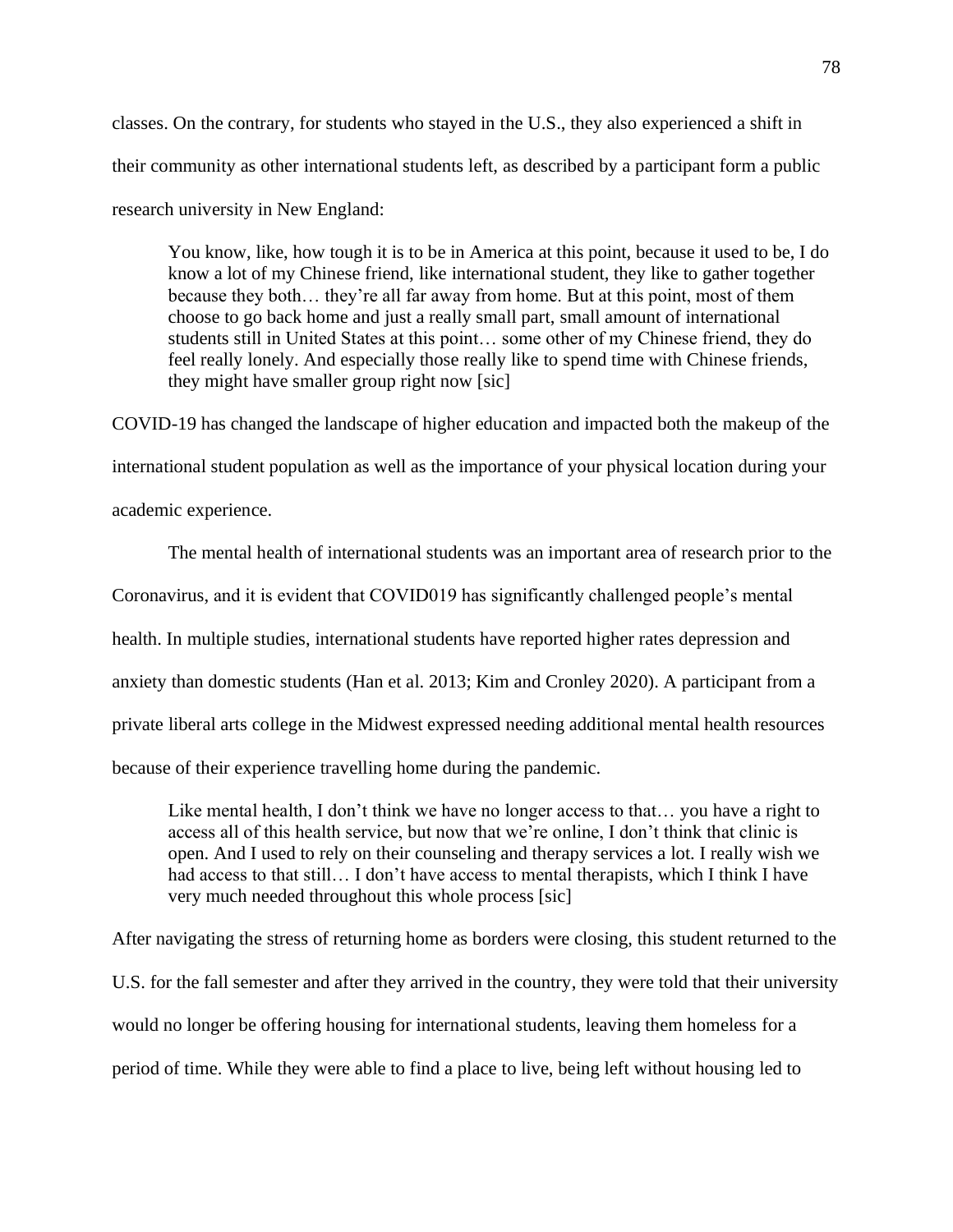classes. On the contrary, for students who stayed in the U.S., they also experienced a shift in their community as other international students left, as described by a participant form a public research university in New England:

> You know, like, how tough it is to be in America at this point, because it used to be, I do know a lot of my Chinese friend, like international student, they like to gather together because they both… they're all far away from home. But at this point, most of them choose to go back home and just a really small part, small amount of international students still in United States at this point… some other of my Chinese friend, they do feel really lonely. And especially those really like to spend time with Chinese friends, they might have smaller group right now [sic]

COVID-19 has changed the landscape of higher education and impacted both the makeup of the international student population as well as the importance of your physical location during your academic experience.

The mental health of international students was an important area of research prior to the Coronavirus, and it is evident that COVID019 has significantly challenged people's mental health. In multiple studies, international students have reported higher rates depression and anxiety than domestic students (Han et al. 2013; Kim and Cronley 2020). A participant from a private liberal arts college in the Midwest expressed needing additional mental health resources because of their experience travelling home during the pandemic.

> Like mental health, I don't think we have no longer access to that… you have a right to access all of this health service, but now that we're online, I don't think that clinic is open. And I used to rely on their counseling and therapy services a lot. I really wish we had access to that still… I don't have access to mental therapists, which I think I have very much needed throughout this whole process [sic]

After navigating the stress of returning home as borders were closing, this student returned to the U.S. for the fall semester and after they arrived in the country, they were told that their university would no longer be offering housing for international students, leaving them homeless for a period of time. While they were able to find a place to live, being left without housing led to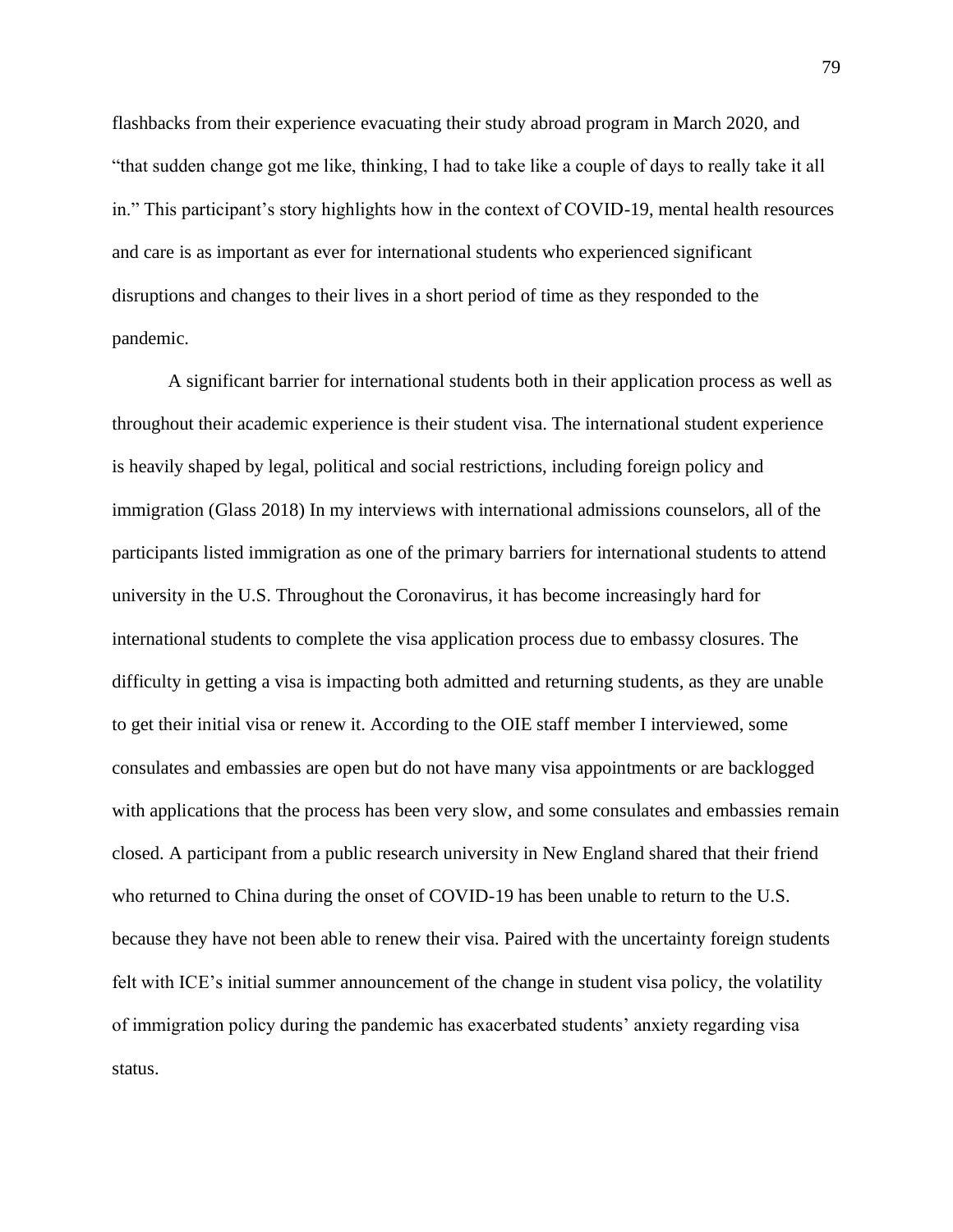flashbacks from their experience evacuating their study abroad program in March 2020, and "that sudden change got me like, thinking, I had to take like a couple of days to really take it all in." This participant's story highlights how in the context of COVID-19, mental health resources and care is as important as ever for international students who experienced significant disruptions and changes to their lives in a short period of time as they responded to the pandemic.

A significant barrier for international students both in their application process as well as throughout their academic experience is their student visa. The international student experience is heavily shaped by legal, political and social restrictions, including foreign policy and immigration (Glass 2018) In my interviews with international admissions counselors, all of the participants listed immigration as one of the primary barriers for international students to attend university in the U.S. Throughout the Coronavirus, it has become increasingly hard for international students to complete the visa application process due to embassy closures. The difficulty in getting a visa is impacting both admitted and returning students, as they are unable to get their initial visa or renew it. According to the OIE staff member I interviewed, some consulates and embassies are open but do not have many visa appointments or are backlogged with applications that the process has been very slow, and some consulates and embassies remain closed. A participant from a public research university in New England shared that their friend who returned to China during the onset of COVID-19 has been unable to return to the U.S. because they have not been able to renew their visa. Paired with the uncertainty foreign students felt with ICE's initial summer announcement of the change in student visa policy, the volatility of immigration policy during the pandemic has exacerbated students' anxiety regarding visa status.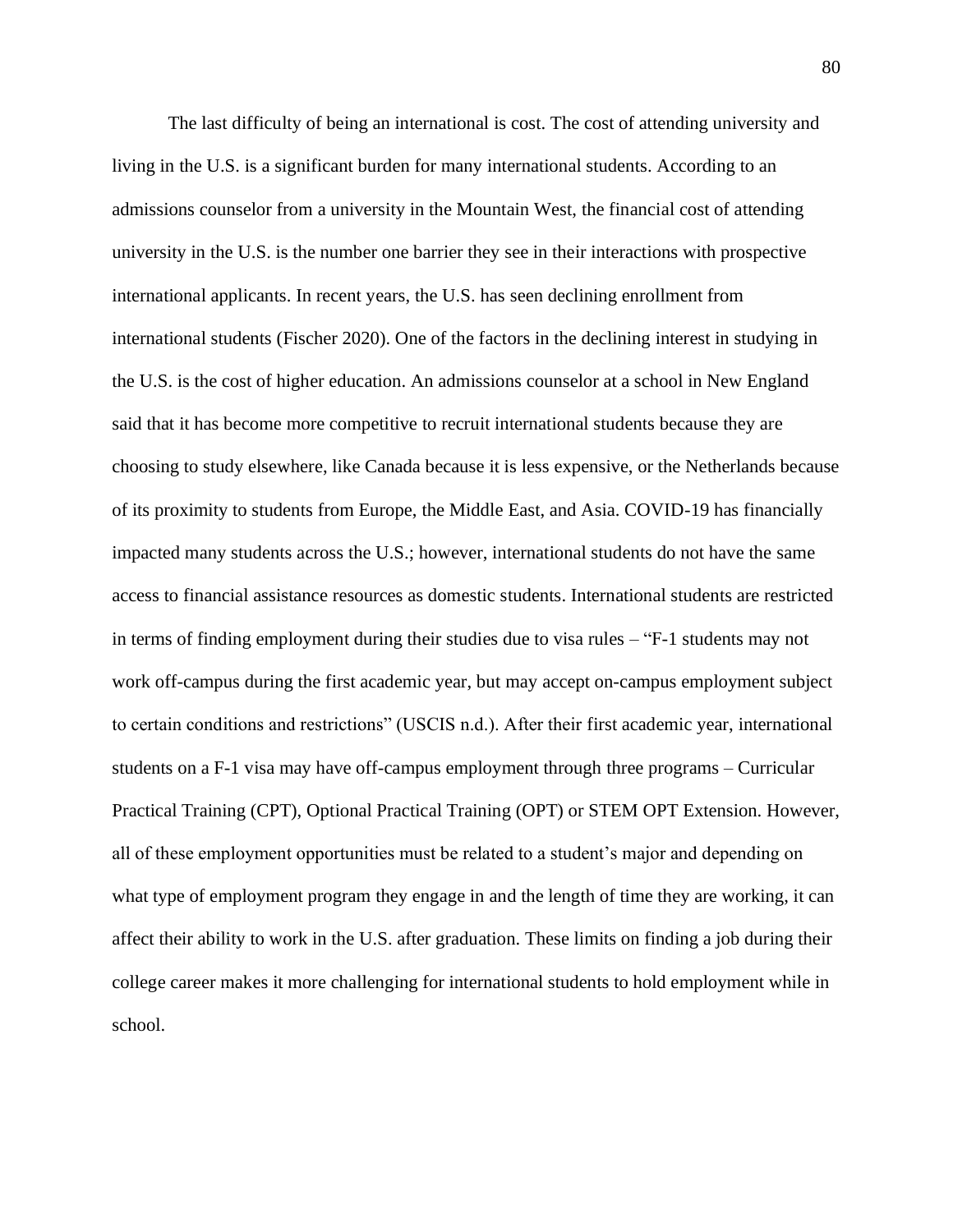The last difficulty of being an international is cost. The cost of attending university and living in the U.S. is a significant burden for many international students. According to an admissions counselor from a university in the Mountain West, the financial cost of attending university in the U.S. is the number one barrier they see in their interactions with prospective international applicants. In recent years, the U.S. has seen declining enrollment from international students (Fischer 2020). One of the factors in the declining interest in studying in the U.S. is the cost of higher education. An admissions counselor at a school in New England said that it has become more competitive to recruit international students because they are choosing to study elsewhere, like Canada because it is less expensive, or the Netherlands because of its proximity to students from Europe, the Middle East, and Asia. COVID-19 has financially impacted many students across the U.S.; however, international students do not have the same access to financial assistance resources as domestic students. International students are restricted in terms of finding employment during their studies due to visa rules – "F-1 students may not work off-campus during the first academic year, but may accept on-campus employment subject to certain conditions and restrictions" (USCIS n.d.). After their first academic year, international students on a F-1 visa may have off-campus employment through three programs – Curricular Practical Training (CPT), Optional Practical Training (OPT) or STEM OPT Extension. However, all of these employment opportunities must be related to a student's major and depending on what type of employment program they engage in and the length of time they are working, it can affect their ability to work in the U.S. after graduation. These limits on finding a job during their college career makes it more challenging for international students to hold employment while in school.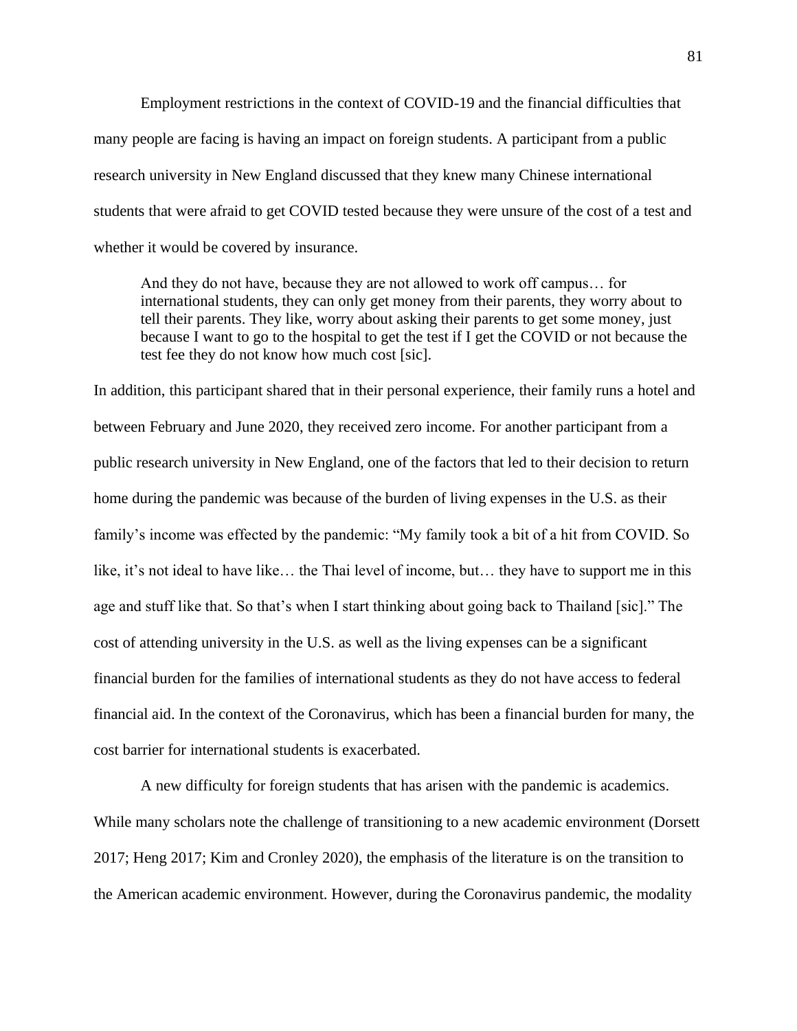Employment restrictions in the context of COVID-19 and the financial difficulties that many people are facing is having an impact on foreign students. A participant from a public research university in New England discussed that they knew many Chinese international students that were afraid to get COVID tested because they were unsure of the cost of a test and whether it would be covered by insurance.

> And they do not have, because they are not allowed to work off campus… for international students, they can only get money from their parents, they worry about to tell their parents. They like, worry about asking their parents to get some money, just because I want to go to the hospital to get the test if I get the COVID or not because the test fee they do not know how much cost [sic].

In addition, this participant shared that in their personal experience, their family runs a hotel and between February and June 2020, they received zero income. For another participant from a public research university in New England, one of the factors that led to their decision to return home during the pandemic was because of the burden of living expenses in the U.S. as their family's income was effected by the pandemic: "My family took a bit of a hit from COVID. So like, it's not ideal to have like… the Thai level of income, but… they have to support me in this age and stuff like that. So that's when I start thinking about going back to Thailand [sic]." The cost of attending university in the U.S. as well as the living expenses can be a significant financial burden for the families of international students as they do not have access to federal financial aid. In the context of the Coronavirus, which has been a financial burden for many, the cost barrier for international students is exacerbated.

A new difficulty for foreign students that has arisen with the pandemic is academics. While many scholars note the challenge of transitioning to a new academic environment (Dorsett 2017; Heng 2017; Kim and Cronley 2020), the emphasis of the literature is on the transition to the American academic environment. However, during the Coronavirus pandemic, the modality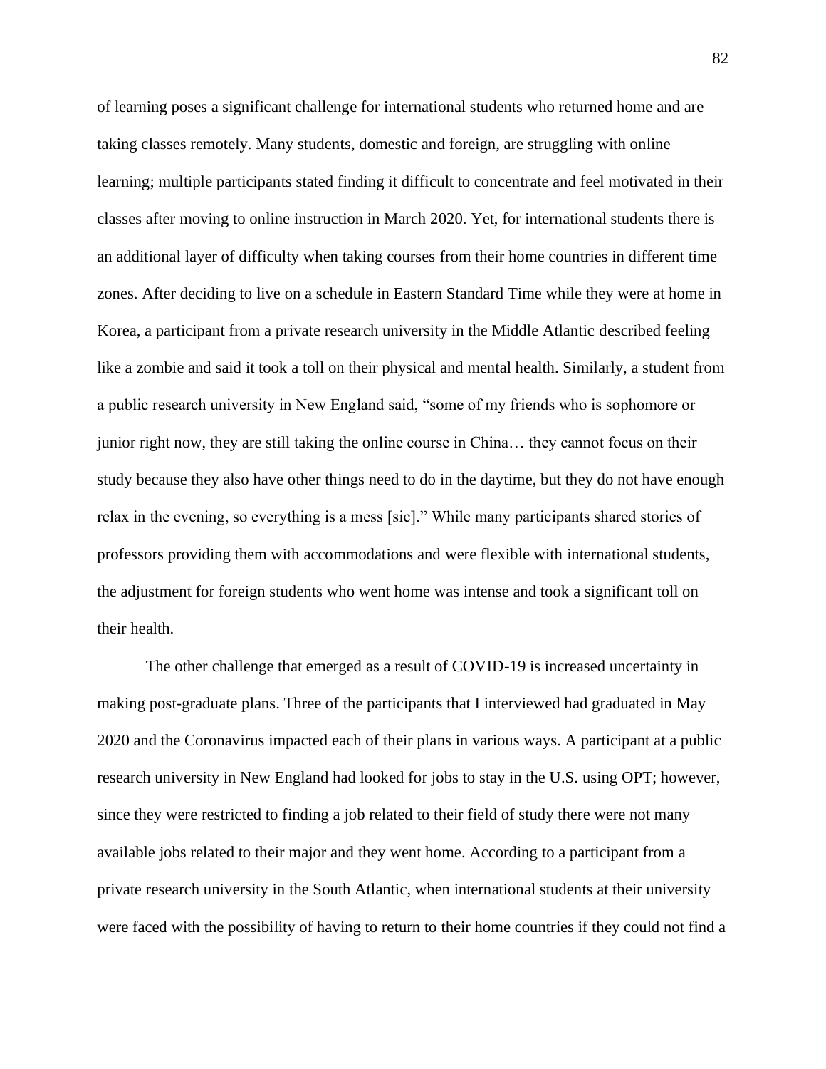of learning poses a significant challenge for international students who returned home and are taking classes remotely. Many students, domestic and foreign, are struggling with online learning; multiple participants stated finding it difficult to concentrate and feel motivated in their classes after moving to online instruction in March 2020. Yet, for international students there is an additional layer of difficulty when taking courses from their home countries in different time zones. After deciding to live on a schedule in Eastern Standard Time while they were at home in Korea, a participant from a private research university in the Middle Atlantic described feeling like a zombie and said it took a toll on their physical and mental health. Similarly, a student from a public research university in New England said, "some of my friends who is sophomore or junior right now, they are still taking the online course in China… they cannot focus on their study because they also have other things need to do in the daytime, but they do not have enough relax in the evening, so everything is a mess [sic]." While many participants shared stories of professors providing them with accommodations and were flexible with international students, the adjustment for foreign students who went home was intense and took a significant toll on their health.

The other challenge that emerged as a result of COVID-19 is increased uncertainty in making post-graduate plans. Three of the participants that I interviewed had graduated in May 2020 and the Coronavirus impacted each of their plans in various ways. A participant at a public research university in New England had looked for jobs to stay in the U.S. using OPT; however, since they were restricted to finding a job related to their field of study there were not many available jobs related to their major and they went home. According to a participant from a private research university in the South Atlantic, when international students at their university were faced with the possibility of having to return to their home countries if they could not find a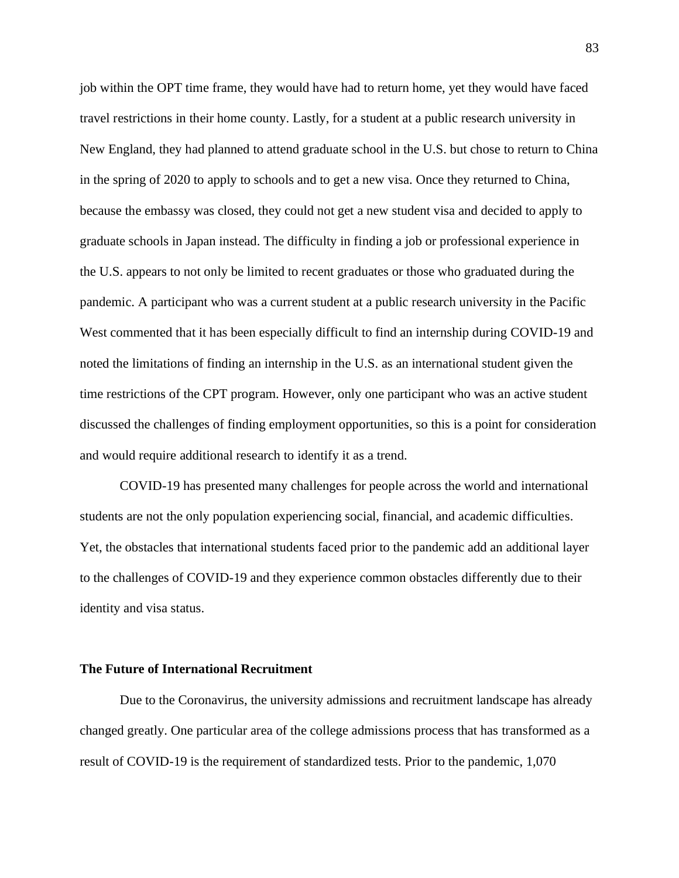job within the OPT time frame, they would have had to return home, yet they would have faced travel restrictions in their home county. Lastly, for a student at a public research university in New England, they had planned to attend graduate school in the U.S. but chose to return to China in the spring of 2020 to apply to schools and to get a new visa. Once they returned to China, because the embassy was closed, they could not get a new student visa and decided to apply to graduate schools in Japan instead. The difficulty in finding a job or professional experience in the U.S. appears to not only be limited to recent graduates or those who graduated during the pandemic. A participant who was a current student at a public research university in the Pacific West commented that it has been especially difficult to find an internship during COVID-19 and noted the limitations of finding an internship in the U.S. as an international student given the time restrictions of the CPT program. However, only one participant who was an active student discussed the challenges of finding employment opportunities, so this is a point for consideration and would require additional research to identify it as a trend.

COVID-19 has presented many challenges for people across the world and international students are not the only population experiencing social, financial, and academic difficulties. Yet, the obstacles that international students faced prior to the pandemic add an additional layer to the challenges of COVID-19 and they experience common obstacles differently due to their identity and visa status.

**The Future of International Recruitment**

Due to the Coronavirus, the university admissions and recruitment landscape has already changed greatly. One particular area of the college admissions process that has transformed as a result of COVID-19 is the requirement of standardized tests. Prior to the pandemic, 1,070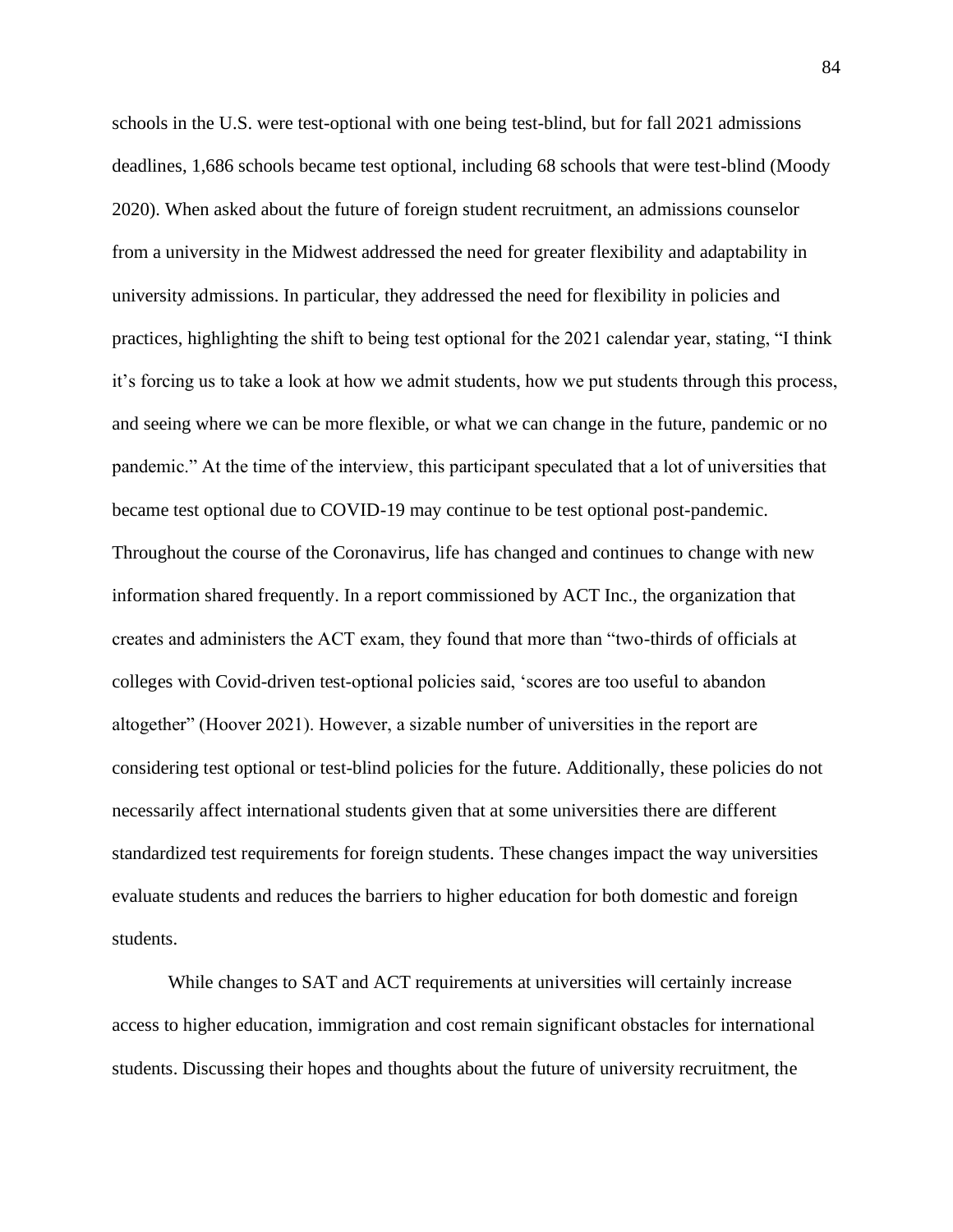schools in the U.S. were test-optional with one being test-blind, but for fall 2021 admissions deadlines, 1,686 schools became test optional, including 68 schools that were test-blind (Moody 2020). When asked about the future of foreign student recruitment, an admissions counselor from a university in the Midwest addressed the need for greater flexibility and adaptability in university admissions. In particular, they addressed the need for flexibility in policies and practices, highlighting the shift to being test optional for the 2021 calendar year, stating, "I think it's forcing us to take a look at how we admit students, how we put students through this process, and seeing where we can be more flexible, or what we can change in the future, pandemic or no pandemic." At the time of the interview, this participant speculated that a lot of universities that became test optional due to COVID-19 may continue to be test optional post-pandemic. Throughout the course of the Coronavirus, life has changed and continues to change with new information shared frequently. In a report commissioned by ACT Inc., the organization that creates and administers the ACT exam, they found that more than "two-thirds of officials at colleges with Covid-driven test-optional policies said, 'scores are too useful to abandon altogether" (Hoover 2021). However, a sizable number of universities in the report are considering test optional or test-blind policies for the future. Additionally, these policies do not necessarily affect international students given that at some universities there are different standardized test requirements for foreign students. These changes impact the way universities evaluate students and reduces the barriers to higher education for both domestic and foreign students.

While changes to SAT and ACT requirements at universities will certainly increase access to higher education, immigration and cost remain significant obstacles for international students. Discussing their hopes and thoughts about the future of university recruitment, the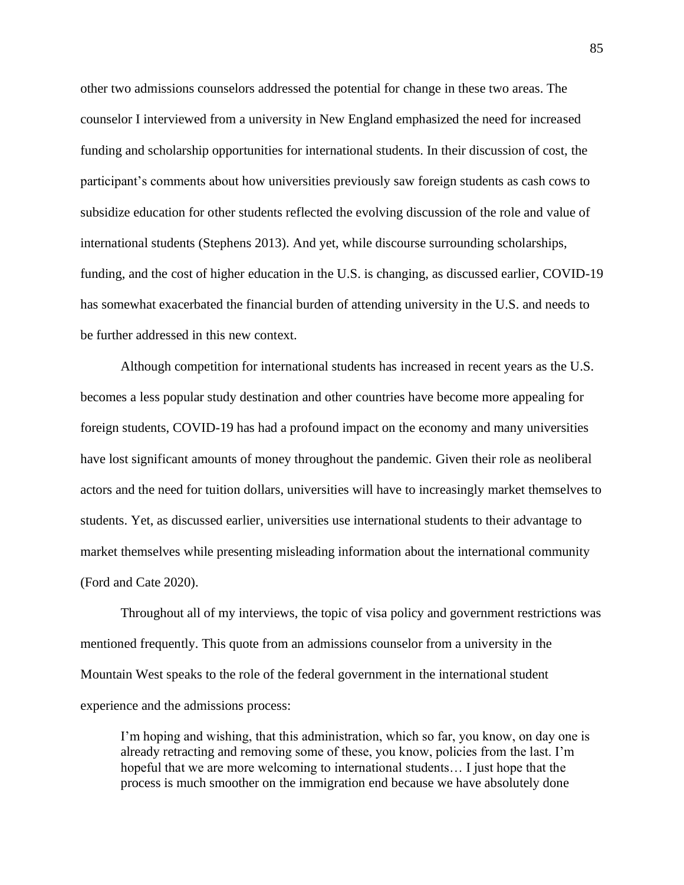other two admissions counselors addressed the potential for change in these two areas. The counselor I interviewed from a university in New England emphasized the need for increased funding and scholarship opportunities for international students. In their discussion of cost, the participant's comments about how universities previously saw foreign students as cash cows to subsidize education for other students reflected the evolving discussion of the role and value of international students (Stephens 2013). And yet, while discourse surrounding scholarships, funding, and the cost of higher education in the U.S. is changing, as discussed earlier, COVID-19 has somewhat exacerbated the financial burden of attending university in the U.S. and needs to be further addressed in this new context.

Although competition for international students has increased in recent years as the U.S. becomes a less popular study destination and other countries have become more appealing for foreign students, COVID-19 has had a profound impact on the economy and many universities have lost significant amounts of money throughout the pandemic. Given their role as neoliberal actors and the need for tuition dollars, universities will have to increasingly market themselves to students. Yet, as discussed earlier, universities use international students to their advantage to market themselves while presenting misleading information about the international community (Ford and Cate 2020).

Throughout all of my interviews, the topic of visa policy and government restrictions was mentioned frequently. This quote from an admissions counselor from a university in the Mountain West speaks to the role of the federal government in the international student experience and the admissions process:

> I'm hoping and wishing, that this administration, which so far, you know, on day one is already retracting and removing some of these, you know, policies from the last. I'm hopeful that we are more welcoming to international students… I just hope that the process is much smoother on the immigration end because we have absolutely done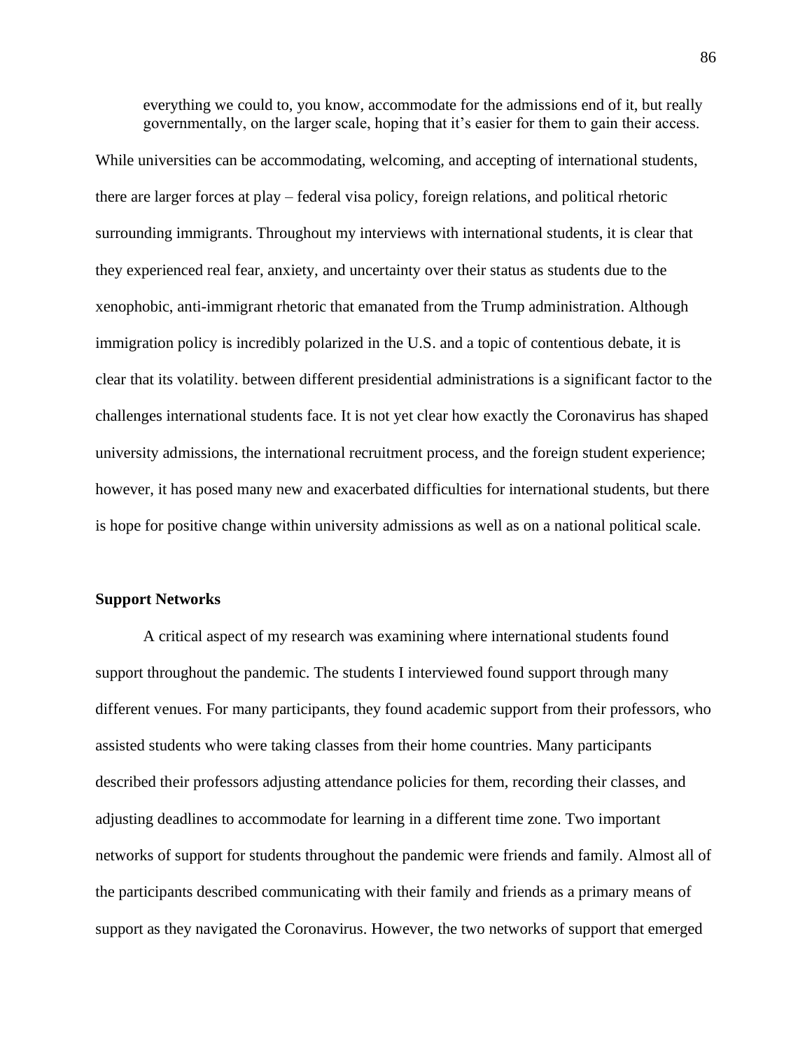> everything we could to, you know, accommodate for the admissions end of it, but really governmentally, on the larger scale, hoping that it's easier for them to gain their access.

While universities can be accommodating, welcoming, and accepting of international students, there are larger forces at play – federal visa policy, foreign relations, and political rhetoric surrounding immigrants. Throughout my interviews with international students, it is clear that they experienced real fear, anxiety, and uncertainty over their status as students due to the xenophobic, anti-immigrant rhetoric that emanated from the Trump administration. Although immigration policy is incredibly polarized in the U.S. and a topic of contentious debate, it is clear that its volatility. between different presidential administrations is a significant factor to the challenges international students face. It is not yet clear how exactly the Coronavirus has shaped university admissions, the international recruitment process, and the foreign student experience; however, it has posed many new and exacerbated difficulties for international students, but there is hope for positive change within university admissions as well as on a national political scale.

**Support Networks**

A critical aspect of my research was examining where international students found support throughout the pandemic. The students I interviewed found support through many different venues. For many participants, they found academic support from their professors, who assisted students who were taking classes from their home countries. Many participants described their professors adjusting attendance policies for them, recording their classes, and adjusting deadlines to accommodate for learning in a different time zone. Two important networks of support for students throughout the pandemic were friends and family. Almost all of the participants described communicating with their family and friends as a primary means of support as they navigated the Coronavirus. However, the two networks of support that emerged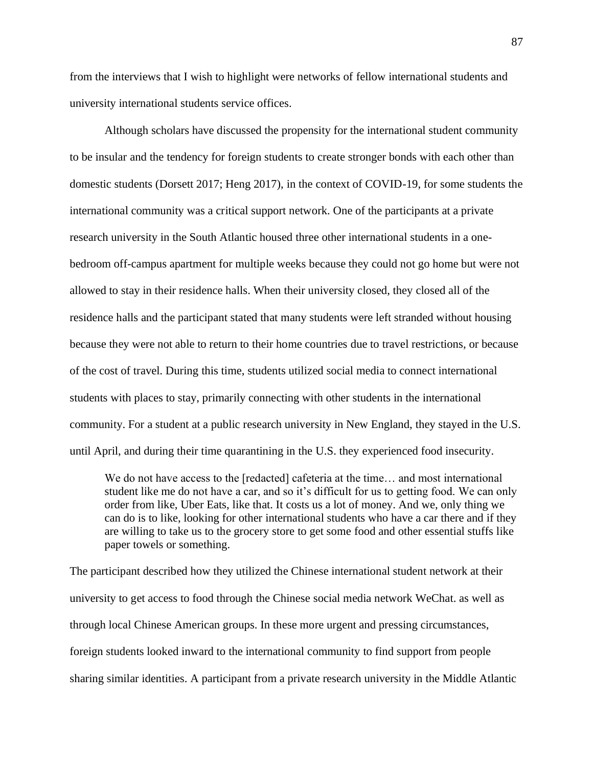from the interviews that I wish to highlight were networks of fellow international students and university international students service offices.

Although scholars have discussed the propensity for the international student community to be insular and the tendency for foreign students to create stronger bonds with each other than domestic students (Dorsett 2017; Heng 2017), in the context of COVID-19, for some students the international community was a critical support network. One of the participants at a private research university in the South Atlantic housed three other international students in a one-bedroom off-campus apartment for multiple weeks because they could not go home but were not allowed to stay in their residence halls. When their university closed, they closed all of the residence halls and the participant stated that many students were left stranded without housing because they were not able to return to their home countries due to travel restrictions, or because of the cost of travel. During this time, students utilized social media to connect international students with places to stay, primarily connecting with other students in the international community. For a student at a public research university in New England, they stayed in the U.S. until April, and during their time quarantining in the U.S. they experienced food insecurity.

> We do not have access to the [redacted] cafeteria at the time… and most international student like me do not have a car, and so it's difficult for us to getting food. We can only order from like, Uber Eats, like that. It costs us a lot of money. And we, only thing we can do is to like, looking for other international students who have a car there and if they are willing to take us to the grocery store to get some food and other essential stuffs like paper towels or something.

The participant described how they utilized the Chinese international student network at their university to get access to food through the Chinese social media network WeChat. as well as through local Chinese American groups. In these more urgent and pressing circumstances, foreign students looked inward to the international community to find support from people sharing similar identities. A participant from a private research university in the Middle Atlantic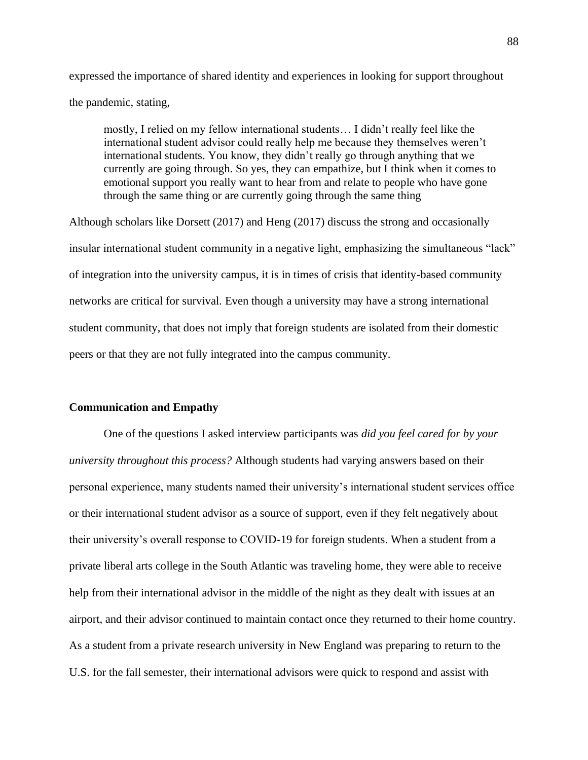expressed the importance of shared identity and experiences in looking for support throughout the pandemic, stating,

> mostly, I relied on my fellow international students… I didn't really feel like the international student advisor could really help me because they themselves weren't international students. You know, they didn't really go through anything that we currently are going through. So yes, they can empathize, but I think when it comes to emotional support you really want to hear from and relate to people who have gone through the same thing or are currently going through the same thing

Although scholars like Dorsett (2017) and Heng (2017) discuss the strong and occasionally insular international student community in a negative light, emphasizing the simultaneous "lack" of integration into the university campus, it is in times of crisis that identity-based community networks are critical for survival. Even though a university may have a strong international student community, that does not imply that foreign students are isolated from their domestic peers or that they are not fully integrated into the campus community.

### Communication and Empathy

One of the questions I asked interview participants was *did you feel cared for by your university throughout this process?* Although students had varying answers based on their personal experience, many students named their university's international student services office or their international student advisor as a source of support, even if they felt negatively about their university's overall response to COVID-19 for foreign students. When a student from a private liberal arts college in the South Atlantic was traveling home, they were able to receive help from their international advisor in the middle of the night as they dealt with issues at an airport, and their advisor continued to maintain contact once they returned to their home country. As a student from a private research university in New England was preparing to return to the U.S. for the fall semester, their international advisors were quick to respond and assist with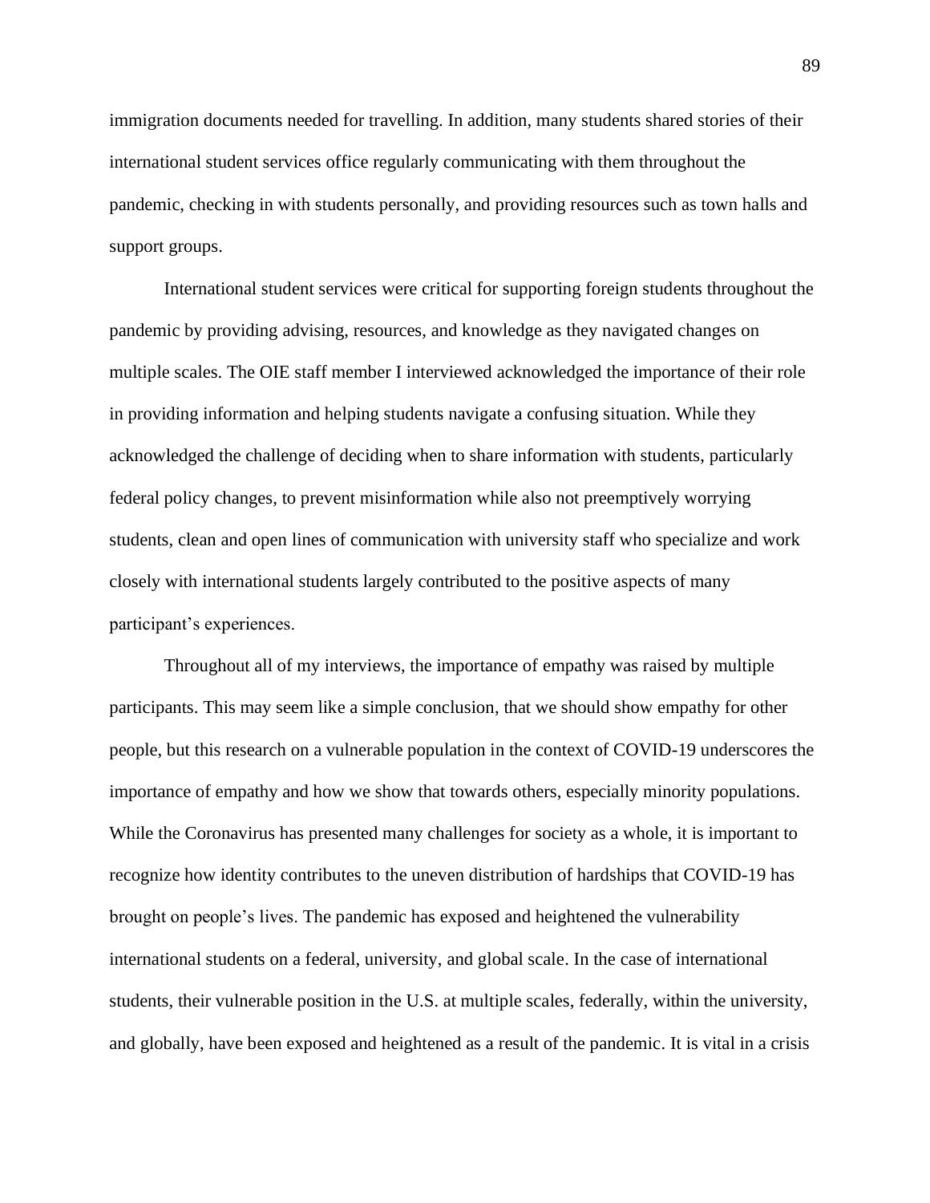immigration documents needed for travelling. In addition, many students shared stories of their international student services office regularly communicating with them throughout the pandemic, checking in with students personally, and providing resources such as town halls and support groups.

International student services were critical for supporting foreign students throughout the pandemic by providing advising, resources, and knowledge as they navigated changes on multiple scales. The OIE staff member I interviewed acknowledged the importance of their role in providing information and helping students navigate a confusing situation. While they acknowledged the challenge of deciding when to share information with students, particularly federal policy changes, to prevent misinformation while also not preemptively worrying students, clean and open lines of communication with university staff who specialize and work closely with international students largely contributed to the positive aspects of many participant's experiences.

Throughout all of my interviews, the importance of empathy was raised by multiple participants. This may seem like a simple conclusion, that we should show empathy for other people, but this research on a vulnerable population in the context of COVID-19 underscores the importance of empathy and how we show that towards others, especially minority populations. While the Coronavirus has presented many challenges for society as a whole, it is important to recognize how identity contributes to the uneven distribution of hardships that COVID-19 has brought on people's lives. The pandemic has exposed and heightened the vulnerability international students on a federal, university, and global scale. In the case of international students, their vulnerable position in the U.S. at multiple scales, federally, within the university, and globally, have been exposed and heightened as a result of the pandemic. It is vital in a crisis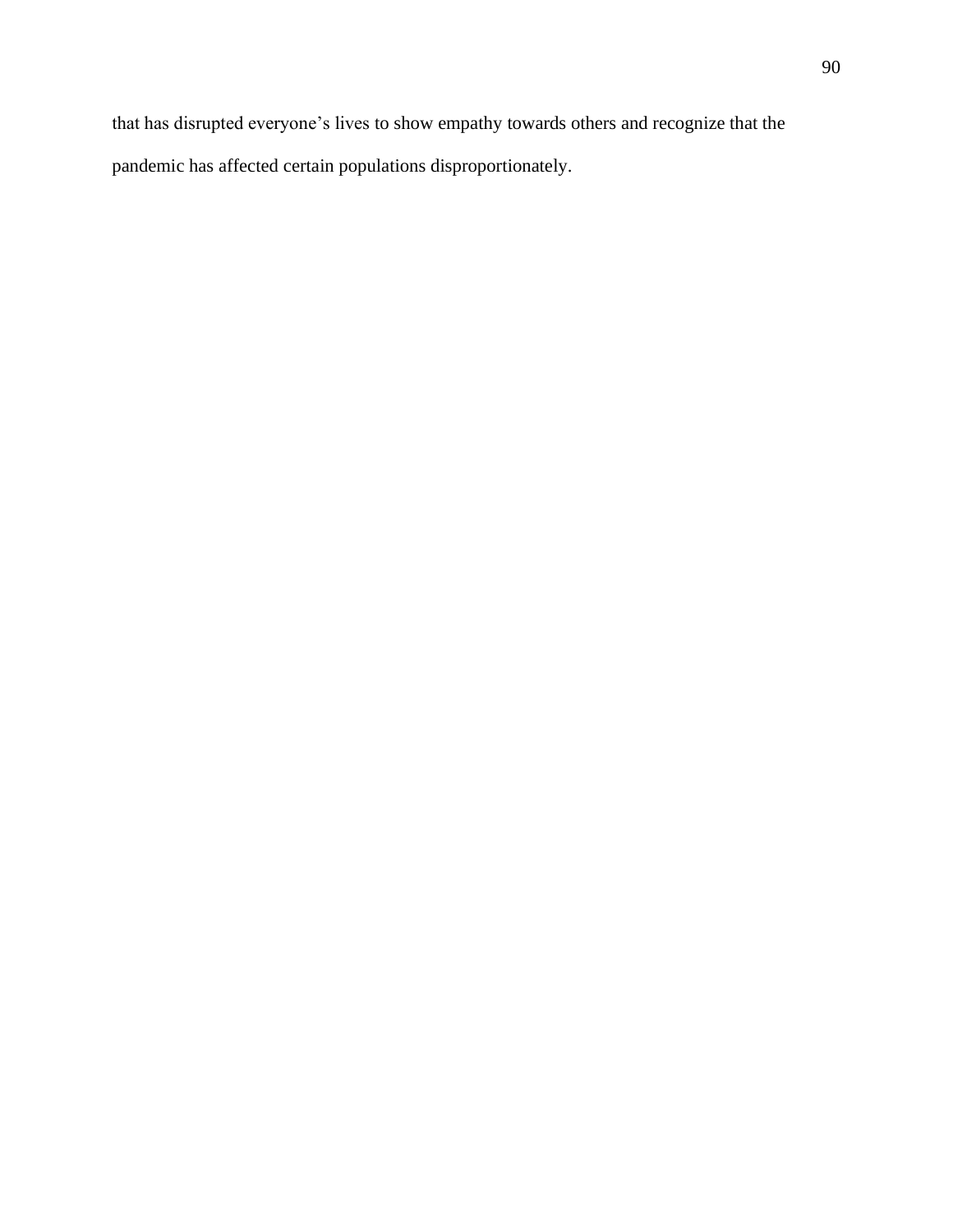that has disrupted everyone’s lives to show empathy towards others and recognize that the pandemic has affected certain populations disproportionately.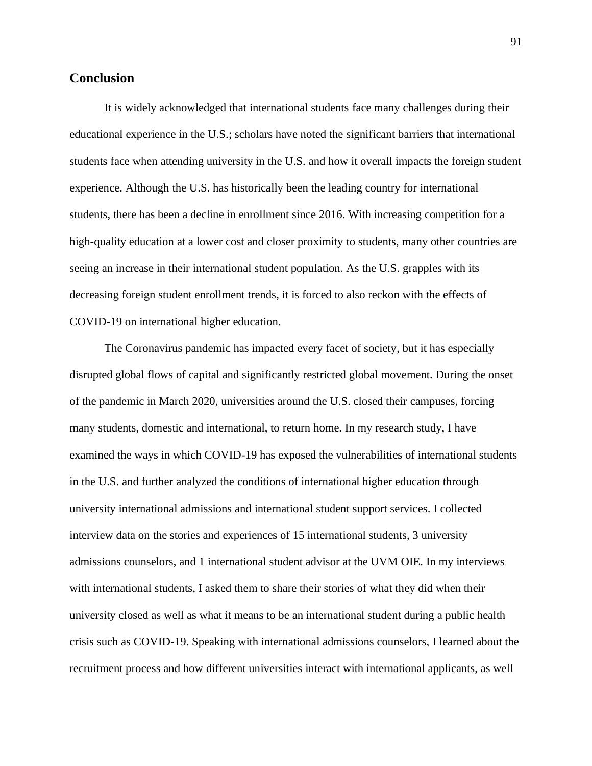## Conclusion

It is widely acknowledged that international students face many challenges during their educational experience in the U.S.; scholars have noted the significant barriers that international students face when attending university in the U.S. and how it overall impacts the foreign student experience. Although the U.S. has historically been the leading country for international students, there has been a decline in enrollment since 2016. With increasing competition for a high-quality education at a lower cost and closer proximity to students, many other countries are seeing an increase in their international student population. As the U.S. grapples with its decreasing foreign student enrollment trends, it is forced to also reckon with the effects of COVID-19 on international higher education.

The Coronavirus pandemic has impacted every facet of society, but it has especially disrupted global flows of capital and significantly restricted global movement. During the onset of the pandemic in March 2020, universities around the U.S. closed their campuses, forcing many students, domestic and international, to return home. In my research study, I have examined the ways in which COVID-19 has exposed the vulnerabilities of international students in the U.S. and further analyzed the conditions of international higher education through university international admissions and international student support services. I collected interview data on the stories and experiences of 15 international students, 3 university admissions counselors, and 1 international student advisor at the UVM OIE. In my interviews with international students, I asked them to share their stories of what they did when their university closed as well as what it means to be an international student during a public health crisis such as COVID-19. Speaking with international admissions counselors, I learned about the recruitment process and how different universities interact with international applicants, as well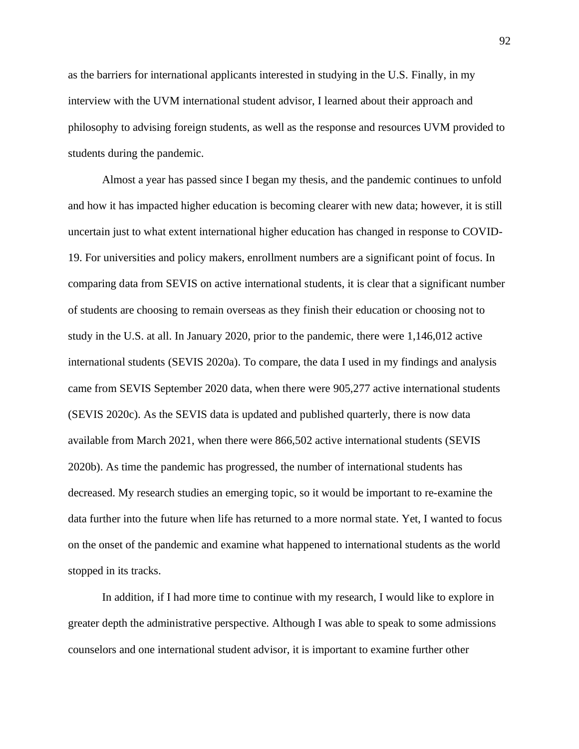as the barriers for international applicants interested in studying in the U.S. Finally, in my interview with the UVM international student advisor, I learned about their approach and philosophy to advising foreign students, as well as the response and resources UVM provided to students during the pandemic.

Almost a year has passed since I began my thesis, and the pandemic continues to unfold and how it has impacted higher education is becoming clearer with new data; however, it is still uncertain just to what extent international higher education has changed in response to COVID-19. For universities and policy makers, enrollment numbers are a significant point of focus. In comparing data from SEVIS on active international students, it is clear that a significant number of students are choosing to remain overseas as they finish their education or choosing not to study in the U.S. at all. In January 2020, prior to the pandemic, there were 1,146,012 active international students (SEVIS 2020a). To compare, the data I used in my findings and analysis came from SEVIS September 2020 data, when there were 905,277 active international students (SEVIS 2020c). As the SEVIS data is updated and published quarterly, there is now data available from March 2021, when there were 866,502 active international students (SEVIS 2020b). As time the pandemic has progressed, the number of international students has decreased. My research studies an emerging topic, so it would be important to re-examine the data further into the future when life has returned to a more normal state. Yet, I wanted to focus on the onset of the pandemic and examine what happened to international students as the world stopped in its tracks.

In addition, if I had more time to continue with my research, I would like to explore in greater depth the administrative perspective. Although I was able to speak to some admissions counselors and one international student advisor, it is important to examine further other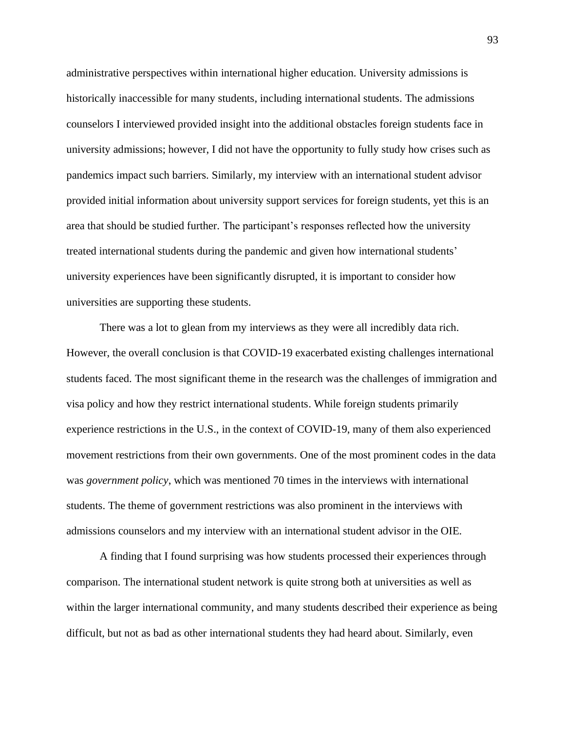administrative perspectives within international higher education. University admissions is historically inaccessible for many students, including international students. The admissions counselors I interviewed provided insight into the additional obstacles foreign students face in university admissions; however, I did not have the opportunity to fully study how crises such as pandemics impact such barriers. Similarly, my interview with an international student advisor provided initial information about university support services for foreign students, yet this is an area that should be studied further. The participant's responses reflected how the university treated international students during the pandemic and given how international students' university experiences have been significantly disrupted, it is important to consider how universities are supporting these students.

There was a lot to glean from my interviews as they were all incredibly data rich. However, the overall conclusion is that COVID-19 exacerbated existing challenges international students faced. The most significant theme in the research was the challenges of immigration and visa policy and how they restrict international students. While foreign students primarily experience restrictions in the U.S., in the context of COVID-19, many of them also experienced movement restrictions from their own governments. One of the most prominent codes in the data was *government policy*, which was mentioned 70 times in the interviews with international students. The theme of government restrictions was also prominent in the interviews with admissions counselors and my interview with an international student advisor in the OIE.

A finding that I found surprising was how students processed their experiences through comparison. The international student network is quite strong both at universities as well as within the larger international community, and many students described their experience as being difficult, but not as bad as other international students they had heard about. Similarly, even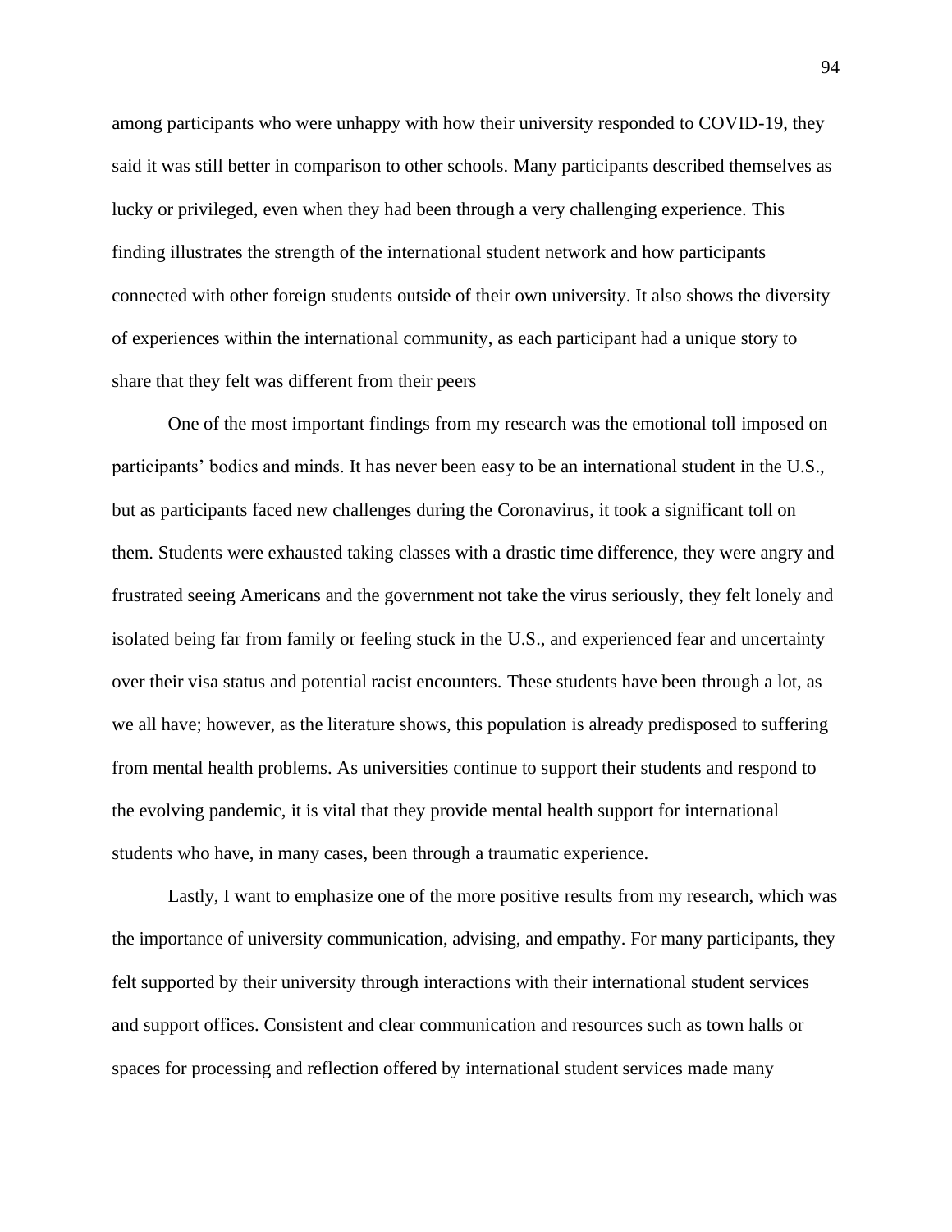among participants who were unhappy with how their university responded to COVID-19, they said it was still better in comparison to other schools. Many participants described themselves as lucky or privileged, even when they had been through a very challenging experience. This finding illustrates the strength of the international student network and how participants connected with other foreign students outside of their own university. It also shows the diversity of experiences within the international community, as each participant had a unique story to share that they felt was different from their peers

One of the most important findings from my research was the emotional toll imposed on participants' bodies and minds. It has never been easy to be an international student in the U.S., but as participants faced new challenges during the Coronavirus, it took a significant toll on them. Students were exhausted taking classes with a drastic time difference, they were angry and frustrated seeing Americans and the government not take the virus seriously, they felt lonely and isolated being far from family or feeling stuck in the U.S., and experienced fear and uncertainty over their visa status and potential racist encounters. These students have been through a lot, as we all have; however, as the literature shows, this population is already predisposed to suffering from mental health problems. As universities continue to support their students and respond to the evolving pandemic, it is vital that they provide mental health support for international students who have, in many cases, been through a traumatic experience.

Lastly, I want to emphasize one of the more positive results from my research, which was the importance of university communication, advising, and empathy. For many participants, they felt supported by their university through interactions with their international student services and support offices. Consistent and clear communication and resources such as town halls or spaces for processing and reflection offered by international student services made many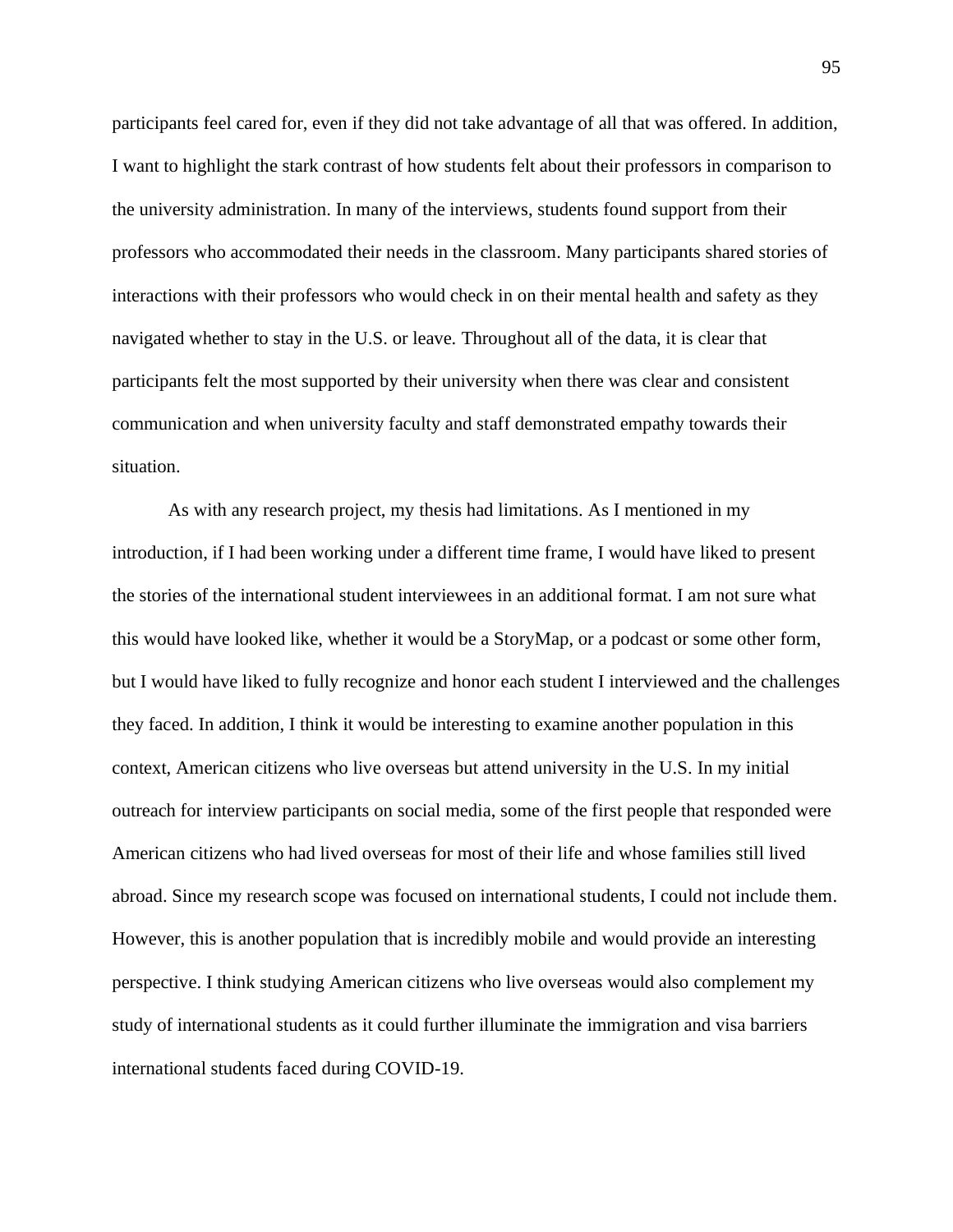participants feel cared for, even if they did not take advantage of all that was offered. In addition, I want to highlight the stark contrast of how students felt about their professors in comparison to the university administration. In many of the interviews, students found support from their professors who accommodated their needs in the classroom. Many participants shared stories of interactions with their professors who would check in on their mental health and safety as they navigated whether to stay in the U.S. or leave. Throughout all of the data, it is clear that participants felt the most supported by their university when there was clear and consistent communication and when university faculty and staff demonstrated empathy towards their situation.

As with any research project, my thesis had limitations. As I mentioned in my introduction, if I had been working under a different time frame, I would have liked to present the stories of the international student interviewees in an additional format. I am not sure what this would have looked like, whether it would be a StoryMap, or a podcast or some other form, but I would have liked to fully recognize and honor each student I interviewed and the challenges they faced. In addition, I think it would be interesting to examine another population in this context, American citizens who live overseas but attend university in the U.S. In my initial outreach for interview participants on social media, some of the first people that responded were American citizens who had lived overseas for most of their life and whose families still lived abroad. Since my research scope was focused on international students, I could not include them. However, this is another population that is incredibly mobile and would provide an interesting perspective. I think studying American citizens who live overseas would also complement my study of international students as it could further illuminate the immigration and visa barriers international students faced during COVID-19.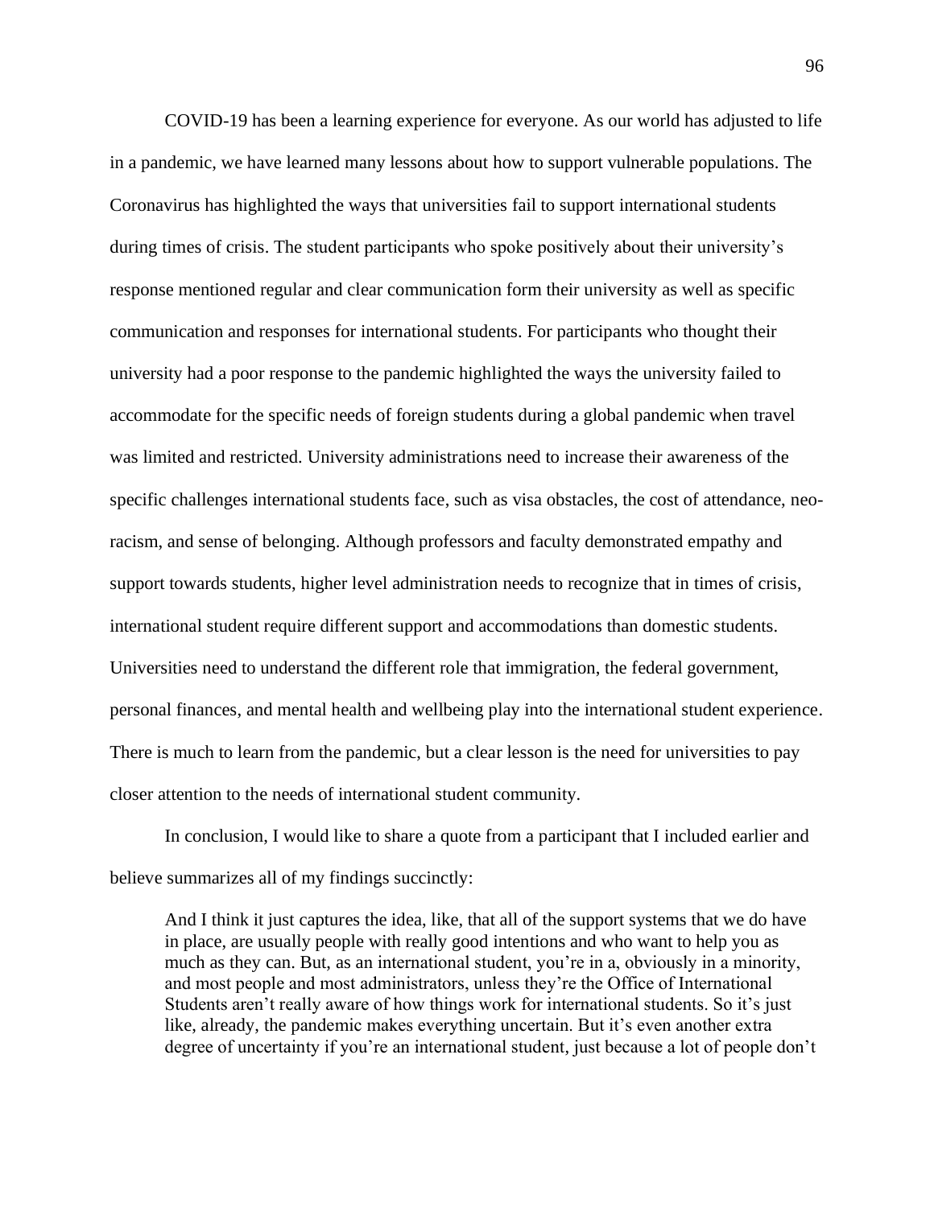COVID-19 has been a learning experience for everyone. As our world has adjusted to life in a pandemic, we have learned many lessons about how to support vulnerable populations. The Coronavirus has highlighted the ways that universities fail to support international students during times of crisis. The student participants who spoke positively about their university's response mentioned regular and clear communication form their university as well as specific communication and responses for international students. For participants who thought their university had a poor response to the pandemic highlighted the ways the university failed to accommodate for the specific needs of foreign students during a global pandemic when travel was limited and restricted. University administrations need to increase their awareness of the specific challenges international students face, such as visa obstacles, the cost of attendance, neo-racism, and sense of belonging. Although professors and faculty demonstrated empathy and support towards students, higher level administration needs to recognize that in times of crisis, international student require different support and accommodations than domestic students. Universities need to understand the different role that immigration, the federal government, personal finances, and mental health and wellbeing play into the international student experience. There is much to learn from the pandemic, but a clear lesson is the need for universities to pay closer attention to the needs of international student community.

In conclusion, I would like to share a quote from a participant that I included earlier and believe summarizes all of my findings succinctly:

> And I think it just captures the idea, like, that all of the support systems that we do have in place, are usually people with really good intentions and who want to help you as much as they can. But, as an international student, you're in a, obviously in a minority, and most people and most administrators, unless they're the Office of International Students aren't really aware of how things work for international students. So it's just like, already, the pandemic makes everything uncertain. But it's even another extra degree of uncertainty if you're an international student, just because a lot of people don't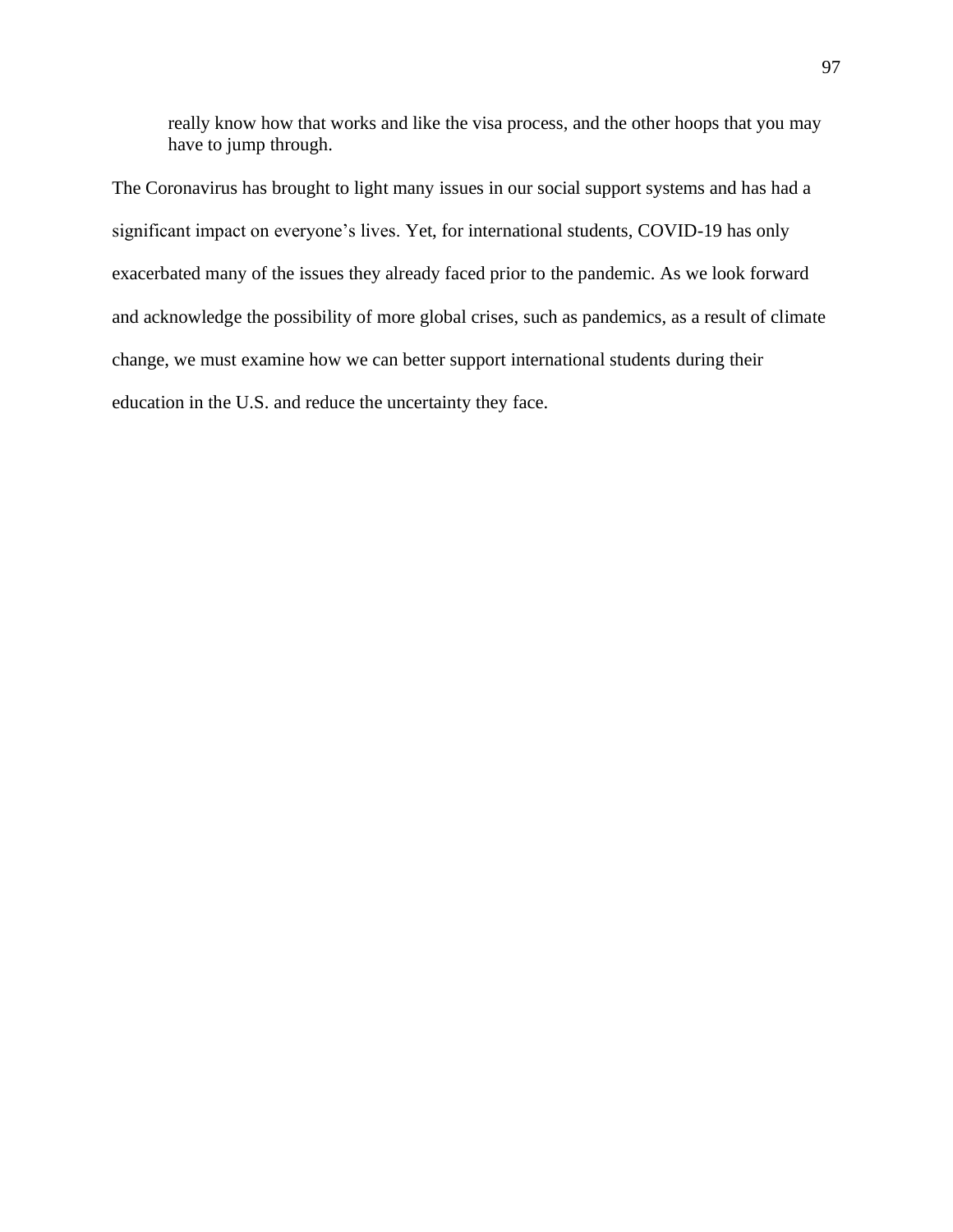> really know how that works and like the visa process, and the other hoops that you may have to jump through.

The Coronavirus has brought to light many issues in our social support systems and has had a significant impact on everyone's lives. Yet, for international students, COVID-19 has only exacerbated many of the issues they already faced prior to the pandemic. As we look forward and acknowledge the possibility of more global crises, such as pandemics, as a result of climate change, we must examine how we can better support international students during their education in the U.S. and reduce the uncertainty they face.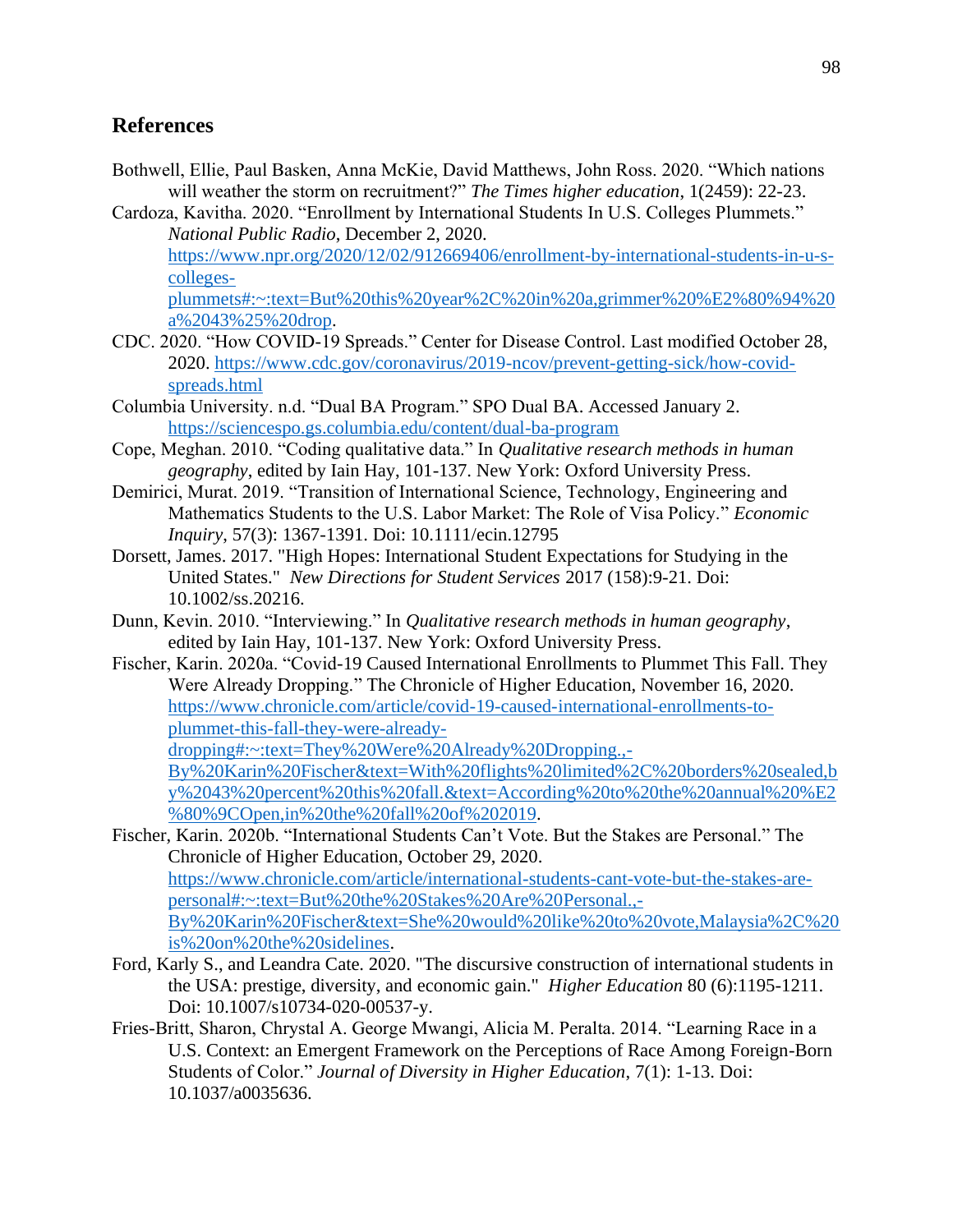## References

Bothwell, Ellie, Paul Basken, Anna McKie, David Matthews, John Ross. 2020. "Which nations will weather the storm on recruitment?" *The Times higher education*, 1(2459): 22-23.

Cardoza, Kavitha. 2020. "Enrollment by International Students In U.S. Colleges Plummets." *National Public Radio*, December 2, 2020. https://www.npr.org/2020/12/02/912669406/enrollment-by-international-students-in-u-s-colleges-plummets#:~:text=But%20this%20year%2C%20in%20a,grimmer%20%E2%80%94%20a%2043%25%20drop.

CDC. 2020. "How COVID-19 Spreads." Center for Disease Control. Last modified October 28, 2020. https://www.cdc.gov/coronavirus/2019-ncov/prevent-getting-sick/how-covid-spreads.html

Columbia University. n.d. "Dual BA Program." SPO Dual BA. Accessed January 2. https://sciencespo.gs.columbia.edu/content/dual-ba-program

Cope, Meghan. 2010. "Coding qualitative data." In *Qualitative research methods in human geography*, edited by Iain Hay, 101-137. New York: Oxford University Press.

Demirici, Murat. 2019. "Transition of International Science, Technology, Engineering and Mathematics Students to the U.S. Labor Market: The Role of Visa Policy." *Economic Inquiry*, 57(3): 1367-1391. Doi: 10.1111/ecin.12795

Dorsett, James. 2017. "High Hopes: International Student Expectations for Studying in the United States." *New Directions for Student Services* 2017 (158):9-21. Doi: 10.1002/ss.20216.

Dunn, Kevin. 2010. "Interviewing." In *Qualitative research methods in human geography*, edited by Iain Hay, 101-137. New York: Oxford University Press.

Fischer, Karin. 2020a. "Covid-19 Caused International Enrollments to Plummet This Fall. They Were Already Dropping." The Chronicle of Higher Education, November 16, 2020. https://www.chronicle.com/article/covid-19-caused-international-enrollments-to-plummet-this-fall-they-were-already-dropping#:~:text=They%20Were%20Already%20Dropping.,-By%20Karin%20Fischer&text=With%20flights%20limited%2C%20borders%20sealed,by%2043%20percent%20this%20fall.&text=According%20to%20the%20annual%20%E2%80%9COpen,in%20the%20fall%20of%202019.

Fischer, Karin. 2020b. "International Students Can't Vote. But the Stakes are Personal." The Chronicle of Higher Education, October 29, 2020. https://www.chronicle.com/article/international-students-cant-vote-but-the-stakes-are-personal#:~:text=But%20the%20Stakes%20Are%20Personal.,-By%20Karin%20Fischer&text=She%20would%20like%20to%20vote,Malaysia%2C%20is%20on%20the%20sidelines.

Ford, Karly S., and Leandra Cate. 2020. "The discursive construction of international students in the USA: prestige, diversity, and economic gain." *Higher Education* 80 (6):1195-1211. Doi: 10.1007/s10734-020-00537-y.

Fries-Britt, Sharon, Chrystal A. George Mwangi, Alicia M. Peralta. 2014. "Learning Race in a U.S. Context: an Emergent Framework on the Perceptions of Race Among Foreign-Born Students of Color." *Journal of Diversity in Higher Education*, 7(1): 1-13. Doi: 10.1037/a0035636.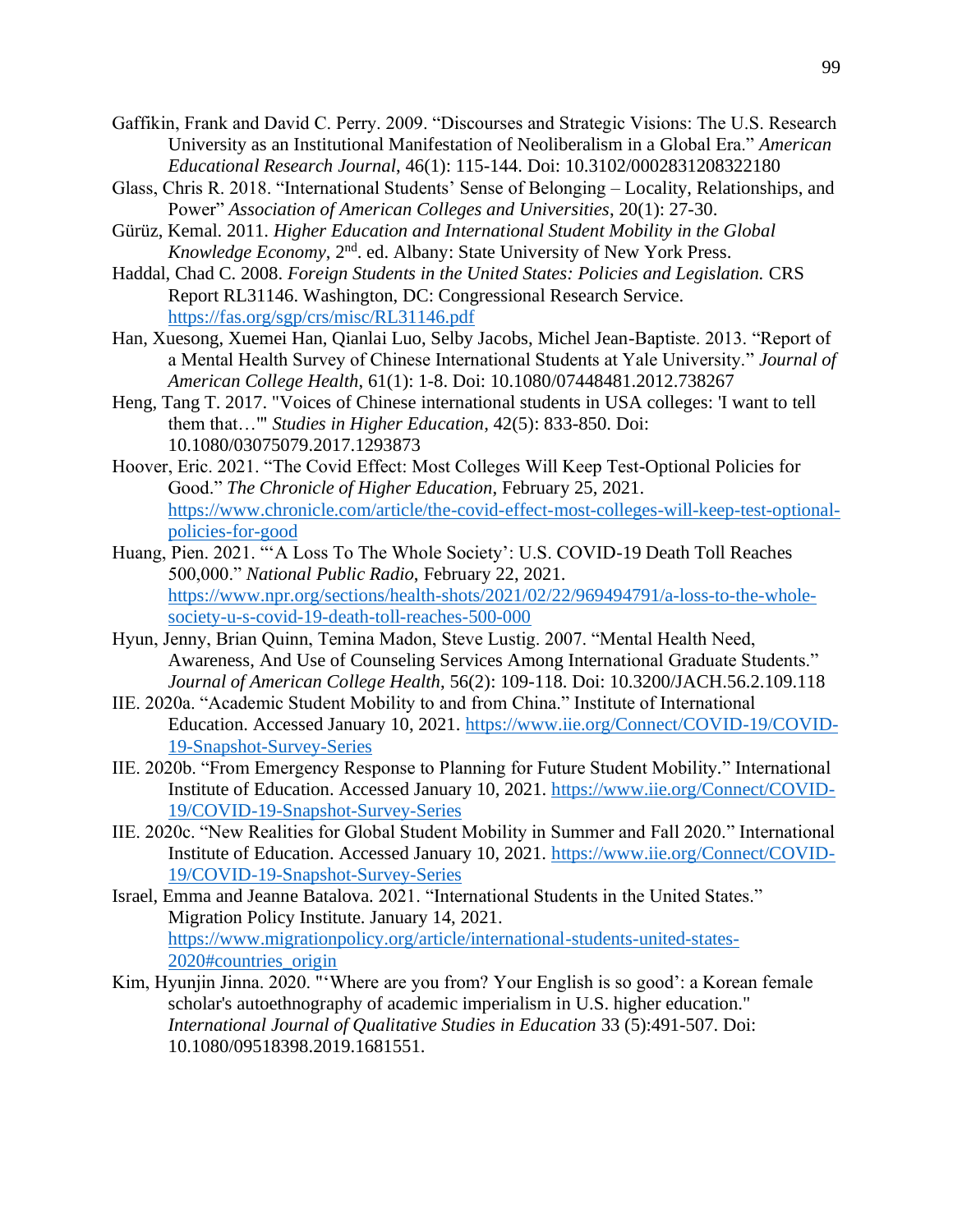Gaffikin, Frank and David C. Perry. 2009. "Discourses and Strategic Visions: The U.S. Research University as an Institutional Manifestation of Neoliberalism in a Global Era." *American Educational Research Journal*, 46(1): 115-144. Doi: 10.3102/0002831208322180

Glass, Chris R. 2018. "International Students' Sense of Belonging – Locality, Relationships, and Power" *Association of American Colleges and Universities*, 20(1): 27-30.

Gürüz, Kemal. 2011. *Higher Education and International Student Mobility in the Global Knowledge Economy*, 2nd. ed. Albany: State University of New York Press.

Haddal, Chad C. 2008. *Foreign Students in the United States: Policies and Legislation.* CRS Report RL31146. Washington, DC: Congressional Research Service. https://fas.org/sgp/crs/misc/RL31146.pdf

Han, Xuesong, Xuemei Han, Qianlai Luo, Selby Jacobs, Michel Jean-Baptiste. 2013. "Report of a Mental Health Survey of Chinese International Students at Yale University." *Journal of American College Health*, 61(1): 1-8. Doi: 10.1080/07448481.2012.738267

Heng, Tang T. 2017. "Voices of Chinese international students in USA colleges: 'I want to tell them that…'" *Studies in Higher Education*, 42(5): 833-850. Doi: 10.1080/03075079.2017.1293873

Hoover, Eric. 2021. "The Covid Effect: Most Colleges Will Keep Test-Optional Policies for Good." *The Chronicle of Higher Education*, February 25, 2021. https://www.chronicle.com/article/the-covid-effect-most-colleges-will-keep-test-optional-policies-for-good

Huang, Pien. 2021. "'A Loss To The Whole Society': U.S. COVID-19 Death Toll Reaches 500,000." *National Public Radio*, February 22, 2021. https://www.npr.org/sections/health-shots/2021/02/22/969494791/a-loss-to-the-whole-society-u-s-covid-19-death-toll-reaches-500-000

Hyun, Jenny, Brian Quinn, Temina Madon, Steve Lustig. 2007. "Mental Health Need, Awareness, And Use of Counseling Services Among International Graduate Students." *Journal of American College Health*, 56(2): 109-118. Doi: 10.3200/JACH.56.2.109.118

IIE. 2020a. "Academic Student Mobility to and from China." Institute of International Education. Accessed January 10, 2021. https://www.iie.org/Connect/COVID-19/COVID-19-Snapshot-Survey-Series

IIE. 2020b. "From Emergency Response to Planning for Future Student Mobility." International Institute of Education. Accessed January 10, 2021. https://www.iie.org/Connect/COVID-19/COVID-19-Snapshot-Survey-Series

IIE. 2020c. "New Realities for Global Student Mobility in Summer and Fall 2020." International Institute of Education. Accessed January 10, 2021. https://www.iie.org/Connect/COVID-19/COVID-19-Snapshot-Survey-Series

Israel, Emma and Jeanne Batalova. 2021. "International Students in the United States." Migration Policy Institute. January 14, 2021. https://www.migrationpolicy.org/article/international-students-united-states-2020#countries_origin

Kim, Hyunjin Jinna. 2020. "'Where are you from? Your English is so good': a Korean female scholar's autoethnography of academic imperialism in U.S. higher education." *International Journal of Qualitative Studies in Education* 33 (5):491-507. Doi: 10.1080/09518398.2019.1681551.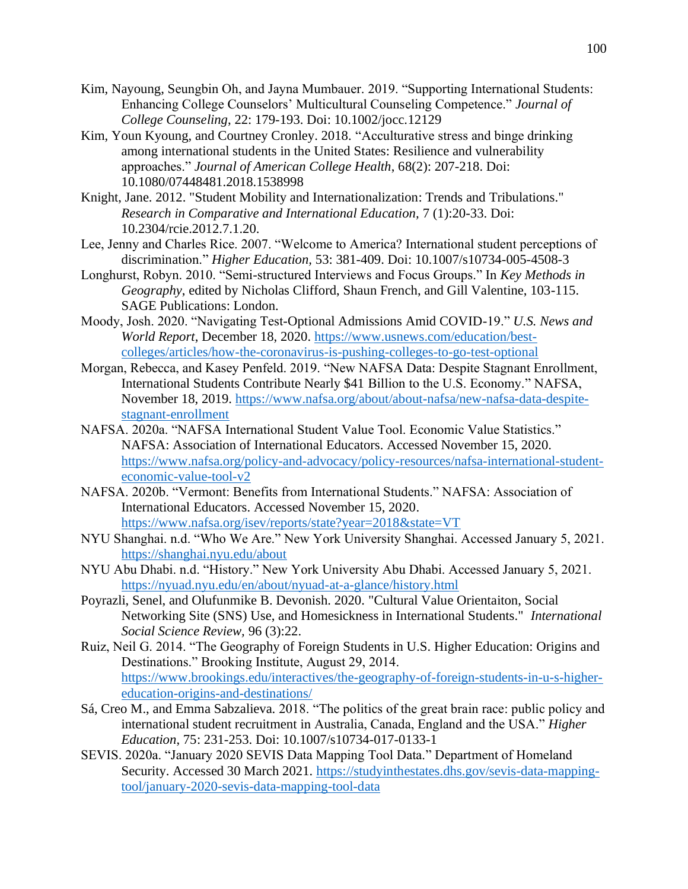Kim, Nayoung, Seungbin Oh, and Jayna Mumbauer. 2019. "Supporting International Students: Enhancing College Counselors' Multicultural Counseling Competence." *Journal of College Counseling*, 22: 179-193. Doi: 10.1002/jocc.12129

Kim, Youn Kyoung, and Courtney Cronley. 2018. "Acculturative stress and binge drinking among international students in the United States: Resilience and vulnerability approaches." *Journal of American College Health*, 68(2): 207-218. Doi: 10.1080/07448481.2018.1538998

Knight, Jane. 2012. "Student Mobility and Internationalization: Trends and Tribulations." *Research in Comparative and International Education,* 7 (1):20-33. Doi: 10.2304/rcie.2012.7.1.20.

Lee, Jenny and Charles Rice. 2007. "Welcome to America? International student perceptions of discrimination." *Higher Education,* 53: 381-409. Doi: 10.1007/s10734-005-4508-3

Longhurst, Robyn. 2010. "Semi-structured Interviews and Focus Groups." In *Key Methods in Geography*, edited by Nicholas Clifford, Shaun French, and Gill Valentine, 103-115. SAGE Publications: London.

Moody, Josh. 2020. "Navigating Test-Optional Admissions Amid COVID-19." *U.S. News and World Report*, December 18, 2020. https://www.usnews.com/education/best-colleges/articles/how-the-coronavirus-is-pushing-colleges-to-go-test-optional

Morgan, Rebecca, and Kasey Penfeld. 2019. "New NAFSA Data: Despite Stagnant Enrollment, International Students Contribute Nearly $41 Billion to the U.S. Economy." NAFSA, November 18, 2019. https://www.nafsa.org/about/about-nafsa/new-nafsa-data-despite-stagnant-enrollment

NAFSA. 2020a. "NAFSA International Student Value Tool. Economic Value Statistics." NAFSA: Association of International Educators. Accessed November 15, 2020. https://www.nafsa.org/policy-and-advocacy/policy-resources/nafsa-international-student-economic-value-tool-v2

NAFSA. 2020b. "Vermont: Benefits from International Students." NAFSA: Association of International Educators. Accessed November 15, 2020. https://www.nafsa.org/isev/reports/state?year=2018&state=VT

NYU Shanghai. n.d. "Who We Are." New York University Shanghai. Accessed January 5, 2021. https://shanghai.nyu.edu/about

NYU Abu Dhabi. n.d. "History." New York University Abu Dhabi. Accessed January 5, 2021. https://nyuad.nyu.edu/en/about/nyuad-at-a-glance/history.html

Poyrazli, Senel, and Olufunmike B. Devonish. 2020. "Cultural Value Orientaiton, Social Networking Site (SNS) Use, and Homesickness in International Students." *International Social Science Review,* 96 (3):22.

Ruiz, Neil G. 2014. "The Geography of Foreign Students in U.S. Higher Education: Origins and Destinations." Brooking Institute, August 29, 2014. https://www.brookings.edu/interactives/the-geography-of-foreign-students-in-u-s-higher-education-origins-and-destinations/

Sá, Creo M., and Emma Sabzalieva. 2018. "The politics of the great brain race: public policy and international student recruitment in Australia, Canada, England and the USA." *Higher Education*, 75: 231-253. Doi: 10.1007/s10734-017-0133-1

SEVIS. 2020a. "January 2020 SEVIS Data Mapping Tool Data." Department of Homeland Security. Accessed 30 March 2021. https://studyinthestates.dhs.gov/sevis-data-mapping-tool/january-2020-sevis-data-mapping-tool-data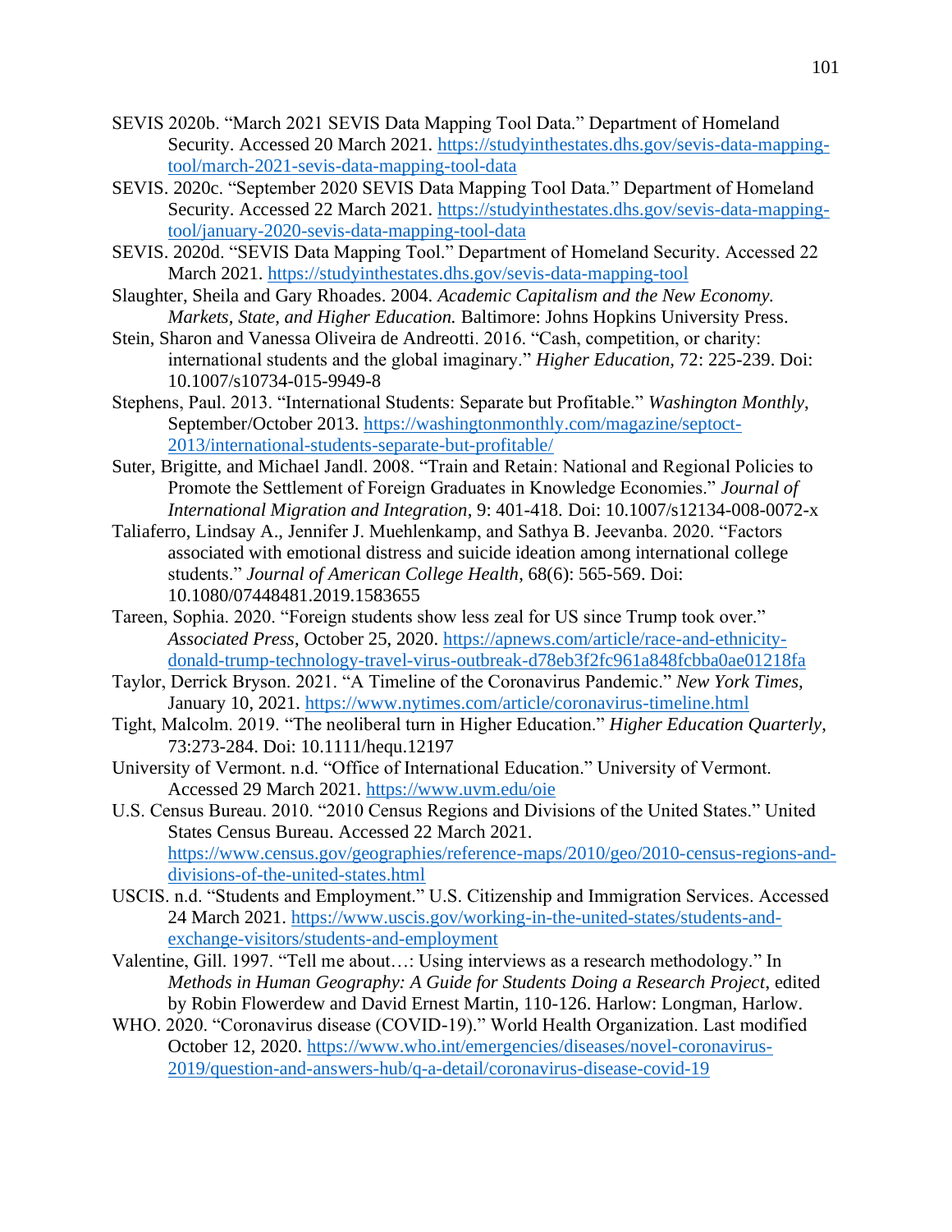SEVIS 2020b. "March 2021 SEVIS Data Mapping Tool Data." Department of Homeland Security. Accessed 20 March 2021. https://studyinthestates.dhs.gov/sevis-data-mapping-tool/march-2021-sevis-data-mapping-tool-data

SEVIS. 2020c. "September 2020 SEVIS Data Mapping Tool Data." Department of Homeland Security. Accessed 22 March 2021. https://studyinthestates.dhs.gov/sevis-data-mapping-tool/january-2020-sevis-data-mapping-tool-data

SEVIS. 2020d. "SEVIS Data Mapping Tool." Department of Homeland Security. Accessed 22 March 2021. https://studyinthestates.dhs.gov/sevis-data-mapping-tool

Slaughter, Sheila and Gary Rhoades. 2004. *Academic Capitalism and the New Economy. Markets, State, and Higher Education.* Baltimore: Johns Hopkins University Press.

Stein, Sharon and Vanessa Oliveira de Andreotti. 2016. "Cash, competition, or charity: international students and the global imaginary." *Higher Education,* 72: 225-239. Doi: 10.1007/s10734-015-9949-8

Stephens, Paul. 2013. "International Students: Separate but Profitable." *Washington Monthly*, September/October 2013. https://washingtonmonthly.com/magazine/septoct-2013/international-students-separate-but-profitable/

Suter, Brigitte, and Michael Jandl. 2008. "Train and Retain: National and Regional Policies to Promote the Settlement of Foreign Graduates in Knowledge Economies." *Journal of International Migration and Integration*, 9: 401-418. Doi: 10.1007/s12134-008-0072-x

Taliaferro, Lindsay A., Jennifer J. Muehlenkamp, and Sathya B. Jeevanba. 2020. "Factors associated with emotional distress and suicide ideation among international college students." *Journal of American College Health*, 68(6): 565-569. Doi: 10.1080/07448481.2019.1583655

Tareen, Sophia. 2020. "Foreign students show less zeal for US since Trump took over." *Associated Press*, October 25, 2020. https://apnews.com/article/race-and-ethnicity-donald-trump-technology-travel-virus-outbreak-d78eb3f2fc961a848fcbba0ae01218fa

Taylor, Derrick Bryson. 2021. "A Timeline of the Coronavirus Pandemic." *New York Times,* January 10, 2021. https://www.nytimes.com/article/coronavirus-timeline.html

Tight, Malcolm. 2019. "The neoliberal turn in Higher Education." *Higher Education Quarterly*, 73:273-284. Doi: 10.1111/hequ.12197

University of Vermont. n.d. "Office of International Education." University of Vermont. Accessed 29 March 2021. https://www.uvm.edu/oie

U.S. Census Bureau. 2010. "2010 Census Regions and Divisions of the United States." United States Census Bureau. Accessed 22 March 2021. https://www.census.gov/geographies/reference-maps/2010/geo/2010-census-regions-and-divisions-of-the-united-states.html

USCIS. n.d. "Students and Employment." U.S. Citizenship and Immigration Services. Accessed 24 March 2021. https://www.uscis.gov/working-in-the-united-states/students-and-exchange-visitors/students-and-employment

Valentine, Gill. 1997. "Tell me about…: Using interviews as a research methodology." In *Methods in Human Geography: A Guide for Students Doing a Research Project*, edited by Robin Flowerdew and David Ernest Martin, 110-126. Harlow: Longman, Harlow.

WHO. 2020. "Coronavirus disease (COVID-19)." World Health Organization. Last modified October 12, 2020. https://www.who.int/emergencies/diseases/novel-coronavirus-2019/question-and-answers-hub/q-a-detail/coronavirus-disease-covid-19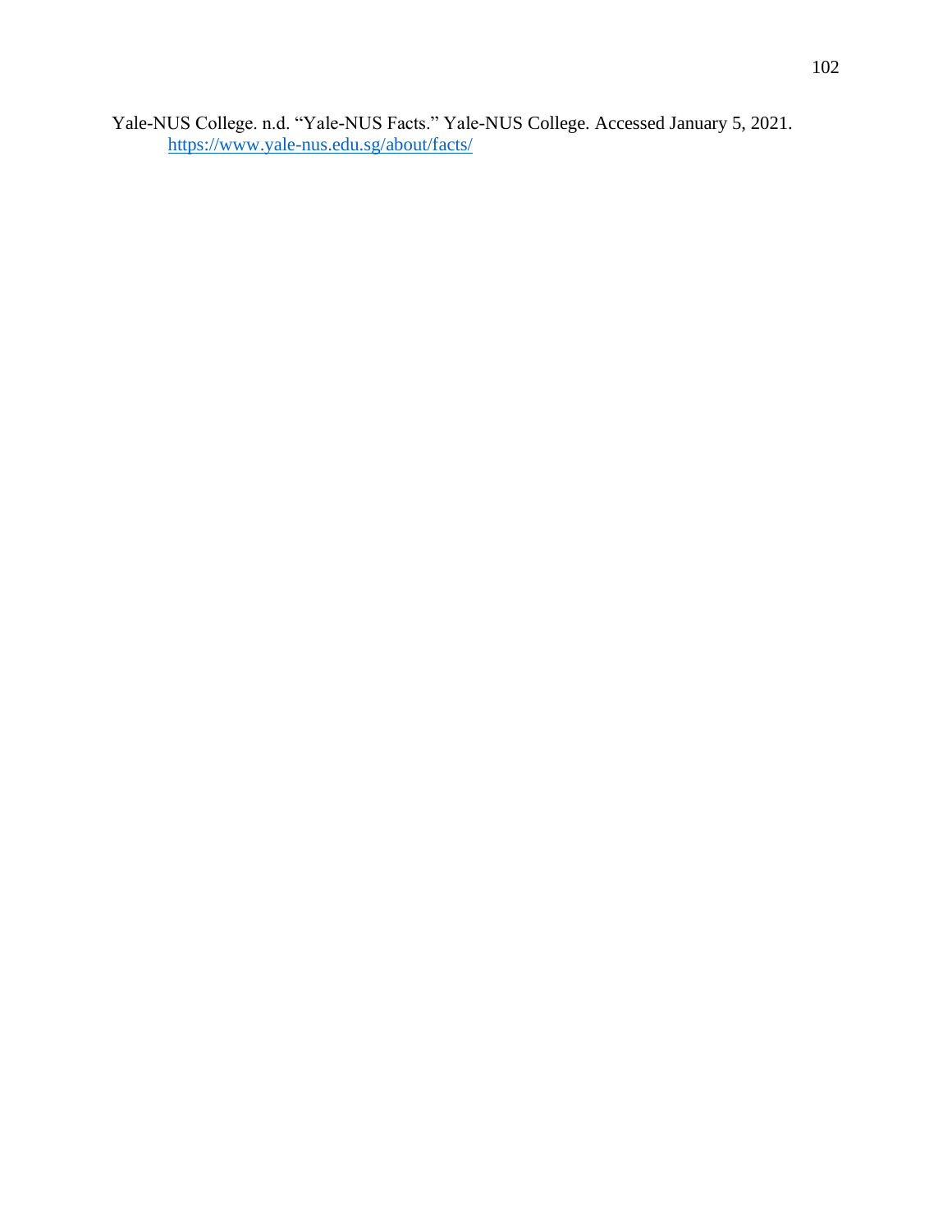Yale-NUS College. n.d. "Yale-NUS Facts." Yale-NUS College. Accessed January 5, 2021. https://www.yale-nus.edu.sg/about/facts/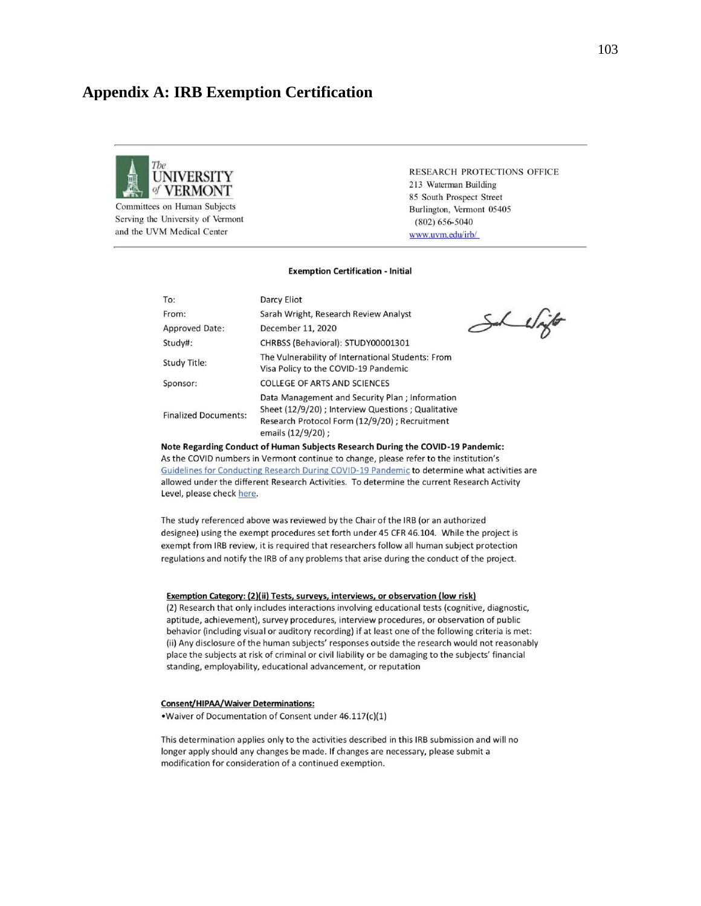# Appendix A: IRB Exemption Certification

The UNIVERSITY of VERMONT
Committees on Human Subjects
Serving the University of Vermont
and the UVM Medical Center

RESEARCH PROTECTIONS OFFICE
213 Waterman Building
85 South Prospect Street
Burlington, Vermont 05405
(802) 656-5040
www.uvm.edu/irb/

**Exemption Certification - Initial**

| | |
|---|---|
| To: | Darcy Eliot |
| From: | Sarah Wright, Research Review Analyst |
| Approved Date: | December 11, 2020 |
| Study#: | CHRBSS (Behavioral): STUDY00001301 |
| Study Title: | The Vulnerability of International Students: From Visa Policy to the COVID-19 Pandemic |
| Sponsor: | COLLEGE OF ARTS AND SCIENCES |
| Finalized Documents: | Data Management and Security Plan ; Information Sheet (12/9/20) ; Interview Questions ; Qualitative Research Protocol Form (12/9/20) ; Recruitment emails (12/9/20) ; |

**Note Regarding Conduct of Human Subjects Research During the COVID-19 Pandemic:**
As the COVID numbers in Vermont continue to change, please refer to the institution's Guidelines for Conducting Research During COVID-19 Pandemic to determine what activities are allowed under the different Research Activities. To determine the current Research Activity Level, please check here.

The study referenced above was reviewed by the Chair of the IRB (or an authorized designee) using the exempt procedures set forth under 45 CFR 46.104. While the project is exempt from IRB review, it is required that researchers follow all human subject protection regulations and notify the IRB of any problems that arise during the conduct of the project.

**Exemption Category: (2)(ii) Tests, surveys, interviews, or observation (low risk)**
(2) Research that only includes interactions involving educational tests (cognitive, diagnostic, aptitude, achievement), survey procedures, interview procedures, or observation of public behavior (including visual or auditory recording) if at least one of the following criteria is met:
(ii) Any disclosure of the human subjects' responses outside the research would not reasonably place the subjects at risk of criminal or civil liability or be damaging to the subjects' financial standing, employability, educational advancement, or reputation

**Consent/HIPAA/Waiver Determinations:**
- Waiver of Documentation of Consent under 46.117(c)(1)

This determination applies only to the activities described in this IRB submission and will no longer apply should any changes be made. If changes are necessary, please submit a modification for consideration of a continued exemption.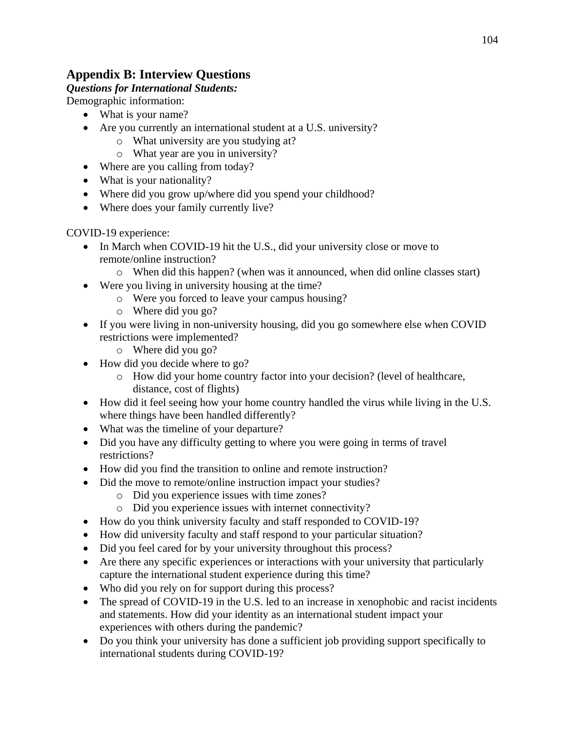## Appendix B: Interview Questions

***Questions for International Students:***

Demographic information:

- What is your name?
- Are you currently an international student at a U.S. university?
    - What university are you studying at?
    - What year are you in university?
- Where are you calling from today?
- What is your nationality?
- Where did you grow up/where did you spend your childhood?
- Where does your family currently live?

COVID-19 experience:

- In March when COVID-19 hit the U.S., did your university close or move to remote/online instruction?
    - When did this happen? (when was it announced, when did online classes start)
- Were you living in university housing at the time?
    - Were you forced to leave your campus housing?
    - Where did you go?
- If you were living in non-university housing, did you go somewhere else when COVID restrictions were implemented?
    - Where did you go?
- How did you decide where to go?
    - How did your home country factor into your decision? (level of healthcare, distance, cost of flights)
- How did it feel seeing how your home country handled the virus while living in the U.S. where things have been handled differently?
- What was the timeline of your departure?
- Did you have any difficulty getting to where you were going in terms of travel restrictions?
- How did you find the transition to online and remote instruction?
- Did the move to remote/online instruction impact your studies?
    - Did you experience issues with time zones?
    - Did you experience issues with internet connectivity?
- How do you think university faculty and staff responded to COVID-19?
- How did university faculty and staff respond to your particular situation?
- Did you feel cared for by your university throughout this process?
- Are there any specific experiences or interactions with your university that particularly capture the international student experience during this time?
- Who did you rely on for support during this process?
- The spread of COVID-19 in the U.S. led to an increase in xenophobic and racist incidents and statements. How did your identity as an international student impact your experiences with others during the pandemic?
- Do you think your university has done a sufficient job providing support specifically to international students during COVID-19?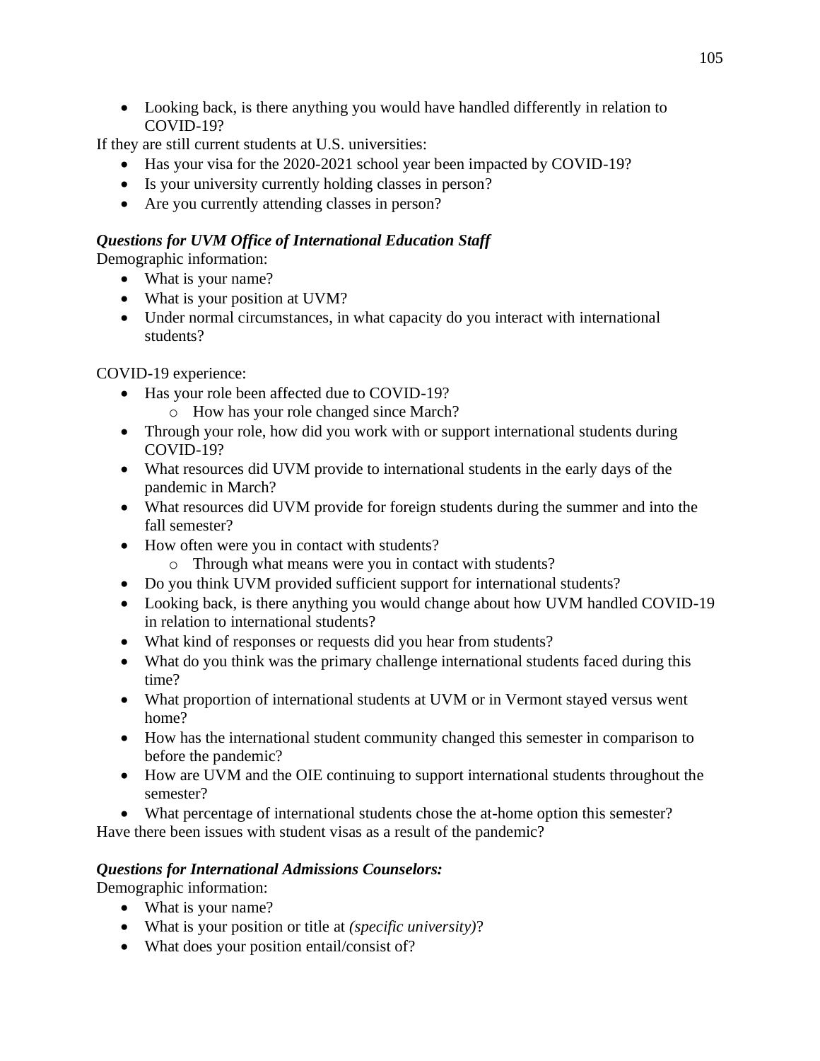- Looking back, is there anything you would have handled differently in relation to COVID-19?

If they are still current students at U.S. universities:

- Has your visa for the 2020-2021 school year been impacted by COVID-19?
- Is your university currently holding classes in person?
- Are you currently attending classes in person?

***Questions for UVM Office of International Education Staff***

Demographic information:

- What is your name?
- What is your position at UVM?
- Under normal circumstances, in what capacity do you interact with international students?

COVID-19 experience:

- Has your role been affected due to COVID-19?
  - How has your role changed since March?
- Through your role, how did you work with or support international students during COVID-19?
- What resources did UVM provide to international students in the early days of the pandemic in March?
- What resources did UVM provide for foreign students during the summer and into the fall semester?
- How often were you in contact with students?
  - Through what means were you in contact with students?
- Do you think UVM provided sufficient support for international students?
- Looking back, is there anything you would change about how UVM handled COVID-19 in relation to international students?
- What kind of responses or requests did you hear from students?
- What do you think was the primary challenge international students faced during this time?
- What proportion of international students at UVM or in Vermont stayed versus went home?
- How has the international student community changed this semester in comparison to before the pandemic?
- How are UVM and the OIE continuing to support international students throughout the semester?
- What percentage of international students chose the at-home option this semester?

Have there been issues with student visas as a result of the pandemic?

***Questions for International Admissions Counselors:***

Demographic information:

- What is your name?
- What is your position or title at *(specific university)*?
- What does your position entail/consist of?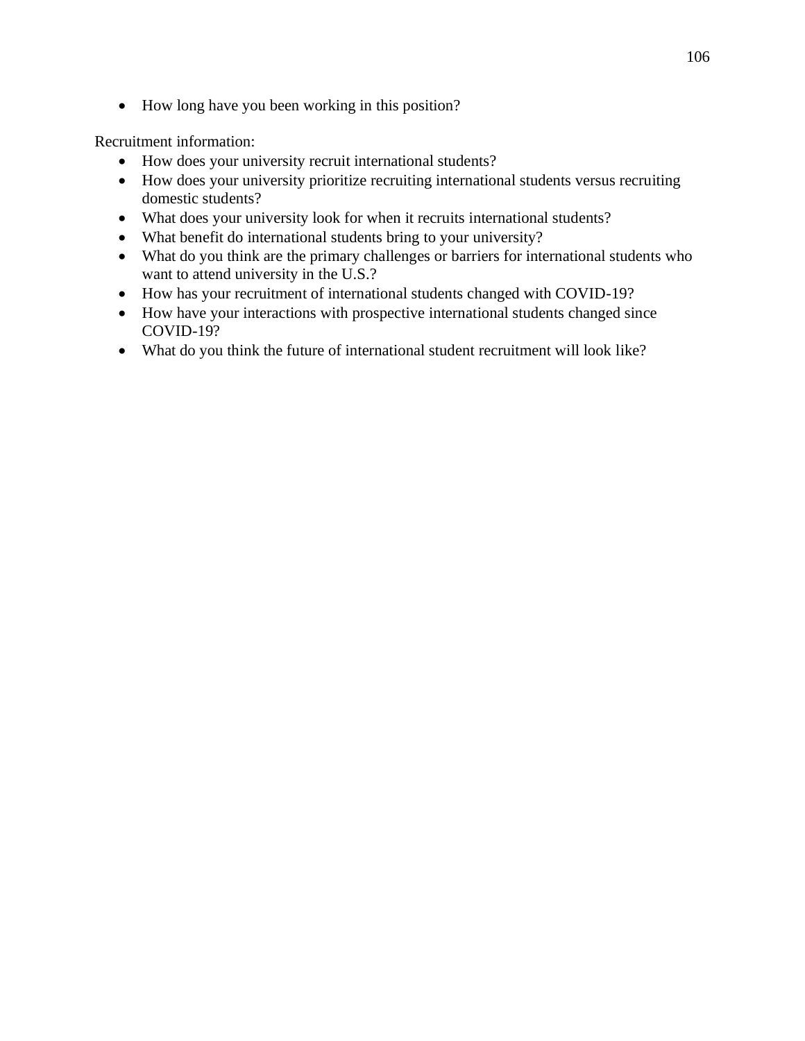- How long have you been working in this position?

Recruitment information:

- How does your university recruit international students?
- How does your university prioritize recruiting international students versus recruiting domestic students?
- What does your university look for when it recruits international students?
- What benefit do international students bring to your university?
- What do you think are the primary challenges or barriers for international students who want to attend university in the U.S.?
- How has your recruitment of international students changed with COVID-19?
- How have your interactions with prospective international students changed since COVID-19?
- What do you think the future of international student recruitment will look like?